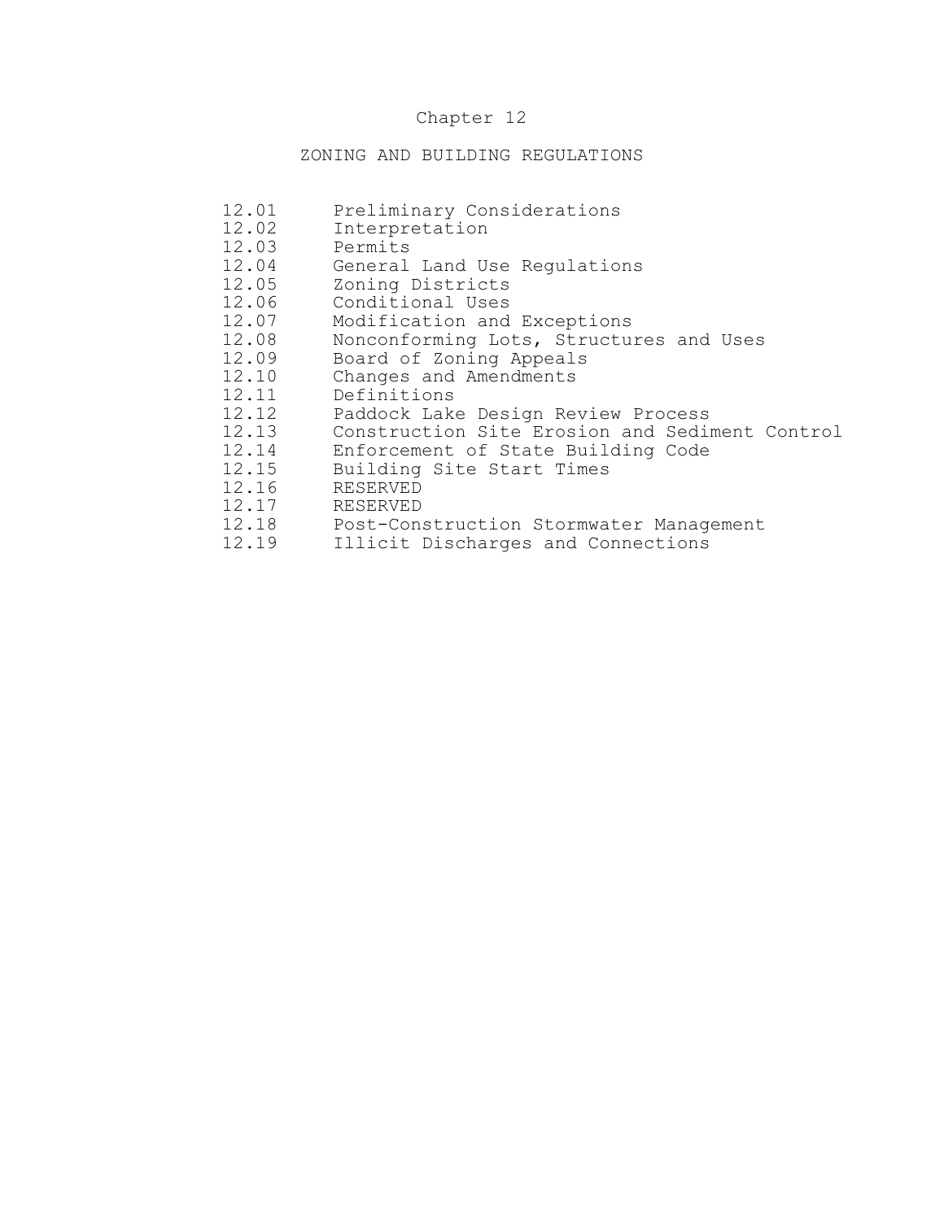# Chapter 12

## ZONING AND BUILDING REGULATIONS

| | |
|---|---|
| 12.01 | Preliminary Considerations |
| 12.02 | Interpretation |
| 12.03 | Permits |
| 12.04 | General Land Use Regulations |
| 12.05 | Zoning Districts |
| 12.06 | Conditional Uses |
| 12.07 | Modification and Exceptions |
| 12.08 | Nonconforming Lots, Structures and Uses |
| 12.09 | Board of Zoning Appeals |
| 12.10 | Changes and Amendments |
| 12.11 | Definitions |
| 12.12 | Paddock Lake Design Review Process |
| 12.13 | Construction Site Erosion and Sediment Control |
| 12.14 | Enforcement of State Building Code |
| 12.15 | Building Site Start Times |
| 12.16 | RESERVED |
| 12.17 | RESERVED |
| 12.18 | Post-Construction Stormwater Management |
| 12.19 | Illicit Discharges and Connections |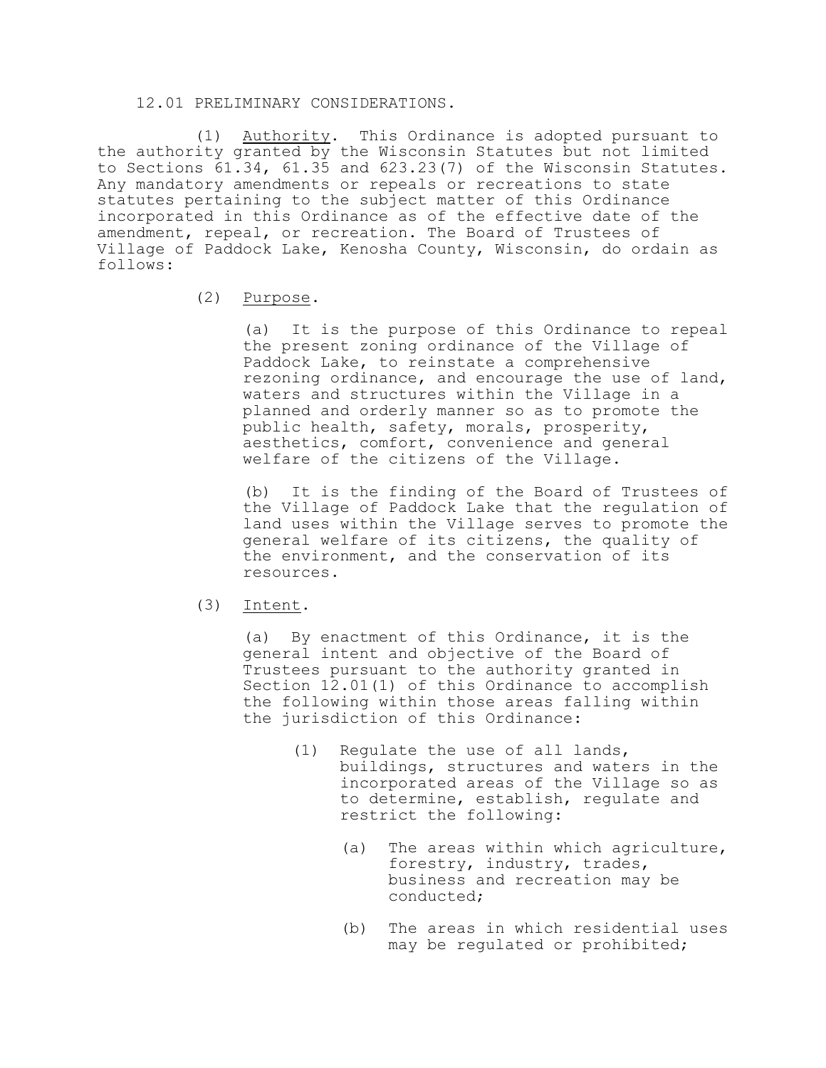12.01 PRELIMINARY CONSIDERATIONS.

(1) Authority. This Ordinance is adopted pursuant to the authority granted by the Wisconsin Statutes but not limited to Sections 61.34, 61.35 and 623.23(7) of the Wisconsin Statutes. Any mandatory amendments or repeals or recreations to state statutes pertaining to the subject matter of this Ordinance incorporated in this Ordinance as of the effective date of the amendment, repeal, or recreation. The Board of Trustees of Village of Paddock Lake, Kenosha County, Wisconsin, do ordain as follows:

(2) Purpose.

(a) It is the purpose of this Ordinance to repeal the present zoning ordinance of the Village of Paddock Lake, to reinstate a comprehensive rezoning ordinance, and encourage the use of land, waters and structures within the Village in a planned and orderly manner so as to promote the public health, safety, morals, prosperity, aesthetics, comfort, convenience and general welfare of the citizens of the Village.

(b) It is the finding of the Board of Trustees of the Village of Paddock Lake that the regulation of land uses within the Village serves to promote the general welfare of its citizens, the quality of the environment, and the conservation of its resources.

(3) Intent.

(a) By enactment of this Ordinance, it is the general intent and objective of the Board of Trustees pursuant to the authority granted in Section 12.01(1) of this Ordinance to accomplish the following within those areas falling within the jurisdiction of this Ordinance:

(1) Regulate the use of all lands, buildings, structures and waters in the incorporated areas of the Village so as to determine, establish, regulate and restrict the following:

(a) The areas within which agriculture, forestry, industry, trades, business and recreation may be conducted;

(b) The areas in which residential uses may be regulated or prohibited;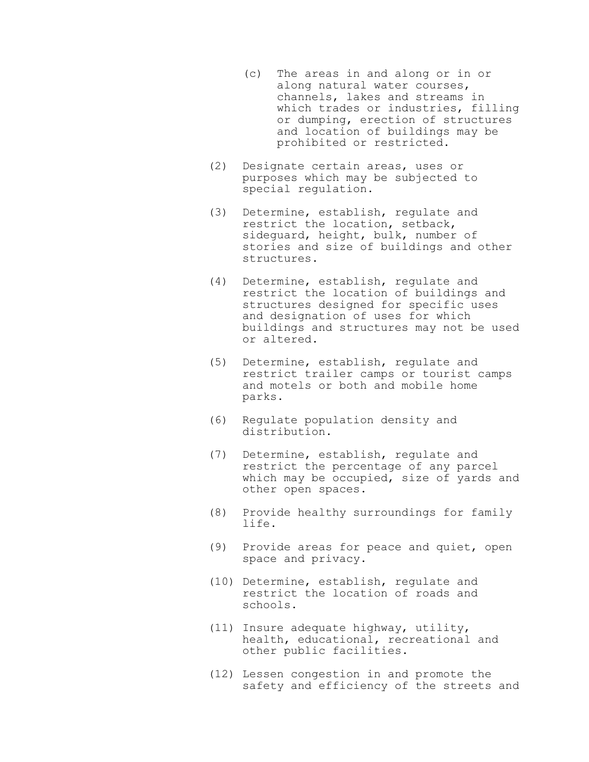(c) The areas in and along or in or along natural water courses, channels, lakes and streams in which trades or industries, filling or dumping, erection of structures and location of buildings may be prohibited or restricted.

(2) Designate certain areas, uses or purposes which may be subjected to special regulation.

(3) Determine, establish, regulate and restrict the location, setback, sideguard, height, bulk, number of stories and size of buildings and other structures.

(4) Determine, establish, regulate and restrict the location of buildings and structures designed for specific uses and designation of uses for which buildings and structures may not be used or altered.

(5) Determine, establish, regulate and restrict trailer camps or tourist camps and motels or both and mobile home parks.

(6) Regulate population density and distribution.

(7) Determine, establish, regulate and restrict the percentage of any parcel which may be occupied, size of yards and other open spaces.

(8) Provide healthy surroundings for family life.

(9) Provide areas for peace and quiet, open space and privacy.

(10) Determine, establish, regulate and restrict the location of roads and schools.

(11) Insure adequate highway, utility, health, educational, recreational and other public facilities.

(12) Lessen congestion in and promote the safety and efficiency of the streets and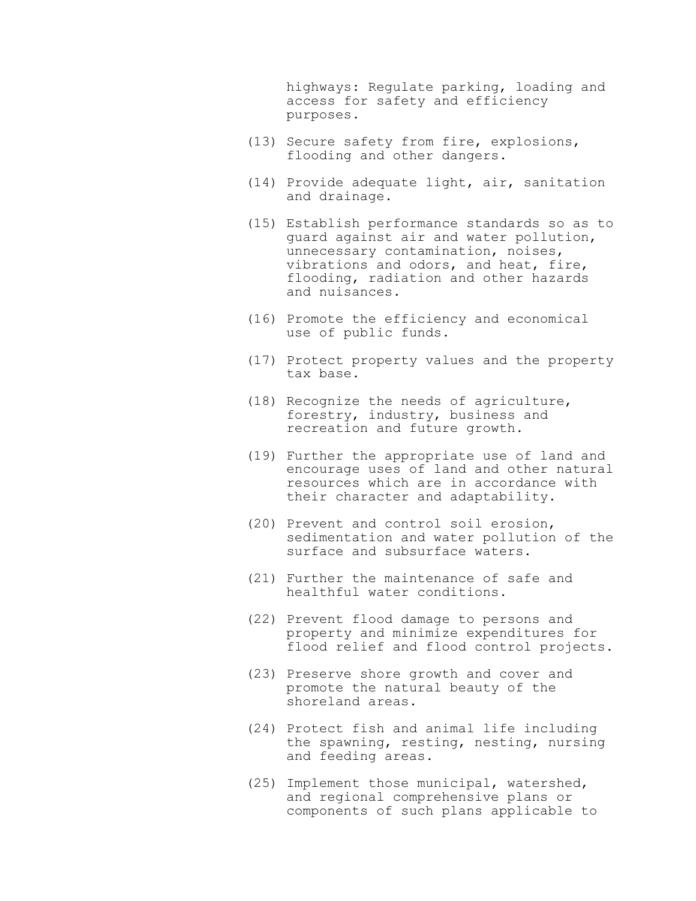highways: Regulate parking, loading and access for safety and efficiency purposes.

(13) Secure safety from fire, explosions, flooding and other dangers.

(14) Provide adequate light, air, sanitation and drainage.

(15) Establish performance standards so as to guard against air and water pollution, unnecessary contamination, noises, vibrations and odors, and heat, fire, flooding, radiation and other hazards and nuisances.

(16) Promote the efficiency and economical use of public funds.

(17) Protect property values and the property tax base.

(18) Recognize the needs of agriculture, forestry, industry, business and recreation and future growth.

(19) Further the appropriate use of land and encourage uses of land and other natural resources which are in accordance with their character and adaptability.

(20) Prevent and control soil erosion, sedimentation and water pollution of the surface and subsurface waters.

(21) Further the maintenance of safe and healthful water conditions.

(22) Prevent flood damage to persons and property and minimize expenditures for flood relief and flood control projects.

(23) Preserve shore growth and cover and promote the natural beauty of the shoreland areas.

(24) Protect fish and animal life including the spawning, resting, nesting, nursing and feeding areas.

(25) Implement those municipal, watershed, and regional comprehensive plans or components of such plans applicable to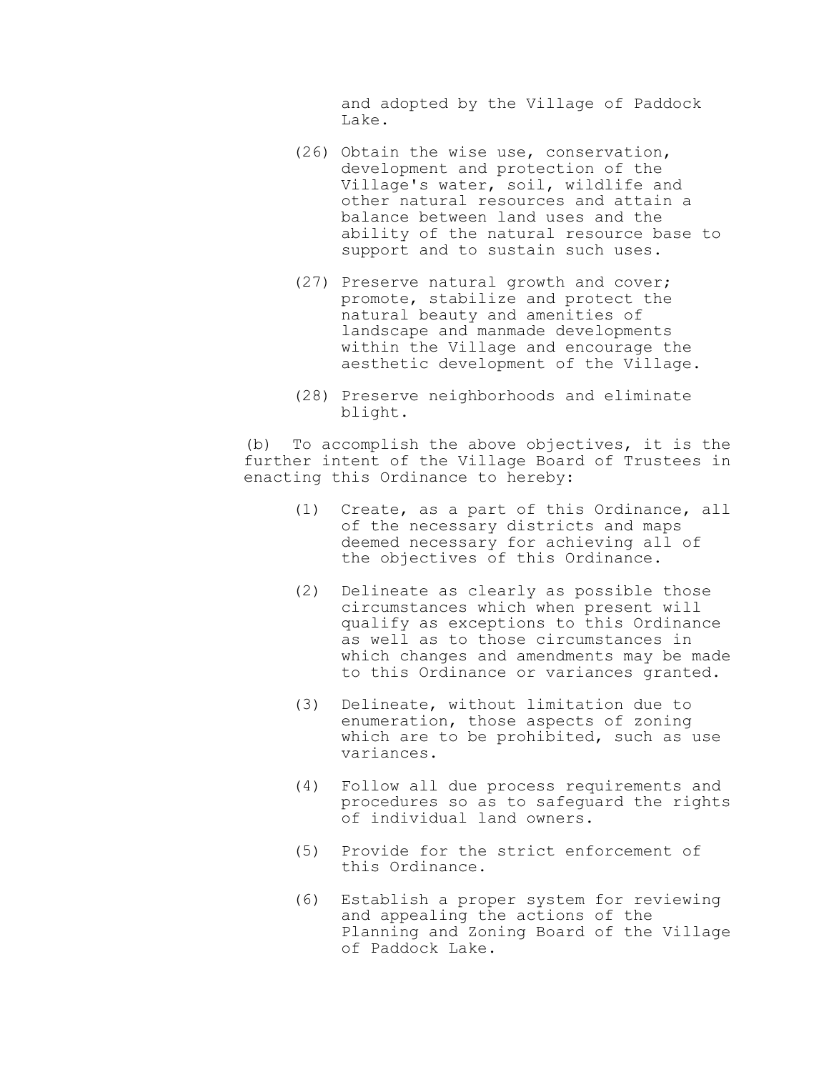and adopted by the Village of Paddock Lake.

(26) Obtain the wise use, conservation, development and protection of the Village's water, soil, wildlife and other natural resources and attain a balance between land uses and the ability of the natural resource base to support and to sustain such uses.

(27) Preserve natural growth and cover; promote, stabilize and protect the natural beauty and amenities of landscape and manmade developments within the Village and encourage the aesthetic development of the Village.

(28) Preserve neighborhoods and eliminate blight.

(b) To accomplish the above objectives, it is the further intent of the Village Board of Trustees in enacting this Ordinance to hereby:

(1) Create, as a part of this Ordinance, all of the necessary districts and maps deemed necessary for achieving all of the objectives of this Ordinance.

(2) Delineate as clearly as possible those circumstances which when present will qualify as exceptions to this Ordinance as well as to those circumstances in which changes and amendments may be made to this Ordinance or variances granted.

(3) Delineate, without limitation due to enumeration, those aspects of zoning which are to be prohibited, such as use variances.

(4) Follow all due process requirements and procedures so as to safeguard the rights of individual land owners.

(5) Provide for the strict enforcement of this Ordinance.

(6) Establish a proper system for reviewing and appealing the actions of the Planning and Zoning Board of the Village of Paddock Lake.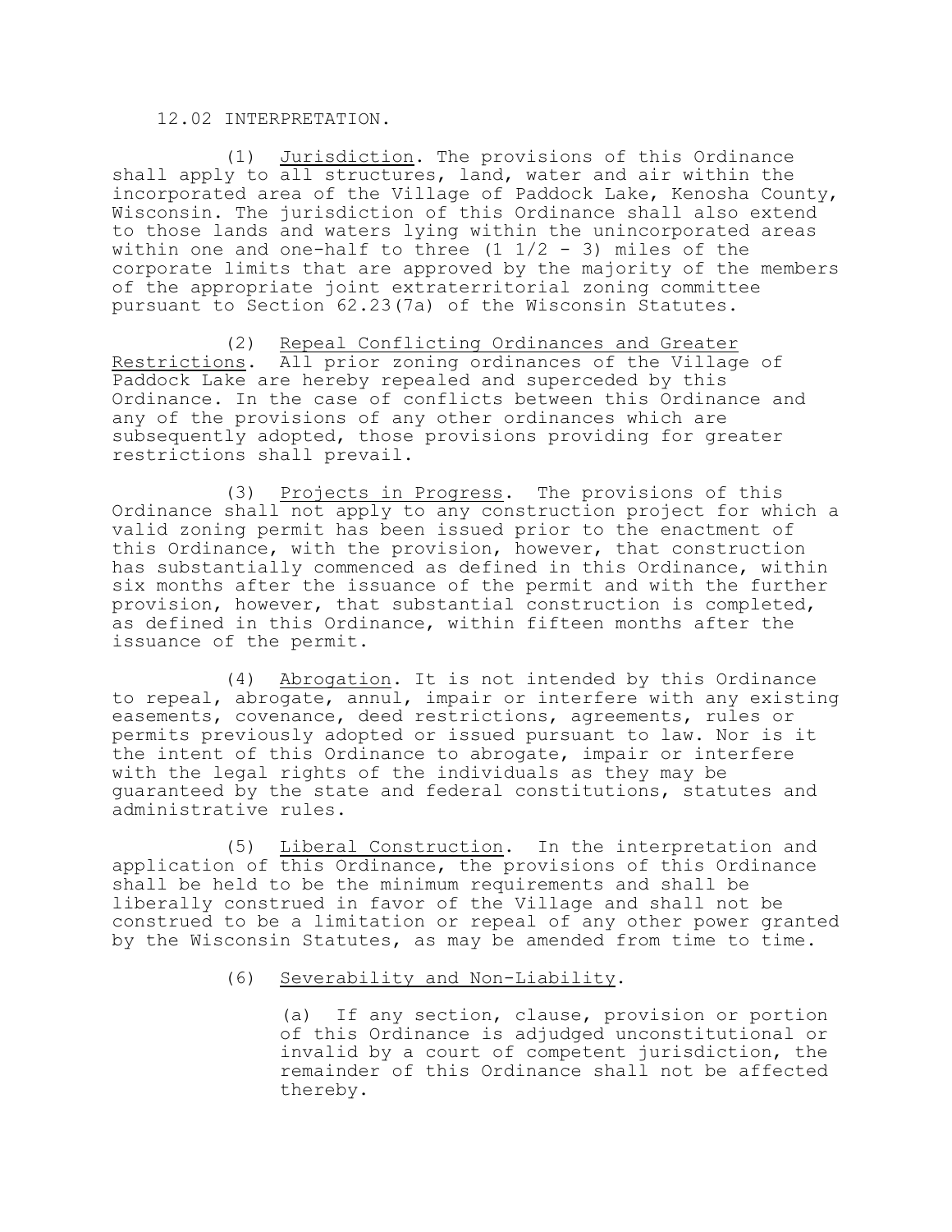12.02 INTERPRETATION.

(1) Jurisdiction. The provisions of this Ordinance shall apply to all structures, land, water and air within the incorporated area of the Village of Paddock Lake, Kenosha County, Wisconsin. The jurisdiction of this Ordinance shall also extend to those lands and waters lying within the unincorporated areas within one and one-half to three (1 1/2 - 3) miles of the corporate limits that are approved by the majority of the members of the appropriate joint extraterritorial zoning committee pursuant to Section 62.23(7a) of the Wisconsin Statutes.

(2) Repeal Conflicting Ordinances and Greater Restrictions. All prior zoning ordinances of the Village of Paddock Lake are hereby repealed and superceded by this Ordinance. In the case of conflicts between this Ordinance and any of the provisions of any other ordinances which are subsequently adopted, those provisions providing for greater restrictions shall prevail.

(3) Projects in Progress. The provisions of this Ordinance shall not apply to any construction project for which a valid zoning permit has been issued prior to the enactment of this Ordinance, with the provision, however, that construction has substantially commenced as defined in this Ordinance, within six months after the issuance of the permit and with the further provision, however, that substantial construction is completed, as defined in this Ordinance, within fifteen months after the issuance of the permit.

(4) Abrogation. It is not intended by this Ordinance to repeal, abrogate, annul, impair or interfere with any existing easements, covenance, deed restrictions, agreements, rules or permits previously adopted or issued pursuant to law. Nor is it the intent of this Ordinance to abrogate, impair or interfere with the legal rights of the individuals as they may be guaranteed by the state and federal constitutions, statutes and administrative rules.

(5) Liberal Construction. In the interpretation and application of this Ordinance, the provisions of this Ordinance shall be held to be the minimum requirements and shall be liberally construed in favor of the Village and shall not be construed to be a limitation or repeal of any other power granted by the Wisconsin Statutes, as may be amended from time to time.

(6) Severability and Non-Liability.

(a) If any section, clause, provision or portion of this Ordinance is adjudged unconstitutional or invalid by a court of competent jurisdiction, the remainder of this Ordinance shall not be affected thereby.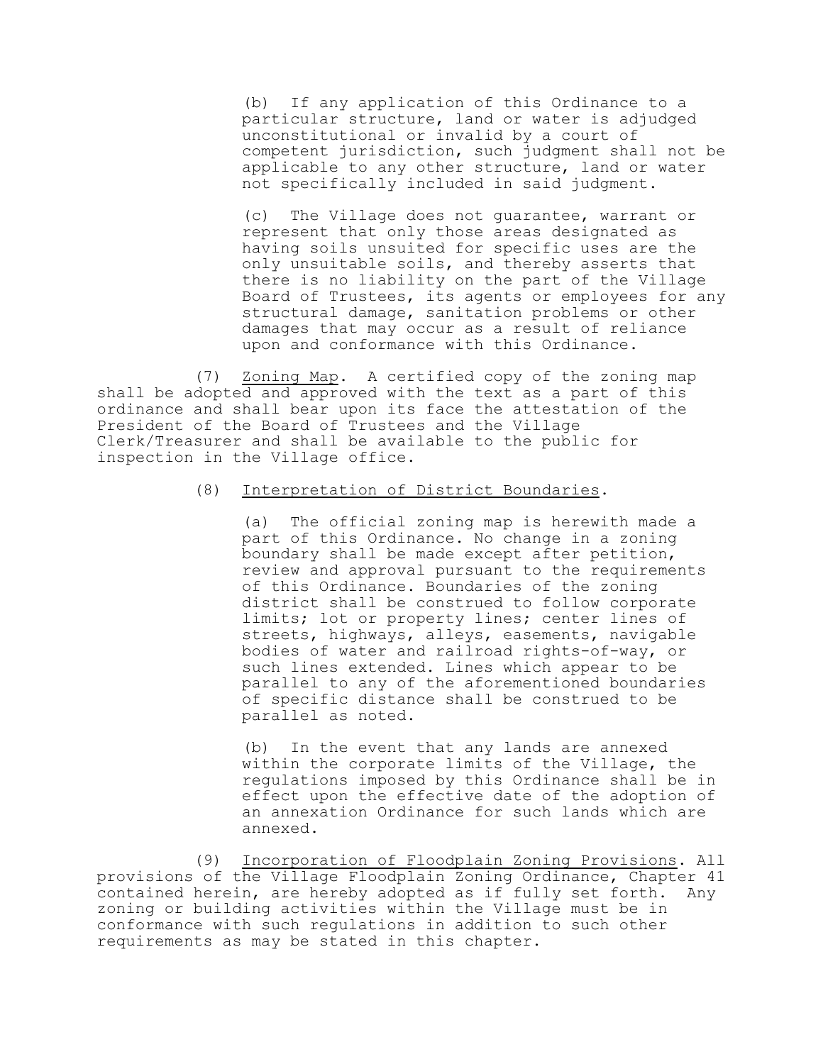(b) If any application of this Ordinance to a particular structure, land or water is adjudged unconstitutional or invalid by a court of competent jurisdiction, such judgment shall not be applicable to any other structure, land or water not specifically included in said judgment.

(c) The Village does not guarantee, warrant or represent that only those areas designated as having soils unsuited for specific uses are the only unsuitable soils, and thereby asserts that there is no liability on the part of the Village Board of Trustees, its agents or employees for any structural damage, sanitation problems or other damages that may occur as a result of reliance upon and conformance with this Ordinance.

(7) Zoning Map. A certified copy of the zoning map shall be adopted and approved with the text as a part of this ordinance and shall bear upon its face the attestation of the President of the Board of Trustees and the Village Clerk/Treasurer and shall be available to the public for inspection in the Village office.

(8) Interpretation of District Boundaries.

(a) The official zoning map is herewith made a part of this Ordinance. No change in a zoning boundary shall be made except after petition, review and approval pursuant to the requirements of this Ordinance. Boundaries of the zoning district shall be construed to follow corporate limits; lot or property lines; center lines of streets, highways, alleys, easements, navigable bodies of water and railroad rights-of-way, or such lines extended. Lines which appear to be parallel to any of the aforementioned boundaries of specific distance shall be construed to be parallel as noted.

(b) In the event that any lands are annexed within the corporate limits of the Village, the regulations imposed by this Ordinance shall be in effect upon the effective date of the adoption of an annexation Ordinance for such lands which are annexed.

(9) Incorporation of Floodplain Zoning Provisions. All provisions of the Village Floodplain Zoning Ordinance, Chapter 41 contained herein, are hereby adopted as if fully set forth. Any zoning or building activities within the Village must be in conformance with such regulations in addition to such other requirements as may be stated in this chapter.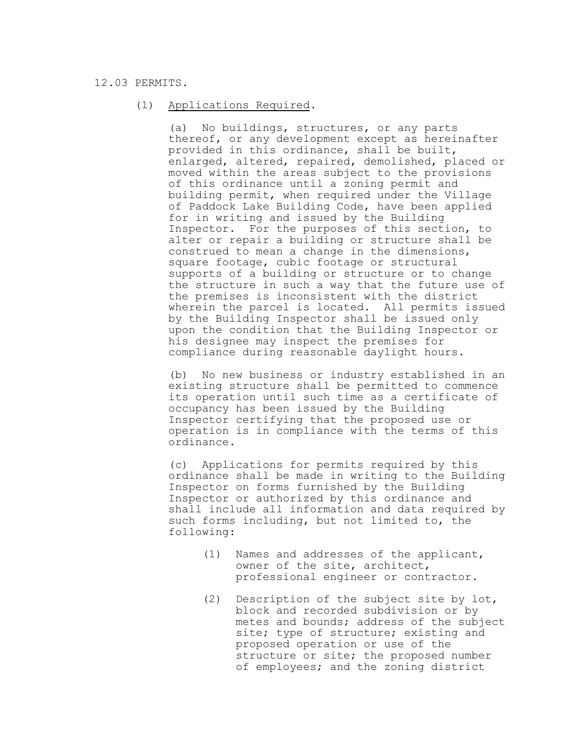12.03 PERMITS.

(1) <u>Applications Required</u>.

(a) No buildings, structures, or any parts thereof, or any development except as hereinafter provided in this ordinance, shall be built, enlarged, altered, repaired, demolished, placed or moved within the areas subject to the provisions of this ordinance until a zoning permit and building permit, when required under the Village of Paddock Lake Building Code, have been applied for in writing and issued by the Building Inspector. For the purposes of this section, to alter or repair a building or structure shall be construed to mean a change in the dimensions, square footage, cubic footage or structural supports of a building or structure or to change the structure in such a way that the future use of the premises is inconsistent with the district wherein the parcel is located. All permits issued by the Building Inspector shall be issued only upon the condition that the Building Inspector or his designee may inspect the premises for compliance during reasonable daylight hours.

(b) No new business or industry established in an existing structure shall be permitted to commence its operation until such time as a certificate of occupancy has been issued by the Building Inspector certifying that the proposed use or operation is in compliance with the terms of this ordinance.

(c) Applications for permits required by this ordinance shall be made in writing to the Building Inspector on forms furnished by the Building Inspector or authorized by this ordinance and shall include all information and data required by such forms including, but not limited to, the following:

(1) Names and addresses of the applicant, owner of the site, architect, professional engineer or contractor.

(2) Description of the subject site by lot, block and recorded subdivision or by metes and bounds; address of the subject site; type of structure; existing and proposed operation or use of the structure or site; the proposed number of employees; and the zoning district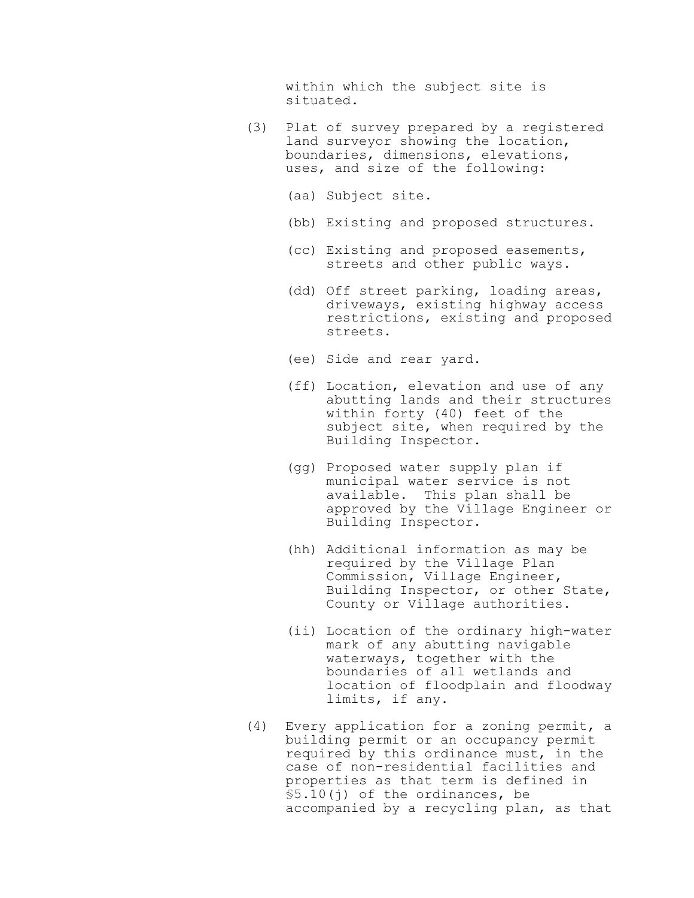within which the subject site is situated.

(3) Plat of survey prepared by a registered land surveyor showing the location, boundaries, dimensions, elevations, uses, and size of the following:

(aa) Subject site.

(bb) Existing and proposed structures.

(cc) Existing and proposed easements, streets and other public ways.

(dd) Off street parking, loading areas, driveways, existing highway access restrictions, existing and proposed streets.

(ee) Side and rear yard.

(ff) Location, elevation and use of any abutting lands and their structures within forty (40) feet of the subject site, when required by the Building Inspector.

(gg) Proposed water supply plan if municipal water service is not available. This plan shall be approved by the Village Engineer or Building Inspector.

(hh) Additional information as may be required by the Village Plan Commission, Village Engineer, Building Inspector, or other State, County or Village authorities.

(ii) Location of the ordinary high-water mark of any abutting navigable waterways, together with the boundaries of all wetlands and location of floodplain and floodway limits, if any.

(4) Every application for a zoning permit, a building permit or an occupancy permit required by this ordinance must, in the case of non-residential facilities and properties as that term is defined in §5.10(j) of the ordinances, be accompanied by a recycling plan, as that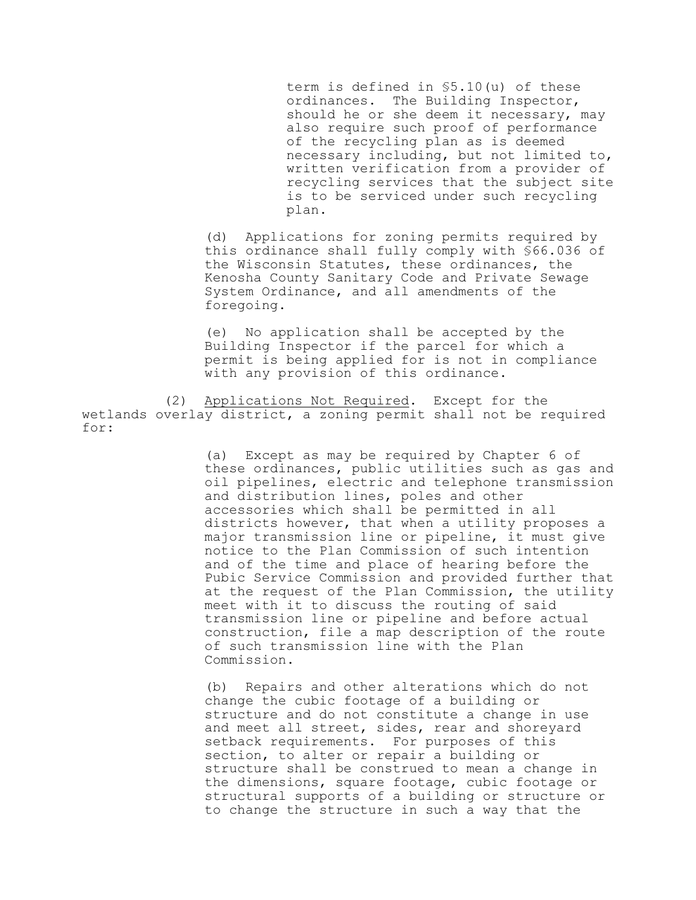term is defined in §5.10(u) of these ordinances. The Building Inspector, should he or she deem it necessary, may also require such proof of performance of the recycling plan as is deemed necessary including, but not limited to, written verification from a provider of recycling services that the subject site is to be serviced under such recycling plan.

(d) Applications for zoning permits required by this ordinance shall fully comply with §66.036 of the Wisconsin Statutes, these ordinances, the Kenosha County Sanitary Code and Private Sewage System Ordinance, and all amendments of the foregoing.

(e) No application shall be accepted by the Building Inspector if the parcel for which a permit is being applied for is not in compliance with any provision of this ordinance.

(2) Applications Not Required. Except for the wetlands overlay district, a zoning permit shall not be required for:

(a) Except as may be required by Chapter 6 of these ordinances, public utilities such as gas and oil pipelines, electric and telephone transmission and distribution lines, poles and other accessories which shall be permitted in all districts however, that when a utility proposes a major transmission line or pipeline, it must give notice to the Plan Commission of such intention and of the time and place of hearing before the Pubic Service Commission and provided further that at the request of the Plan Commission, the utility meet with it to discuss the routing of said transmission line or pipeline and before actual construction, file a map description of the route of such transmission line with the Plan Commission.

(b) Repairs and other alterations which do not change the cubic footage of a building or structure and do not constitute a change in use and meet all street, sides, rear and shoreyard setback requirements. For purposes of this section, to alter or repair a building or structure shall be construed to mean a change in the dimensions, square footage, cubic footage or structural supports of a building or structure or to change the structure in such a way that the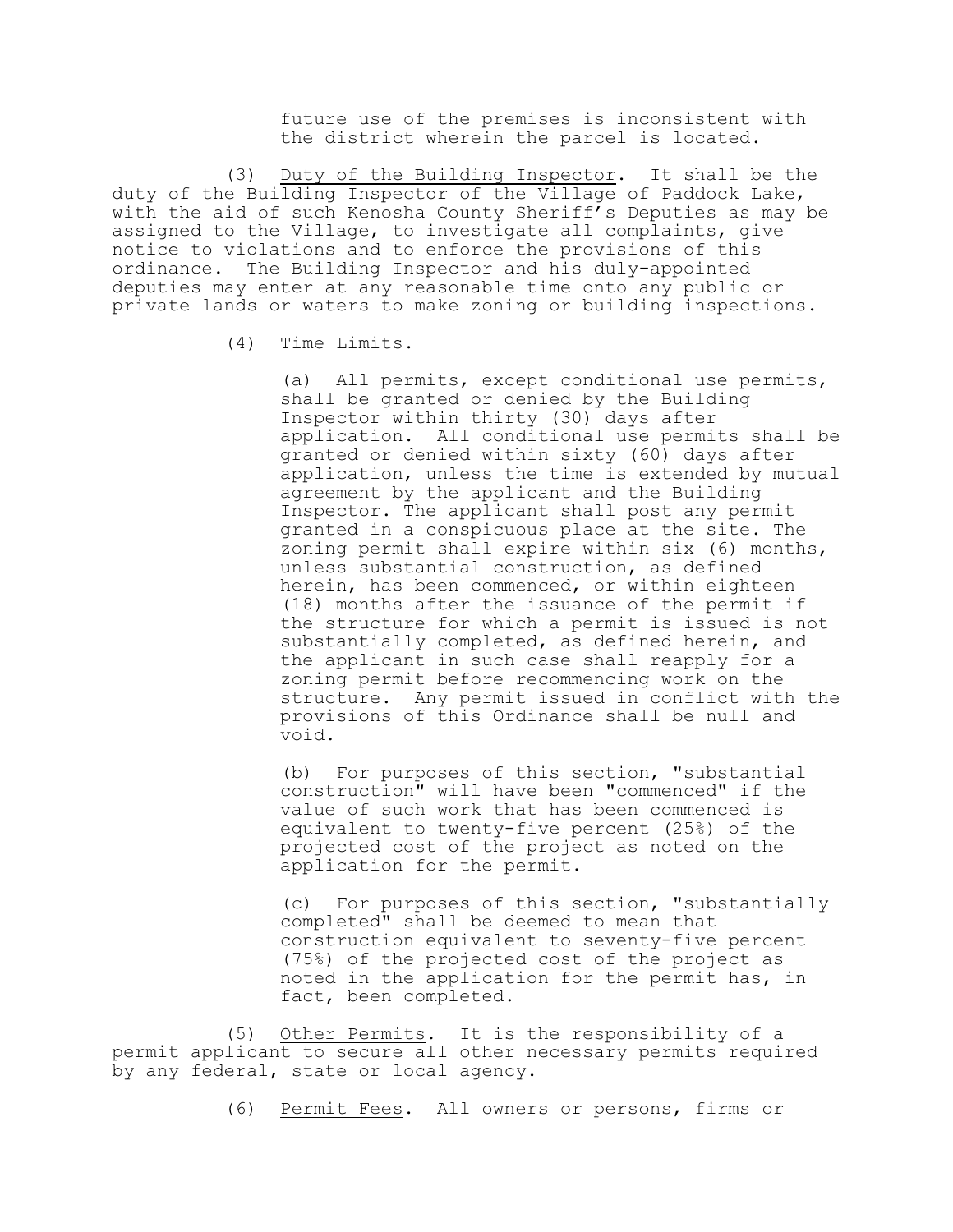future use of the premises is inconsistent with the district wherein the parcel is located.

(3) Duty of the Building Inspector. It shall be the duty of the Building Inspector of the Village of Paddock Lake, with the aid of such Kenosha County Sheriff's Deputies as may be assigned to the Village, to investigate all complaints, give notice to violations and to enforce the provisions of this ordinance. The Building Inspector and his duly-appointed deputies may enter at any reasonable time onto any public or private lands or waters to make zoning or building inspections.

(4) Time Limits.

(a) All permits, except conditional use permits, shall be granted or denied by the Building Inspector within thirty (30) days after application. All conditional use permits shall be granted or denied within sixty (60) days after application, unless the time is extended by mutual agreement by the applicant and the Building Inspector. The applicant shall post any permit granted in a conspicuous place at the site. The zoning permit shall expire within six (6) months, unless substantial construction, as defined herein, has been commenced, or within eighteen (18) months after the issuance of the permit if the structure for which a permit is issued is not substantially completed, as defined herein, and the applicant in such case shall reapply for a zoning permit before recommencing work on the structure. Any permit issued in conflict with the provisions of this Ordinance shall be null and void.

(b) For purposes of this section, "substantial construction" will have been "commenced" if the value of such work that has been commenced is equivalent to twenty-five percent (25%) of the projected cost of the project as noted on the application for the permit.

(c) For purposes of this section, "substantially completed" shall be deemed to mean that construction equivalent to seventy-five percent (75%) of the projected cost of the project as noted in the application for the permit has, in fact, been completed.

(5) Other Permits. It is the responsibility of a permit applicant to secure all other necessary permits required by any federal, state or local agency.

(6) Permit Fees. All owners or persons, firms or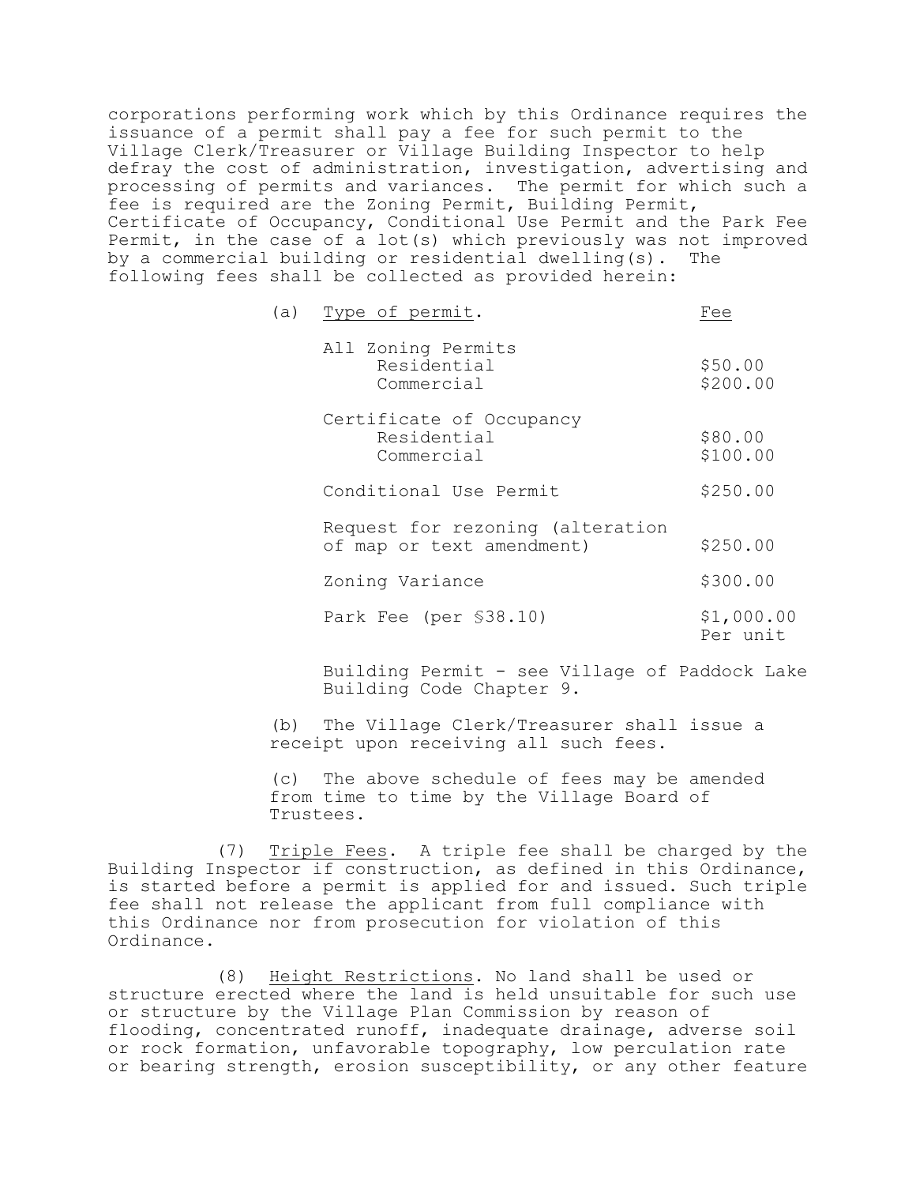corporations performing work which by this Ordinance requires the issuance of a permit shall pay a fee for such permit to the Village Clerk/Treasurer or Village Building Inspector to help defray the cost of administration, investigation, advertising and processing of permits and variances. The permit for which such a fee is required are the Zoning Permit, Building Permit, Certificate of Occupancy, Conditional Use Permit and the Park Fee Permit, in the case of a lot(s) which previously was not improved by a commercial building or residential dwelling(s). The following fees shall be collected as provided herein:

(a) Type of permit.

| Type of permit | Fee |
| --- | --- |
| All Zoning Permits | |
| Residential | $50.00 |
| Commercial | $200.00 |
| Certificate of Occupancy | |
| Residential | $80.00 |
| Commercial | $100.00 |
| Conditional Use Permit | $250.00 |
| Request for rezoning (alteration of map or text amendment) | $250.00 |
| Zoning Variance | $300.00 |
| Park Fee (per §38.10) | $1,000.00 Per unit |

Building Permit - see Village of Paddock Lake Building Code Chapter 9.

(b) The Village Clerk/Treasurer shall issue a receipt upon receiving all such fees.

(c) The above schedule of fees may be amended from time to time by the Village Board of Trustees.

(7) Triple Fees. A triple fee shall be charged by the Building Inspector if construction, as defined in this Ordinance, is started before a permit is applied for and issued. Such triple fee shall not release the applicant from full compliance with this Ordinance nor from prosecution for violation of this Ordinance.

(8) Height Restrictions. No land shall be used or structure erected where the land is held unsuitable for such use or structure by the Village Plan Commission by reason of flooding, concentrated runoff, inadequate drainage, adverse soil or rock formation, unfavorable topography, low perculation rate or bearing strength, erosion susceptibility, or any other feature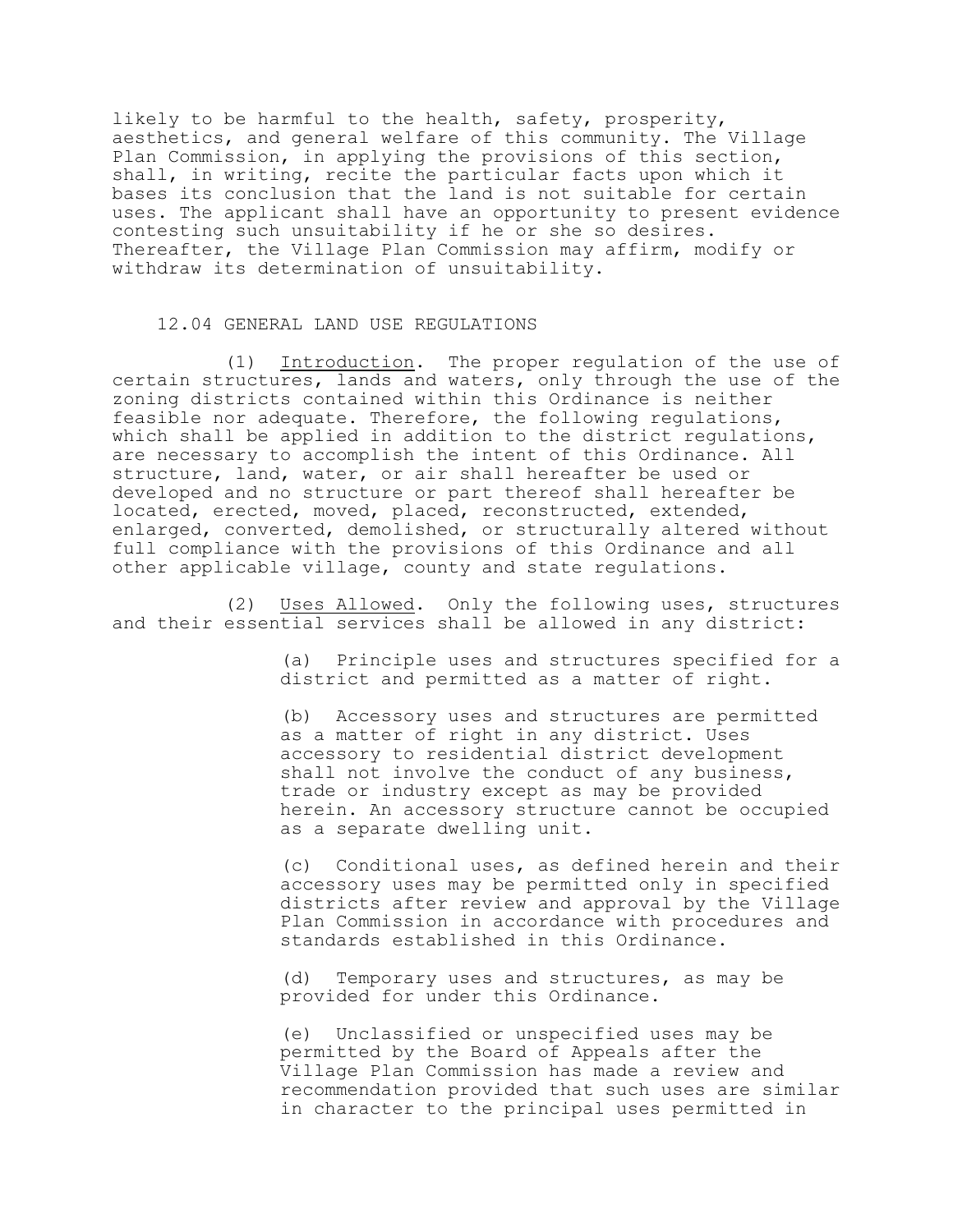likely to be harmful to the health, safety, prosperity, aesthetics, and general welfare of this community. The Village Plan Commission, in applying the provisions of this section, shall, in writing, recite the particular facts upon which it bases its conclusion that the land is not suitable for certain uses. The applicant shall have an opportunity to present evidence contesting such unsuitability if he or she so desires. Thereafter, the Village Plan Commission may affirm, modify or withdraw its determination of unsuitability.

## 12.04 GENERAL LAND USE REGULATIONS

(1) Introduction. The proper regulation of the use of certain structures, lands and waters, only through the use of the zoning districts contained within this Ordinance is neither feasible nor adequate. Therefore, the following regulations, which shall be applied in addition to the district regulations, are necessary to accomplish the intent of this Ordinance. All structure, land, water, or air shall hereafter be used or developed and no structure or part thereof shall hereafter be located, erected, moved, placed, reconstructed, extended, enlarged, converted, demolished, or structurally altered without full compliance with the provisions of this Ordinance and all other applicable village, county and state regulations.

(2) Uses Allowed. Only the following uses, structures and their essential services shall be allowed in any district:

(a) Principle uses and structures specified for a district and permitted as a matter of right.

(b) Accessory uses and structures are permitted as a matter of right in any district. Uses accessory to residential district development shall not involve the conduct of any business, trade or industry except as may be provided herein. An accessory structure cannot be occupied as a separate dwelling unit.

(c) Conditional uses, as defined herein and their accessory uses may be permitted only in specified districts after review and approval by the Village Plan Commission in accordance with procedures and standards established in this Ordinance.

(d) Temporary uses and structures, as may be provided for under this Ordinance.

(e) Unclassified or unspecified uses may be permitted by the Board of Appeals after the Village Plan Commission has made a review and recommendation provided that such uses are similar in character to the principal uses permitted in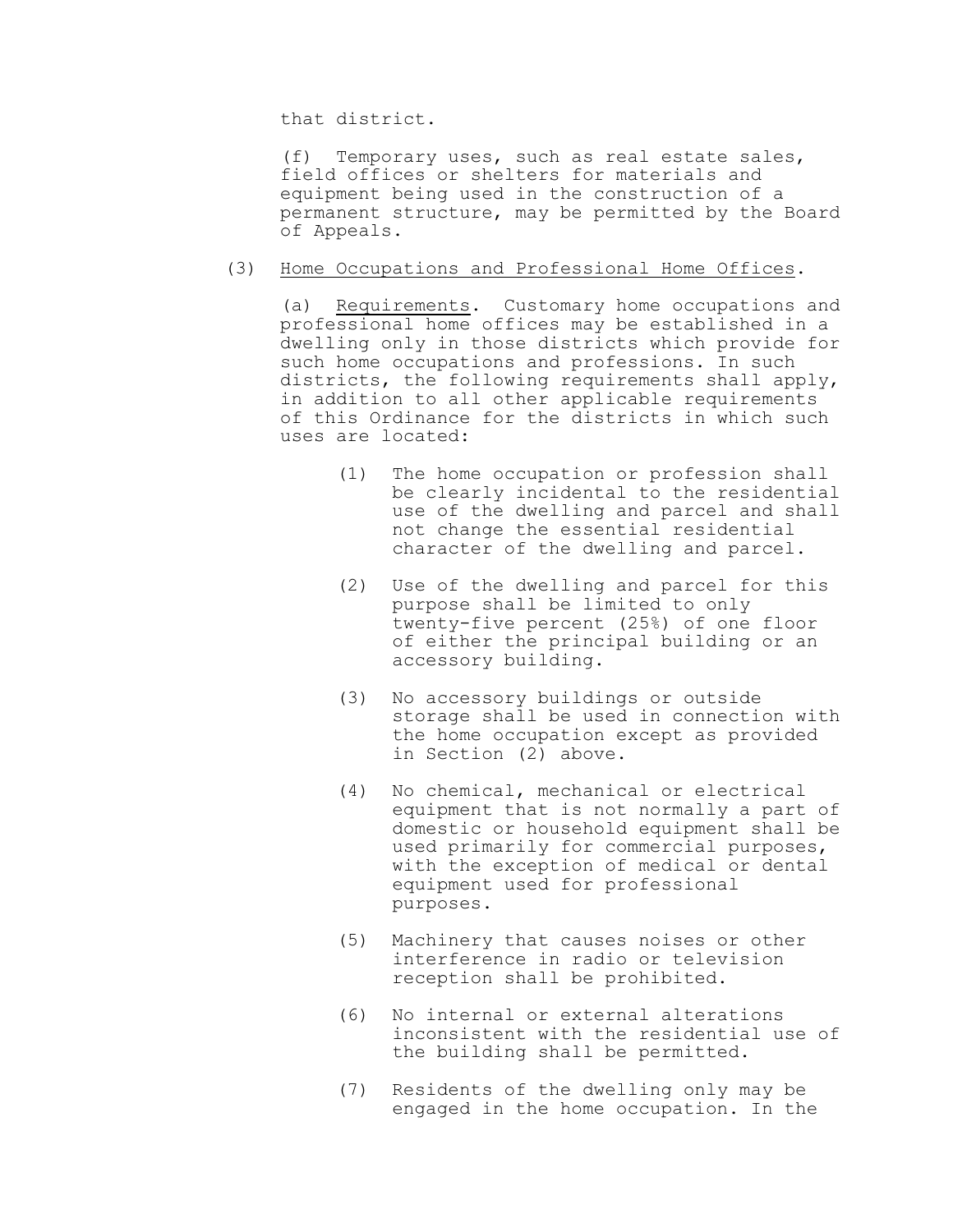that district.

(f) Temporary uses, such as real estate sales, field offices or shelters for materials and equipment being used in the construction of a permanent structure, may be permitted by the Board of Appeals.

(3) Home Occupations and Professional Home Offices.

(a) Requirements. Customary home occupations and professional home offices may be established in a dwelling only in those districts which provide for such home occupations and professions. In such districts, the following requirements shall apply, in addition to all other applicable requirements of this Ordinance for the districts in which such uses are located:

(1) The home occupation or profession shall be clearly incidental to the residential use of the dwelling and parcel and shall not change the essential residential character of the dwelling and parcel.

(2) Use of the dwelling and parcel for this purpose shall be limited to only twenty-five percent (25%) of one floor of either the principal building or an accessory building.

(3) No accessory buildings or outside storage shall be used in connection with the home occupation except as provided in Section (2) above.

(4) No chemical, mechanical or electrical equipment that is not normally a part of domestic or household equipment shall be used primarily for commercial purposes, with the exception of medical or dental equipment used for professional purposes.

(5) Machinery that causes noises or other interference in radio or television reception shall be prohibited.

(6) No internal or external alterations inconsistent with the residential use of the building shall be permitted.

(7) Residents of the dwelling only may be engaged in the home occupation. In the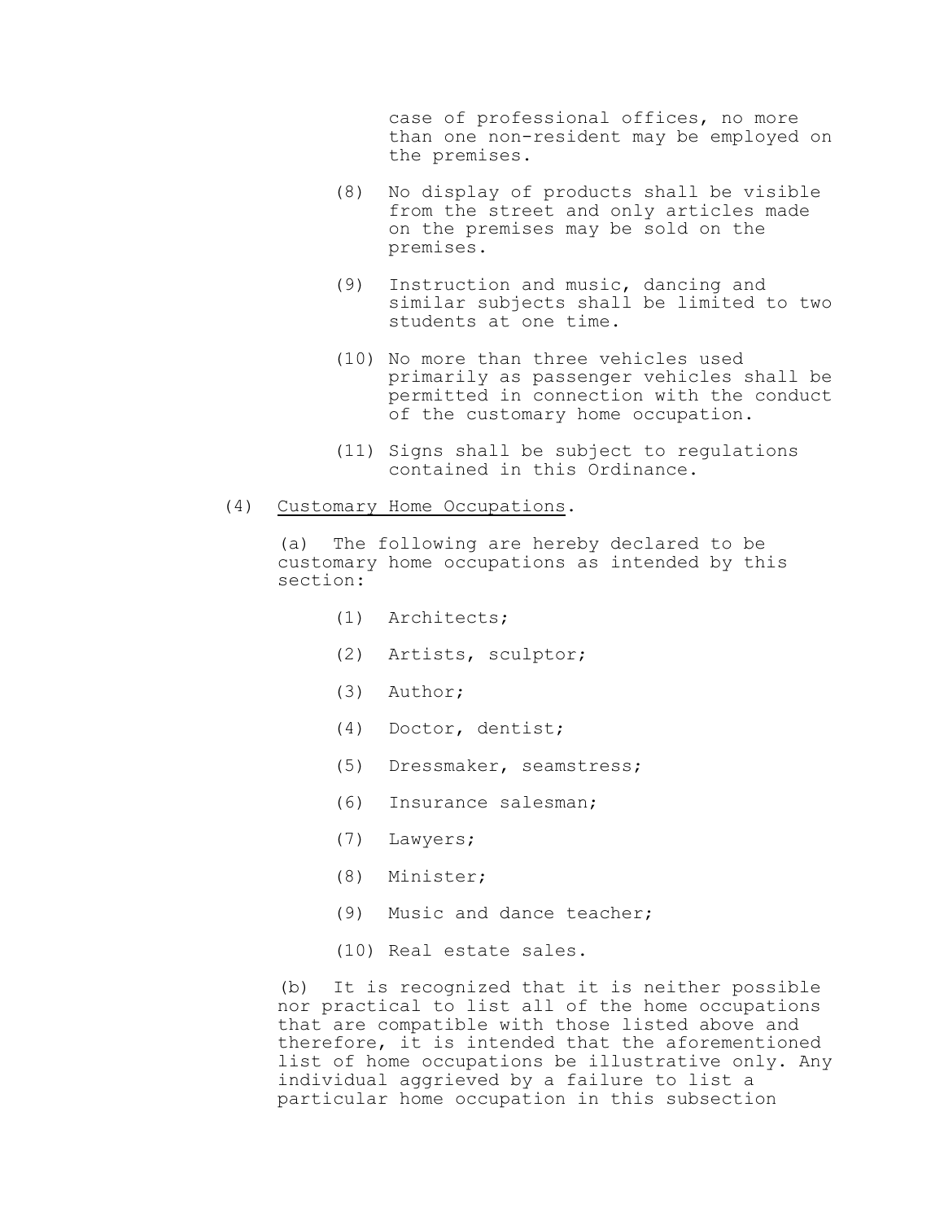case of professional offices, no more than one non-resident may be employed on the premises.

(8) No display of products shall be visible from the street and only articles made on the premises may be sold on the premises.

(9) Instruction and music, dancing and similar subjects shall be limited to two students at one time.

(10) No more than three vehicles used primarily as passenger vehicles shall be permitted in connection with the conduct of the customary home occupation.

(11) Signs shall be subject to regulations contained in this Ordinance.

(4) Customary Home Occupations.

(a) The following are hereby declared to be customary home occupations as intended by this section:

(1) Architects;

(2) Artists, sculptor;

(3) Author;

(4) Doctor, dentist;

(5) Dressmaker, seamstress;

(6) Insurance salesman;

(7) Lawyers;

(8) Minister;

(9) Music and dance teacher;

(10) Real estate sales.

(b) It is recognized that it is neither possible nor practical to list all of the home occupations that are compatible with those listed above and therefore, it is intended that the aforementioned list of home occupations be illustrative only. Any individual aggrieved by a failure to list a particular home occupation in this subsection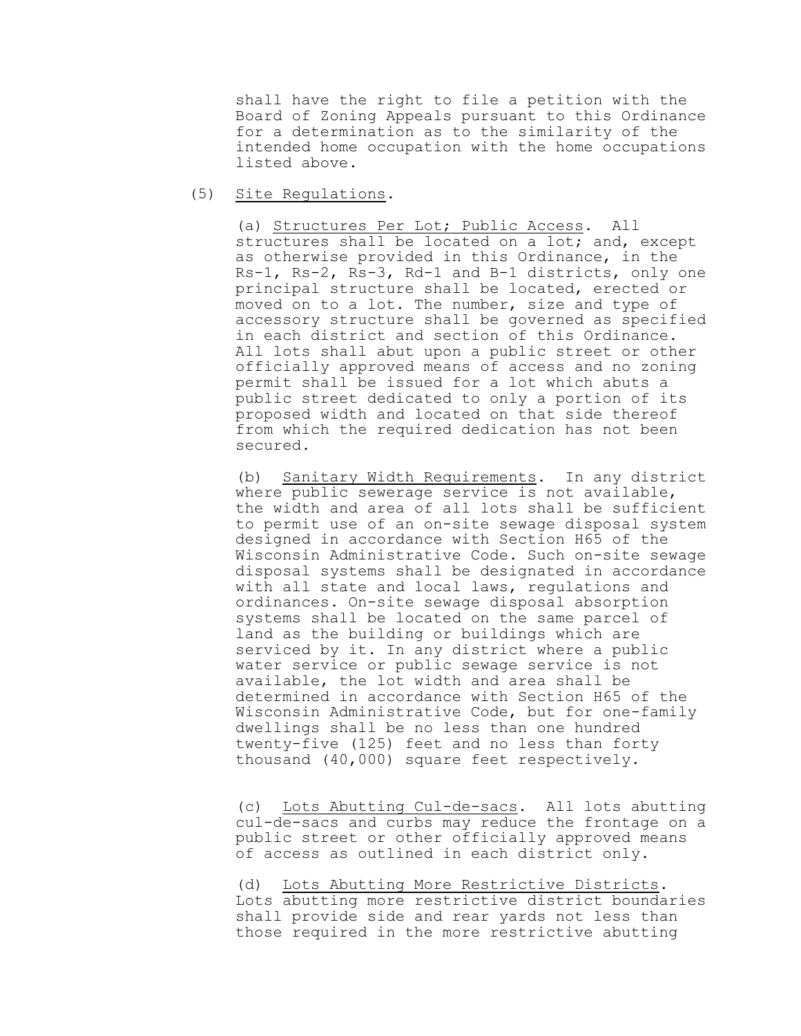shall have the right to file a petition with the Board of Zoning Appeals pursuant to this Ordinance for a determination as to the similarity of the intended home occupation with the home occupations listed above.

(5) Site Regulations.

(a) Structures Per Lot; Public Access. All structures shall be located on a lot; and, except as otherwise provided in this Ordinance, in the Rs-1, Rs-2, Rs-3, Rd-1 and B-1 districts, only one principal structure shall be located, erected or moved on to a lot. The number, size and type of accessory structure shall be governed as specified in each district and section of this Ordinance. All lots shall abut upon a public street or other officially approved means of access and no zoning permit shall be issued for a lot which abuts a public street dedicated to only a portion of its proposed width and located on that side thereof from which the required dedication has not been secured.

(b) Sanitary Width Requirements. In any district where public sewerage service is not available, the width and area of all lots shall be sufficient to permit use of an on-site sewage disposal system designed in accordance with Section H65 of the Wisconsin Administrative Code. Such on-site sewage disposal systems shall be designated in accordance with all state and local laws, regulations and ordinances. On-site sewage disposal absorption systems shall be located on the same parcel of land as the building or buildings which are serviced by it. In any district where a public water service or public sewage service is not available, the lot width and area shall be determined in accordance with Section H65 of the Wisconsin Administrative Code, but for one-family dwellings shall be no less than one hundred twenty-five (125) feet and no less than forty thousand (40,000) square feet respectively.

(c) Lots Abutting Cul-de-sacs. All lots abutting cul-de-sacs and curbs may reduce the frontage on a public street or other officially approved means of access as outlined in each district only.

(d) Lots Abutting More Restrictive Districts. Lots abutting more restrictive district boundaries shall provide side and rear yards not less than those required in the more restrictive abutting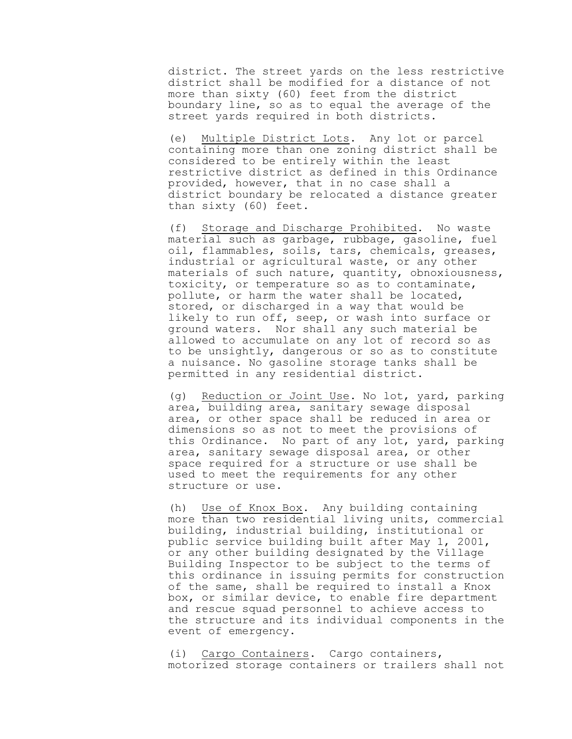district. The street yards on the less restrictive district shall be modified for a distance of not more than sixty (60) feet from the district boundary line, so as to equal the average of the street yards required in both districts.

(e) Multiple District Lots. Any lot or parcel containing more than one zoning district shall be considered to be entirely within the least restrictive district as defined in this Ordinance provided, however, that in no case shall a district boundary be relocated a distance greater than sixty (60) feet.

(f) Storage and Discharge Prohibited. No waste material such as garbage, rubbage, gasoline, fuel oil, flammables, soils, tars, chemicals, greases, industrial or agricultural waste, or any other materials of such nature, quantity, obnoxiousness, toxicity, or temperature so as to contaminate, pollute, or harm the water shall be located, stored, or discharged in a way that would be likely to run off, seep, or wash into surface or ground waters. Nor shall any such material be allowed to accumulate on any lot of record so as to be unsightly, dangerous or so as to constitute a nuisance. No gasoline storage tanks shall be permitted in any residential district.

(g) Reduction or Joint Use. No lot, yard, parking area, building area, sanitary sewage disposal area, or other space shall be reduced in area or dimensions so as not to meet the provisions of this Ordinance. No part of any lot, yard, parking area, sanitary sewage disposal area, or other space required for a structure or use shall be used to meet the requirements for any other structure or use.

(h) Use of Knox Box. Any building containing more than two residential living units, commercial building, industrial building, institutional or public service building built after May 1, 2001, or any other building designated by the Village Building Inspector to be subject to the terms of this ordinance in issuing permits for construction of the same, shall be required to install a Knox box, or similar device, to enable fire department and rescue squad personnel to achieve access to the structure and its individual components in the event of emergency.

(i) Cargo Containers. Cargo containers, motorized storage containers or trailers shall not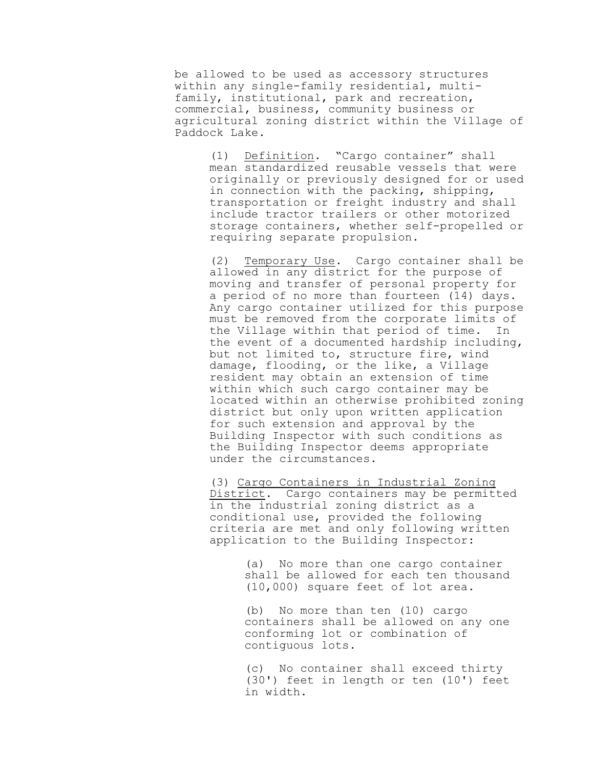be allowed to be used as accessory structures within any single-family residential, multi-family, institutional, park and recreation, commercial, business, community business or agricultural zoning district within the Village of Paddock Lake.

(1) Definition. "Cargo container" shall mean standardized reusable vessels that were originally or previously designed for or used in connection with the packing, shipping, transportation or freight industry and shall include tractor trailers or other motorized storage containers, whether self-propelled or requiring separate propulsion.

(2) Temporary Use. Cargo container shall be allowed in any district for the purpose of moving and transfer of personal property for a period of no more than fourteen (14) days. Any cargo container utilized for this purpose must be removed from the corporate limits of the Village within that period of time. In the event of a documented hardship including, but not limited to, structure fire, wind damage, flooding, or the like, a Village resident may obtain an extension of time within which such cargo container may be located within an otherwise prohibited zoning district but only upon written application for such extension and approval by the Building Inspector with such conditions as the Building Inspector deems appropriate under the circumstances.

(3) Cargo Containers in Industrial Zoning District. Cargo containers may be permitted in the industrial zoning district as a conditional use, provided the following criteria are met and only following written application to the Building Inspector:

(a) No more than one cargo container shall be allowed for each ten thousand (10,000) square feet of lot area.

(b) No more than ten (10) cargo containers shall be allowed on any one conforming lot or combination of contiguous lots.

(c) No container shall exceed thirty (30') feet in length or ten (10') feet in width.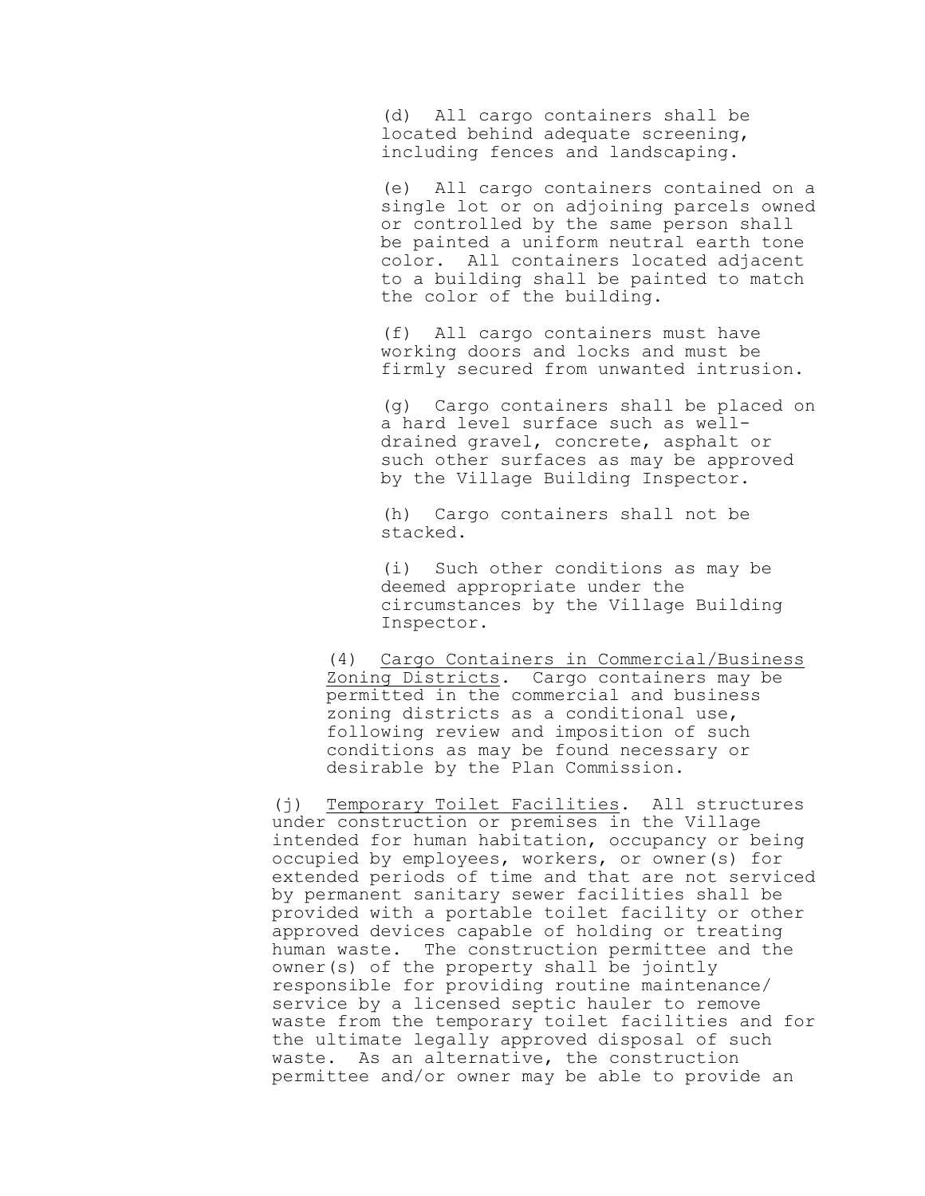(d) All cargo containers shall be located behind adequate screening, including fences and landscaping.

(e) All cargo containers contained on a single lot or on adjoining parcels owned or controlled by the same person shall be painted a uniform neutral earth tone color. All containers located adjacent to a building shall be painted to match the color of the building.

(f) All cargo containers must have working doors and locks and must be firmly secured from unwanted intrusion.

(g) Cargo containers shall be placed on a hard level surface such as well-drained gravel, concrete, asphalt or such other surfaces as may be approved by the Village Building Inspector.

(h) Cargo containers shall not be stacked.

(i) Such other conditions as may be deemed appropriate under the circumstances by the Village Building Inspector.

(4) Cargo Containers in Commercial/Business Zoning Districts. Cargo containers may be permitted in the commercial and business zoning districts as a conditional use, following review and imposition of such conditions as may be found necessary or desirable by the Plan Commission.

(j) Temporary Toilet Facilities. All structures under construction or premises in the Village intended for human habitation, occupancy or being occupied by employees, workers, or owner(s) for extended periods of time and that are not serviced by permanent sanitary sewer facilities shall be provided with a portable toilet facility or other approved devices capable of holding or treating human waste. The construction permittee and the owner(s) of the property shall be jointly responsible for providing routine maintenance/ service by a licensed septic hauler to remove waste from the temporary toilet facilities and for the ultimate legally approved disposal of such waste. As an alternative, the construction permittee and/or owner may be able to provide an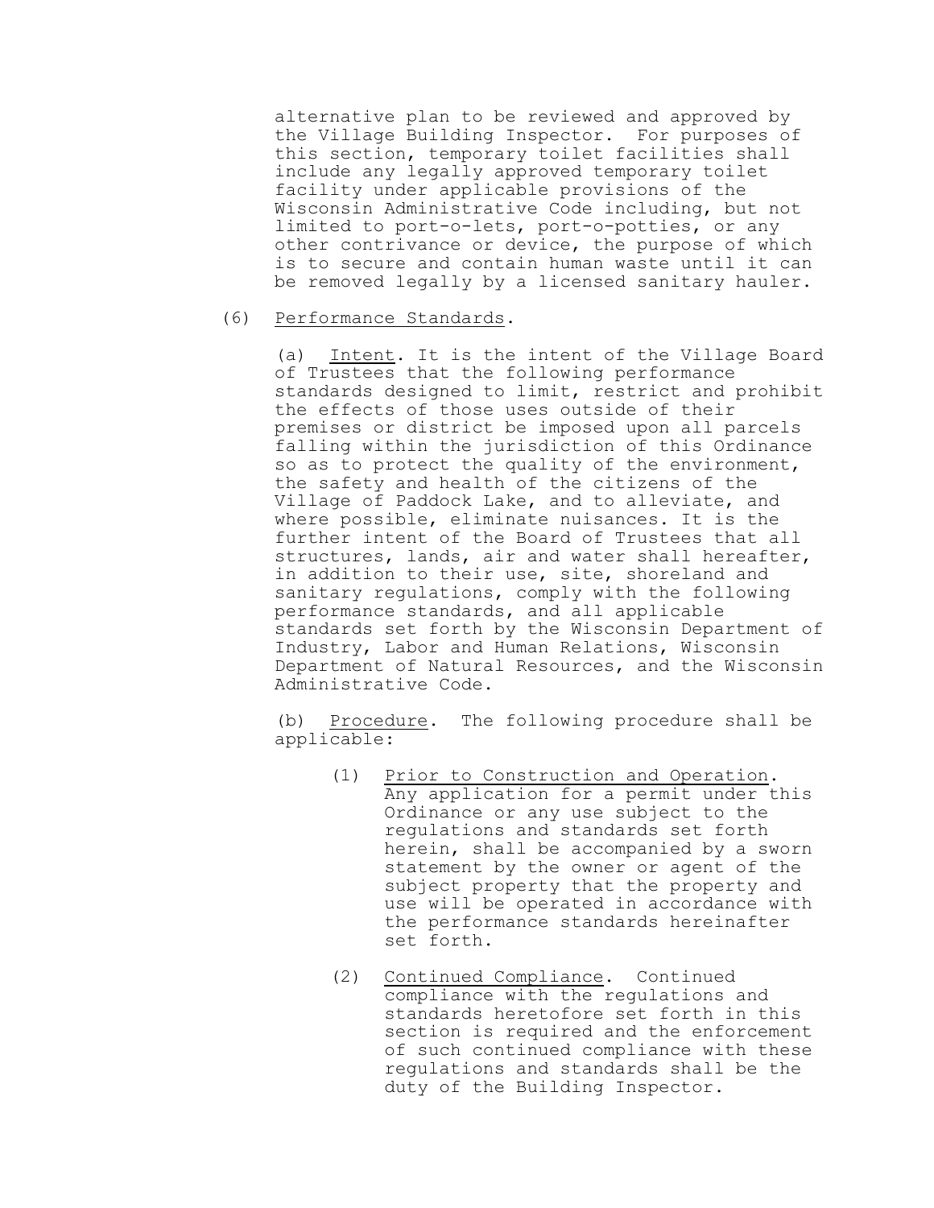alternative plan to be reviewed and approved by the Village Building Inspector. For purposes of this section, temporary toilet facilities shall include any legally approved temporary toilet facility under applicable provisions of the Wisconsin Administrative Code including, but not limited to port-o-lets, port-o-potties, or any other contrivance or device, the purpose of which is to secure and contain human waste until it can be removed legally by a licensed sanitary hauler.

(6) Performance Standards.

(a) Intent. It is the intent of the Village Board of Trustees that the following performance standards designed to limit, restrict and prohibit the effects of those uses outside of their premises or district be imposed upon all parcels falling within the jurisdiction of this Ordinance so as to protect the quality of the environment, the safety and health of the citizens of the Village of Paddock Lake, and to alleviate, and where possible, eliminate nuisances. It is the further intent of the Board of Trustees that all structures, lands, air and water shall hereafter, in addition to their use, site, shoreland and sanitary regulations, comply with the following performance standards, and all applicable standards set forth by the Wisconsin Department of Industry, Labor and Human Relations, Wisconsin Department of Natural Resources, and the Wisconsin Administrative Code.

(b) Procedure. The following procedure shall be applicable:

(1) Prior to Construction and Operation. Any application for a permit under this Ordinance or any use subject to the regulations and standards set forth herein, shall be accompanied by a sworn statement by the owner or agent of the subject property that the property and use will be operated in accordance with the performance standards hereinafter set forth.

(2) Continued Compliance. Continued compliance with the regulations and standards heretofore set forth in this section is required and the enforcement of such continued compliance with these regulations and standards shall be the duty of the Building Inspector.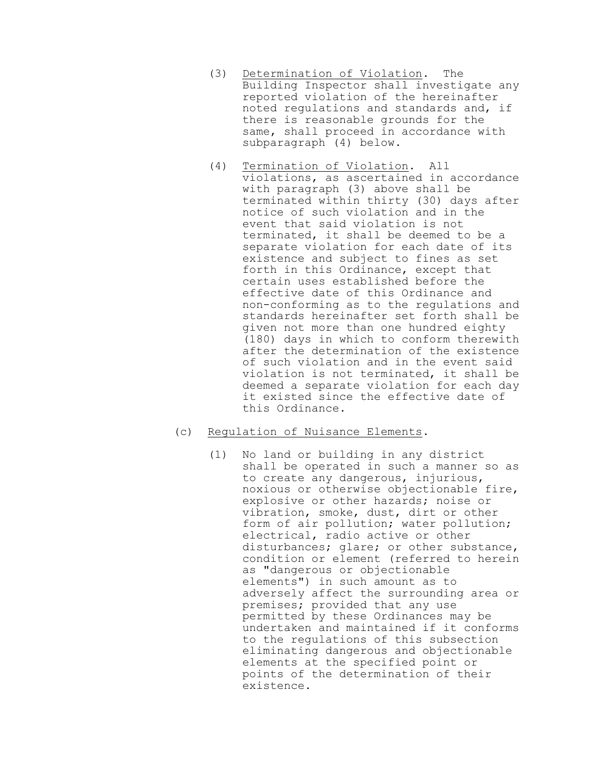(3) Determination of Violation. The Building Inspector shall investigate any reported violation of the hereinafter noted regulations and standards and, if there is reasonable grounds for the same, shall proceed in accordance with subparagraph (4) below.

(4) Termination of Violation. All violations, as ascertained in accordance with paragraph (3) above shall be terminated within thirty (30) days after notice of such violation and in the event that said violation is not terminated, it shall be deemed to be a separate violation for each date of its existence and subject to fines as set forth in this Ordinance, except that certain uses established before the effective date of this Ordinance and non-conforming as to the regulations and standards hereinafter set forth shall be given not more than one hundred eighty (180) days in which to conform therewith after the determination of the existence of such violation and in the event said violation is not terminated, it shall be deemed a separate violation for each day it existed since the effective date of this Ordinance.

(c) Regulation of Nuisance Elements.

(1) No land or building in any district shall be operated in such a manner so as to create any dangerous, injurious, noxious or otherwise objectionable fire, explosive or other hazards; noise or vibration, smoke, dust, dirt or other form of air pollution; water pollution; electrical, radio active or other disturbances; glare; or other substance, condition or element (referred to herein as "dangerous or objectionable elements") in such amount as to adversely affect the surrounding area or premises; provided that any use permitted by these Ordinances may be undertaken and maintained if it conforms to the regulations of this subsection eliminating dangerous and objectionable elements at the specified point or points of the determination of their existence.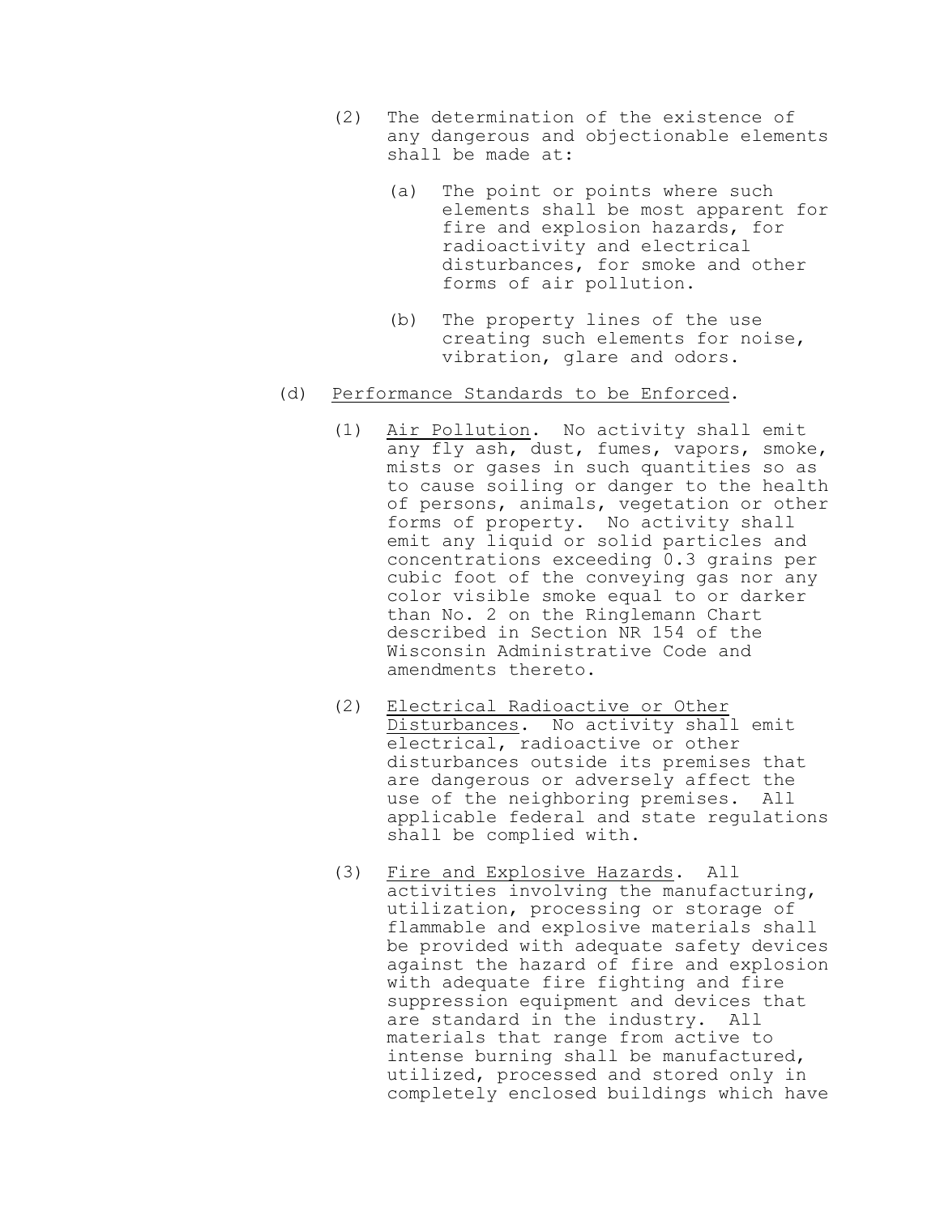(2) The determination of the existence of any dangerous and objectionable elements shall be made at:

(a) The point or points where such elements shall be most apparent for fire and explosion hazards, for radioactivity and electrical disturbances, for smoke and other forms of air pollution.

(b) The property lines of the use creating such elements for noise, vibration, glare and odors.

(d) <u>Performance Standards to be Enforced</u>.

(1) <u>Air Pollution</u>. No activity shall emit any fly ash, dust, fumes, vapors, smoke, mists or gases in such quantities so as to cause soiling or danger to the health of persons, animals, vegetation or other forms of property. No activity shall emit any liquid or solid particles and concentrations exceeding 0.3 grains per cubic foot of the conveying gas nor any color visible smoke equal to or darker than No. 2 on the Ringlemann Chart described in Section NR 154 of the Wisconsin Administrative Code and amendments thereto.

(2) <u>Electrical Radioactive or Other Disturbances</u>. No activity shall emit electrical, radioactive or other disturbances outside its premises that are dangerous or adversely affect the use of the neighboring premises. All applicable federal and state regulations shall be complied with.

(3) <u>Fire and Explosive Hazards</u>. All activities involving the manufacturing, utilization, processing or storage of flammable and explosive materials shall be provided with adequate safety devices against the hazard of fire and explosion with adequate fire fighting and fire suppression equipment and devices that are standard in the industry. All materials that range from active to intense burning shall be manufactured, utilized, processed and stored only in completely enclosed buildings which have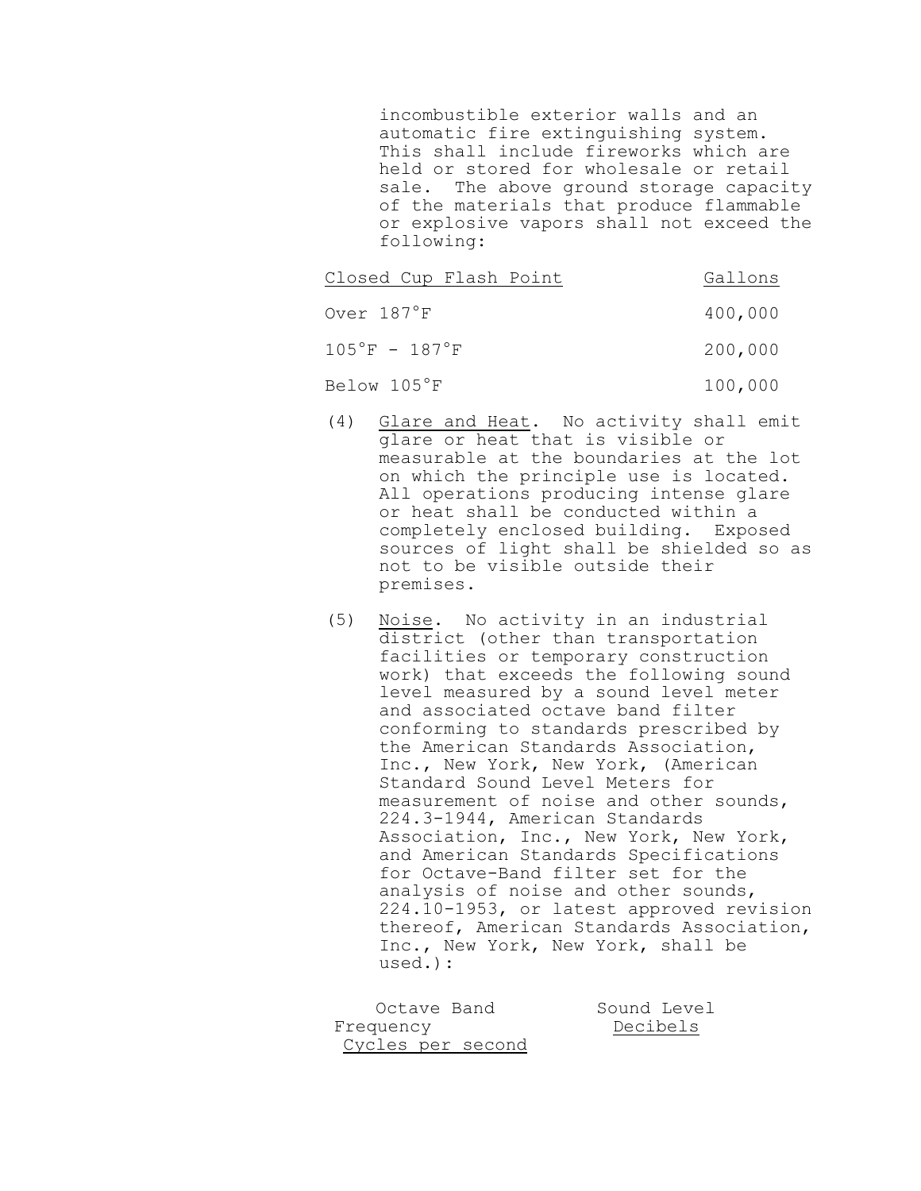incombustible exterior walls and an automatic fire extinguishing system. This shall include fireworks which are held or stored for wholesale or retail sale. The above ground storage capacity of the materials that produce flammable or explosive vapors shall not exceed the following:

| Closed Cup Flash Point | Gallons |
|---|---|
| Over 187°F | 400,000 |
| 105°F - 187°F | 200,000 |
| Below 105°F | 100,000 |

(4) Glare and Heat. No activity shall emit glare or heat that is visible or measurable at the boundaries at the lot on which the principle use is located. All operations producing intense glare or heat shall be conducted within a completely enclosed building. Exposed sources of light shall be shielded so as not to be visible outside their premises.

(5) Noise. No activity in an industrial district (other than transportation facilities or temporary construction work) that exceeds the following sound level measured by a sound level meter and associated octave band filter conforming to standards prescribed by the American Standards Association, Inc., New York, New York, (American Standard Sound Level Meters for measurement of noise and other sounds, 224.3-1944, American Standards Association, Inc., New York, New York, and American Standards Specifications for Octave-Band filter set for the analysis of noise and other sounds, 224.10-1953, or latest approved revision thereof, American Standards Association, Inc., New York, New York, shall be used.):

| Octave Band Frequency Cycles per second | Sound Level Decibels |
|---|---|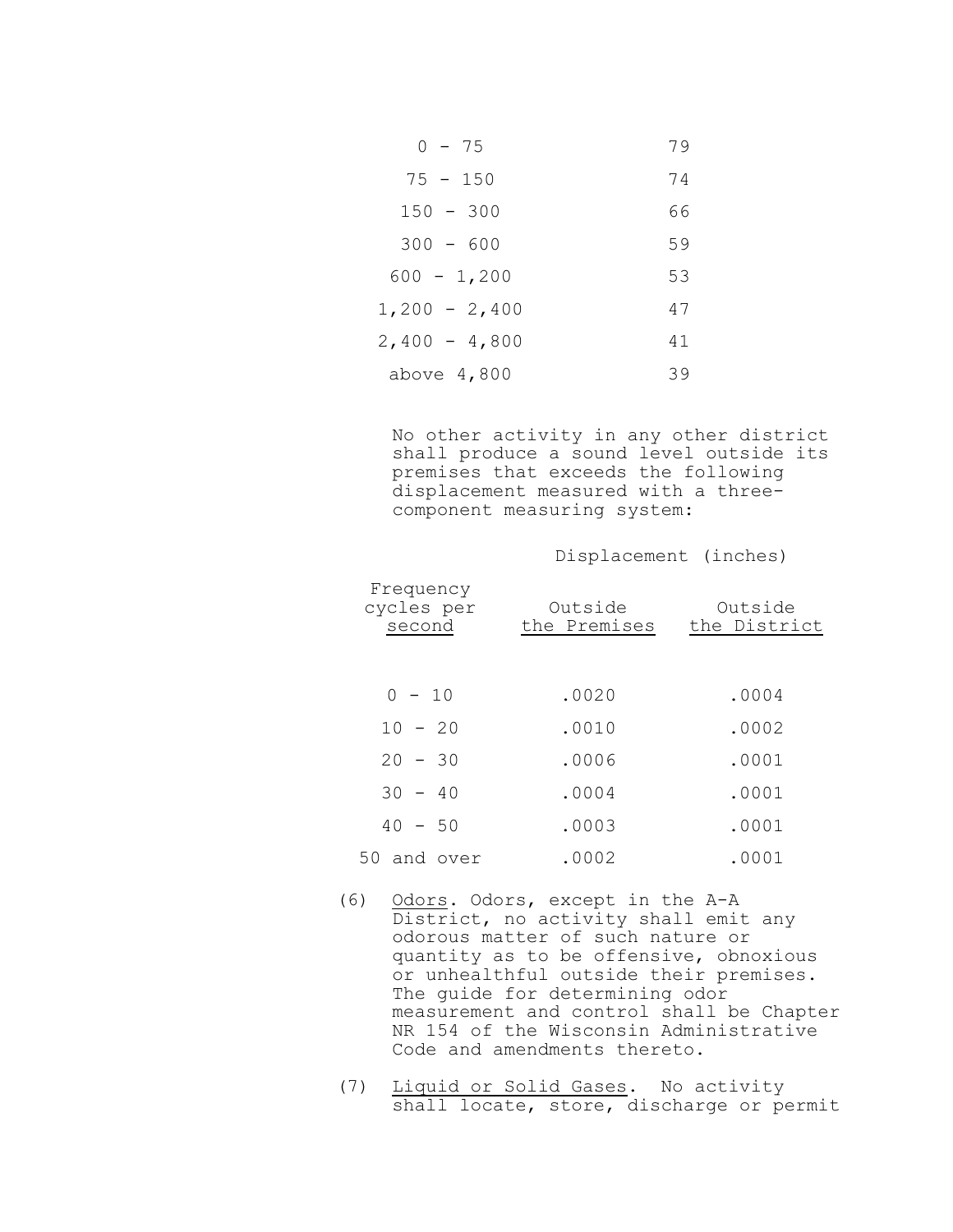| | |
|---|---|
| 0 - 75 | 79 |
| 75 - 150 | 74 |
| 150 - 300 | 66 |
| 300 - 600 | 59 |
| 600 - 1,200 | 53 |
| 1,200 - 2,400 | 47 |
| 2,400 - 4,800 | 41 |
| above 4,800 | 39 |

No other activity in any other district shall produce a sound level outside its premises that exceeds the following displacement measured with a three-component measuring system:

| Frequency cycles per second | Displacement (inches) Outside the Premises | Outside the District |
|---|---|---|
| 0 - 10 | .0020 | .0004 |
| 10 - 20 | .0010 | .0002 |
| 20 - 30 | .0006 | .0001 |
| 30 - 40 | .0004 | .0001 |
| 40 - 50 | .0003 | .0001 |
| 50 and over | .0002 | .0001 |

(6) Odors. Odors, except in the A-A District, no activity shall emit any odorous matter of such nature or quantity as to be offensive, obnoxious or unhealthful outside their premises. The guide for determining odor measurement and control shall be Chapter NR 154 of the Wisconsin Administrative Code and amendments thereto.

(7) Liquid or Solid Gases. No activity shall locate, store, discharge or permit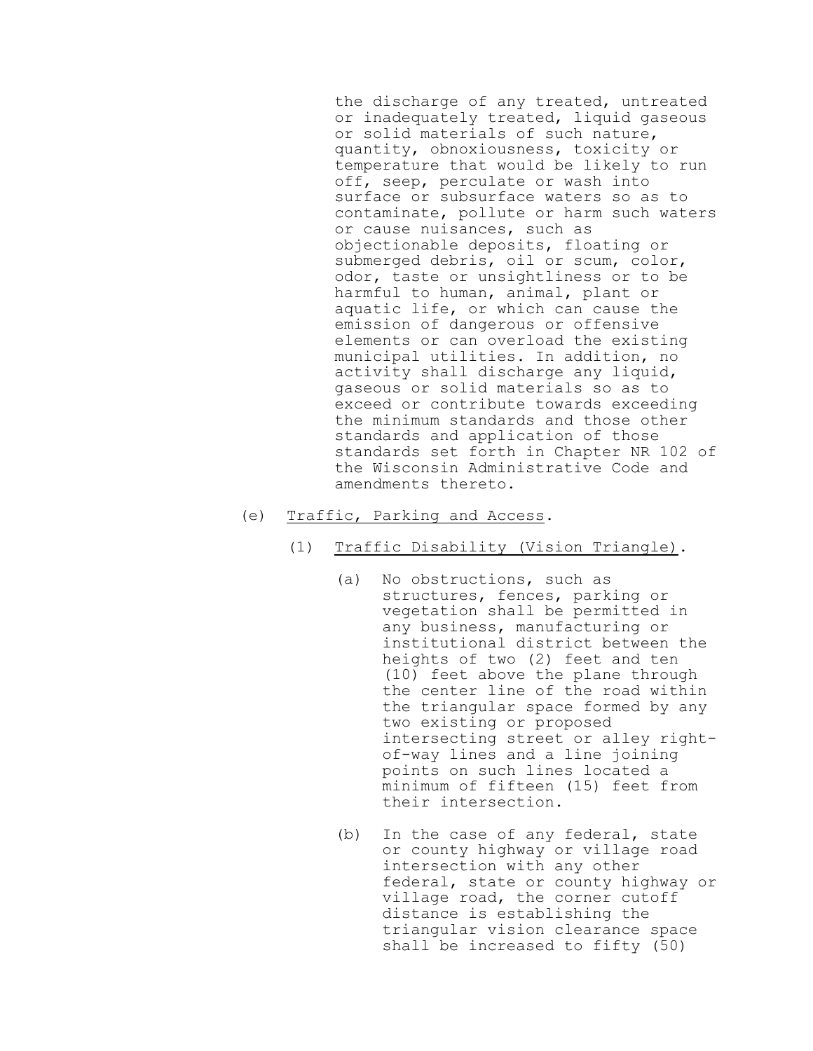the discharge of any treated, untreated or inadequately treated, liquid gaseous or solid materials of such nature, quantity, obnoxiousness, toxicity or temperature that would be likely to run off, seep, perculate or wash into surface or subsurface waters so as to contaminate, pollute or harm such waters or cause nuisances, such as objectionable deposits, floating or submerged debris, oil or scum, color, odor, taste or unsightliness or to be harmful to human, animal, plant or aquatic life, or which can cause the emission of dangerous or offensive elements or can overload the existing municipal utilities. In addition, no activity shall discharge any liquid, gaseous or solid materials so as to exceed or contribute towards exceeding the minimum standards and those other standards and application of those standards set forth in Chapter NR 102 of the Wisconsin Administrative Code and amendments thereto.

(e) Traffic, Parking and Access.

(1) Traffic Disability (Vision Triangle).

(a) No obstructions, such as structures, fences, parking or vegetation shall be permitted in any business, manufacturing or institutional district between the heights of two (2) feet and ten (10) feet above the plane through the center line of the road within the triangular space formed by any two existing or proposed intersecting street or alley right-of-way lines and a line joining points on such lines located a minimum of fifteen (15) feet from their intersection.

(b) In the case of any federal, state or county highway or village road intersection with any other federal, state or county highway or village road, the corner cutoff distance is establishing the triangular vision clearance space shall be increased to fifty (50)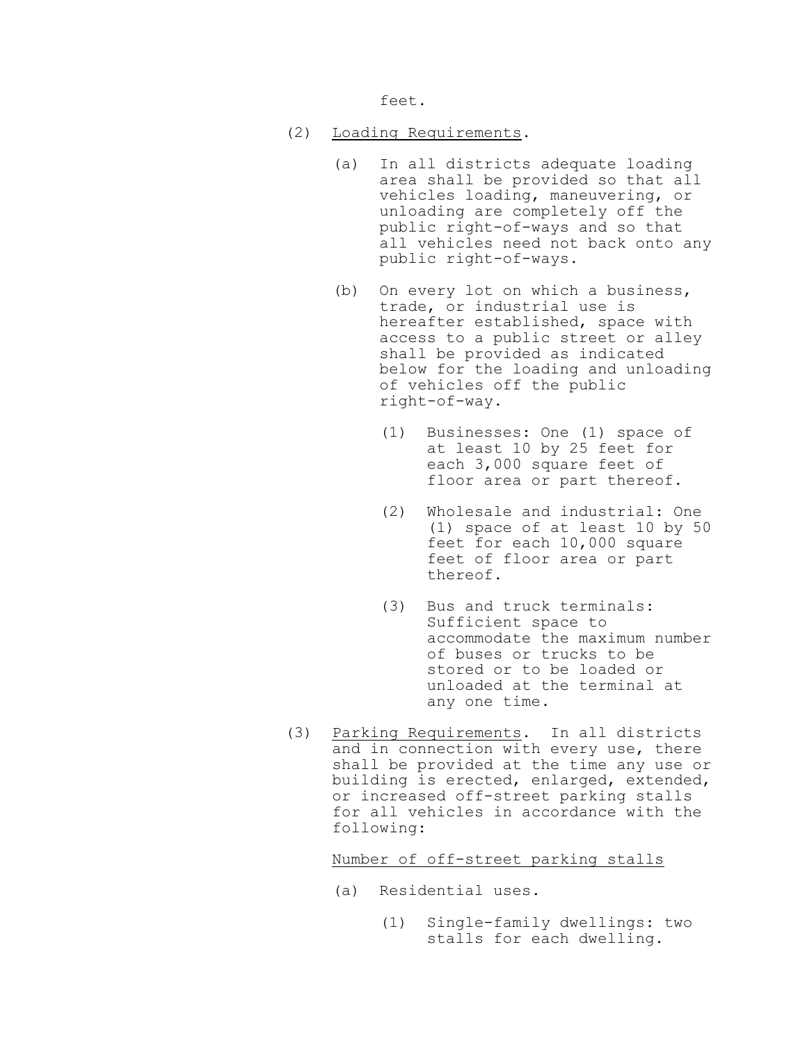feet.

(2) Loading Requirements.

(a) In all districts adequate loading area shall be provided so that all vehicles loading, maneuvering, or unloading are completely off the public right-of-ways and so that all vehicles need not back onto any public right-of-ways.

(b) On every lot on which a business, trade, or industrial use is hereafter established, space with access to a public street or alley shall be provided as indicated below for the loading and unloading of vehicles off the public right-of-way.

(1) Businesses: One (1) space of at least 10 by 25 feet for each 3,000 square feet of floor area or part thereof.

(2) Wholesale and industrial: One (1) space of at least 10 by 50 feet for each 10,000 square feet of floor area or part thereof.

(3) Bus and truck terminals: Sufficient space to accommodate the maximum number of buses or trucks to be stored or to be loaded or unloaded at the terminal at any one time.

(3) Parking Requirements. In all districts and in connection with every use, there shall be provided at the time any use or building is erected, enlarged, extended, or increased off-street parking stalls for all vehicles in accordance with the following:

Number of off-street parking stalls

(a) Residential uses.

(1) Single-family dwellings: two stalls for each dwelling.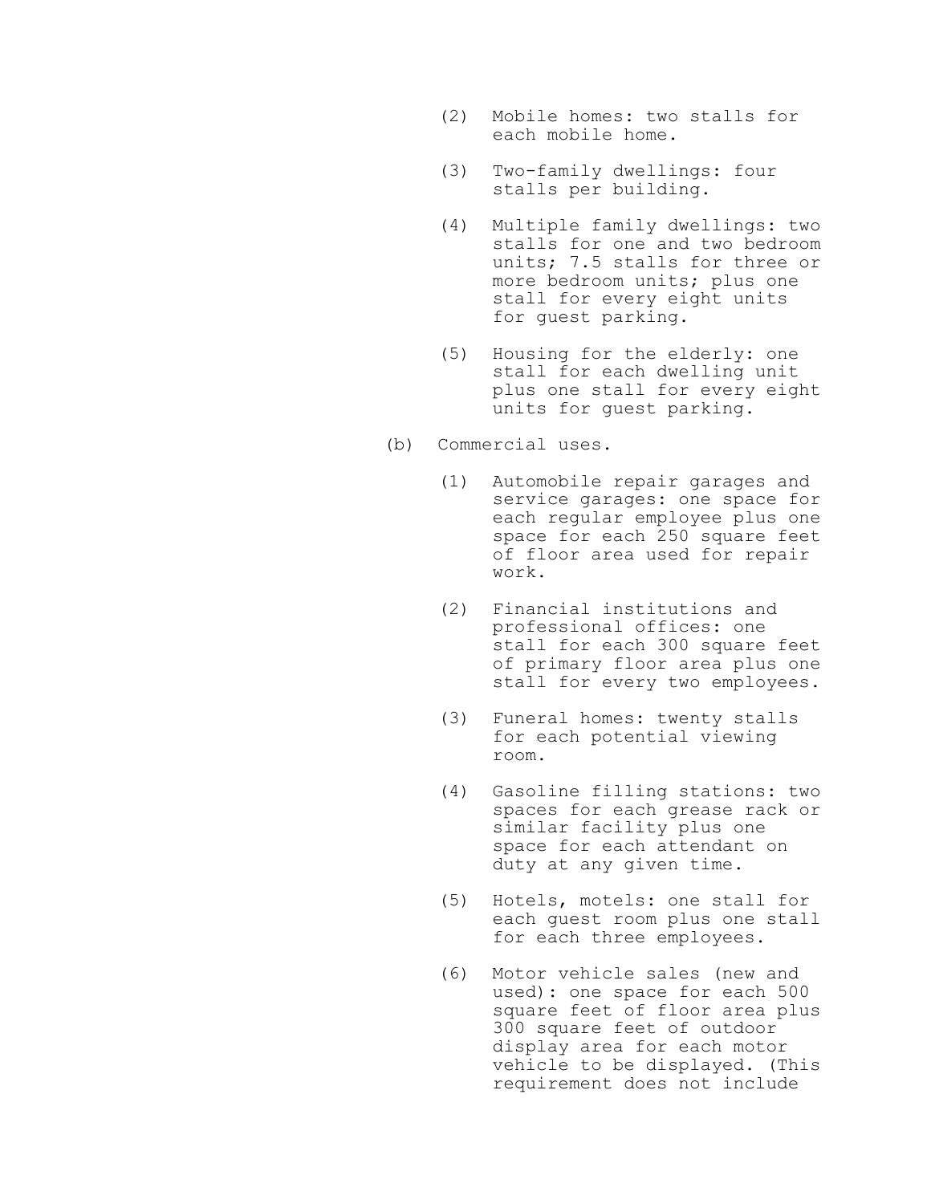(2) Mobile homes: two stalls for each mobile home.

(3) Two-family dwellings: four stalls per building.

(4) Multiple family dwellings: two stalls for one and two bedroom units; 7.5 stalls for three or more bedroom units; plus one stall for every eight units for guest parking.

(5) Housing for the elderly: one stall for each dwelling unit plus one stall for every eight units for guest parking.

(b) Commercial uses.

(1) Automobile repair garages and service garages: one space for each regular employee plus one space for each 250 square feet of floor area used for repair work.

(2) Financial institutions and professional offices: one stall for each 300 square feet of primary floor area plus one stall for every two employees.

(3) Funeral homes: twenty stalls for each potential viewing room.

(4) Gasoline filling stations: two spaces for each grease rack or similar facility plus one space for each attendant on duty at any given time.

(5) Hotels, motels: one stall for each guest room plus one stall for each three employees.

(6) Motor vehicle sales (new and used): one space for each 500 square feet of floor area plus 300 square feet of outdoor display area for each motor vehicle to be displayed. (This requirement does not include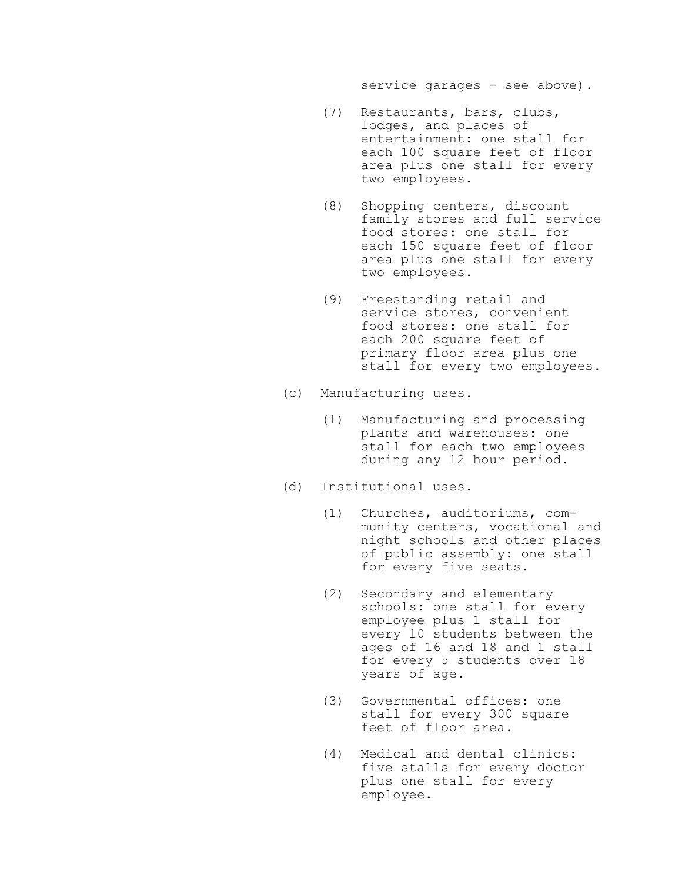service garages - see above).

(7) Restaurants, bars, clubs, lodges, and places of entertainment: one stall for each 100 square feet of floor area plus one stall for every two employees.

(8) Shopping centers, discount family stores and full service food stores: one stall for each 150 square feet of floor area plus one stall for every two employees.

(9) Freestanding retail and service stores, convenient food stores: one stall for each 200 square feet of primary floor area plus one stall for every two employees.

(c) Manufacturing uses.

(1) Manufacturing and processing plants and warehouses: one stall for each two employees during any 12 hour period.

(d) Institutional uses.

(1) Churches, auditoriums, community centers, vocational and night schools and other places of public assembly: one stall for every five seats.

(2) Secondary and elementary schools: one stall for every employee plus 1 stall for every 10 students between the ages of 16 and 18 and 1 stall for every 5 students over 18 years of age.

(3) Governmental offices: one stall for every 300 square feet of floor area.

(4) Medical and dental clinics: five stalls for every doctor plus one stall for every employee.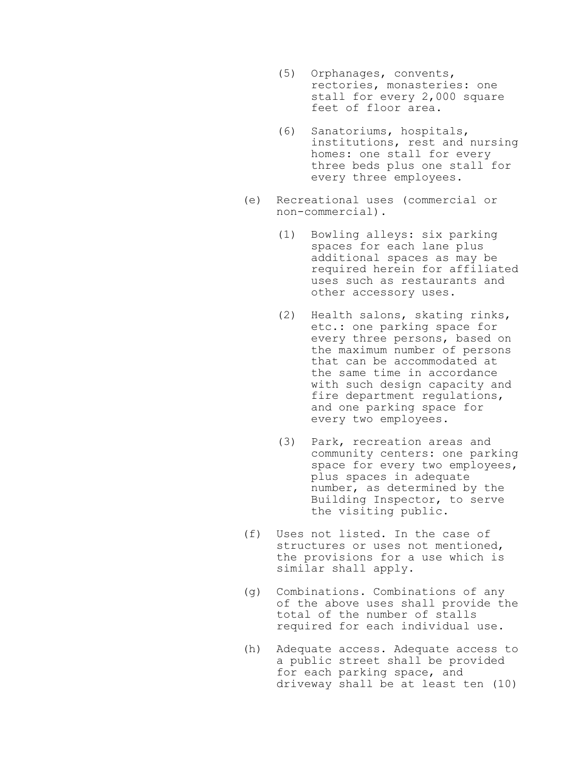(5) Orphanages, convents, rectories, monasteries: one stall for every 2,000 square feet of floor area.

(6) Sanatoriums, hospitals, institutions, rest and nursing homes: one stall for every three beds plus one stall for every three employees.

(e) Recreational uses (commercial or non-commercial).

(1) Bowling alleys: six parking spaces for each lane plus additional spaces as may be required herein for affiliated uses such as restaurants and other accessory uses.

(2) Health salons, skating rinks, etc.: one parking space for every three persons, based on the maximum number of persons that can be accommodated at the same time in accordance with such design capacity and fire department regulations, and one parking space for every two employees.

(3) Park, recreation areas and community centers: one parking space for every two employees, plus spaces in adequate number, as determined by the Building Inspector, to serve the visiting public.

(f) Uses not listed. In the case of structures or uses not mentioned, the provisions for a use which is similar shall apply.

(g) Combinations. Combinations of any of the above uses shall provide the total of the number of stalls required for each individual use.

(h) Adequate access. Adequate access to a public street shall be provided for each parking space, and driveway shall be at least ten (10)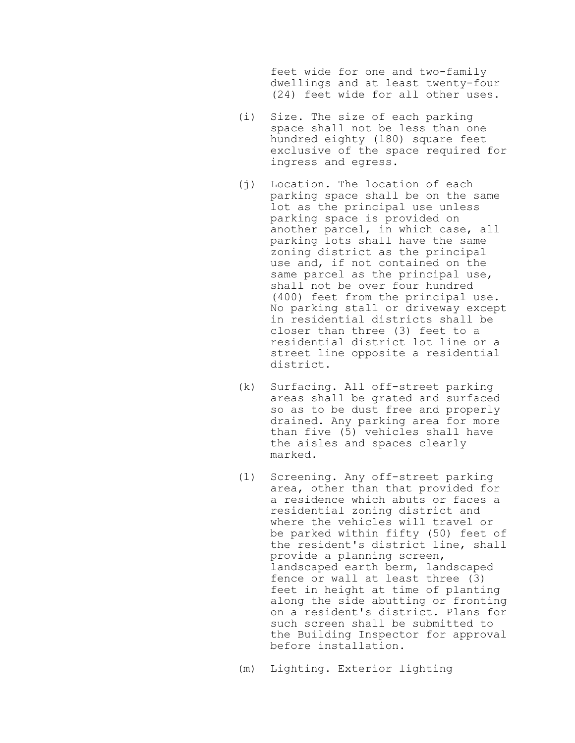feet wide for one and two-family dwellings and at least twenty-four (24) feet wide for all other uses.

(i) Size. The size of each parking space shall not be less than one hundred eighty (180) square feet exclusive of the space required for ingress and egress.

(j) Location. The location of each parking space shall be on the same lot as the principal use unless parking space is provided on another parcel, in which case, all parking lots shall have the same zoning district as the principal use and, if not contained on the same parcel as the principal use, shall not be over four hundred (400) feet from the principal use. No parking stall or driveway except in residential districts shall be closer than three (3) feet to a residential district lot line or a street line opposite a residential district.

(k) Surfacing. All off-street parking areas shall be grated and surfaced so as to be dust free and properly drained. Any parking area for more than five (5) vehicles shall have the aisles and spaces clearly marked.

(l) Screening. Any off-street parking area, other than that provided for a residence which abuts or faces a residential zoning district and where the vehicles will travel or be parked within fifty (50) feet of the resident's district line, shall provide a planning screen, landscaped earth berm, landscaped fence or wall at least three (3) feet in height at time of planting along the side abutting or fronting on a resident's district. Plans for such screen shall be submitted to the Building Inspector for approval before installation.

(m) Lighting. Exterior lighting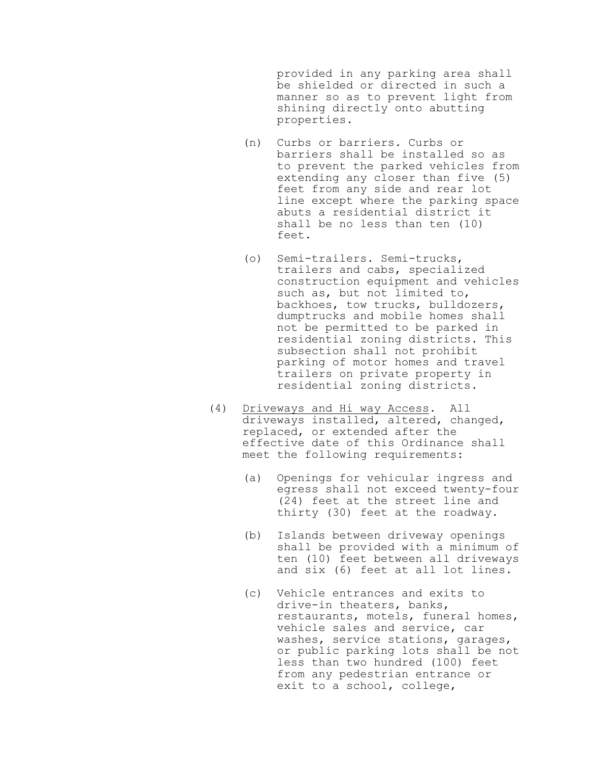provided in any parking area shall be shielded or directed in such a manner so as to prevent light from shining directly onto abutting properties.

(n) Curbs or barriers. Curbs or barriers shall be installed so as to prevent the parked vehicles from extending any closer than five (5) feet from any side and rear lot line except where the parking space abuts a residential district it shall be no less than ten (10) feet.

(o) Semi-trailers. Semi-trucks, trailers and cabs, specialized construction equipment and vehicles such as, but not limited to, backhoes, tow trucks, bulldozers, dumptrucks and mobile homes shall not be permitted to be parked in residential zoning districts. This subsection shall not prohibit parking of motor homes and travel trailers on private property in residential zoning districts.

(4) Driveways and Hi way Access. All driveways installed, altered, changed, replaced, or extended after the effective date of this Ordinance shall meet the following requirements:

(a) Openings for vehicular ingress and egress shall not exceed twenty-four (24) feet at the street line and thirty (30) feet at the roadway.

(b) Islands between driveway openings shall be provided with a minimum of ten (10) feet between all driveways and six (6) feet at all lot lines.

(c) Vehicle entrances and exits to drive-in theaters, banks, restaurants, motels, funeral homes, vehicle sales and service, car washes, service stations, garages, or public parking lots shall be not less than two hundred (100) feet from any pedestrian entrance or exit to a school, college,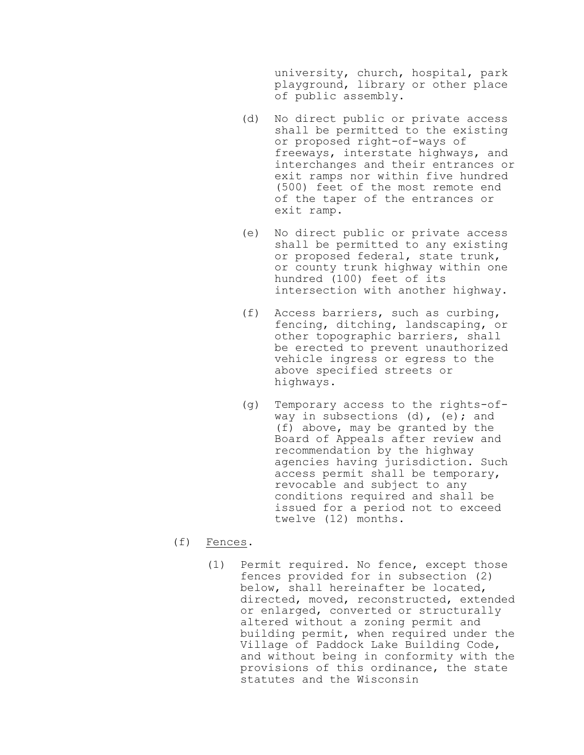university, church, hospital, park playground, library or other place of public assembly.

(d) No direct public or private access shall be permitted to the existing or proposed right-of-ways of freeways, interstate highways, and interchanges and their entrances or exit ramps nor within five hundred (500) feet of the most remote end of the taper of the entrances or exit ramp.

(e) No direct public or private access shall be permitted to any existing or proposed federal, state trunk, or county trunk highway within one hundred (100) feet of its intersection with another highway.

(f) Access barriers, such as curbing, fencing, ditching, landscaping, or other topographic barriers, shall be erected to prevent unauthorized vehicle ingress or egress to the above specified streets or highways.

(g) Temporary access to the rights-of-way in subsections (d), (e); and (f) above, may be granted by the Board of Appeals after review and recommendation by the highway agencies having jurisdiction. Such access permit shall be temporary, revocable and subject to any conditions required and shall be issued for a period not to exceed twelve (12) months.

(f) <u>Fences</u>.

(1) Permit required. No fence, except those fences provided for in subsection (2) below, shall hereinafter be located, directed, moved, reconstructed, extended or enlarged, converted or structurally altered without a zoning permit and building permit, when required under the Village of Paddock Lake Building Code, and without being in conformity with the provisions of this ordinance, the state statutes and the Wisconsin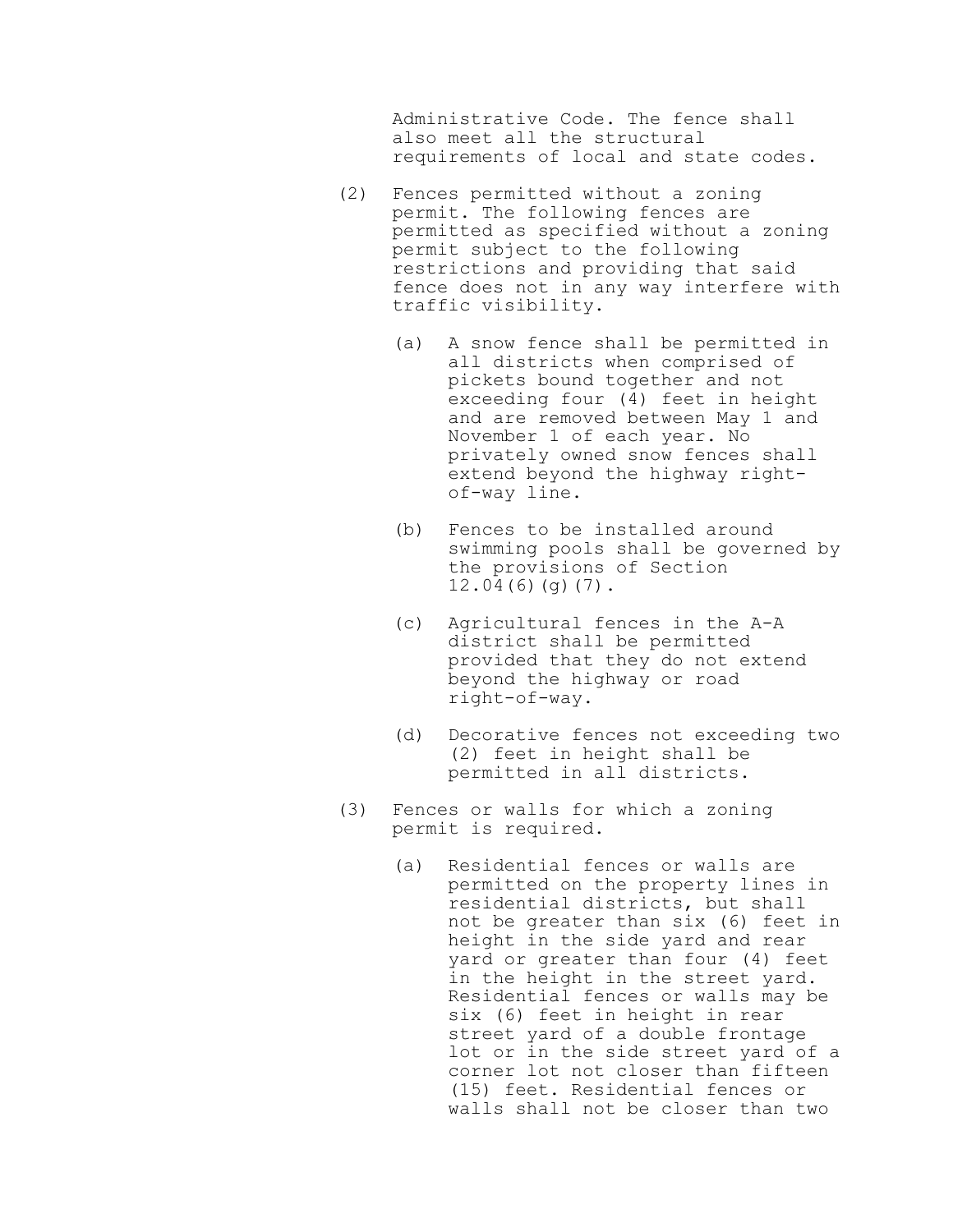Administrative Code. The fence shall also meet all the structural requirements of local and state codes.

(2) Fences permitted without a zoning permit. The following fences are permitted as specified without a zoning permit subject to the following restrictions and providing that said fence does not in any way interfere with traffic visibility.

(a) A snow fence shall be permitted in all districts when comprised of pickets bound together and not exceeding four (4) feet in height and are removed between May 1 and November 1 of each year. No privately owned snow fences shall extend beyond the highway right-of-way line.

(b) Fences to be installed around swimming pools shall be governed by the provisions of Section 12.04(6)(g)(7).

(c) Agricultural fences in the A-A district shall be permitted provided that they do not extend beyond the highway or road right-of-way.

(d) Decorative fences not exceeding two (2) feet in height shall be permitted in all districts.

(3) Fences or walls for which a zoning permit is required.

(a) Residential fences or walls are permitted on the property lines in residential districts, but shall not be greater than six (6) feet in height in the side yard and rear yard or greater than four (4) feet in the height in the street yard. Residential fences or walls may be six (6) feet in height in rear street yard of a double frontage lot or in the side street yard of a corner lot not closer than fifteen (15) feet. Residential fences or walls shall not be closer than two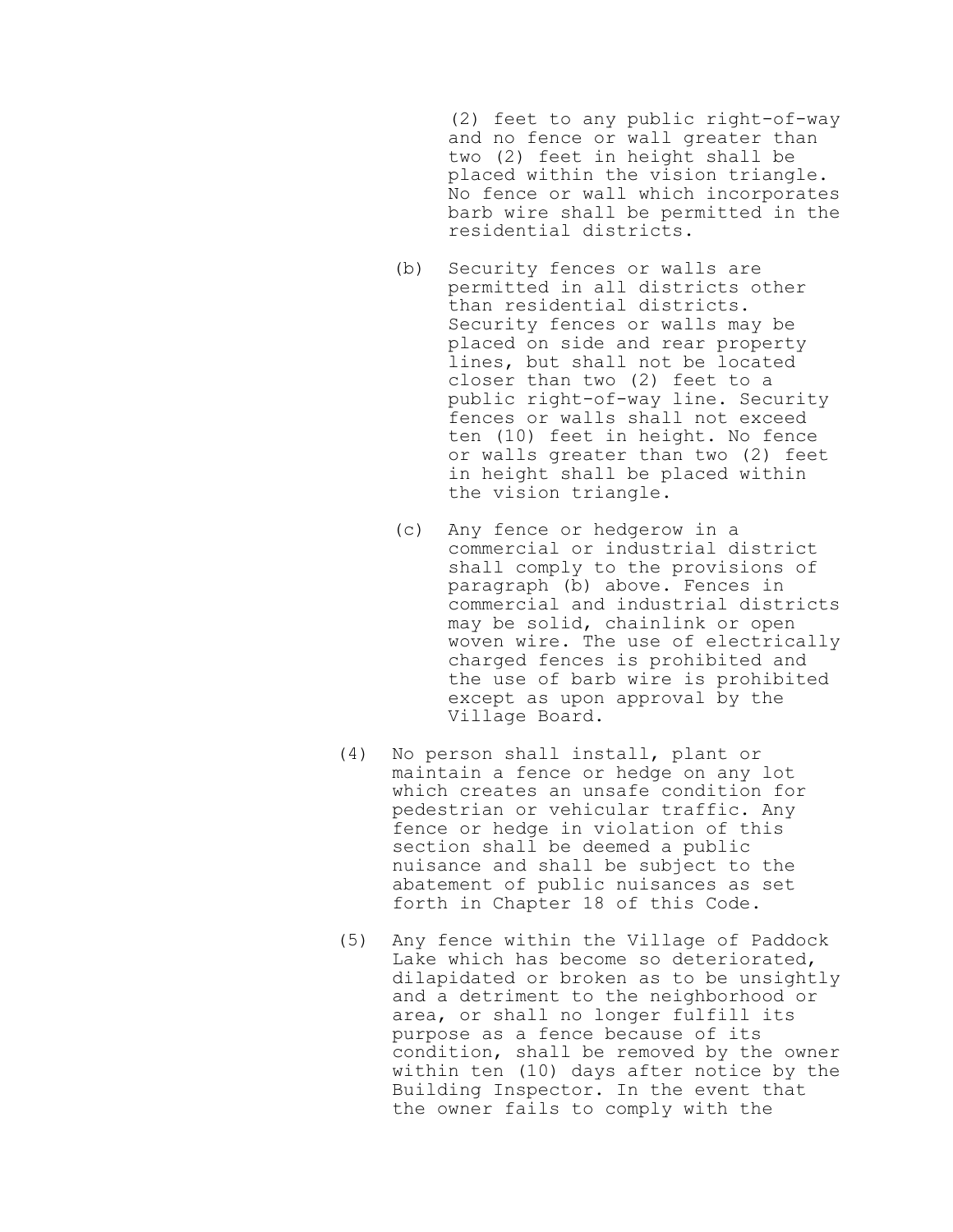(2) feet to any public right-of-way and no fence or wall greater than two (2) feet in height shall be placed within the vision triangle. No fence or wall which incorporates barb wire shall be permitted in the residential districts.

(b) Security fences or walls are permitted in all districts other than residential districts. Security fences or walls may be placed on side and rear property lines, but shall not be located closer than two (2) feet to a public right-of-way line. Security fences or walls shall not exceed ten (10) feet in height. No fence or walls greater than two (2) feet in height shall be placed within the vision triangle.

(c) Any fence or hedgerow in a commercial or industrial district shall comply to the provisions of paragraph (b) above. Fences in commercial and industrial districts may be solid, chainlink or open woven wire. The use of electrically charged fences is prohibited and the use of barb wire is prohibited except as upon approval by the Village Board.

(4) No person shall install, plant or maintain a fence or hedge on any lot which creates an unsafe condition for pedestrian or vehicular traffic. Any fence or hedge in violation of this section shall be deemed a public nuisance and shall be subject to the abatement of public nuisances as set forth in Chapter 18 of this Code.

(5) Any fence within the Village of Paddock Lake which has become so deteriorated, dilapidated or broken as to be unsightly and a detriment to the neighborhood or area, or shall no longer fulfill its purpose as a fence because of its condition, shall be removed by the owner within ten (10) days after notice by the Building Inspector. In the event that the owner fails to comply with the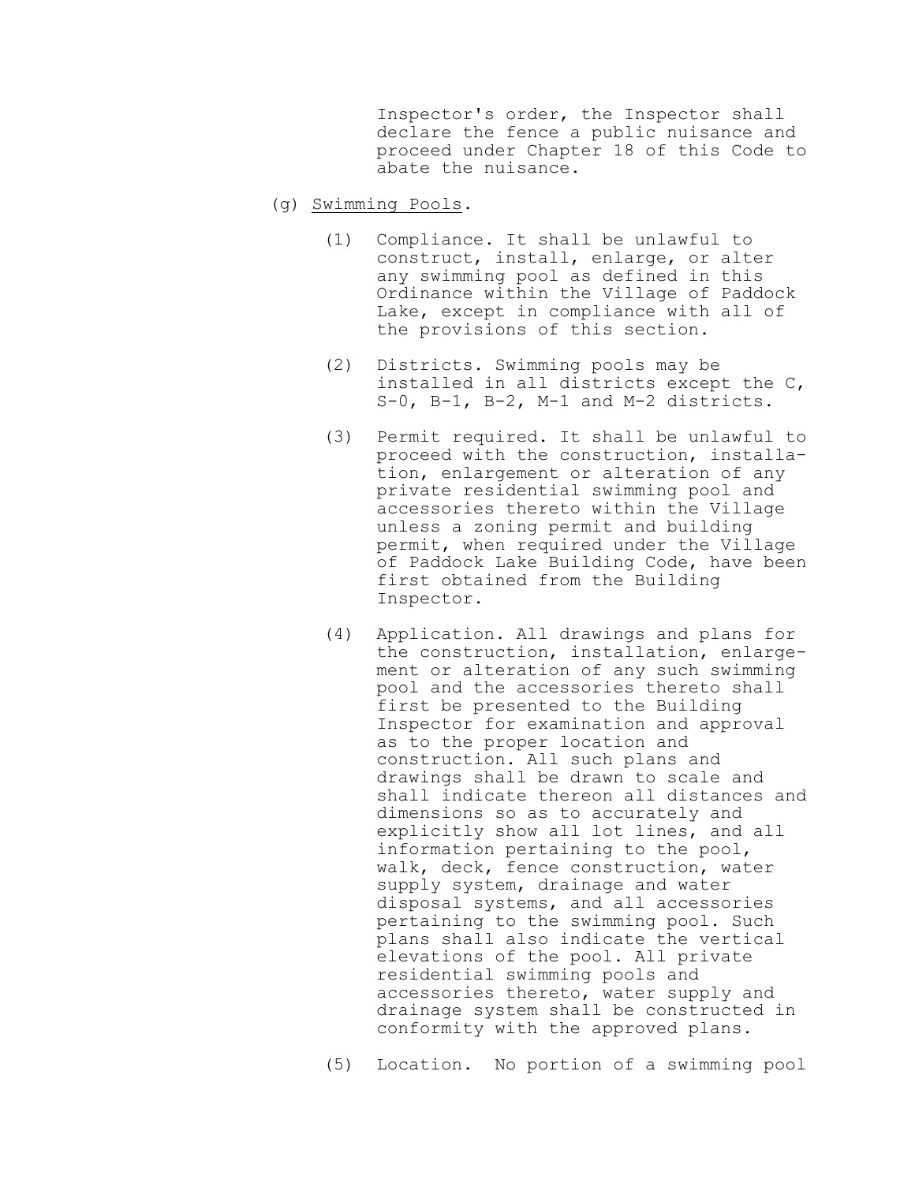Inspector's order, the Inspector shall declare the fence a public nuisance and proceed under Chapter 18 of this Code to abate the nuisance.

(g) Swimming Pools.

(1) Compliance. It shall be unlawful to construct, install, enlarge, or alter any swimming pool as defined in this Ordinance within the Village of Paddock Lake, except in compliance with all of the provisions of this section.

(2) Districts. Swimming pools may be installed in all districts except the C, S-0, B-1, B-2, M-1 and M-2 districts.

(3) Permit required. It shall be unlawful to proceed with the construction, installation, enlargement or alteration of any private residential swimming pool and accessories thereto within the Village unless a zoning permit and building permit, when required under the Village of Paddock Lake Building Code, have been first obtained from the Building Inspector.

(4) Application. All drawings and plans for the construction, installation, enlargement or alteration of any such swimming pool and the accessories thereto shall first be presented to the Building Inspector for examination and approval as to the proper location and construction. All such plans and drawings shall be drawn to scale and shall indicate thereon all distances and dimensions so as to accurately and explicitly show all lot lines, and all information pertaining to the pool, walk, deck, fence construction, water supply system, drainage and water disposal systems, and all accessories pertaining to the swimming pool. Such plans shall also indicate the vertical elevations of the pool. All private residential swimming pools and accessories thereto, water supply and drainage system shall be constructed in conformity with the approved plans.

(5) Location. No portion of a swimming pool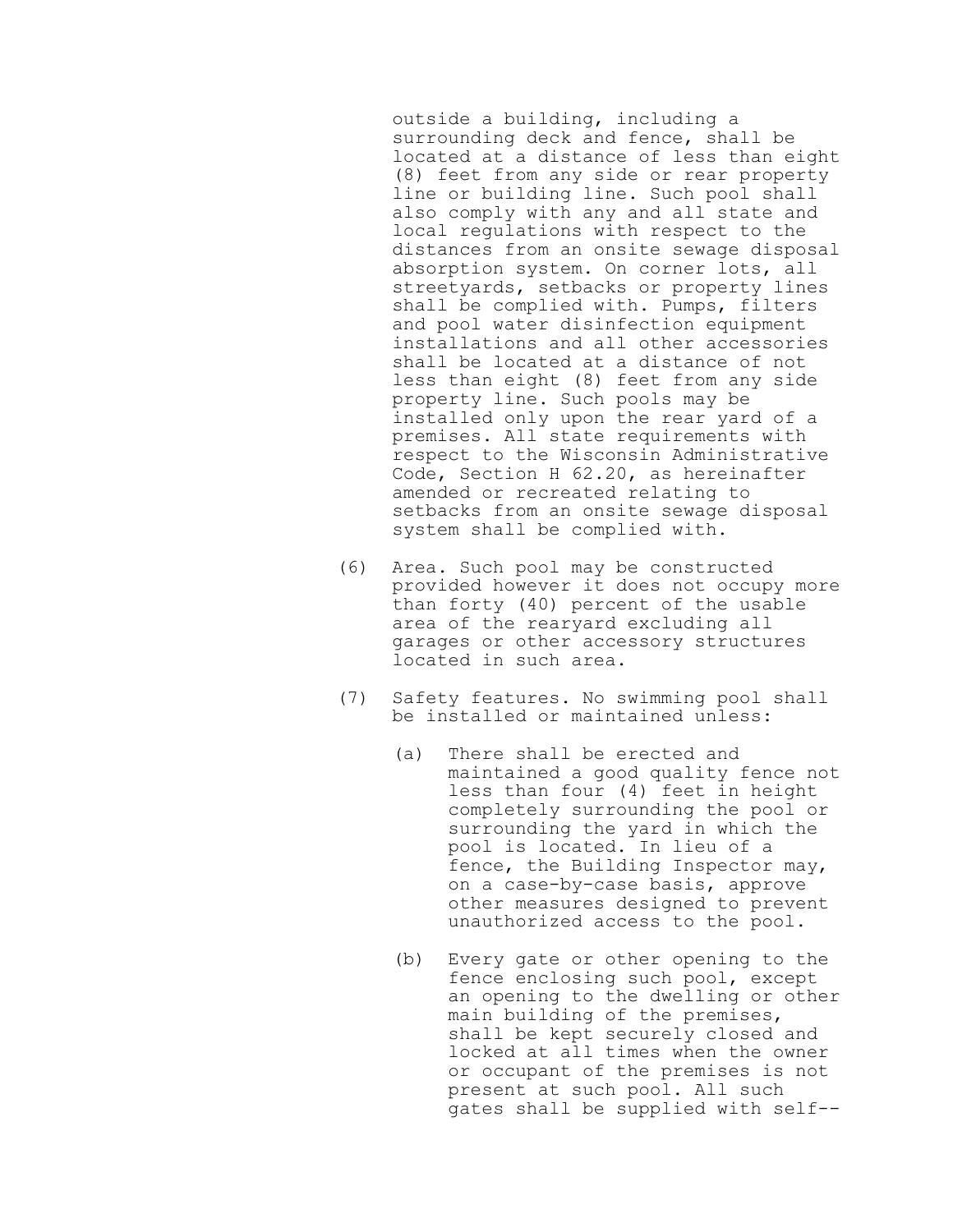outside a building, including a surrounding deck and fence, shall be located at a distance of less than eight (8) feet from any side or rear property line or building line. Such pool shall also comply with any and all state and local regulations with respect to the distances from an onsite sewage disposal absorption system. On corner lots, all streetyards, setbacks or property lines shall be complied with. Pumps, filters and pool water disinfection equipment installations and all other accessories shall be located at a distance of not less than eight (8) feet from any side property line. Such pools may be installed only upon the rear yard of a premises. All state requirements with respect to the Wisconsin Administrative Code, Section H 62.20, as hereinafter amended or recreated relating to setbacks from an onsite sewage disposal system shall be complied with.

(6) Area. Such pool may be constructed provided however it does not occupy more than forty (40) percent of the usable area of the rearyard excluding all garages or other accessory structures located in such area.

(7) Safety features. No swimming pool shall be installed or maintained unless:

   (a) There shall be erected and maintained a good quality fence not less than four (4) feet in height completely surrounding the pool or surrounding the yard in which the pool is located. In lieu of a fence, the Building Inspector may, on a case-by-case basis, approve other measures designed to prevent unauthorized access to the pool.

   (b) Every gate or other opening to the fence enclosing such pool, except an opening to the dwelling or other main building of the premises, shall be kept securely closed and locked at all times when the owner or occupant of the premises is not present at such pool. All such gates shall be supplied with self--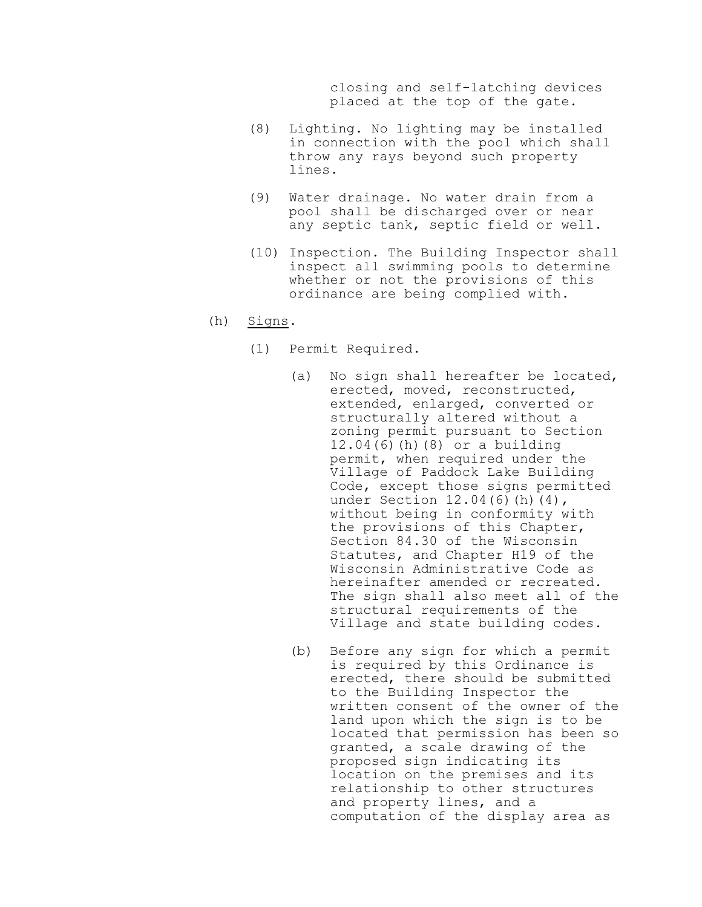closing and self-latching devices placed at the top of the gate.

(8) Lighting. No lighting may be installed in connection with the pool which shall throw any rays beyond such property lines.

(9) Water drainage. No water drain from a pool shall be discharged over or near any septic tank, septic field or well.

(10) Inspection. The Building Inspector shall inspect all swimming pools to determine whether or not the provisions of this ordinance are being complied with.

(h) Signs.

(1) Permit Required.

(a) No sign shall hereafter be located, erected, moved, reconstructed, extended, enlarged, converted or structurally altered without a zoning permit pursuant to Section 12.04(6)(h)(8) or a building permit, when required under the Village of Paddock Lake Building Code, except those signs permitted under Section 12.04(6)(h)(4), without being in conformity with the provisions of this Chapter, Section 84.30 of the Wisconsin Statutes, and Chapter H19 of the Wisconsin Administrative Code as hereinafter amended or recreated. The sign shall also meet all of the structural requirements of the Village and state building codes.

(b) Before any sign for which a permit is required by this Ordinance is erected, there should be submitted to the Building Inspector the written consent of the owner of the land upon which the sign is to be located that permission has been so granted, a scale drawing of the proposed sign indicating its location on the premises and its relationship to other structures and property lines, and a computation of the display area as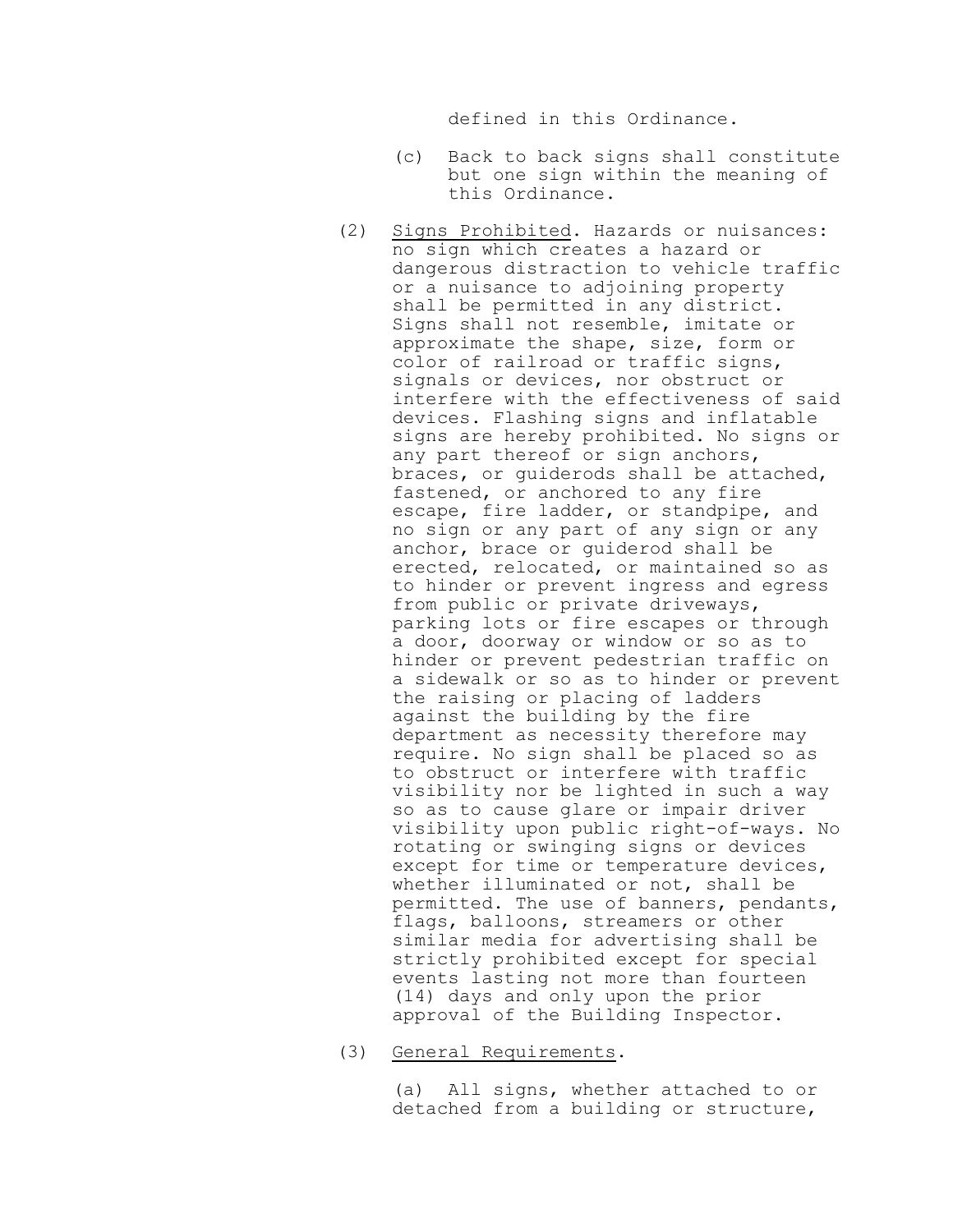defined in this Ordinance.

(c) Back to back signs shall constitute but one sign within the meaning of this Ordinance.

(2) Signs Prohibited. Hazards or nuisances: no sign which creates a hazard or dangerous distraction to vehicle traffic or a nuisance to adjoining property shall be permitted in any district. Signs shall not resemble, imitate or approximate the shape, size, form or color of railroad or traffic signs, signals or devices, nor obstruct or interfere with the effectiveness of said devices. Flashing signs and inflatable signs are hereby prohibited. No signs or any part thereof or sign anchors, braces, or guiderods shall be attached, fastened, or anchored to any fire escape, fire ladder, or standpipe, and no sign or any part of any sign or any anchor, brace or guiderod shall be erected, relocated, or maintained so as to hinder or prevent ingress and egress from public or private driveways, parking lots or fire escapes or through a door, doorway or window or so as to hinder or prevent pedestrian traffic on a sidewalk or so as to hinder or prevent the raising or placing of ladders against the building by the fire department as necessity therefore may require. No sign shall be placed so as to obstruct or interfere with traffic visibility nor be lighted in such a way so as to cause glare or impair driver visibility upon public right-of-ways. No rotating or swinging signs or devices except for time or temperature devices, whether illuminated or not, shall be permitted. The use of banners, pendants, flags, balloons, streamers or other similar media for advertising shall be strictly prohibited except for special events lasting not more than fourteen (14) days and only upon the prior approval of the Building Inspector.

(3) General Requirements.

(a) All signs, whether attached to or detached from a building or structure,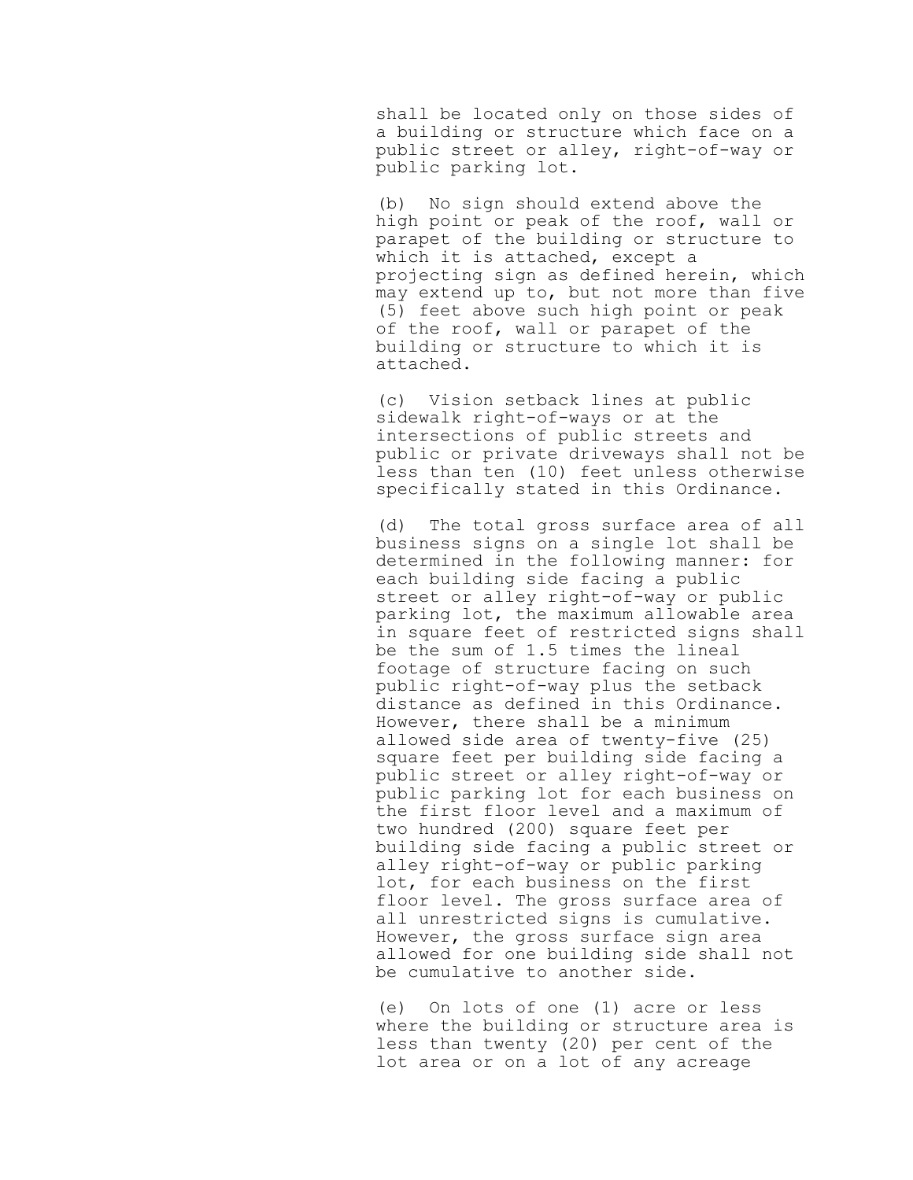shall be located only on those sides of a building or structure which face on a public street or alley, right-of-way or public parking lot.

(b) No sign should extend above the high point or peak of the roof, wall or parapet of the building or structure to which it is attached, except a projecting sign as defined herein, which may extend up to, but not more than five (5) feet above such high point or peak of the roof, wall or parapet of the building or structure to which it is attached.

(c) Vision setback lines at public sidewalk right-of-ways or at the intersections of public streets and public or private driveways shall not be less than ten (10) feet unless otherwise specifically stated in this Ordinance.

(d) The total gross surface area of all business signs on a single lot shall be determined in the following manner: for each building side facing a public street or alley right-of-way or public parking lot, the maximum allowable area in square feet of restricted signs shall be the sum of 1.5 times the lineal footage of structure facing on such public right-of-way plus the setback distance as defined in this Ordinance. However, there shall be a minimum allowed side area of twenty-five (25) square feet per building side facing a public street or alley right-of-way or public parking lot for each business on the first floor level and a maximum of two hundred (200) square feet per building side facing a public street or alley right-of-way or public parking lot, for each business on the first floor level. The gross surface area of all unrestricted signs is cumulative. However, the gross surface sign area allowed for one building side shall not be cumulative to another side.

(e) On lots of one (1) acre or less where the building or structure area is less than twenty (20) per cent of the lot area or on a lot of any acreage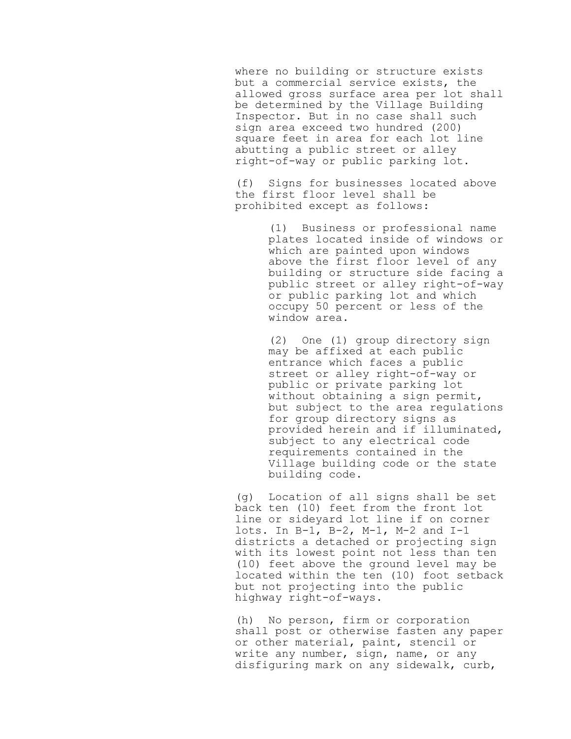where no building or structure exists but a commercial service exists, the allowed gross surface area per lot shall be determined by the Village Building Inspector. But in no case shall such sign area exceed two hundred (200) square feet in area for each lot line abutting a public street or alley right-of-way or public parking lot.

(f) Signs for businesses located above the first floor level shall be prohibited except as follows:

> (1) Business or professional name plates located inside of windows or which are painted upon windows above the first floor level of any building or structure side facing a public street or alley right-of-way or public parking lot and which occupy 50 percent or less of the window area.
>
> (2) One (1) group directory sign may be affixed at each public entrance which faces a public street or alley right-of-way or public or private parking lot without obtaining a sign permit, but subject to the area regulations for group directory signs as provided herein and if illuminated, subject to any electrical code requirements contained in the Village building code or the state building code.

(g) Location of all signs shall be set back ten (10) feet from the front lot line or sideyard lot line if on corner lots. In B-1, B-2, M-1, M-2 and I-1 districts a detached or projecting sign with its lowest point not less than ten (10) feet above the ground level may be located within the ten (10) foot setback but not projecting into the public highway right-of-ways.

(h) No person, firm or corporation shall post or otherwise fasten any paper or other material, paint, stencil or write any number, sign, name, or any disfiguring mark on any sidewalk, curb,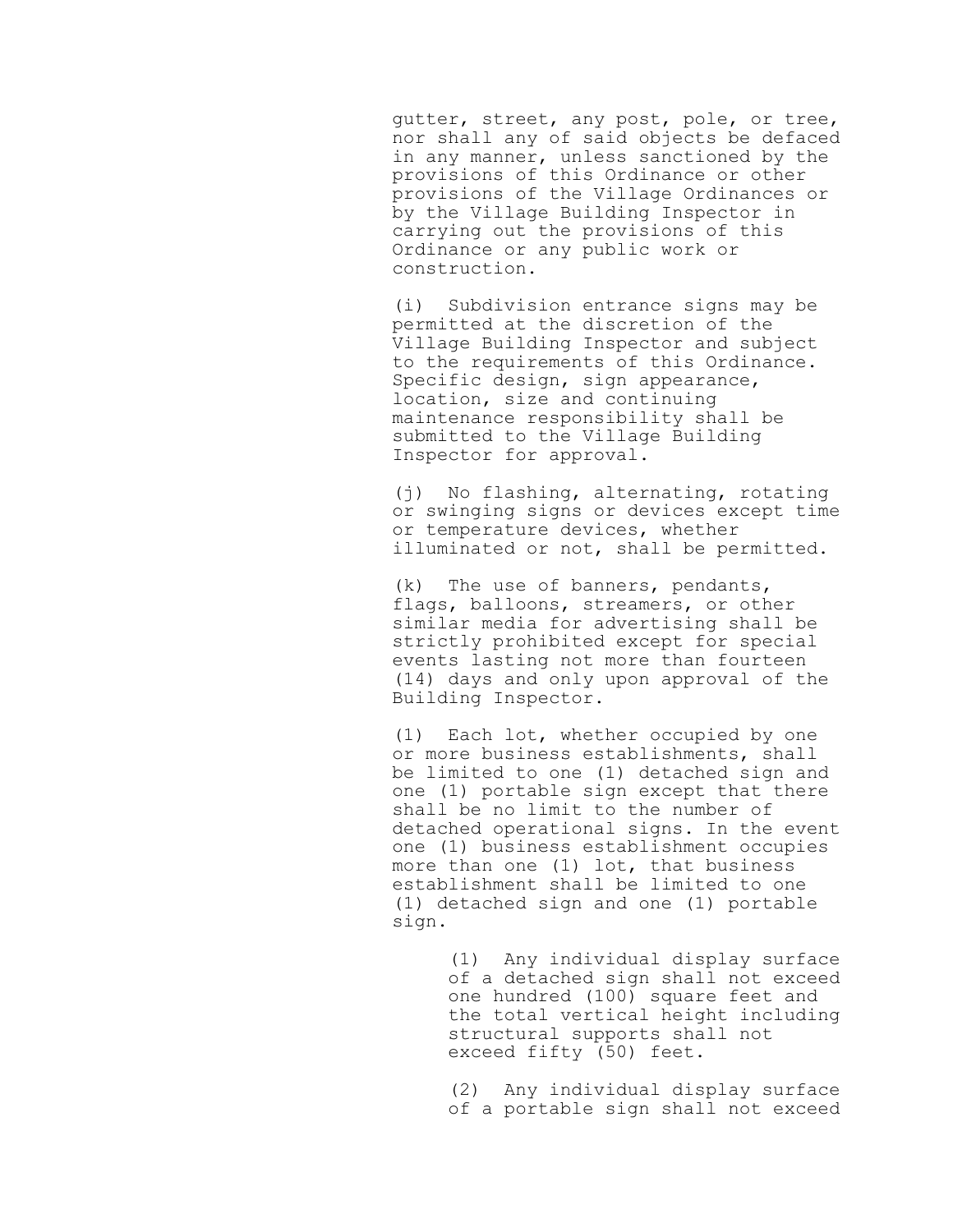gutter, street, any post, pole, or tree, nor shall any of said objects be defaced in any manner, unless sanctioned by the provisions of this Ordinance or other provisions of the Village Ordinances or by the Village Building Inspector in carrying out the provisions of this Ordinance or any public work or construction.

(i) Subdivision entrance signs may be permitted at the discretion of the Village Building Inspector and subject to the requirements of this Ordinance. Specific design, sign appearance, location, size and continuing maintenance responsibility shall be submitted to the Village Building Inspector for approval.

(j) No flashing, alternating, rotating or swinging signs or devices except time or temperature devices, whether illuminated or not, shall be permitted.

(k) The use of banners, pendants, flags, balloons, streamers, or other similar media for advertising shall be strictly prohibited except for special events lasting not more than fourteen (14) days and only upon approval of the Building Inspector.

(l) Each lot, whether occupied by one or more business establishments, shall be limited to one (1) detached sign and one (1) portable sign except that there shall be no limit to the number of detached operational signs. In the event one (1) business establishment occupies more than one (1) lot, that business establishment shall be limited to one (1) detached sign and one (1) portable sign.

> (1) Any individual display surface of a detached sign shall not exceed one hundred (100) square feet and the total vertical height including structural supports shall not exceed fifty (50) feet.
>
> (2) Any individual display surface of a portable sign shall not exceed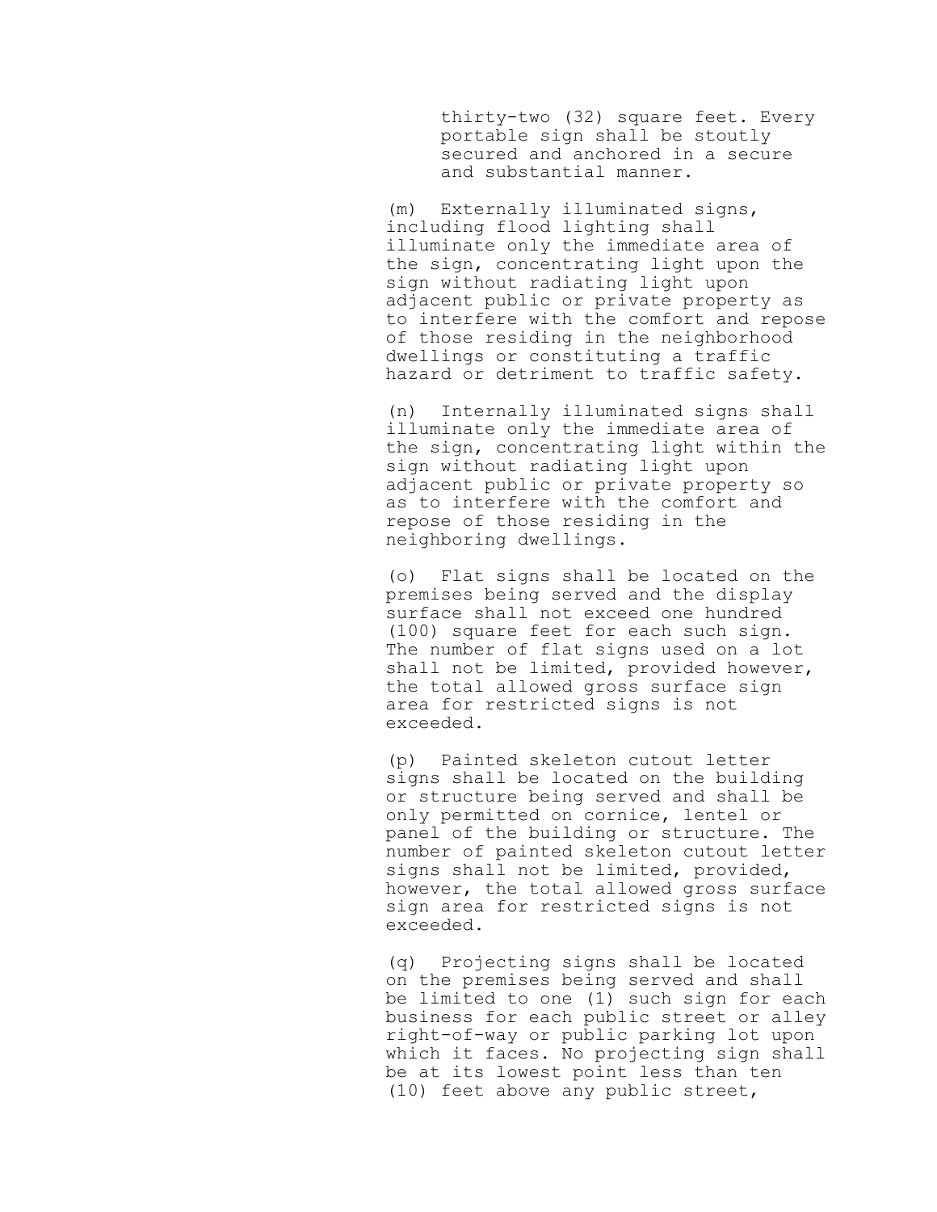thirty-two (32) square feet. Every portable sign shall be stoutly secured and anchored in a secure and substantial manner.

(m) Externally illuminated signs, including flood lighting shall illuminate only the immediate area of the sign, concentrating light upon the sign without radiating light upon adjacent public or private property as to interfere with the comfort and repose of those residing in the neighborhood dwellings or constituting a traffic hazard or detriment to traffic safety.

(n) Internally illuminated signs shall illuminate only the immediate area of the sign, concentrating light within the sign without radiating light upon adjacent public or private property so as to interfere with the comfort and repose of those residing in the neighboring dwellings.

(o) Flat signs shall be located on the premises being served and the display surface shall not exceed one hundred (100) square feet for each such sign. The number of flat signs used on a lot shall not be limited, provided however, the total allowed gross surface sign area for restricted signs is not exceeded.

(p) Painted skeleton cutout letter signs shall be located on the building or structure being served and shall be only permitted on cornice, lentel or panel of the building or structure. The number of painted skeleton cutout letter signs shall not be limited, provided, however, the total allowed gross surface sign area for restricted signs is not exceeded.

(q) Projecting signs shall be located on the premises being served and shall be limited to one (1) such sign for each business for each public street or alley right-of-way or public parking lot upon which it faces. No projecting sign shall be at its lowest point less than ten (10) feet above any public street,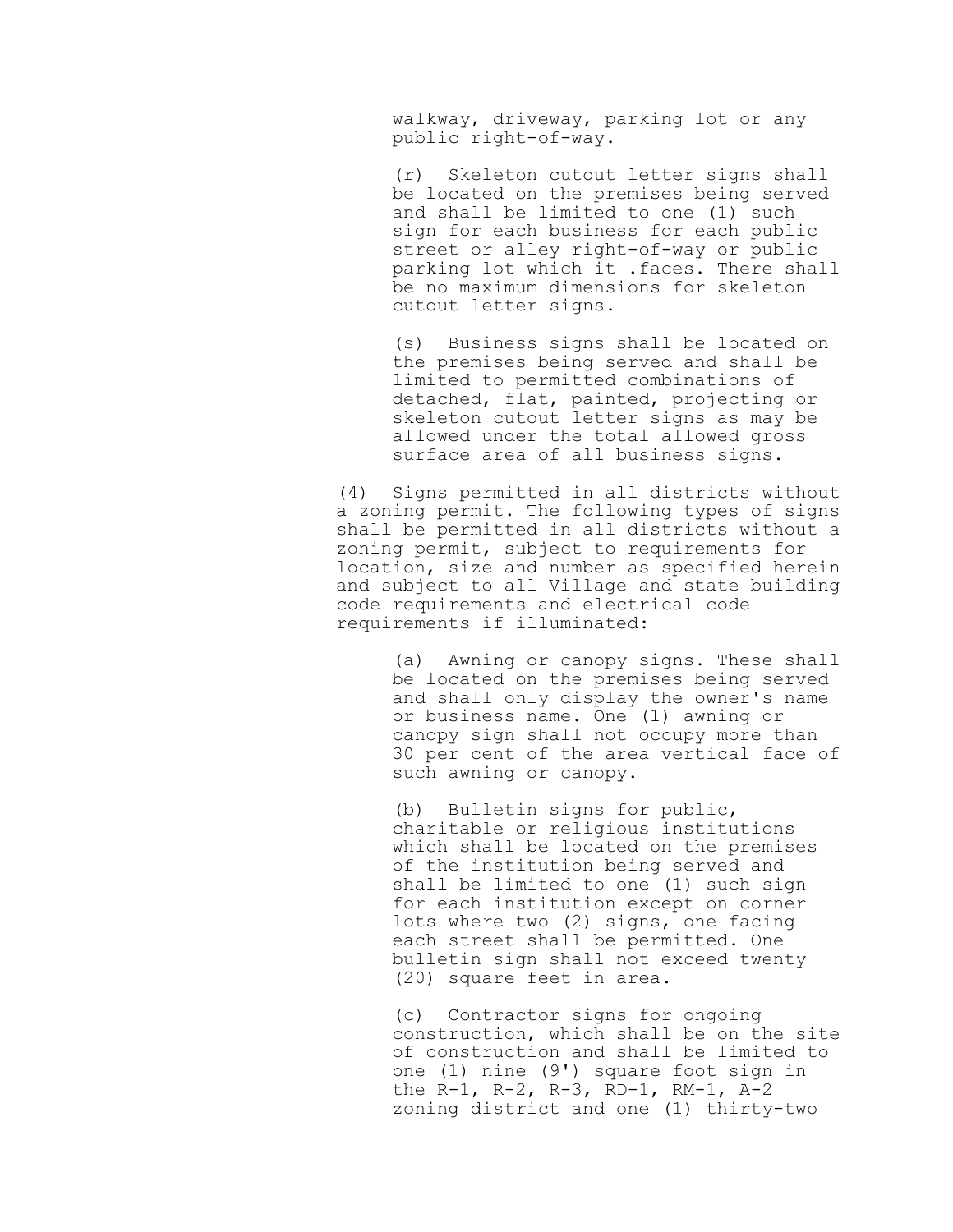walkway, driveway, parking lot or any public right-of-way.

(r) Skeleton cutout letter signs shall be located on the premises being served and shall be limited to one (1) such sign for each business for each public street or alley right-of-way or public parking lot which it .faces. There shall be no maximum dimensions for skeleton cutout letter signs.

(s) Business signs shall be located on the premises being served and shall be limited to permitted combinations of detached, flat, painted, projecting or skeleton cutout letter signs as may be allowed under the total allowed gross surface area of all business signs.

(4) Signs permitted in all districts without a zoning permit. The following types of signs shall be permitted in all districts without a zoning permit, subject to requirements for location, size and number as specified herein and subject to all Village and state building code requirements and electrical code requirements if illuminated:

(a) Awning or canopy signs. These shall be located on the premises being served and shall only display the owner's name or business name. One (1) awning or canopy sign shall not occupy more than 30 per cent of the area vertical face of such awning or canopy.

(b) Bulletin signs for public, charitable or religious institutions which shall be located on the premises of the institution being served and shall be limited to one (1) such sign for each institution except on corner lots where two (2) signs, one facing each street shall be permitted. One bulletin sign shall not exceed twenty (20) square feet in area.

(c) Contractor signs for ongoing construction, which shall be on the site of construction and shall be limited to one (1) nine (9') square foot sign in the R-1, R-2, R-3, RD-1, RM-1, A-2 zoning district and one (1) thirty-two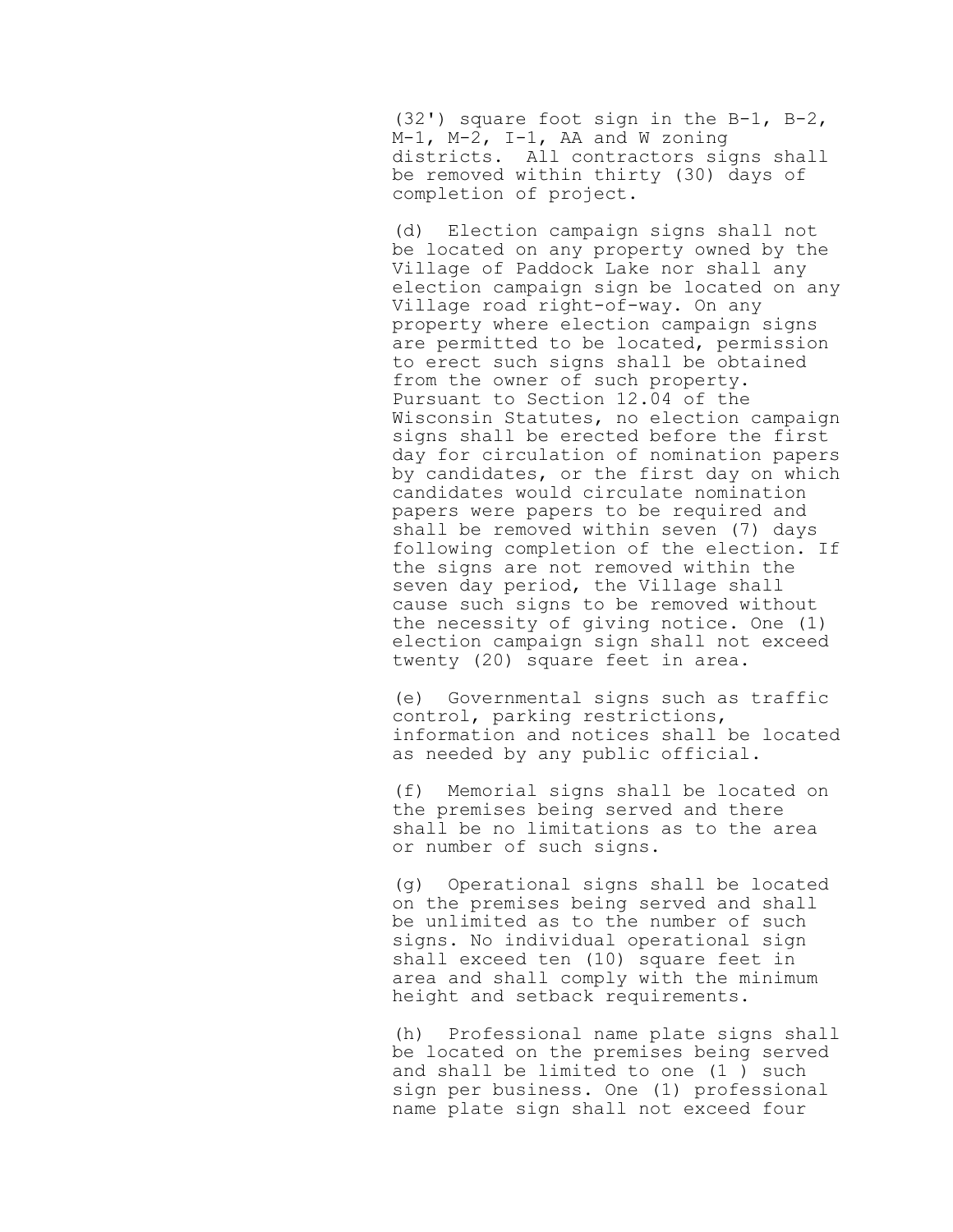(32') square foot sign in the B-1, B-2, M-1, M-2, I-1, AA and W zoning districts. All contractors signs shall be removed within thirty (30) days of completion of project.

(d) Election campaign signs shall not be located on any property owned by the Village of Paddock Lake nor shall any election campaign sign be located on any Village road right-of-way. On any property where election campaign signs are permitted to be located, permission to erect such signs shall be obtained from the owner of such property. Pursuant to Section 12.04 of the Wisconsin Statutes, no election campaign signs shall be erected before the first day for circulation of nomination papers by candidates, or the first day on which candidates would circulate nomination papers were papers to be required and shall be removed within seven (7) days following completion of the election. If the signs are not removed within the seven day period, the Village shall cause such signs to be removed without the necessity of giving notice. One (1) election campaign sign shall not exceed twenty (20) square feet in area.

(e) Governmental signs such as traffic control, parking restrictions, information and notices shall be located as needed by any public official.

(f) Memorial signs shall be located on the premises being served and there shall be no limitations as to the area or number of such signs.

(g) Operational signs shall be located on the premises being served and shall be unlimited as to the number of such signs. No individual operational sign shall exceed ten (10) square feet in area and shall comply with the minimum height and setback requirements.

(h) Professional name plate signs shall be located on the premises being served and shall be limited to one (1 ) such sign per business. One (1) professional name plate sign shall not exceed four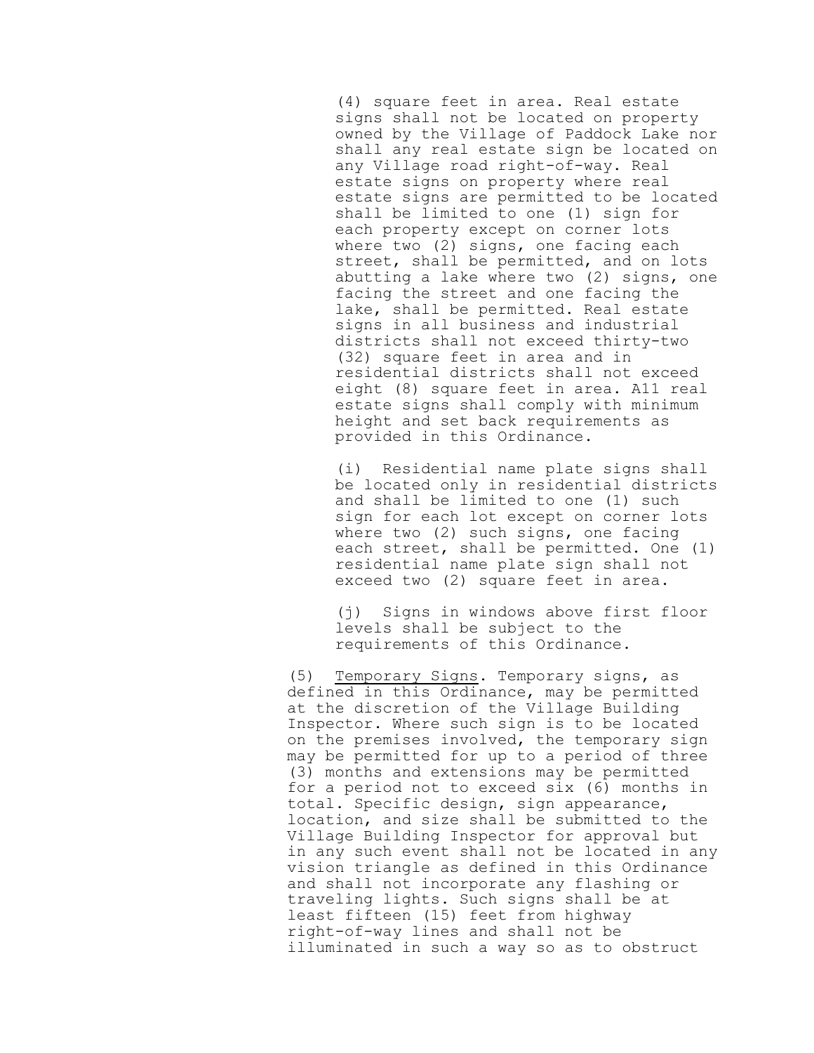(4) square feet in area. Real estate signs shall not be located on property owned by the Village of Paddock Lake nor shall any real estate sign be located on any Village road right-of-way. Real estate signs on property where real estate signs are permitted to be located shall be limited to one (1) sign for each property except on corner lots where two (2) signs, one facing each street, shall be permitted, and on lots abutting a lake where two (2) signs, one facing the street and one facing the lake, shall be permitted. Real estate signs in all business and industrial districts shall not exceed thirty-two (32) square feet in area and in residential districts shall not exceed eight (8) square feet in area. A11 real estate signs shall comply with minimum height and set back requirements as provided in this Ordinance.

(i) Residential name plate signs shall be located only in residential districts and shall be limited to one (1) such sign for each lot except on corner lots where two (2) such signs, one facing each street, shall be permitted. One (1) residential name plate sign shall not exceed two (2) square feet in area.

(j) Signs in windows above first floor levels shall be subject to the requirements of this Ordinance.

(5) <u>Temporary Signs</u>. Temporary signs, as defined in this Ordinance, may be permitted at the discretion of the Village Building Inspector. Where such sign is to be located on the premises involved, the temporary sign may be permitted for up to a period of three (3) months and extensions may be permitted for a period not to exceed six (6) months in total. Specific design, sign appearance, location, and size shall be submitted to the Village Building Inspector for approval but in any such event shall not be located in any vision triangle as defined in this Ordinance and shall not incorporate any flashing or traveling lights. Such signs shall be at least fifteen (15) feet from highway right-of-way lines and shall not be illuminated in such a way so as to obstruct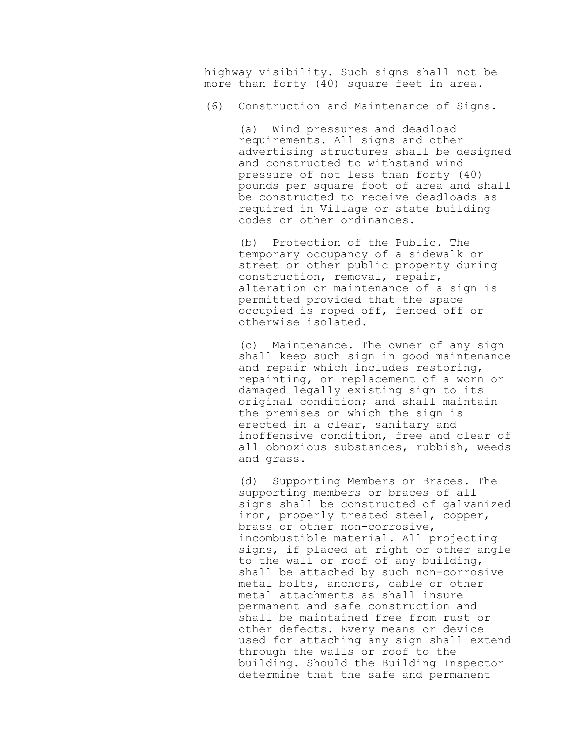highway visibility. Such signs shall not be more than forty (40) square feet in area.

(6) Construction and Maintenance of Signs.

(a) Wind pressures and deadload requirements. All signs and other advertising structures shall be designed and constructed to withstand wind pressure of not less than forty (40) pounds per square foot of area and shall be constructed to receive deadloads as required in Village or state building codes or other ordinances.

(b) Protection of the Public. The temporary occupancy of a sidewalk or street or other public property during construction, removal, repair, alteration or maintenance of a sign is permitted provided that the space occupied is roped off, fenced off or otherwise isolated.

(c) Maintenance. The owner of any sign shall keep such sign in good maintenance and repair which includes restoring, repainting, or replacement of a worn or damaged legally existing sign to its original condition; and shall maintain the premises on which the sign is erected in a clear, sanitary and inoffensive condition, free and clear of all obnoxious substances, rubbish, weeds and grass.

(d) Supporting Members or Braces. The supporting members or braces of all signs shall be constructed of galvanized iron, properly treated steel, copper, brass or other non-corrosive, incombustible material. All projecting signs, if placed at right or other angle to the wall or roof of any building, shall be attached by such non-corrosive metal bolts, anchors, cable or other metal attachments as shall insure permanent and safe construction and shall be maintained free from rust or other defects. Every means or device used for attaching any sign shall extend through the walls or roof to the building. Should the Building Inspector determine that the safe and permanent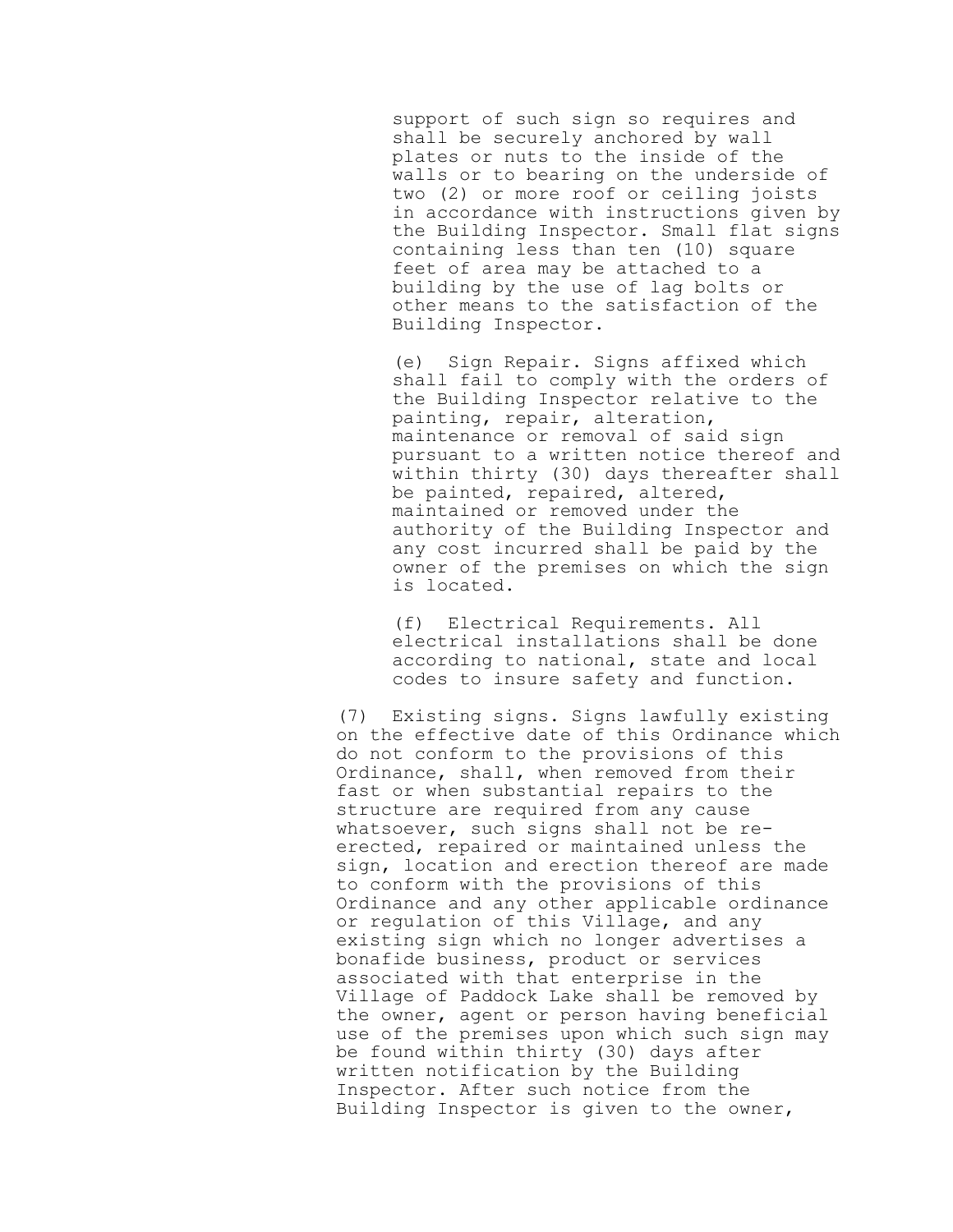support of such sign so requires and shall be securely anchored by wall plates or nuts to the inside of the walls or to bearing on the underside of two (2) or more roof or ceiling joists in accordance with instructions given by the Building Inspector. Small flat signs containing less than ten (10) square feet of area may be attached to a building by the use of lag bolts or other means to the satisfaction of the Building Inspector.

(e) Sign Repair. Signs affixed which shall fail to comply with the orders of the Building Inspector relative to the painting, repair, alteration, maintenance or removal of said sign pursuant to a written notice thereof and within thirty (30) days thereafter shall be painted, repaired, altered, maintained or removed under the authority of the Building Inspector and any cost incurred shall be paid by the owner of the premises on which the sign is located.

(f) Electrical Requirements. All electrical installations shall be done according to national, state and local codes to insure safety and function.

(7) Existing signs. Signs lawfully existing on the effective date of this Ordinance which do not conform to the provisions of this Ordinance, shall, when removed from their fast or when substantial repairs to the structure are required from any cause whatsoever, such signs shall not be re-erected, repaired or maintained unless the sign, location and erection thereof are made to conform with the provisions of this Ordinance and any other applicable ordinance or regulation of this Village, and any existing sign which no longer advertises a bonafide business, product or services associated with that enterprise in the Village of Paddock Lake shall be removed by the owner, agent or person having beneficial use of the premises upon which such sign may be found within thirty (30) days after written notification by the Building Inspector. After such notice from the Building Inspector is given to the owner,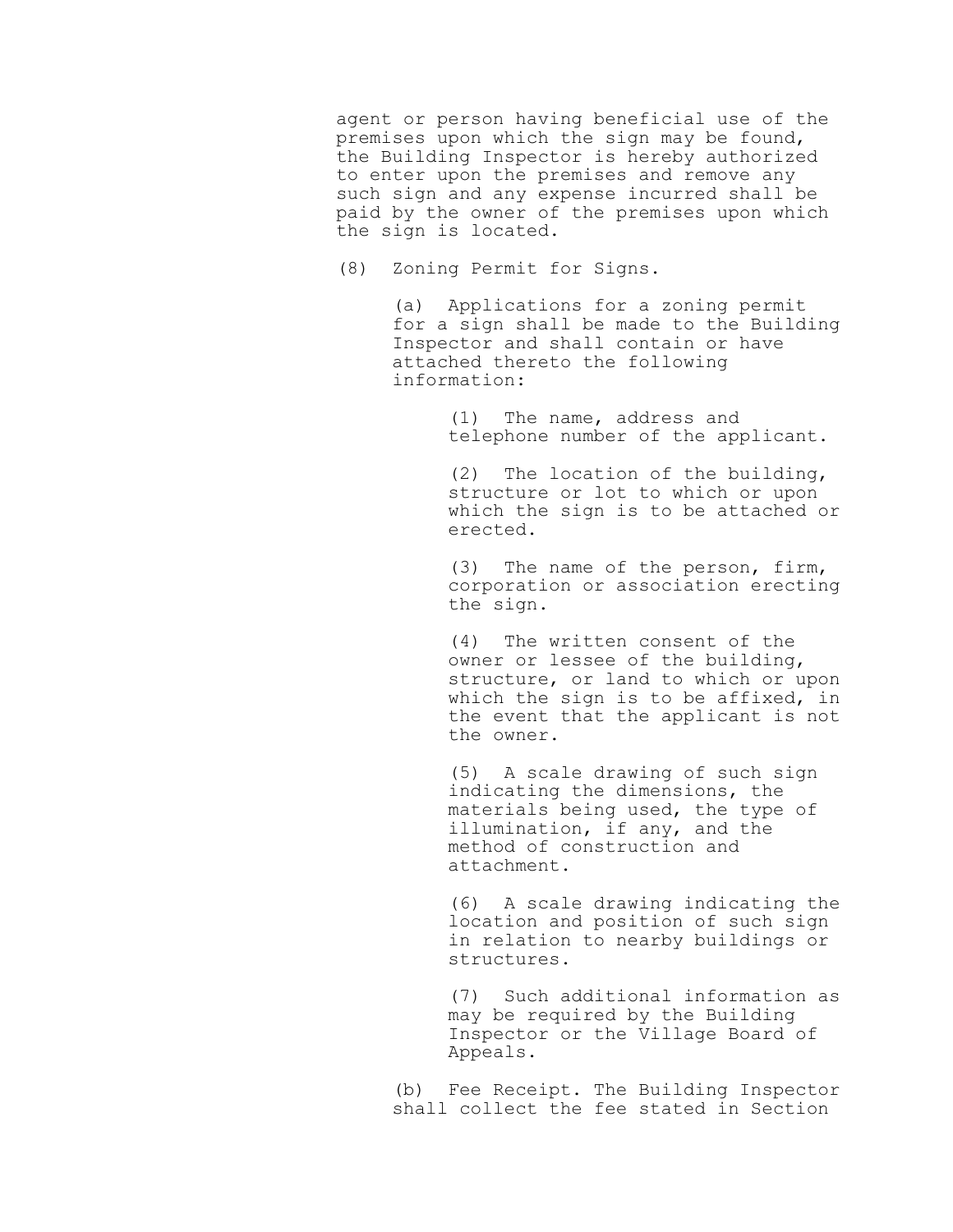agent or person having beneficial use of the premises upon which the sign may be found, the Building Inspector is hereby authorized to enter upon the premises and remove any such sign and any expense incurred shall be paid by the owner of the premises upon which the sign is located.

(8) Zoning Permit for Signs.

(a) Applications for a zoning permit for a sign shall be made to the Building Inspector and shall contain or have attached thereto the following information:

(1) The name, address and telephone number of the applicant.

(2) The location of the building, structure or lot to which or upon which the sign is to be attached or erected.

(3) The name of the person, firm, corporation or association erecting the sign.

(4) The written consent of the owner or lessee of the building, structure, or land to which or upon which the sign is to be affixed, in the event that the applicant is not the owner.

(5) A scale drawing of such sign indicating the dimensions, the materials being used, the type of illumination, if any, and the method of construction and attachment.

(6) A scale drawing indicating the location and position of such sign in relation to nearby buildings or structures.

(7) Such additional information as may be required by the Building Inspector or the Village Board of Appeals.

(b) Fee Receipt. The Building Inspector shall collect the fee stated in Section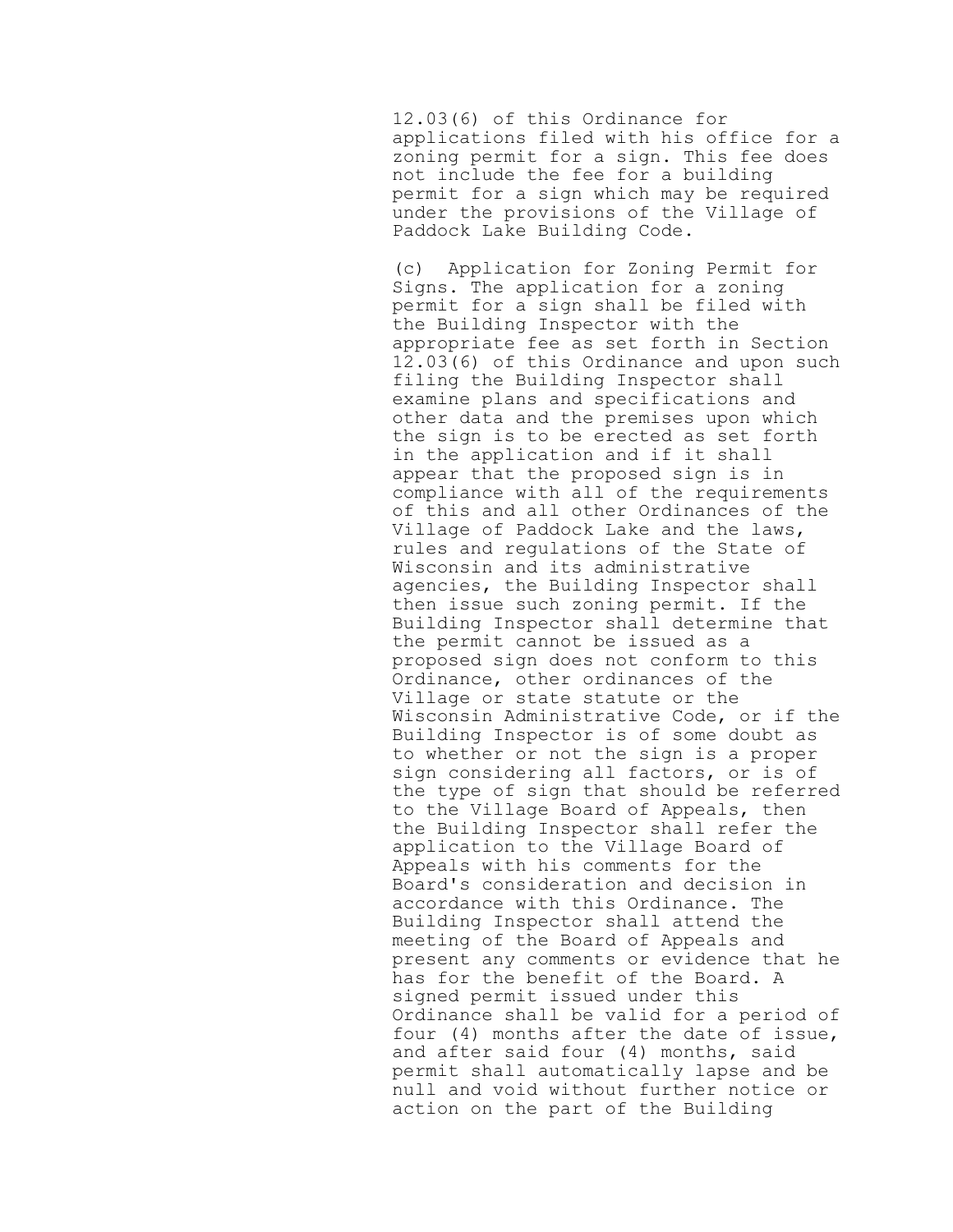12.03(6) of this Ordinance for applications filed with his office for a zoning permit for a sign. This fee does not include the fee for a building permit for a sign which may be required under the provisions of the Village of Paddock Lake Building Code.

(c) Application for Zoning Permit for Signs. The application for a zoning permit for a sign shall be filed with the Building Inspector with the appropriate fee as set forth in Section 12.03(6) of this Ordinance and upon such filing the Building Inspector shall examine plans and specifications and other data and the premises upon which the sign is to be erected as set forth in the application and if it shall appear that the proposed sign is in compliance with all of the requirements of this and all other Ordinances of the Village of Paddock Lake and the laws, rules and regulations of the State of Wisconsin and its administrative agencies, the Building Inspector shall then issue such zoning permit. If the Building Inspector shall determine that the permit cannot be issued as a proposed sign does not conform to this Ordinance, other ordinances of the Village or state statute or the Wisconsin Administrative Code, or if the Building Inspector is of some doubt as to whether or not the sign is a proper sign considering all factors, or is of the type of sign that should be referred to the Village Board of Appeals, then the Building Inspector shall refer the application to the Village Board of Appeals with his comments for the Board's consideration and decision in accordance with this Ordinance. The Building Inspector shall attend the meeting of the Board of Appeals and present any comments or evidence that he has for the benefit of the Board. A signed permit issued under this Ordinance shall be valid for a period of four (4) months after the date of issue, and after said four (4) months, said permit shall automatically lapse and be null and void without further notice or action on the part of the Building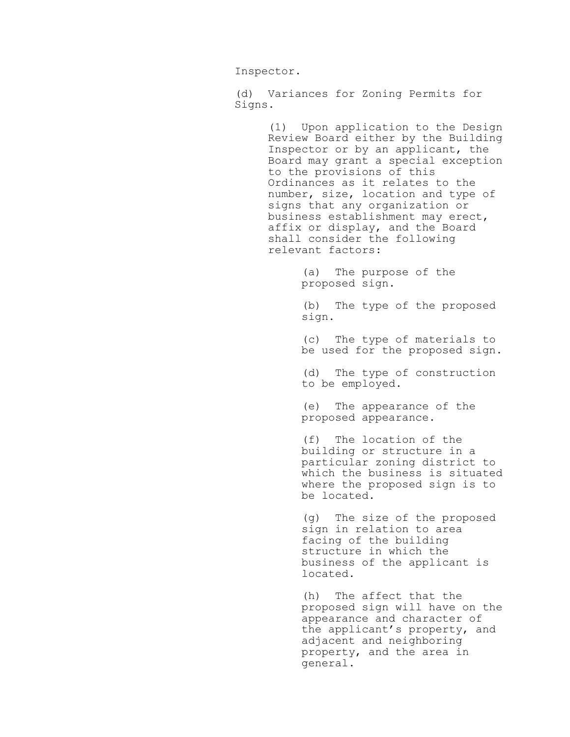Inspector.

(d) Variances for Zoning Permits for Signs.

(1) Upon application to the Design Review Board either by the Building Inspector or by an applicant, the Board may grant a special exception to the provisions of this Ordinances as it relates to the number, size, location and type of signs that any organization or business establishment may erect, affix or display, and the Board shall consider the following relevant factors:

(a) The purpose of the proposed sign.

(b) The type of the proposed sign.

(c) The type of materials to be used for the proposed sign.

(d) The type of construction to be employed.

(e) The appearance of the proposed appearance.

(f) The location of the building or structure in a particular zoning district to which the business is situated where the proposed sign is to be located.

(g) The size of the proposed sign in relation to area facing of the building structure in which the business of the applicant is located.

(h) The affect that the proposed sign will have on the appearance and character of the applicant's property, and adjacent and neighboring property, and the area in general.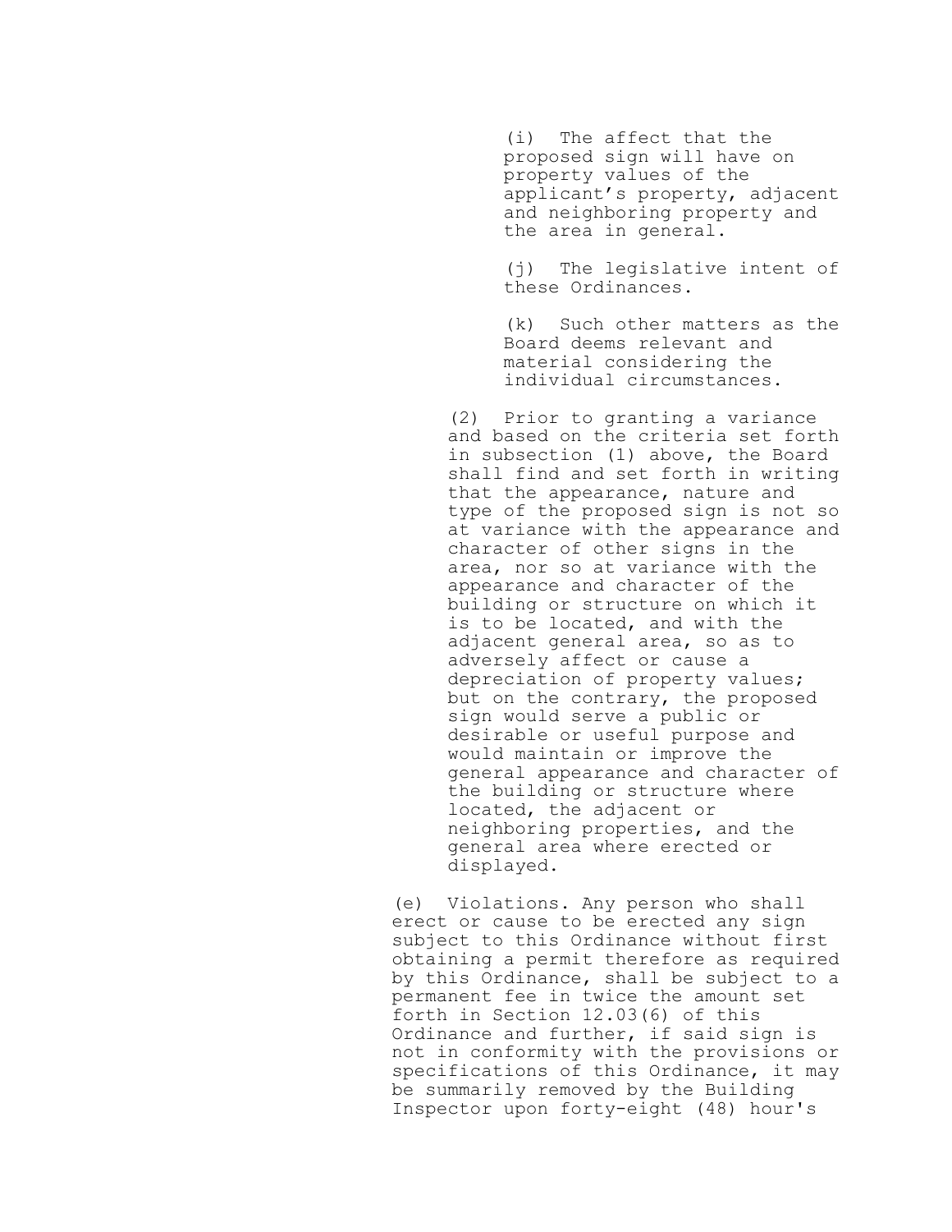(i) The affect that the proposed sign will have on property values of the applicant's property, adjacent and neighboring property and the area in general.

(j) The legislative intent of these Ordinances.

(k) Such other matters as the Board deems relevant and material considering the individual circumstances.

(2) Prior to granting a variance and based on the criteria set forth in subsection (1) above, the Board shall find and set forth in writing that the appearance, nature and type of the proposed sign is not so at variance with the appearance and character of other signs in the area, nor so at variance with the appearance and character of the building or structure on which it is to be located, and with the adjacent general area, so as to adversely affect or cause a depreciation of property values; but on the contrary, the proposed sign would serve a public or desirable or useful purpose and would maintain or improve the general appearance and character of the building or structure where located, the adjacent or neighboring properties, and the general area where erected or displayed.

(e) Violations. Any person who shall erect or cause to be erected any sign subject to this Ordinance without first obtaining a permit therefore as required by this Ordinance, shall be subject to a permanent fee in twice the amount set forth in Section 12.03(6) of this Ordinance and further, if said sign is not in conformity with the provisions or specifications of this Ordinance, it may be summarily removed by the Building Inspector upon forty-eight (48) hour's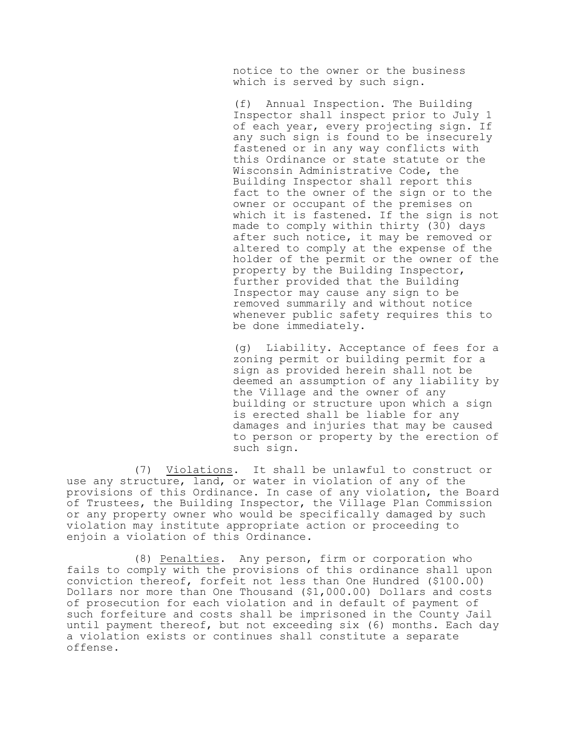notice to the owner or the business which is served by such sign.

(f) Annual Inspection. The Building Inspector shall inspect prior to July 1 of each year, every projecting sign. If any such sign is found to be insecurely fastened or in any way conflicts with this Ordinance or state statute or the Wisconsin Administrative Code, the Building Inspector shall report this fact to the owner of the sign or to the owner or occupant of the premises on which it is fastened. If the sign is not made to comply within thirty (30) days after such notice, it may be removed or altered to comply at the expense of the holder of the permit or the owner of the property by the Building Inspector, further provided that the Building Inspector may cause any sign to be removed summarily and without notice whenever public safety requires this to be done immediately.

(g) Liability. Acceptance of fees for a zoning permit or building permit for a sign as provided herein shall not be deemed an assumption of any liability by the Village and the owner of any building or structure upon which a sign is erected shall be liable for any damages and injuries that may be caused to person or property by the erection of such sign.

(7) Violations. It shall be unlawful to construct or use any structure, land, or water in violation of any of the provisions of this Ordinance. In case of any violation, the Board of Trustees, the Building Inspector, the Village Plan Commission or any property owner who would be specifically damaged by such violation may institute appropriate action or proceeding to enjoin a violation of this Ordinance.

(8) Penalties. Any person, firm or corporation who fails to comply with the provisions of this ordinance shall upon conviction thereof, forfeit not less than One Hundred ($100.00) Dollars nor more than One Thousand ($1,000.00) Dollars and costs of prosecution for each violation and in default of payment of such forfeiture and costs shall be imprisoned in the County Jail until payment thereof, but not exceeding six (6) months. Each day a violation exists or continues shall constitute a separate offense.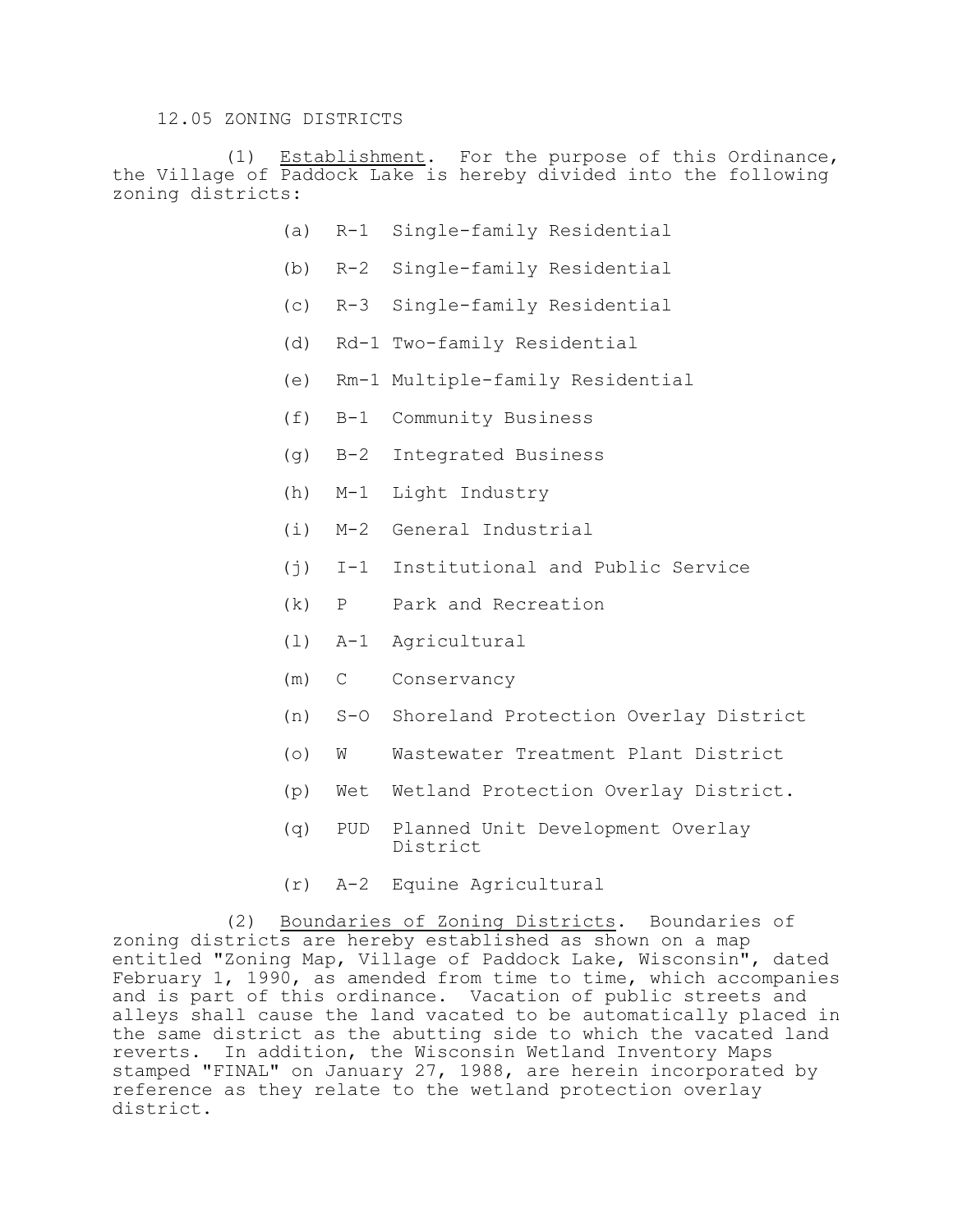## 12.05 ZONING DISTRICTS

(1) Establishment. For the purpose of this Ordinance, the Village of Paddock Lake is hereby divided into the following zoning districts:

- (a) R-1 Single-family Residential
- (b) R-2 Single-family Residential
- (c) R-3 Single-family Residential
- (d) Rd-1 Two-family Residential
- (e) Rm-1 Multiple-family Residential
- (f) B-1 Community Business
- (g) B-2 Integrated Business
- (h) M-1 Light Industry
- (i) M-2 General Industrial
- (j) I-1 Institutional and Public Service
- (k) P Park and Recreation
- (l) A-1 Agricultural
- (m) C Conservancy
- (n) S-O Shoreland Protection Overlay District
- (o) W Wastewater Treatment Plant District
- (p) Wet Wetland Protection Overlay District.
- (q) PUD Planned Unit Development Overlay District
- (r) A-2 Equine Agricultural

(2) Boundaries of Zoning Districts. Boundaries of zoning districts are hereby established as shown on a map entitled "Zoning Map, Village of Paddock Lake, Wisconsin", dated February 1, 1990, as amended from time to time, which accompanies and is part of this ordinance. Vacation of public streets and alleys shall cause the land vacated to be automatically placed in the same district as the abutting side to which the vacated land reverts. In addition, the Wisconsin Wetland Inventory Maps stamped "FINAL" on January 27, 1988, are herein incorporated by reference as they relate to the wetland protection overlay district.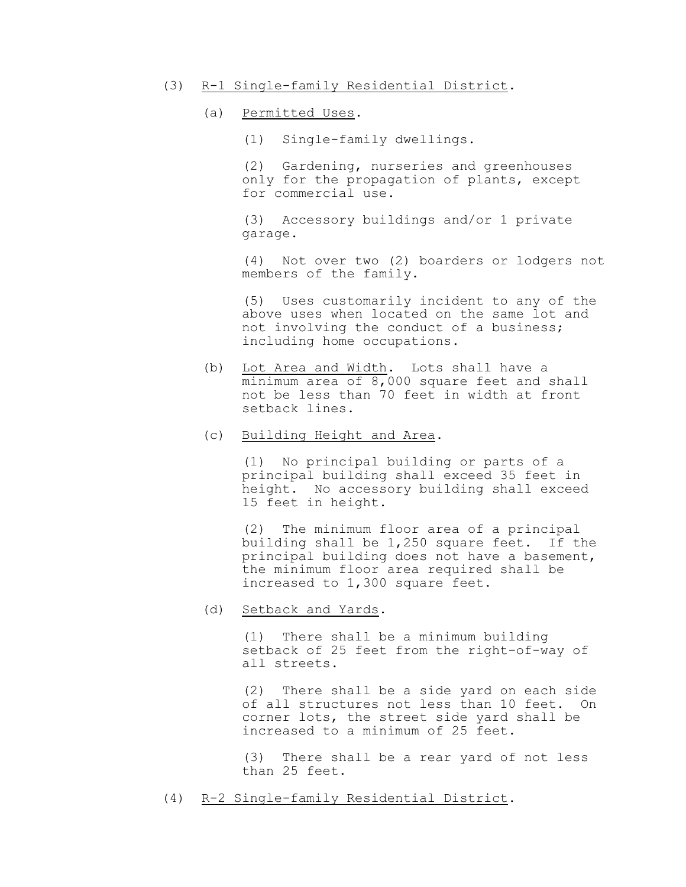(3) R-1 Single-family Residential District.

(a) Permitted Uses.

(1) Single-family dwellings.

(2) Gardening, nurseries and greenhouses only for the propagation of plants, except for commercial use.

(3) Accessory buildings and/or 1 private garage.

(4) Not over two (2) boarders or lodgers not members of the family.

(5) Uses customarily incident to any of the above uses when located on the same lot and not involving the conduct of a business; including home occupations.

(b) Lot Area and Width. Lots shall have a minimum area of 8,000 square feet and shall not be less than 70 feet in width at front setback lines.

(c) Building Height and Area.

(1) No principal building or parts of a principal building shall exceed 35 feet in height. No accessory building shall exceed 15 feet in height.

(2) The minimum floor area of a principal building shall be 1,250 square feet. If the principal building does not have a basement, the minimum floor area required shall be increased to 1,300 square feet.

(d) Setback and Yards.

(1) There shall be a minimum building setback of 25 feet from the right-of-way of all streets.

(2) There shall be a side yard on each side of all structures not less than 10 feet. On corner lots, the street side yard shall be increased to a minimum of 25 feet.

(3) There shall be a rear yard of not less than 25 feet.

(4) R-2 Single-family Residential District.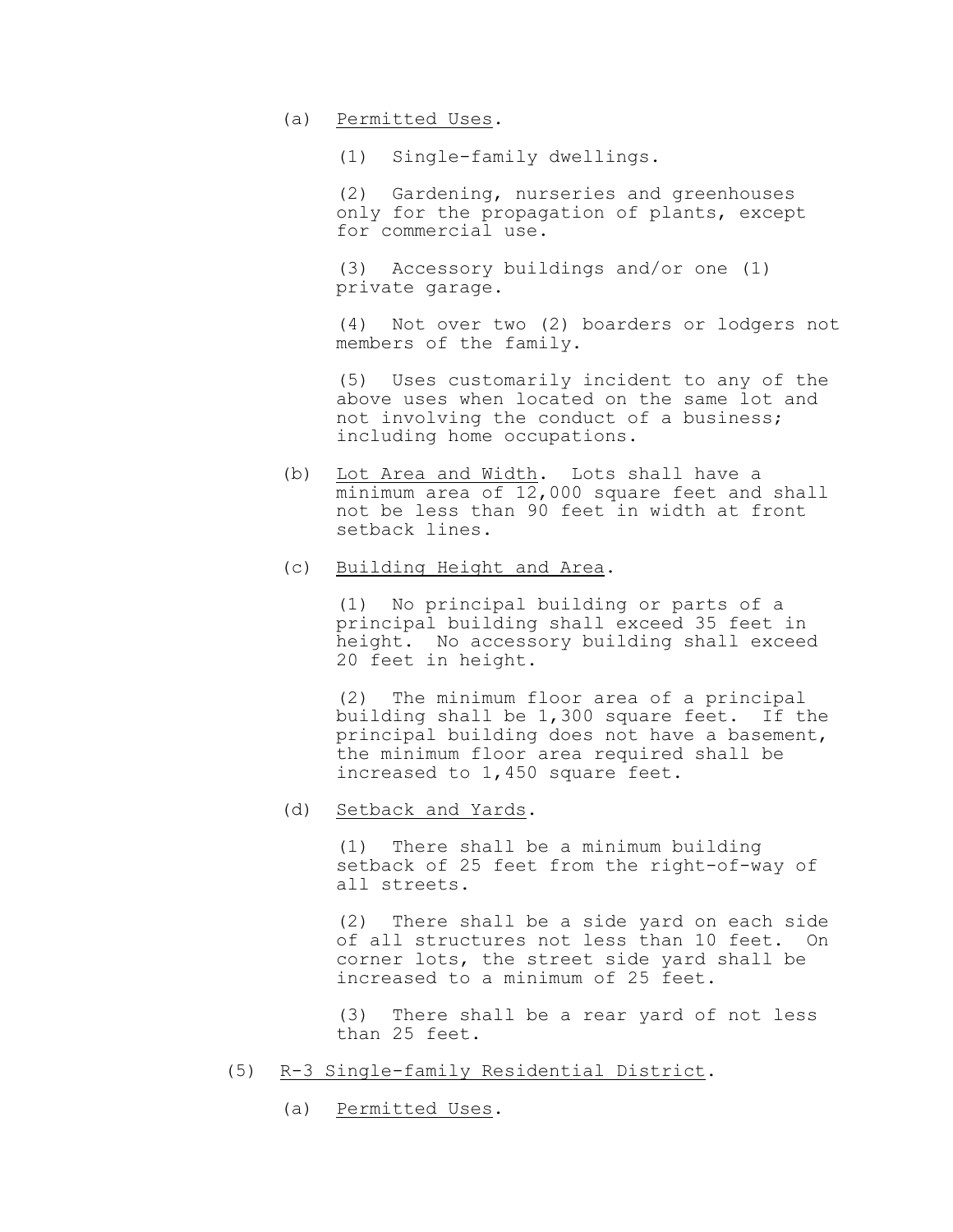(a) Permitted Uses.

(1) Single-family dwellings.

(2) Gardening, nurseries and greenhouses only for the propagation of plants, except for commercial use.

(3) Accessory buildings and/or one (1) private garage.

(4) Not over two (2) boarders or lodgers not members of the family.

(5) Uses customarily incident to any of the above uses when located on the same lot and not involving the conduct of a business; including home occupations.

(b) Lot Area and Width. Lots shall have a minimum area of 12,000 square feet and shall not be less than 90 feet in width at front setback lines.

(c) Building Height and Area.

(1) No principal building or parts of a principal building shall exceed 35 feet in height. No accessory building shall exceed 20 feet in height.

(2) The minimum floor area of a principal building shall be 1,300 square feet. If the principal building does not have a basement, the minimum floor area required shall be increased to 1,450 square feet.

(d) Setback and Yards.

(1) There shall be a minimum building setback of 25 feet from the right-of-way of all streets.

(2) There shall be a side yard on each side of all structures not less than 10 feet. On corner lots, the street side yard shall be increased to a minimum of 25 feet.

(3) There shall be a rear yard of not less than 25 feet.

(5) R-3 Single-family Residential District.

(a) Permitted Uses.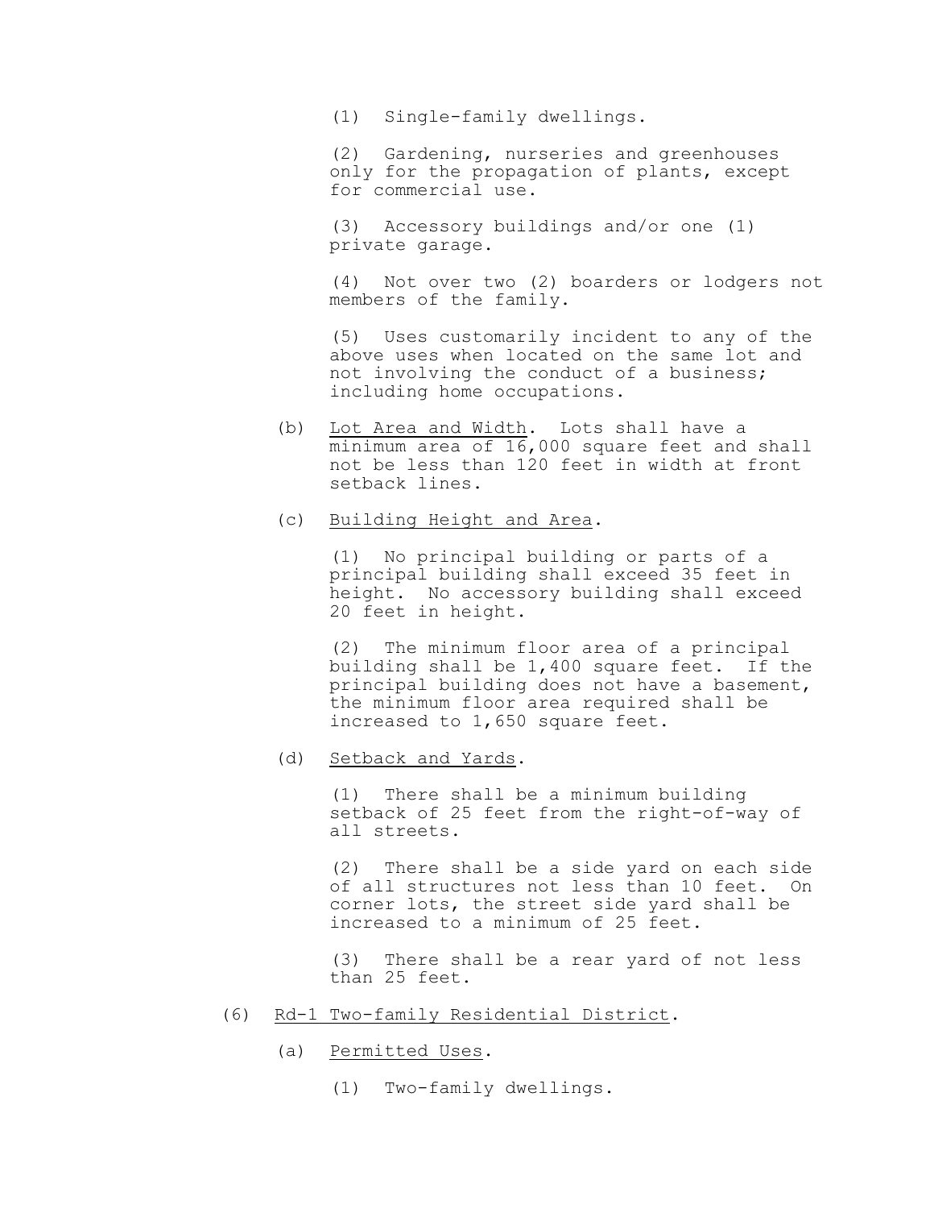(1) Single-family dwellings.

(2) Gardening, nurseries and greenhouses only for the propagation of plants, except for commercial use.

(3) Accessory buildings and/or one (1) private garage.

(4) Not over two (2) boarders or lodgers not members of the family.

(5) Uses customarily incident to any of the above uses when located on the same lot and not involving the conduct of a business; including home occupations.

(b) Lot Area and Width. Lots shall have a minimum area of 16,000 square feet and shall not be less than 120 feet in width at front setback lines.

(c) Building Height and Area.

(1) No principal building or parts of a principal building shall exceed 35 feet in height. No accessory building shall exceed 20 feet in height.

(2) The minimum floor area of a principal building shall be 1,400 square feet. If the principal building does not have a basement, the minimum floor area required shall be increased to 1,650 square feet.

(d) Setback and Yards.

(1) There shall be a minimum building setback of 25 feet from the right-of-way of all streets.

(2) There shall be a side yard on each side of all structures not less than 10 feet. On corner lots, the street side yard shall be increased to a minimum of 25 feet.

(3) There shall be a rear yard of not less than 25 feet.

(6) Rd-1 Two-family Residential District.

(a) Permitted Uses.

(1) Two-family dwellings.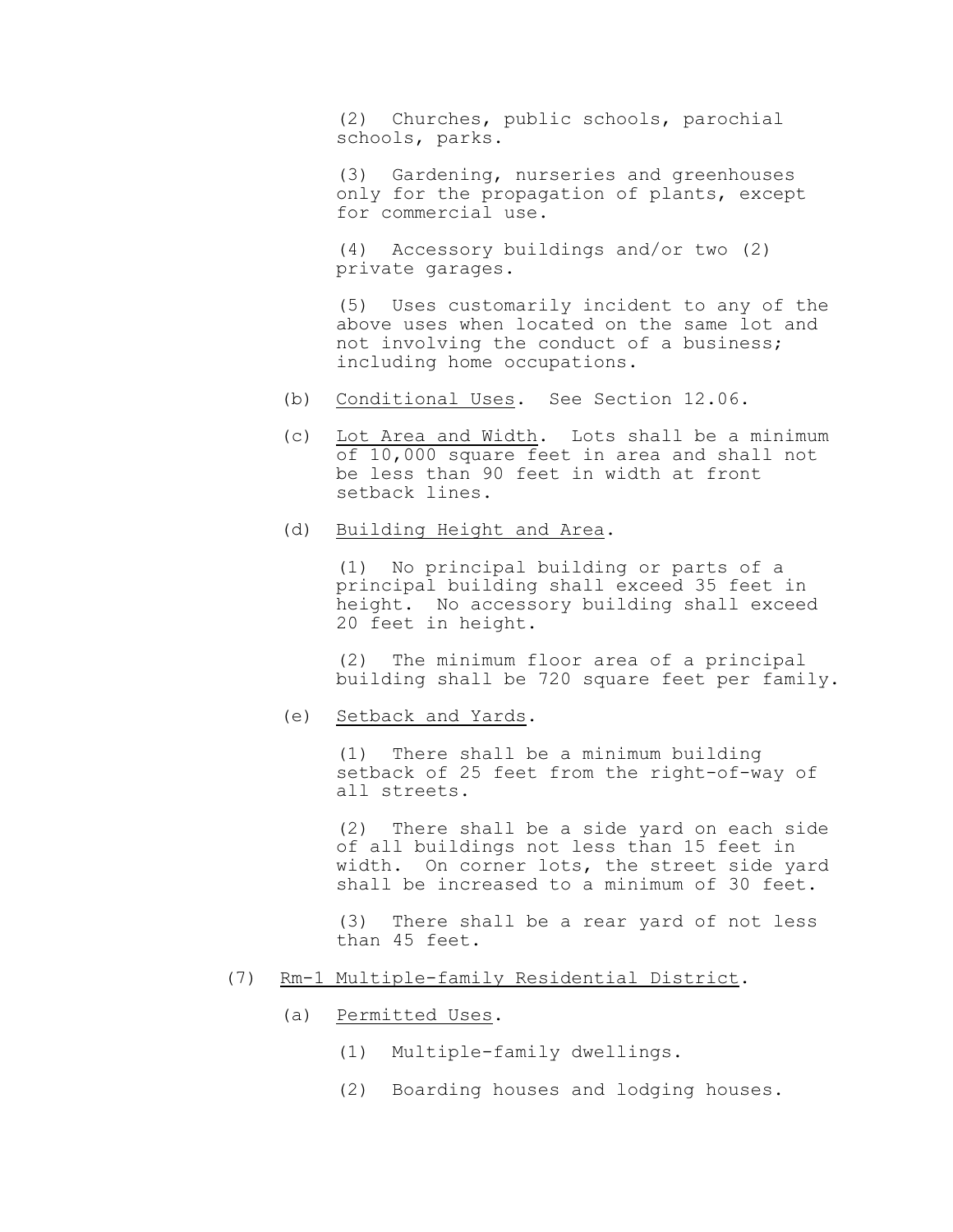(2) Churches, public schools, parochial schools, parks.

(3) Gardening, nurseries and greenhouses only for the propagation of plants, except for commercial use.

(4) Accessory buildings and/or two (2) private garages.

(5) Uses customarily incident to any of the above uses when located on the same lot and not involving the conduct of a business; including home occupations.

(b) Conditional Uses. See Section 12.06.

(c) Lot Area and Width. Lots shall be a minimum of 10,000 square feet in area and shall not be less than 90 feet in width at front setback lines.

(d) Building Height and Area.

(1) No principal building or parts of a principal building shall exceed 35 feet in height. No accessory building shall exceed 20 feet in height.

(2) The minimum floor area of a principal building shall be 720 square feet per family.

(e) Setback and Yards.

(1) There shall be a minimum building setback of 25 feet from the right-of-way of all streets.

(2) There shall be a side yard on each side of all buildings not less than 15 feet in width. On corner lots, the street side yard shall be increased to a minimum of 30 feet.

(3) There shall be a rear yard of not less than 45 feet.

(7) Rm-1 Multiple-family Residential District.

(a) Permitted Uses.

(1) Multiple-family dwellings.

(2) Boarding houses and lodging houses.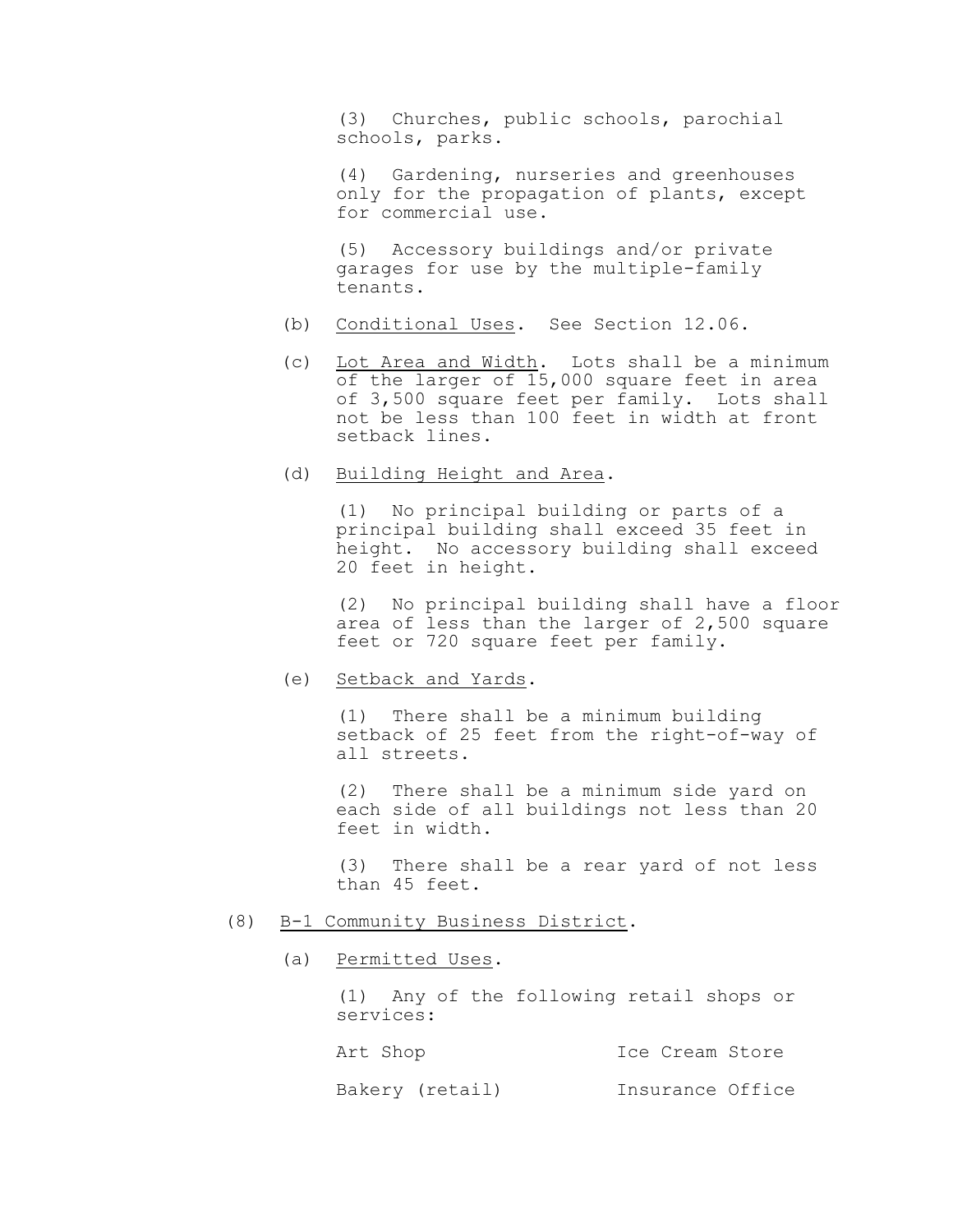(3) Churches, public schools, parochial schools, parks.

(4) Gardening, nurseries and greenhouses only for the propagation of plants, except for commercial use.

(5) Accessory buildings and/or private garages for use by the multiple-family tenants.

(b) Conditional Uses. See Section 12.06.

(c) Lot Area and Width. Lots shall be a minimum of the larger of 15,000 square feet in area of 3,500 square feet per family. Lots shall not be less than 100 feet in width at front setback lines.

(d) Building Height and Area.

(1) No principal building or parts of a principal building shall exceed 35 feet in height. No accessory building shall exceed 20 feet in height.

(2) No principal building shall have a floor area of less than the larger of 2,500 square feet or 720 square feet per family.

(e) Setback and Yards.

(1) There shall be a minimum building setback of 25 feet from the right-of-way of all streets.

(2) There shall be a minimum side yard on each side of all buildings not less than 20 feet in width.

(3) There shall be a rear yard of not less than 45 feet.

(8) B-1 Community Business District.

(a) Permitted Uses.

(1) Any of the following retail shops or services:

Art Shop | Ice Cream Store

Bakery (retail) | Insurance Office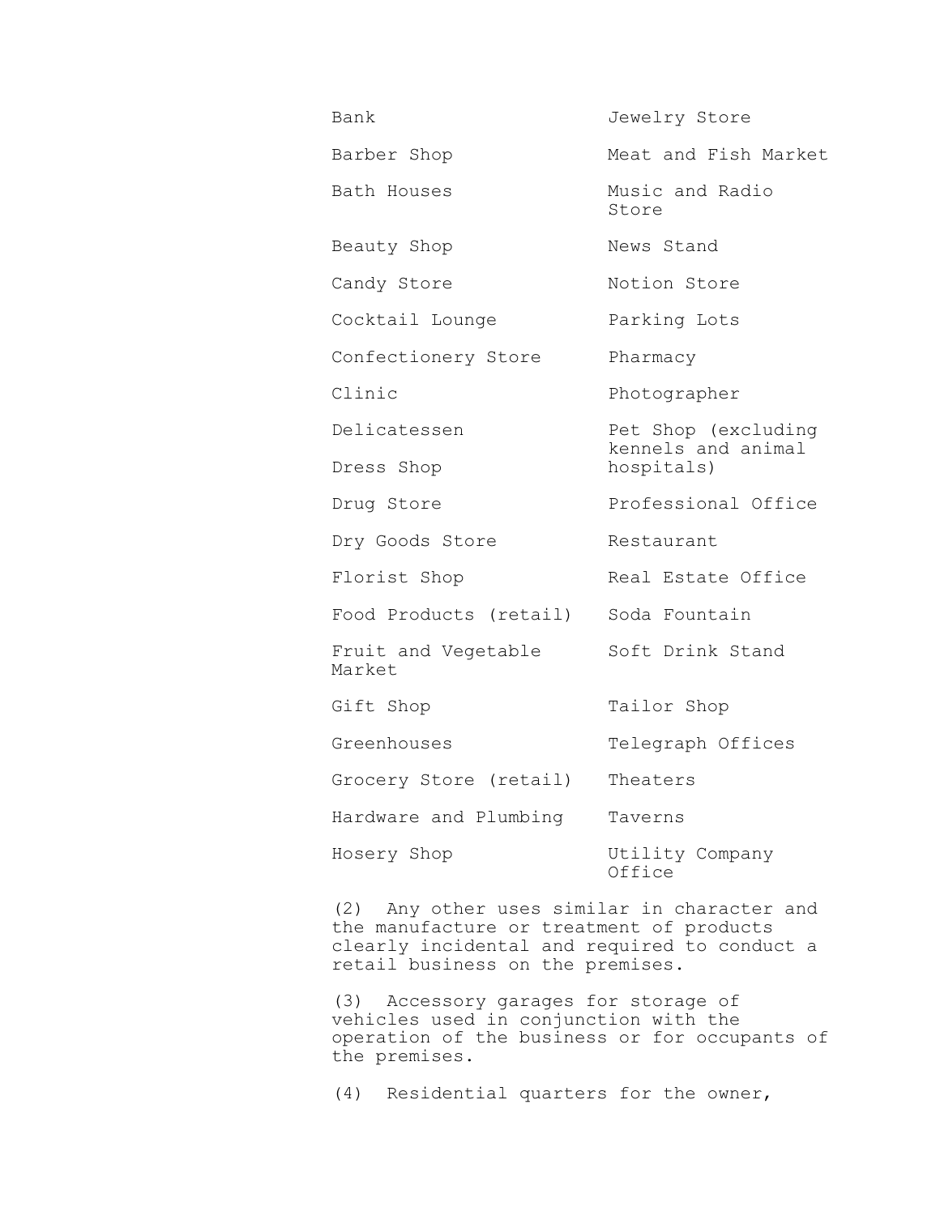| | |
|---|---|
| Bank | Jewelry Store |
| Barber Shop | Meat and Fish Market |
| Bath Houses | Music and Radio Store |
| Beauty Shop | News Stand |
| Candy Store | Notion Store |
| Cocktail Lounge | Parking Lots |
| Confectionery Store | Pharmacy |
| Clinic | Photographer |
| Delicatessen | Pet Shop (excluding kennels and animal hospitals) |
| Dress Shop | |
| Drug Store | Professional Office |
| Dry Goods Store | Restaurant |
| Florist Shop | Real Estate Office |
| Food Products (retail) | Soda Fountain |
| Fruit and Vegetable Market | Soft Drink Stand |
| Gift Shop | Tailor Shop |
| Greenhouses | Telegraph Offices |
| Grocery Store (retail) | Theaters |
| Hardware and Plumbing | Taverns |
| Hosery Shop | Utility Company Office |

(2) Any other uses similar in character and the manufacture or treatment of products clearly incidental and required to conduct a retail business on the premises.

(3) Accessory garages for storage of vehicles used in conjunction with the operation of the business or for occupants of the premises.

(4) Residential quarters for the owner,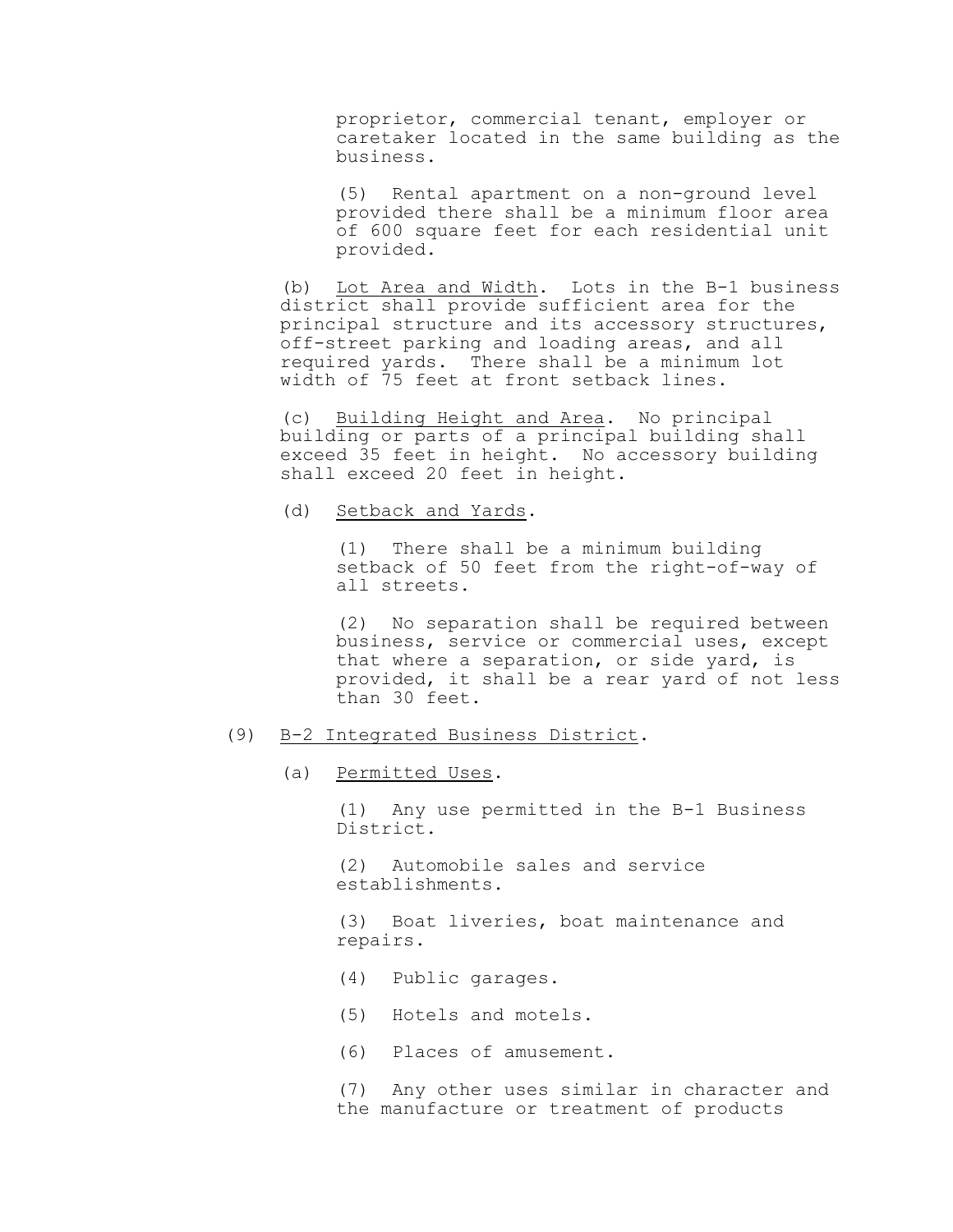proprietor, commercial tenant, employer or caretaker located in the same building as the business.

(5) Rental apartment on a non-ground level provided there shall be a minimum floor area of 600 square feet for each residential unit provided.

(b) Lot Area and Width. Lots in the B-1 business district shall provide sufficient area for the principal structure and its accessory structures, off-street parking and loading areas, and all required yards. There shall be a minimum lot width of 75 feet at front setback lines.

(c) Building Height and Area. No principal building or parts of a principal building shall exceed 35 feet in height. No accessory building shall exceed 20 feet in height.

(d) Setback and Yards.

(1) There shall be a minimum building setback of 50 feet from the right-of-way of all streets.

(2) No separation shall be required between business, service or commercial uses, except that where a separation, or side yard, is provided, it shall be a rear yard of not less than 30 feet.

(9) B-2 Integrated Business District.

(a) Permitted Uses.

(1) Any use permitted in the B-1 Business District.

(2) Automobile sales and service establishments.

(3) Boat liveries, boat maintenance and repairs.

(4) Public garages.

(5) Hotels and motels.

(6) Places of amusement.

(7) Any other uses similar in character and the manufacture or treatment of products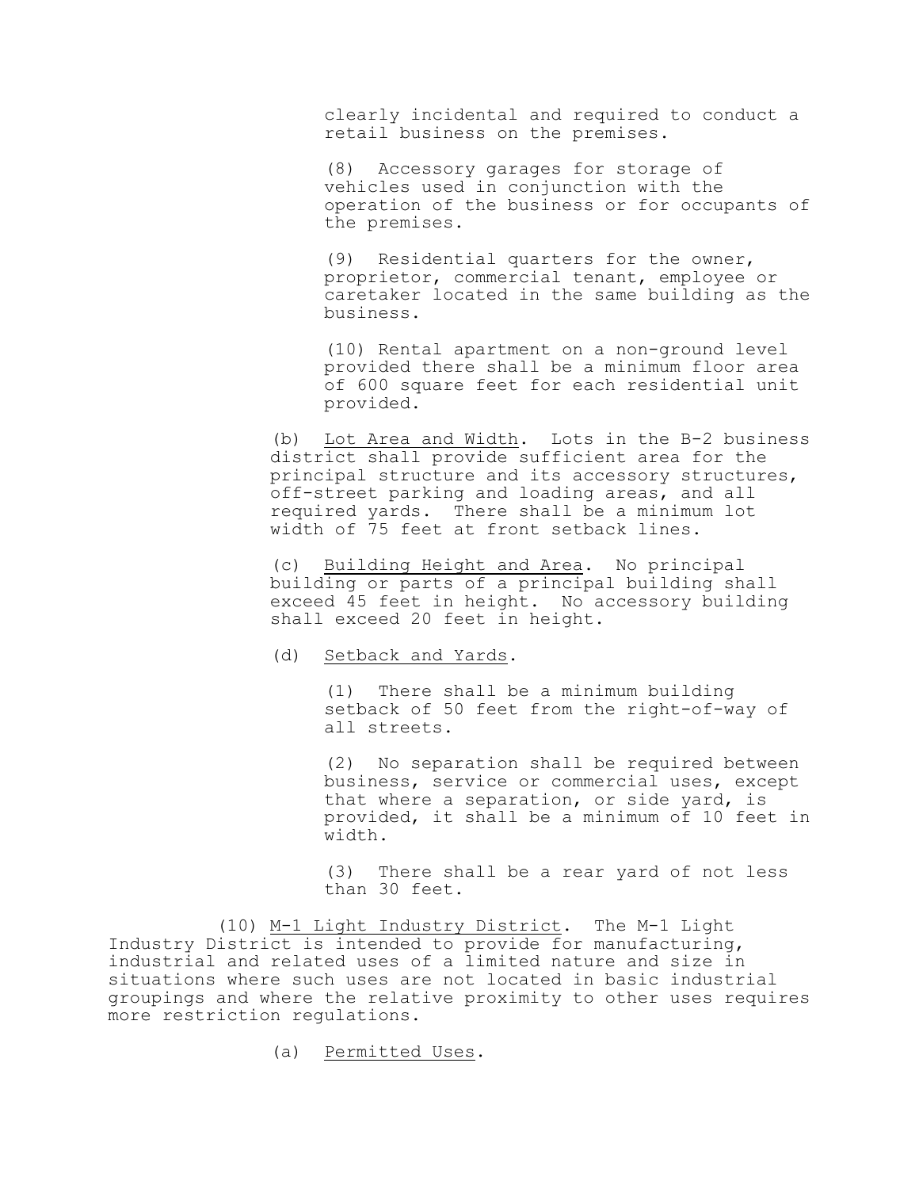clearly incidental and required to conduct a retail business on the premises.

(8) Accessory garages for storage of vehicles used in conjunction with the operation of the business or for occupants of the premises.

(9) Residential quarters for the owner, proprietor, commercial tenant, employee or caretaker located in the same building as the business.

(10) Rental apartment on a non-ground level provided there shall be a minimum floor area of 600 square feet for each residential unit provided.

(b) Lot Area and Width. Lots in the B-2 business district shall provide sufficient area for the principal structure and its accessory structures, off-street parking and loading areas, and all required yards. There shall be a minimum lot width of 75 feet at front setback lines.

(c) Building Height and Area. No principal building or parts of a principal building shall exceed 45 feet in height. No accessory building shall exceed 20 feet in height.

(d) Setback and Yards.

(1) There shall be a minimum building setback of 50 feet from the right-of-way of all streets.

(2) No separation shall be required between business, service or commercial uses, except that where a separation, or side yard, is provided, it shall be a minimum of 10 feet in width.

(3) There shall be a rear yard of not less than 30 feet.

(10) M-1 Light Industry District. The M-1 Light Industry District is intended to provide for manufacturing, industrial and related uses of a limited nature and size in situations where such uses are not located in basic industrial groupings and where the relative proximity to other uses requires more restriction regulations.

(a) Permitted Uses.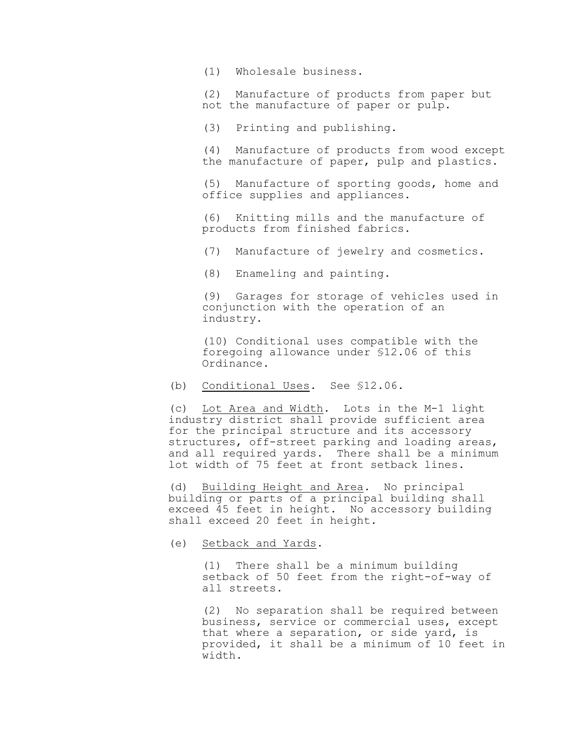(1) Wholesale business.

(2) Manufacture of products from paper but not the manufacture of paper or pulp.

(3) Printing and publishing.

(4) Manufacture of products from wood except the manufacture of paper, pulp and plastics.

(5) Manufacture of sporting goods, home and office supplies and appliances.

(6) Knitting mills and the manufacture of products from finished fabrics.

(7) Manufacture of jewelry and cosmetics.

(8) Enameling and painting.

(9) Garages for storage of vehicles used in conjunction with the operation of an industry.

(10) Conditional uses compatible with the foregoing allowance under §12.06 of this Ordinance.

(b) Conditional Uses. See §12.06.

(c) Lot Area and Width. Lots in the M-1 light industry district shall provide sufficient area for the principal structure and its accessory structures, off-street parking and loading areas, and all required yards. There shall be a minimum lot width of 75 feet at front setback lines.

(d) Building Height and Area. No principal building or parts of a principal building shall exceed 45 feet in height. No accessory building shall exceed 20 feet in height.

(e) Setback and Yards.

(1) There shall be a minimum building setback of 50 feet from the right-of-way of all streets.

(2) No separation shall be required between business, service or commercial uses, except that where a separation, or side yard, is provided, it shall be a minimum of 10 feet in width.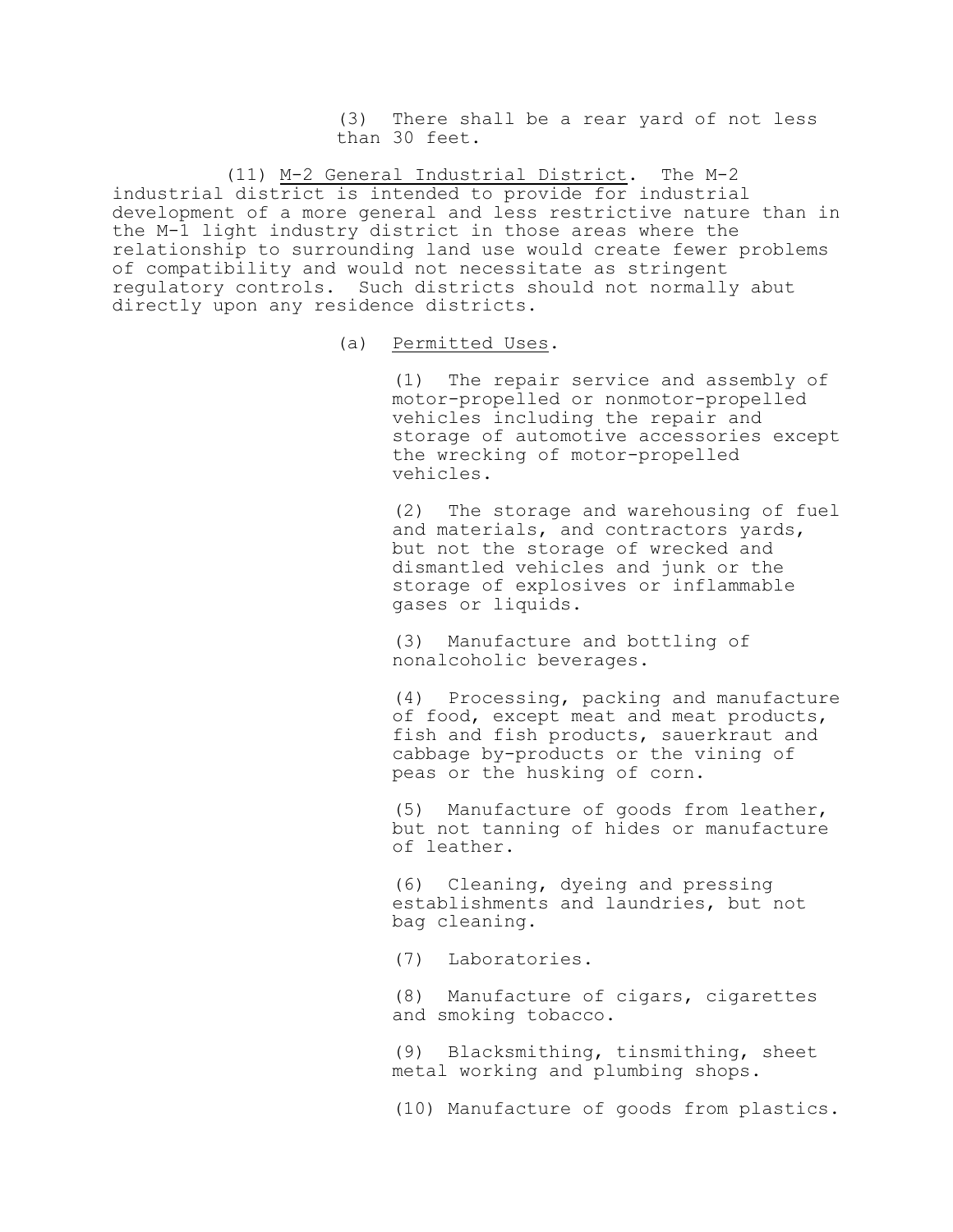(3) There shall be a rear yard of not less than 30 feet.

(11) <u>M-2 General Industrial District</u>. The M-2 industrial district is intended to provide for industrial development of a more general and less restrictive nature than in the M-1 light industry district in those areas where the relationship to surrounding land use would create fewer problems of compatibility and would not necessitate as stringent regulatory controls. Such districts should not normally abut directly upon any residence districts.

(a) <u>Permitted Uses</u>.

(1) The repair service and assembly of motor-propelled or nonmotor-propelled vehicles including the repair and storage of automotive accessories except the wrecking of motor-propelled vehicles.

(2) The storage and warehousing of fuel and materials, and contractors yards, but not the storage of wrecked and dismantled vehicles and junk or the storage of explosives or inflammable gases or liquids.

(3) Manufacture and bottling of nonalcoholic beverages.

(4) Processing, packing and manufacture of food, except meat and meat products, fish and fish products, sauerkraut and cabbage by-products or the vining of peas or the husking of corn.

(5) Manufacture of goods from leather, but not tanning of hides or manufacture of leather.

(6) Cleaning, dyeing and pressing establishments and laundries, but not bag cleaning.

(7) Laboratories.

(8) Manufacture of cigars, cigarettes and smoking tobacco.

(9) Blacksmithing, tinsmithing, sheet metal working and plumbing shops.

(10) Manufacture of goods from plastics.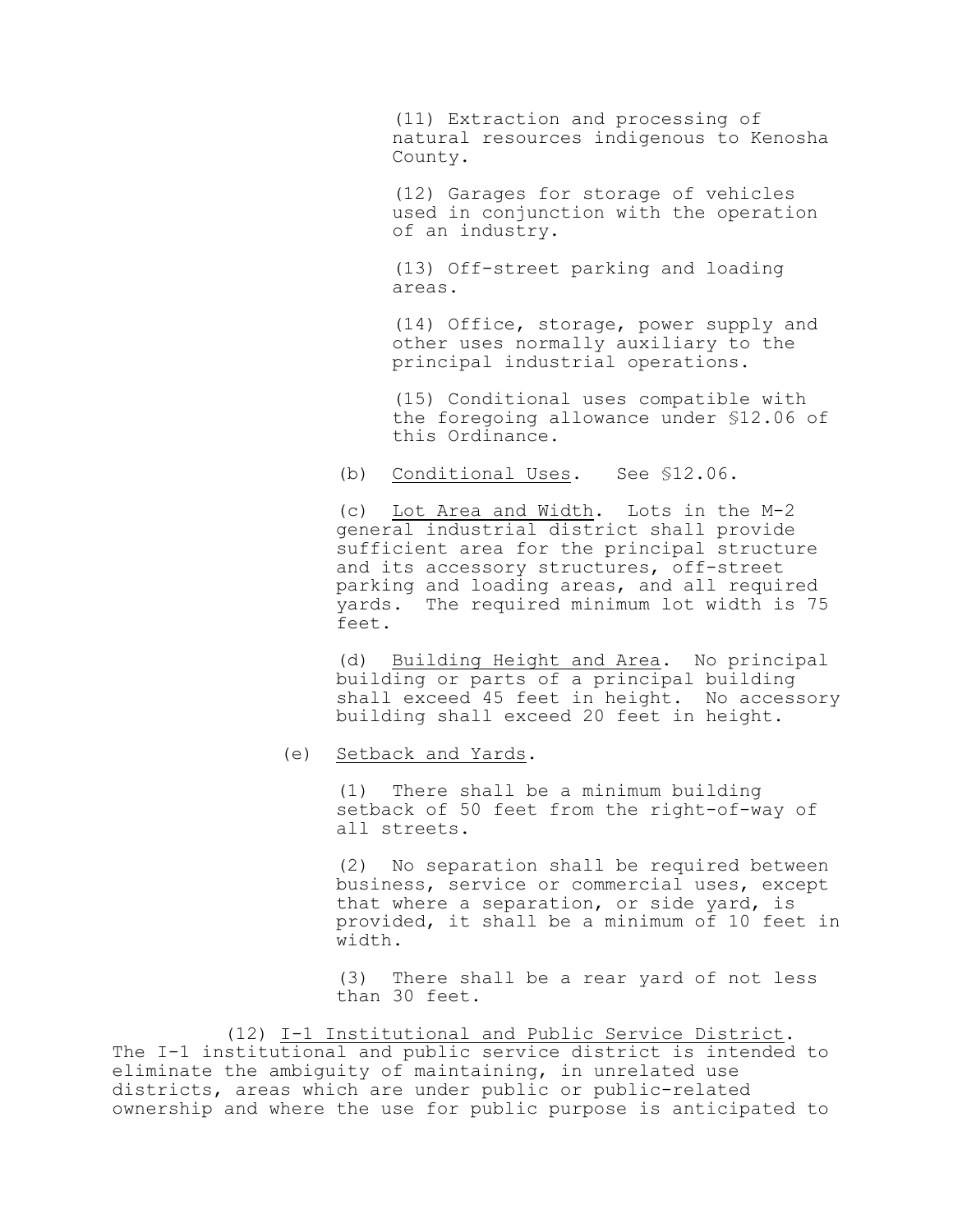(11) Extraction and processing of natural resources indigenous to Kenosha County.

(12) Garages for storage of vehicles used in conjunction with the operation of an industry.

(13) Off-street parking and loading areas.

(14) Office, storage, power supply and other uses normally auxiliary to the principal industrial operations.

(15) Conditional uses compatible with the foregoing allowance under §12.06 of this Ordinance.

(b) Conditional Uses. See §12.06.

(c) Lot Area and Width. Lots in the M-2 general industrial district shall provide sufficient area for the principal structure and its accessory structures, off-street parking and loading areas, and all required yards. The required minimum lot width is 75 feet.

(d) Building Height and Area. No principal building or parts of a principal building shall exceed 45 feet in height. No accessory building shall exceed 20 feet in height.

(e) Setback and Yards.

(1) There shall be a minimum building setback of 50 feet from the right-of-way of all streets.

(2) No separation shall be required between business, service or commercial uses, except that where a separation, or side yard, is provided, it shall be a minimum of 10 feet in width.

(3) There shall be a rear yard of not less than 30 feet.

(12) I-1 Institutional and Public Service District. The I-1 institutional and public service district is intended to eliminate the ambiguity of maintaining, in unrelated use districts, areas which are under public or public-related ownership and where the use for public purpose is anticipated to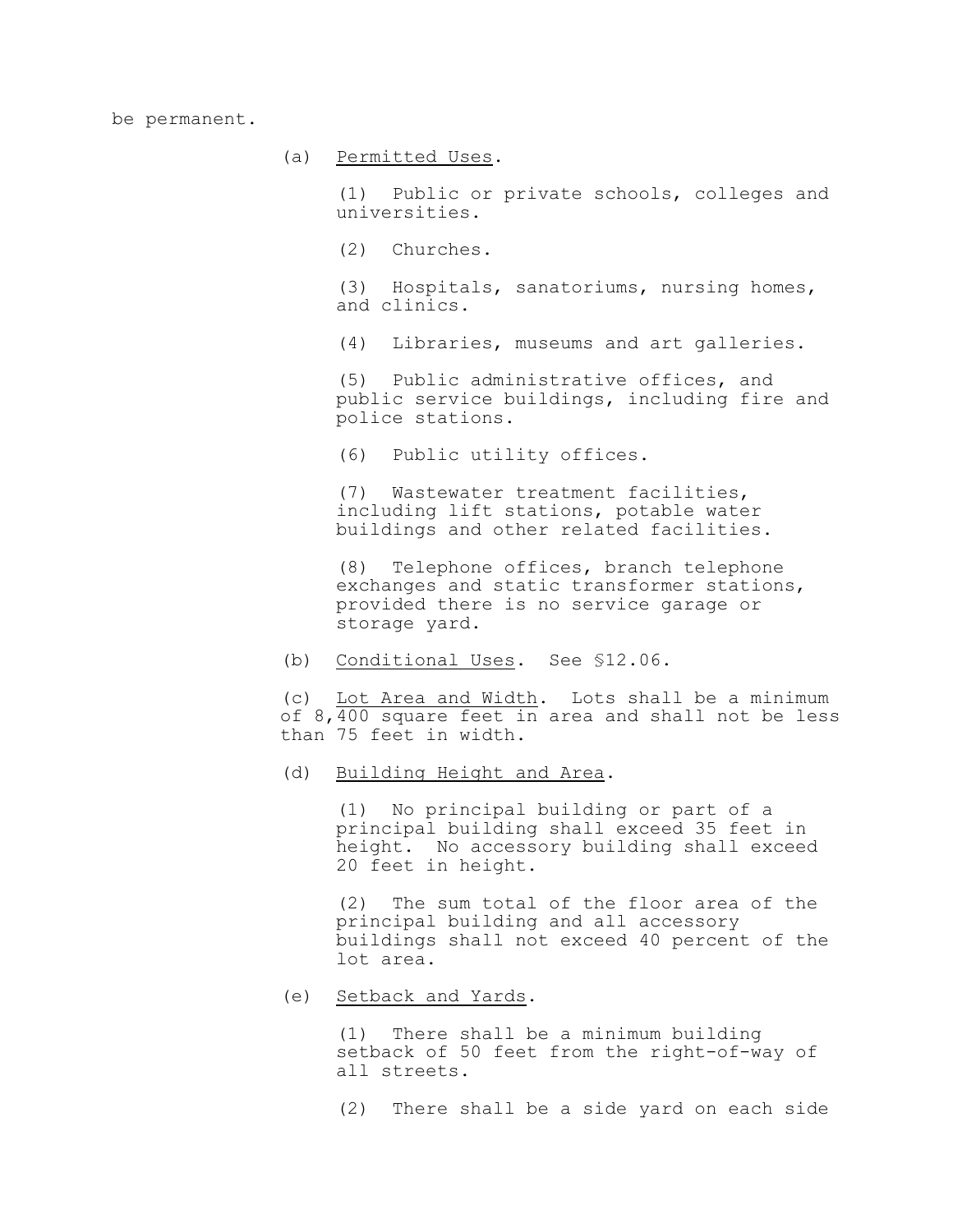be permanent.

(a) Permitted Uses.

(1) Public or private schools, colleges and universities.

(2) Churches.

(3) Hospitals, sanatoriums, nursing homes, and clinics.

(4) Libraries, museums and art galleries.

(5) Public administrative offices, and public service buildings, including fire and police stations.

(6) Public utility offices.

(7) Wastewater treatment facilities, including lift stations, potable water buildings and other related facilities.

(8) Telephone offices, branch telephone exchanges and static transformer stations, provided there is no service garage or storage yard.

(b) Conditional Uses. See §12.06.

(c) Lot Area and Width. Lots shall be a minimum of 8,400 square feet in area and shall not be less than 75 feet in width.

(d) Building Height and Area.

(1) No principal building or part of a principal building shall exceed 35 feet in height. No accessory building shall exceed 20 feet in height.

(2) The sum total of the floor area of the principal building and all accessory buildings shall not exceed 40 percent of the lot area.

(e) Setback and Yards.

(1) There shall be a minimum building setback of 50 feet from the right-of-way of all streets.

(2) There shall be a side yard on each side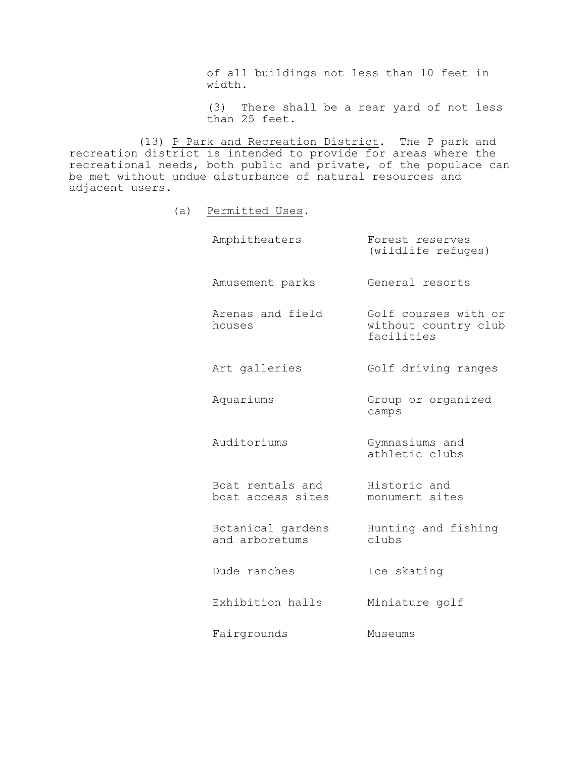of all buildings not less than 10 feet in width.

(3) There shall be a rear yard of not less than 25 feet.

(13) P Park and Recreation District. The P park and recreation district is intended to provide for areas where the recreational needs, both public and private, of the populace can be met without undue disturbance of natural resources and adjacent users.

(a) Permitted Uses.

| | |
|---|---|
| Amphitheaters | Forest reserves (wildlife refuges) |
| Amusement parks | General resorts |
| Arenas and field houses | Golf courses with or without country club facilities |
| Art galleries | Golf driving ranges |
| Aquariums | Group or organized camps |
| Auditoriums | Gymnasiums and athletic clubs |
| Boat rentals and boat access sites | Historic and monument sites |
| Botanical gardens and arboretums | Hunting and fishing clubs |
| Dude ranches | Ice skating |
| Exhibition halls | Miniature golf |
| Fairgrounds | Museums |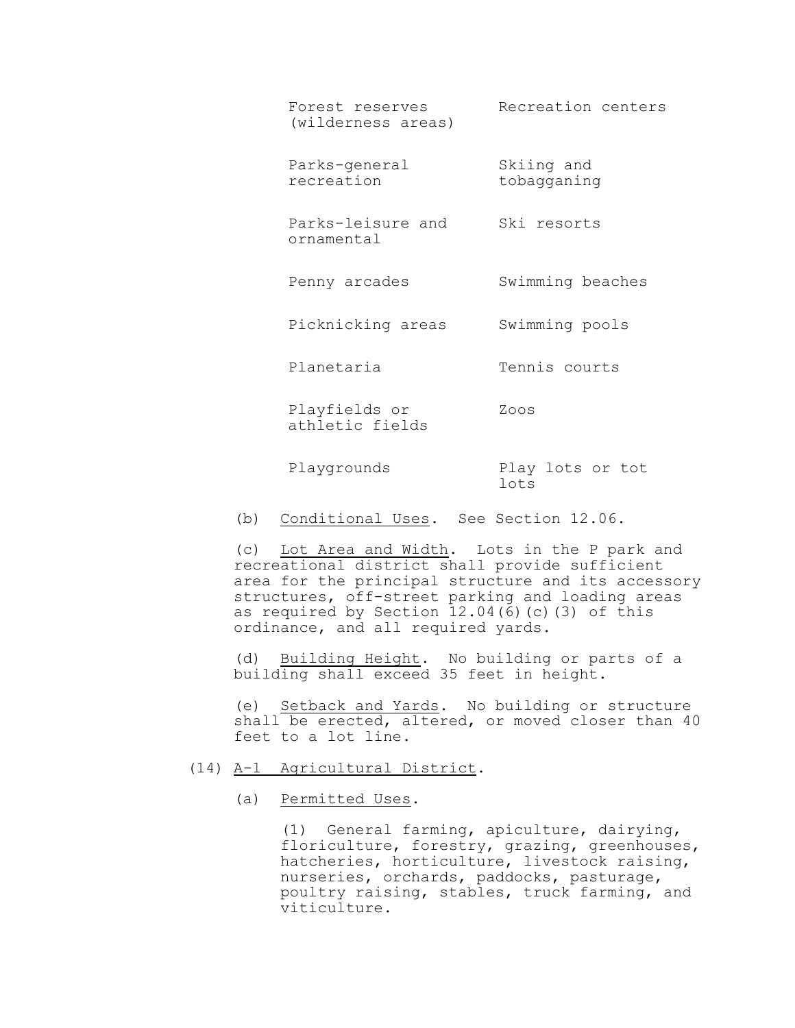| | |
|---|---|
| Forest reserves (wilderness areas) | Recreation centers |
| Parks-general recreation | Skiing and tobagganing |
| Parks-leisure and ornamental | Ski resorts |
| Penny arcades | Swimming beaches |
| Picknicking areas | Swimming pools |
| Planetaria | Tennis courts |
| Playfields or athletic fields | Zoos |
| Playgrounds | Play lots or tot lots |

(b) Conditional Uses. See Section 12.06.

(c) Lot Area and Width. Lots in the P park and recreational district shall provide sufficient area for the principal structure and its accessory structures, off-street parking and loading areas as required by Section 12.04(6)(c)(3) of this ordinance, and all required yards.

(d) Building Height. No building or parts of a building shall exceed 35 feet in height.

(e) Setback and Yards. No building or structure shall be erected, altered, or moved closer than 40 feet to a lot line.

(14) A-1 Agricultural District.

(a) Permitted Uses.

(1) General farming, apiculture, dairying, floriculture, forestry, grazing, greenhouses, hatcheries, horticulture, livestock raising, nurseries, orchards, paddocks, pasturage, poultry raising, stables, truck farming, and viticulture.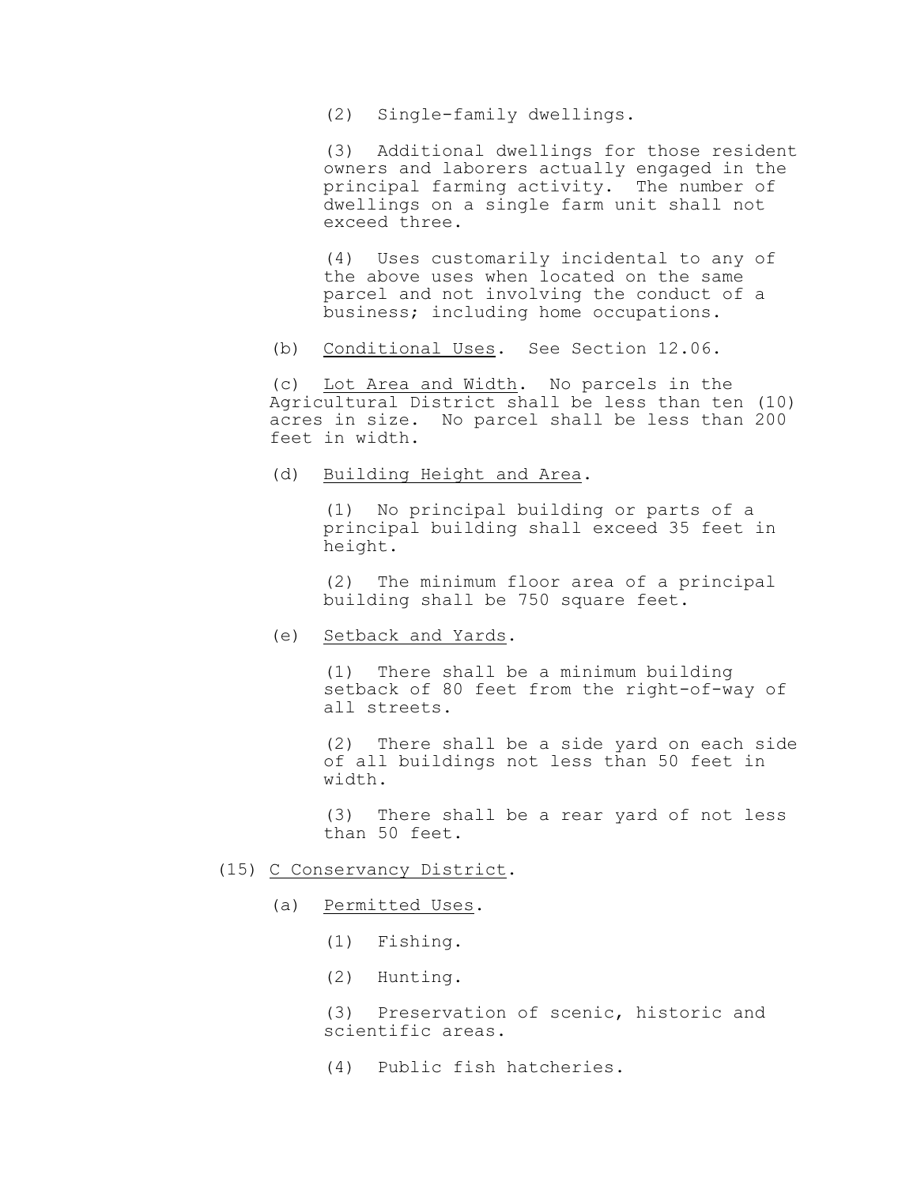(2) Single-family dwellings.

(3) Additional dwellings for those resident owners and laborers actually engaged in the principal farming activity. The number of dwellings on a single farm unit shall not exceed three.

(4) Uses customarily incidental to any of the above uses when located on the same parcel and not involving the conduct of a business; including home occupations.

(b) Conditional Uses. See Section 12.06.

(c) Lot Area and Width. No parcels in the Agricultural District shall be less than ten (10) acres in size. No parcel shall be less than 200 feet in width.

(d) Building Height and Area.

(1) No principal building or parts of a principal building shall exceed 35 feet in height.

(2) The minimum floor area of a principal building shall be 750 square feet.

(e) Setback and Yards.

(1) There shall be a minimum building setback of 80 feet from the right-of-way of all streets.

(2) There shall be a side yard on each side of all buildings not less than 50 feet in width.

(3) There shall be a rear yard of not less than 50 feet.

(15) C Conservancy District.

(a) Permitted Uses.

(1) Fishing.

(2) Hunting.

(3) Preservation of scenic, historic and scientific areas.

(4) Public fish hatcheries.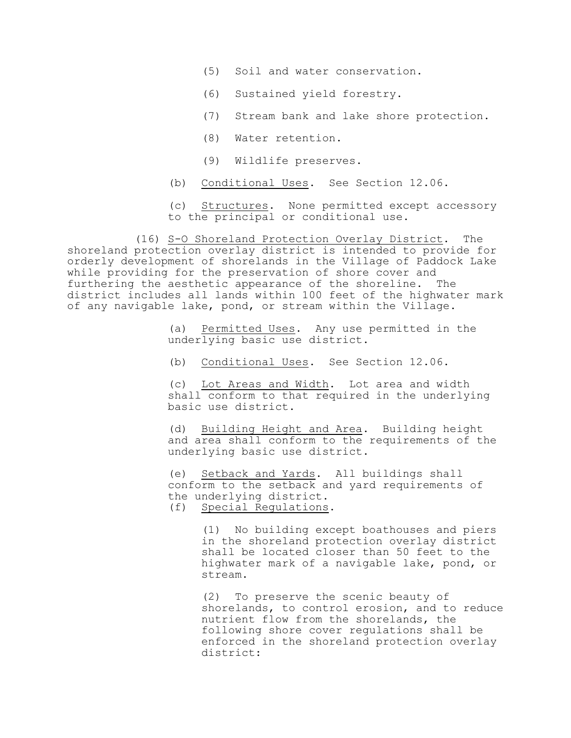(5) Soil and water conservation.

(6) Sustained yield forestry.

(7) Stream bank and lake shore protection.

(8) Water retention.

(9) Wildlife preserves.

(b) Conditional Uses. See Section 12.06.

(c) Structures. None permitted except accessory to the principal or conditional use.

(16) S-O Shoreland Protection Overlay District. The shoreland protection overlay district is intended to provide for orderly development of shorelands in the Village of Paddock Lake while providing for the preservation of shore cover and furthering the aesthetic appearance of the shoreline. The district includes all lands within 100 feet of the highwater mark of any navigable lake, pond, or stream within the Village.

(a) Permitted Uses. Any use permitted in the underlying basic use district.

(b) Conditional Uses. See Section 12.06.

(c) Lot Areas and Width. Lot area and width shall conform to that required in the underlying basic use district.

(d) Building Height and Area. Building height and area shall conform to the requirements of the underlying basic use district.

(e) Setback and Yards. All buildings shall conform to the setback and yard requirements of the underlying district.

(f) Special Regulations.

(1) No building except boathouses and piers in the shoreland protection overlay district shall be located closer than 50 feet to the highwater mark of a navigable lake, pond, or stream.

(2) To preserve the scenic beauty of shorelands, to control erosion, and to reduce nutrient flow from the shorelands, the following shore cover regulations shall be enforced in the shoreland protection overlay district: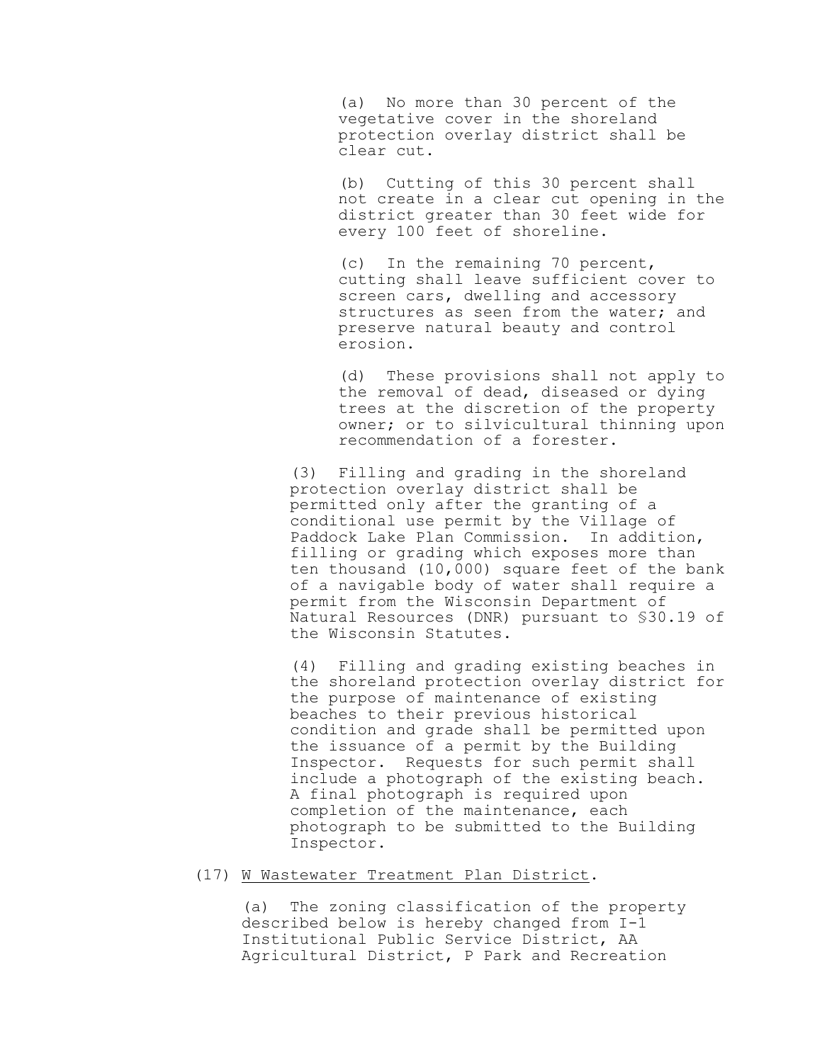(a) No more than 30 percent of the vegetative cover in the shoreland protection overlay district shall be clear cut.

(b) Cutting of this 30 percent shall not create in a clear cut opening in the district greater than 30 feet wide for every 100 feet of shoreline.

(c) In the remaining 70 percent, cutting shall leave sufficient cover to screen cars, dwelling and accessory structures as seen from the water; and preserve natural beauty and control erosion.

(d) These provisions shall not apply to the removal of dead, diseased or dying trees at the discretion of the property owner; or to silvicultural thinning upon recommendation of a forester.

(3) Filling and grading in the shoreland protection overlay district shall be permitted only after the granting of a conditional use permit by the Village of Paddock Lake Plan Commission. In addition, filling or grading which exposes more than ten thousand (10,000) square feet of the bank of a navigable body of water shall require a permit from the Wisconsin Department of Natural Resources (DNR) pursuant to §30.19 of the Wisconsin Statutes.

(4) Filling and grading existing beaches in the shoreland protection overlay district for the purpose of maintenance of existing beaches to their previous historical condition and grade shall be permitted upon the issuance of a permit by the Building Inspector. Requests for such permit shall include a photograph of the existing beach. A final photograph is required upon completion of the maintenance, each photograph to be submitted to the Building Inspector.

(17) W Wastewater Treatment Plan District.

(a) The zoning classification of the property described below is hereby changed from I-1 Institutional Public Service District, AA Agricultural District, P Park and Recreation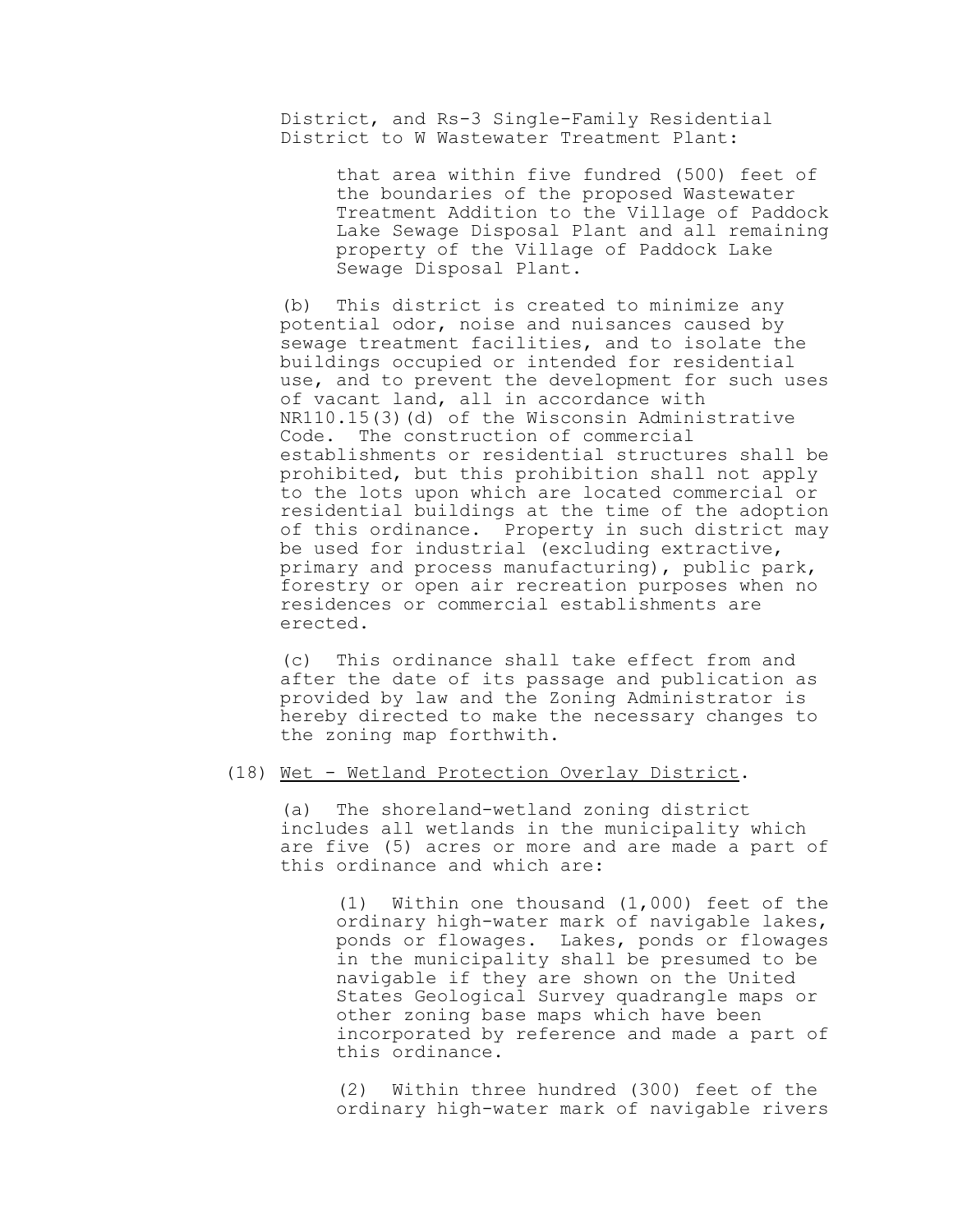District, and Rs-3 Single-Family Residential District to W Wastewater Treatment Plant:

> that area within five fundred (500) feet of the boundaries of the proposed Wastewater Treatment Addition to the Village of Paddock Lake Sewage Disposal Plant and all remaining property of the Village of Paddock Lake Sewage Disposal Plant.

(b) This district is created to minimize any potential odor, noise and nuisances caused by sewage treatment facilities, and to isolate the buildings occupied or intended for residential use, and to prevent the development for such uses of vacant land, all in accordance with NR110.15(3)(d) of the Wisconsin Administrative Code. The construction of commercial establishments or residential structures shall be prohibited, but this prohibition shall not apply to the lots upon which are located commercial or residential buildings at the time of the adoption of this ordinance. Property in such district may be used for industrial (excluding extractive, primary and process manufacturing), public park, forestry or open air recreation purposes when no residences or commercial establishments are erected.

(c) This ordinance shall take effect from and after the date of its passage and publication as provided by law and the Zoning Administrator is hereby directed to make the necessary changes to the zoning map forthwith.

(18) <u>Wet - Wetland Protection Overlay District</u>.

(a) The shoreland-wetland zoning district includes all wetlands in the municipality which are five (5) acres or more and are made a part of this ordinance and which are:

> (1) Within one thousand (1,000) feet of the ordinary high-water mark of navigable lakes, ponds or flowages. Lakes, ponds or flowages in the municipality shall be presumed to be navigable if they are shown on the United States Geological Survey quadrangle maps or other zoning base maps which have been incorporated by reference and made a part of this ordinance.
>
> (2) Within three hundred (300) feet of the ordinary high-water mark of navigable rivers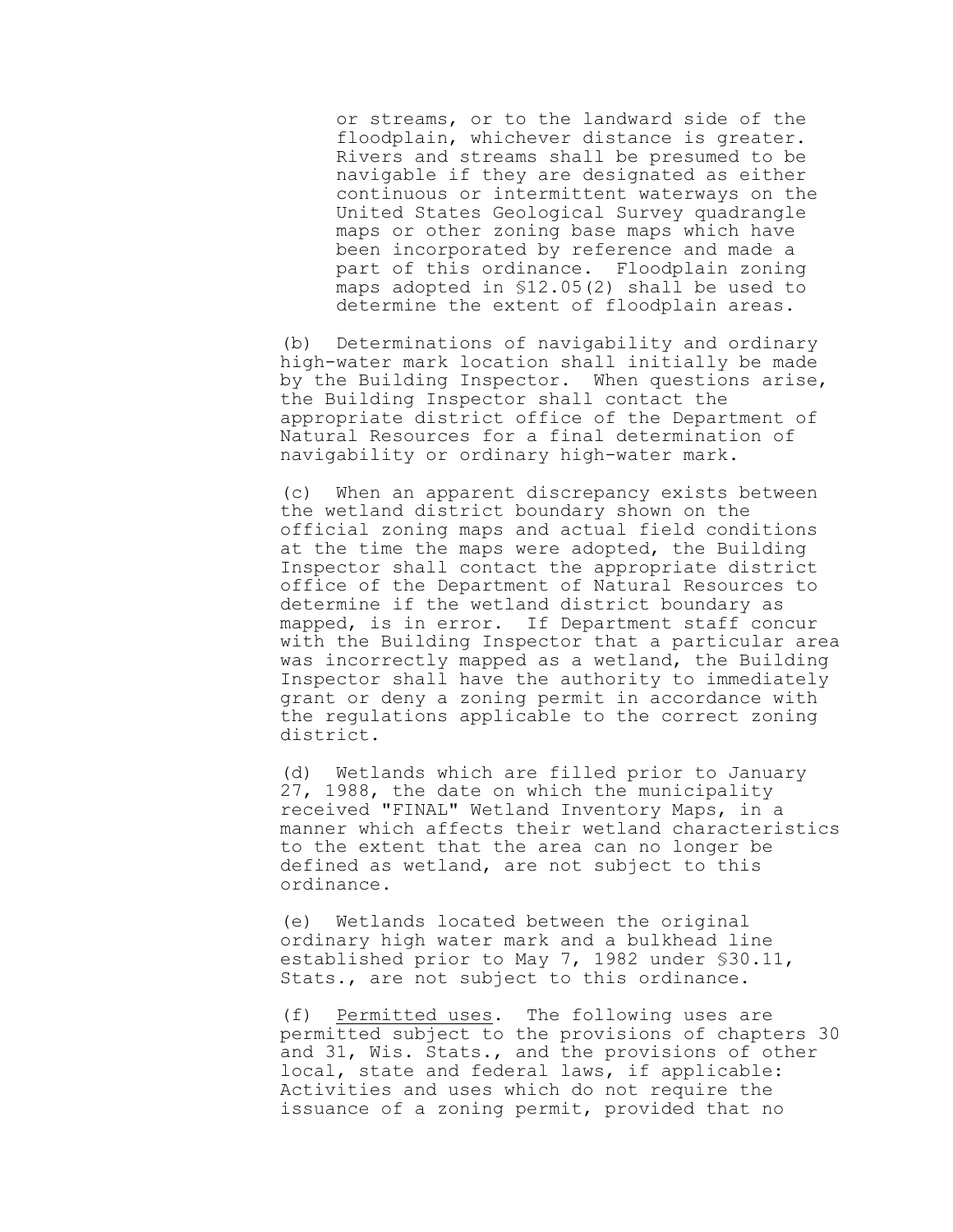or streams, or to the landward side of the floodplain, whichever distance is greater. Rivers and streams shall be presumed to be navigable if they are designated as either continuous or intermittent waterways on the United States Geological Survey quadrangle maps or other zoning base maps which have been incorporated by reference and made a part of this ordinance. Floodplain zoning maps adopted in §12.05(2) shall be used to determine the extent of floodplain areas.

(b) Determinations of navigability and ordinary high-water mark location shall initially be made by the Building Inspector. When questions arise, the Building Inspector shall contact the appropriate district office of the Department of Natural Resources for a final determination of navigability or ordinary high-water mark.

(c) When an apparent discrepancy exists between the wetland district boundary shown on the official zoning maps and actual field conditions at the time the maps were adopted, the Building Inspector shall contact the appropriate district office of the Department of Natural Resources to determine if the wetland district boundary as mapped, is in error. If Department staff concur with the Building Inspector that a particular area was incorrectly mapped as a wetland, the Building Inspector shall have the authority to immediately grant or deny a zoning permit in accordance with the regulations applicable to the correct zoning district.

(d) Wetlands which are filled prior to January 27, 1988, the date on which the municipality received "FINAL" Wetland Inventory Maps, in a manner which affects their wetland characteristics to the extent that the area can no longer be defined as wetland, are not subject to this ordinance.

(e) Wetlands located between the original ordinary high water mark and a bulkhead line established prior to May 7, 1982 under §30.11, Stats., are not subject to this ordinance.

(f) Permitted uses. The following uses are permitted subject to the provisions of chapters 30 and 31, Wis. Stats., and the provisions of other local, state and federal laws, if applicable: Activities and uses which do not require the issuance of a zoning permit, provided that no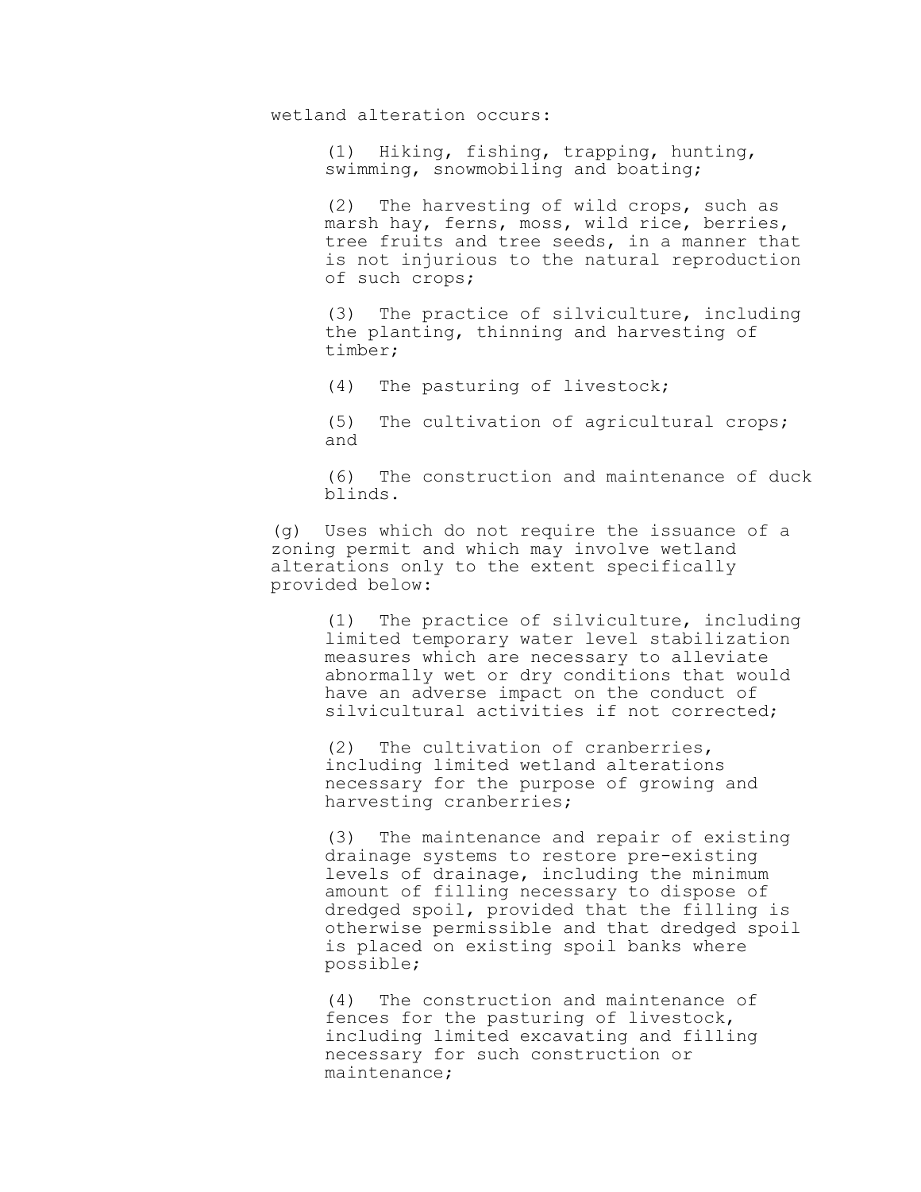wetland alteration occurs:

(1) Hiking, fishing, trapping, hunting, swimming, snowmobiling and boating;

(2) The harvesting of wild crops, such as marsh hay, ferns, moss, wild rice, berries, tree fruits and tree seeds, in a manner that is not injurious to the natural reproduction of such crops;

(3) The practice of silviculture, including the planting, thinning and harvesting of timber;

(4) The pasturing of livestock;

(5) The cultivation of agricultural crops; and

(6) The construction and maintenance of duck blinds.

(g) Uses which do not require the issuance of a zoning permit and which may involve wetland alterations only to the extent specifically provided below:

(1) The practice of silviculture, including limited temporary water level stabilization measures which are necessary to alleviate abnormally wet or dry conditions that would have an adverse impact on the conduct of silvicultural activities if not corrected;

(2) The cultivation of cranberries, including limited wetland alterations necessary for the purpose of growing and harvesting cranberries;

(3) The maintenance and repair of existing drainage systems to restore pre-existing levels of drainage, including the minimum amount of filling necessary to dispose of dredged spoil, provided that the filling is otherwise permissible and that dredged spoil is placed on existing spoil banks where possible;

(4) The construction and maintenance of fences for the pasturing of livestock, including limited excavating and filling necessary for such construction or maintenance;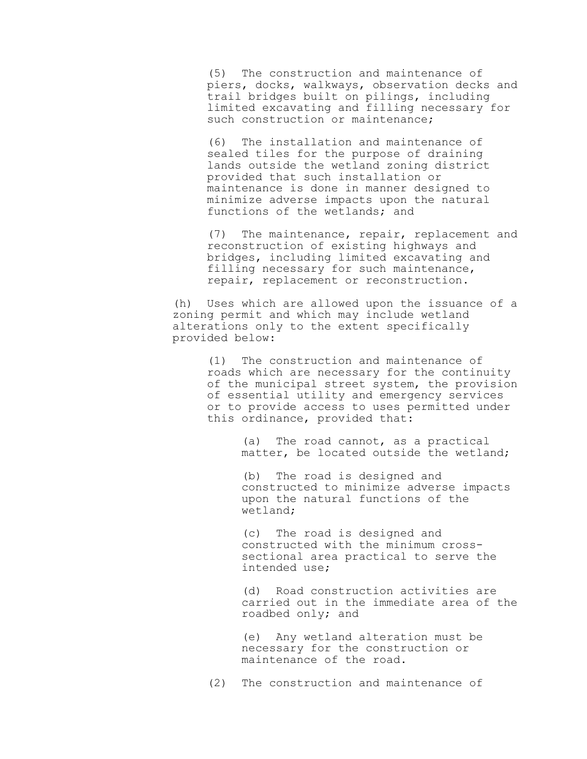(5) The construction and maintenance of piers, docks, walkways, observation decks and trail bridges built on pilings, including limited excavating and filling necessary for such construction or maintenance;

(6) The installation and maintenance of sealed tiles for the purpose of draining lands outside the wetland zoning district provided that such installation or maintenance is done in manner designed to minimize adverse impacts upon the natural functions of the wetlands; and

(7) The maintenance, repair, replacement and reconstruction of existing highways and bridges, including limited excavating and filling necessary for such maintenance, repair, replacement or reconstruction.

(h) Uses which are allowed upon the issuance of a zoning permit and which may include wetland alterations only to the extent specifically provided below:

(1) The construction and maintenance of roads which are necessary for the continuity of the municipal street system, the provision of essential utility and emergency services or to provide access to uses permitted under this ordinance, provided that:

(a) The road cannot, as a practical matter, be located outside the wetland;

(b) The road is designed and constructed to minimize adverse impacts upon the natural functions of the wetland;

(c) The road is designed and constructed with the minimum cross-sectional area practical to serve the intended use;

(d) Road construction activities are carried out in the immediate area of the roadbed only; and

(e) Any wetland alteration must be necessary for the construction or maintenance of the road.

(2) The construction and maintenance of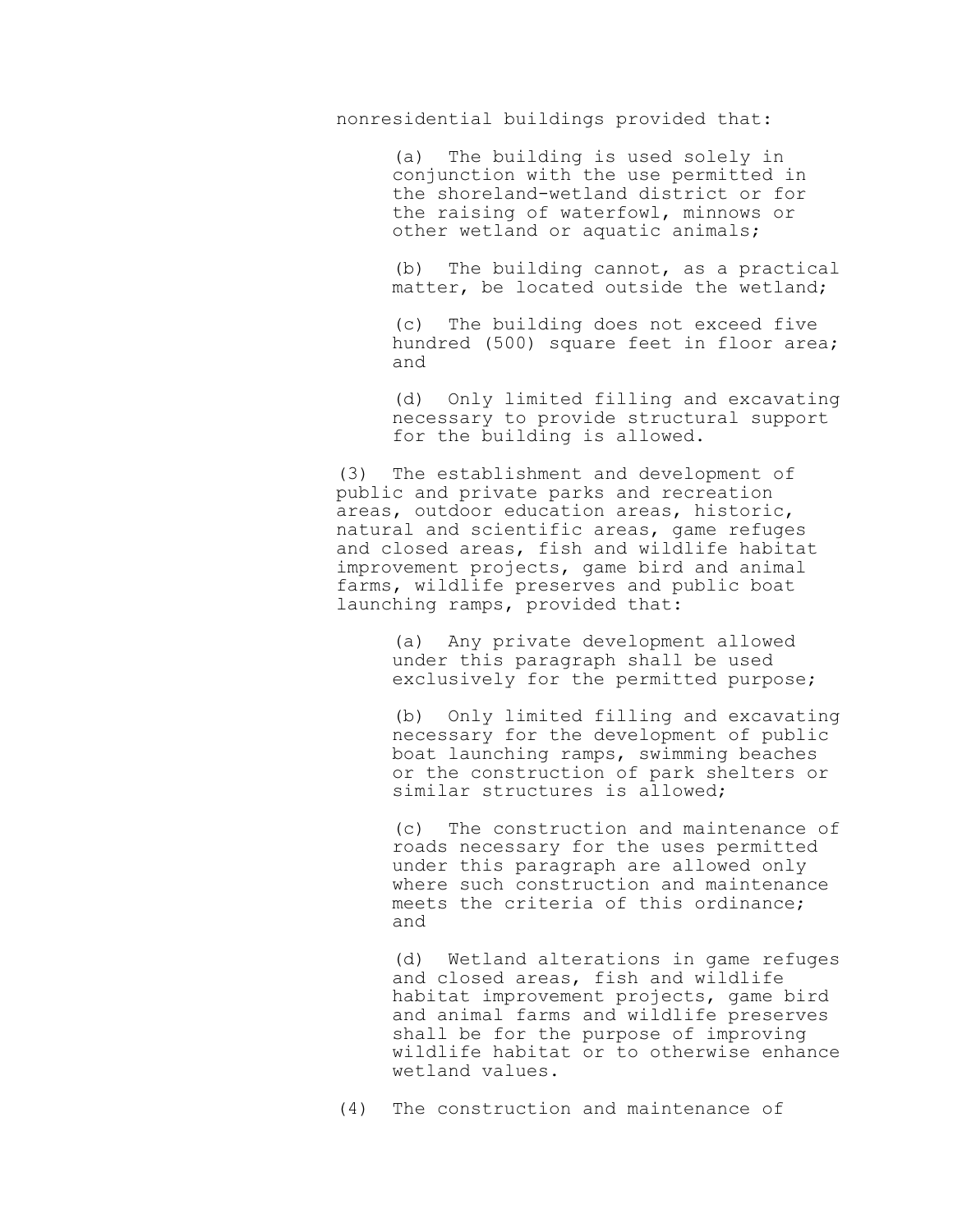nonresidential buildings provided that:

(a) The building is used solely in conjunction with the use permitted in the shoreland-wetland district or for the raising of waterfowl, minnows or other wetland or aquatic animals;

(b) The building cannot, as a practical matter, be located outside the wetland;

(c) The building does not exceed five hundred (500) square feet in floor area; and

(d) Only limited filling and excavating necessary to provide structural support for the building is allowed.

(3) The establishment and development of public and private parks and recreation areas, outdoor education areas, historic, natural and scientific areas, game refuges and closed areas, fish and wildlife habitat improvement projects, game bird and animal farms, wildlife preserves and public boat launching ramps, provided that:

(a) Any private development allowed under this paragraph shall be used exclusively for the permitted purpose;

(b) Only limited filling and excavating necessary for the development of public boat launching ramps, swimming beaches or the construction of park shelters or similar structures is allowed;

(c) The construction and maintenance of roads necessary for the uses permitted under this paragraph are allowed only where such construction and maintenance meets the criteria of this ordinance; and

(d) Wetland alterations in game refuges and closed areas, fish and wildlife habitat improvement projects, game bird and animal farms and wildlife preserves shall be for the purpose of improving wildlife habitat or to otherwise enhance wetland values.

(4) The construction and maintenance of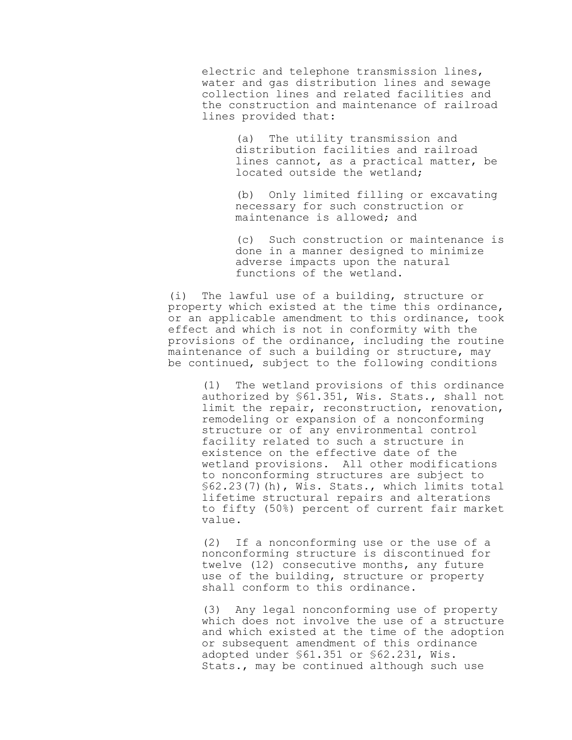electric and telephone transmission lines, water and gas distribution lines and sewage collection lines and related facilities and the construction and maintenance of railroad lines provided that:

(a) The utility transmission and distribution facilities and railroad lines cannot, as a practical matter, be located outside the wetland;

(b) Only limited filling or excavating necessary for such construction or maintenance is allowed; and

(c) Such construction or maintenance is done in a manner designed to minimize adverse impacts upon the natural functions of the wetland.

(i) The lawful use of a building, structure or property which existed at the time this ordinance, or an applicable amendment to this ordinance, took effect and which is not in conformity with the provisions of the ordinance, including the routine maintenance of such a building or structure, may be continued, subject to the following conditions

(1) The wetland provisions of this ordinance authorized by §61.351, Wis. Stats., shall not limit the repair, reconstruction, renovation, remodeling or expansion of a nonconforming structure or of any environmental control facility related to such a structure in existence on the effective date of the wetland provisions. All other modifications to nonconforming structures are subject to §62.23(7)(h), Wis. Stats., which limits total lifetime structural repairs and alterations to fifty (50%) percent of current fair market value.

(2) If a nonconforming use or the use of a nonconforming structure is discontinued for twelve (12) consecutive months, any future use of the building, structure or property shall conform to this ordinance.

(3) Any legal nonconforming use of property which does not involve the use of a structure and which existed at the time of the adoption or subsequent amendment of this ordinance adopted under §61.351 or §62.231, Wis. Stats., may be continued although such use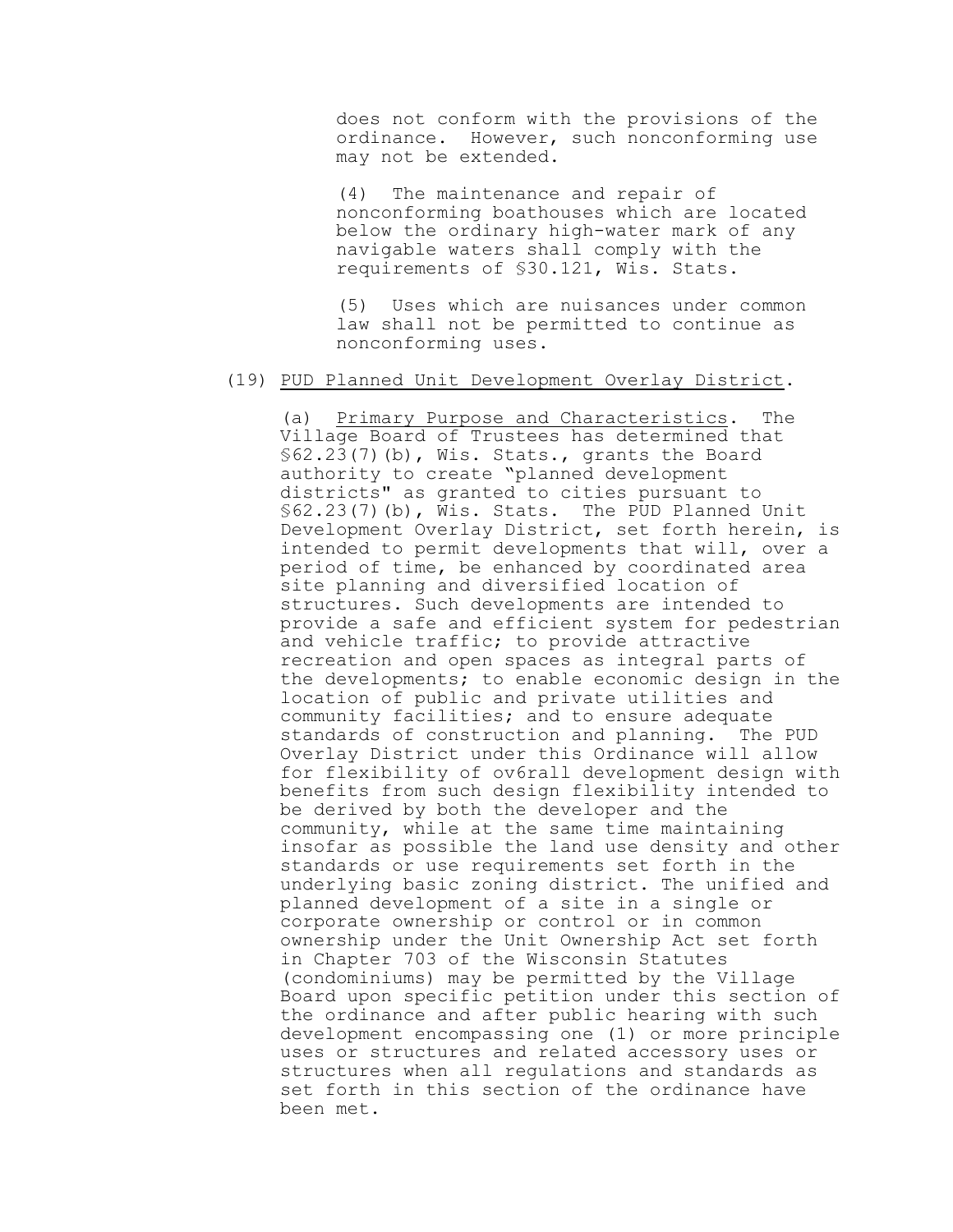does not conform with the provisions of the ordinance. However, such nonconforming use may not be extended.

(4) The maintenance and repair of nonconforming boathouses which are located below the ordinary high-water mark of any navigable waters shall comply with the requirements of §30.121, Wis. Stats.

(5) Uses which are nuisances under common law shall not be permitted to continue as nonconforming uses.

(19) PUD Planned Unit Development Overlay District.

(a) Primary Purpose and Characteristics. The Village Board of Trustees has determined that §62.23(7)(b), Wis. Stats., grants the Board authority to create "planned development districts" as granted to cities pursuant to §62.23(7)(b), Wis. Stats. The PUD Planned Unit Development Overlay District, set forth herein, is intended to permit developments that will, over a period of time, be enhanced by coordinated area site planning and diversified location of structures. Such developments are intended to provide a safe and efficient system for pedestrian and vehicle traffic; to provide attractive recreation and open spaces as integral parts of the developments; to enable economic design in the location of public and private utilities and community facilities; and to ensure adequate standards of construction and planning. The PUD Overlay District under this Ordinance will allow for flexibility of ov6rall development design with benefits from such design flexibility intended to be derived by both the developer and the community, while at the same time maintaining insofar as possible the land use density and other standards or use requirements set forth in the underlying basic zoning district. The unified and planned development of a site in a single or corporate ownership or control or in common ownership under the Unit Ownership Act set forth in Chapter 703 of the Wisconsin Statutes (condominiums) may be permitted by the Village Board upon specific petition under this section of the ordinance and after public hearing with such development encompassing one (1) or more principle uses or structures and related accessory uses or structures when all regulations and standards as set forth in this section of the ordinance have been met.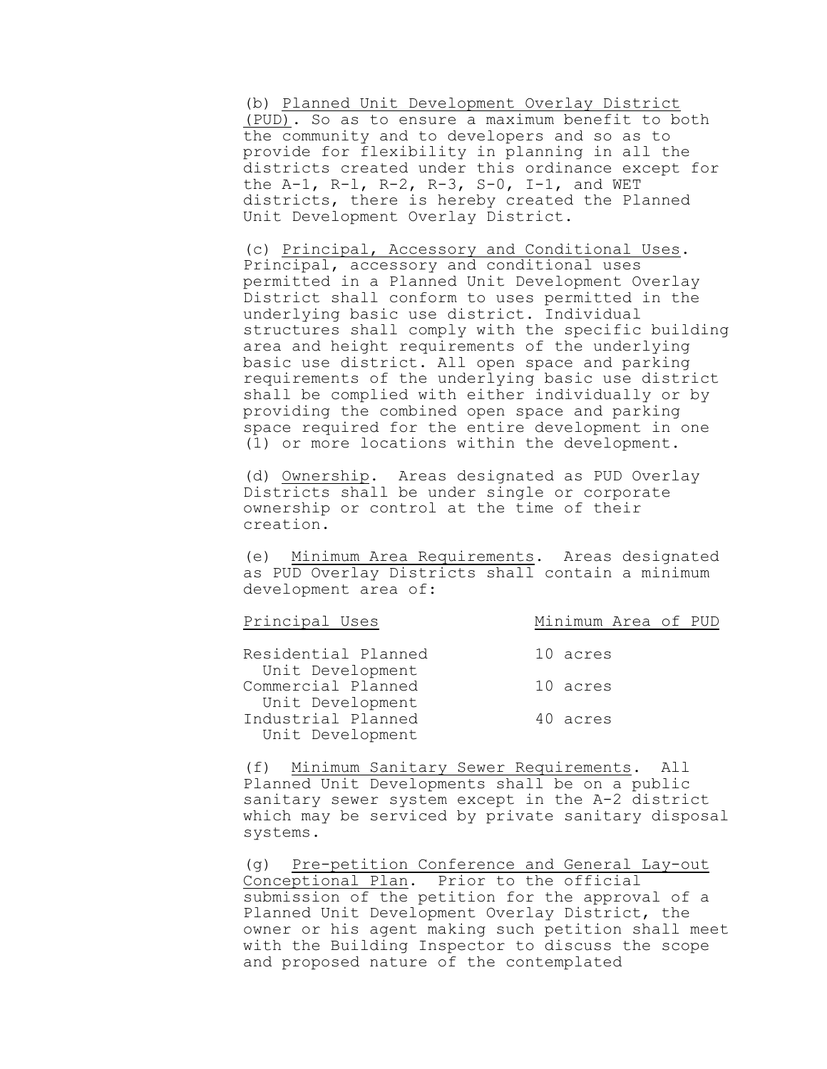(b) Planned Unit Development Overlay District (PUD). So as to ensure a maximum benefit to both the community and to developers and so as to provide for flexibility in planning in all the districts created under this ordinance except for the A-1, R-1, R-2, R-3, S-0, I-1, and WET districts, there is hereby created the Planned Unit Development Overlay District.

(c) Principal, Accessory and Conditional Uses. Principal, accessory and conditional uses permitted in a Planned Unit Development Overlay District shall conform to uses permitted in the underlying basic use district. Individual structures shall comply with the specific building area and height requirements of the underlying basic use district. All open space and parking requirements of the underlying basic use district shall be complied with either individually or by providing the combined open space and parking space required for the entire development in one (1) or more locations within the development.

(d) Ownership. Areas designated as PUD Overlay Districts shall be under single or corporate ownership or control at the time of their creation.

(e) Minimum Area Requirements. Areas designated as PUD Overlay Districts shall contain a minimum development area of:

| Principal Uses | Minimum Area of PUD |
|---|---|
| Residential Planned Unit Development | 10 acres |
| Commercial Planned Unit Development | 10 acres |
| Industrial Planned Unit Development | 40 acres |

(f) Minimum Sanitary Sewer Requirements. All Planned Unit Developments shall be on a public sanitary sewer system except in the A-2 district which may be serviced by private sanitary disposal systems.

(g) Pre-petition Conference and General Lay-out Conceptional Plan. Prior to the official submission of the petition for the approval of a Planned Unit Development Overlay District, the owner or his agent making such petition shall meet with the Building Inspector to discuss the scope and proposed nature of the contemplated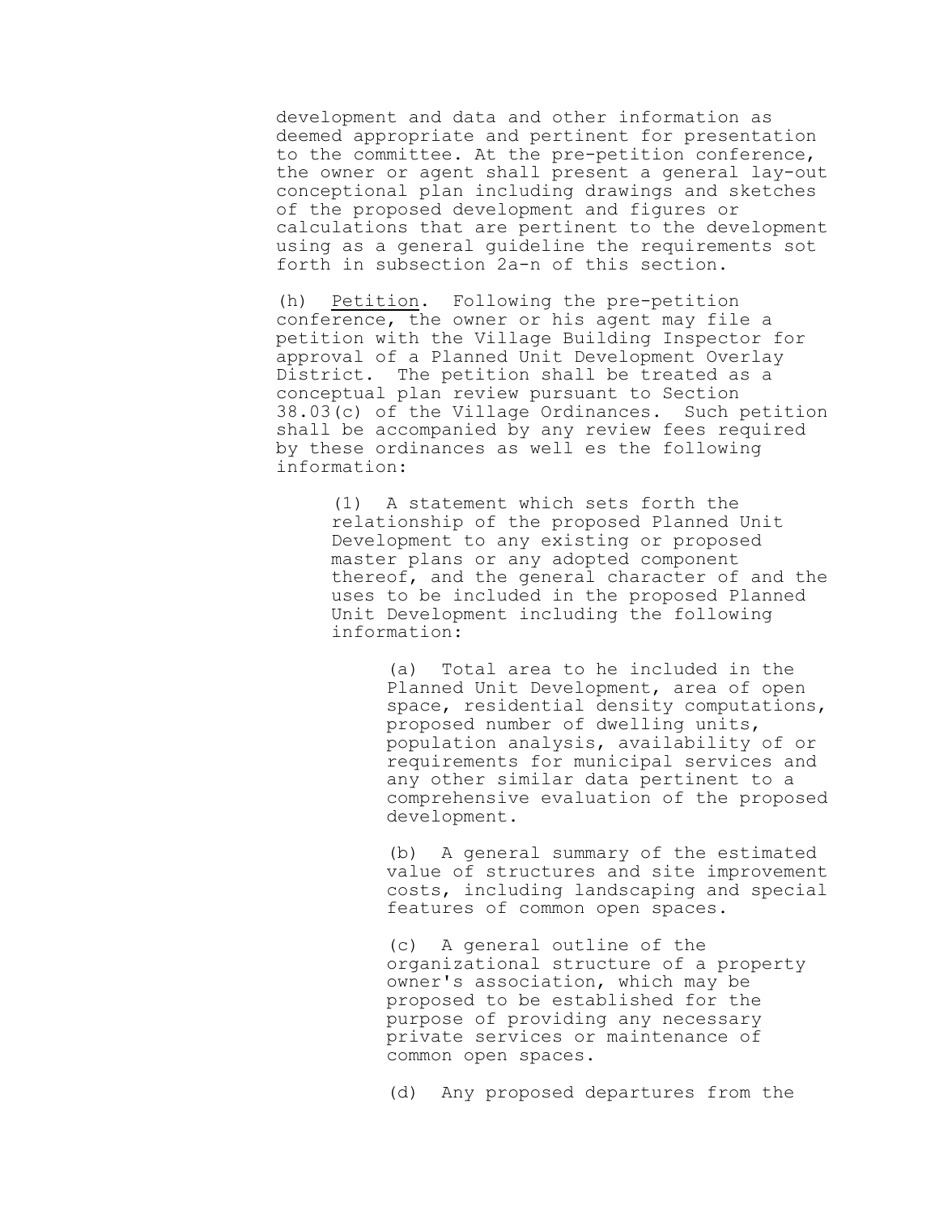development and data and other information as deemed appropriate and pertinent for presentation to the committee. At the pre-petition conference, the owner or agent shall present a general lay-out conceptional plan including drawings and sketches of the proposed development and figures or calculations that are pertinent to the development using as a general guideline the requirements sot forth in subsection 2a-n of this section.

(h) Petition. Following the pre-petition conference, the owner or his agent may file a petition with the Village Building Inspector for approval of a Planned Unit Development Overlay District. The petition shall be treated as a conceptual plan review pursuant to Section 38.03(c) of the Village Ordinances. Such petition shall be accompanied by any review fees required by these ordinances as well es the following information:

(1) A statement which sets forth the relationship of the proposed Planned Unit Development to any existing or proposed master plans or any adopted component thereof, and the general character of and the uses to be included in the proposed Planned Unit Development including the following information:

(a) Total area to he included in the Planned Unit Development, area of open space, residential density computations, proposed number of dwelling units, population analysis, availability of or requirements for municipal services and any other similar data pertinent to a comprehensive evaluation of the proposed development.

(b) A general summary of the estimated value of structures and site improvement costs, including landscaping and special features of common open spaces.

(c) A general outline of the organizational structure of a property owner's association, which may be proposed to be established for the purpose of providing any necessary private services or maintenance of common open spaces.

(d) Any proposed departures from the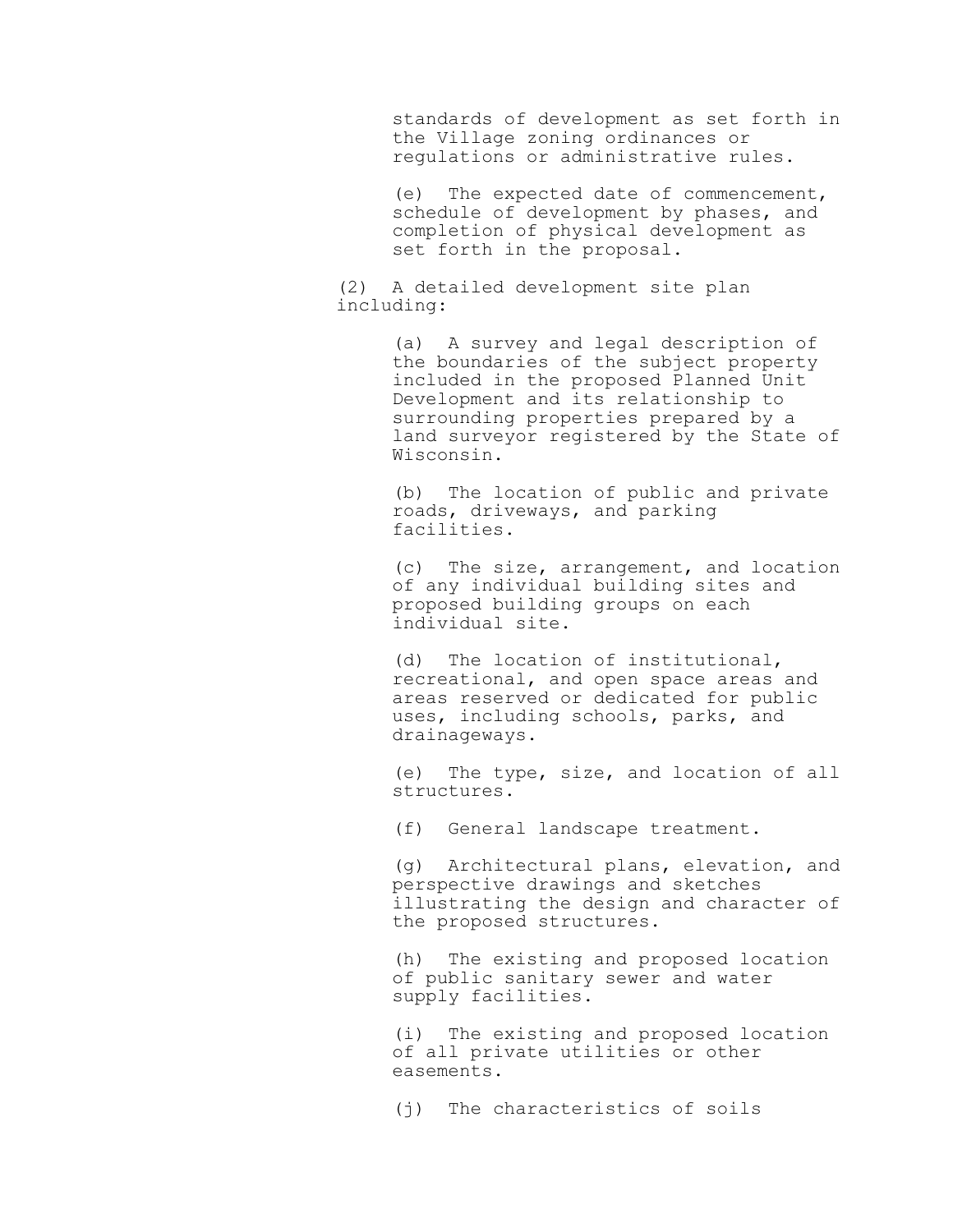standards of development as set forth in the Village zoning ordinances or regulations or administrative rules.

(e) The expected date of commencement, schedule of development by phases, and completion of physical development as set forth in the proposal.

(2) A detailed development site plan including:

(a) A survey and legal description of the boundaries of the subject property included in the proposed Planned Unit Development and its relationship to surrounding properties prepared by a land surveyor registered by the State of Wisconsin.

(b) The location of public and private roads, driveways, and parking facilities.

(c) The size, arrangement, and location of any individual building sites and proposed building groups on each individual site.

(d) The location of institutional, recreational, and open space areas and areas reserved or dedicated for public uses, including schools, parks, and drainageways.

(e) The type, size, and location of all structures.

(f) General landscape treatment.

(g) Architectural plans, elevation, and perspective drawings and sketches illustrating the design and character of the proposed structures.

(h) The existing and proposed location of public sanitary sewer and water supply facilities.

(i) The existing and proposed location of all private utilities or other easements.

(j) The characteristics of soils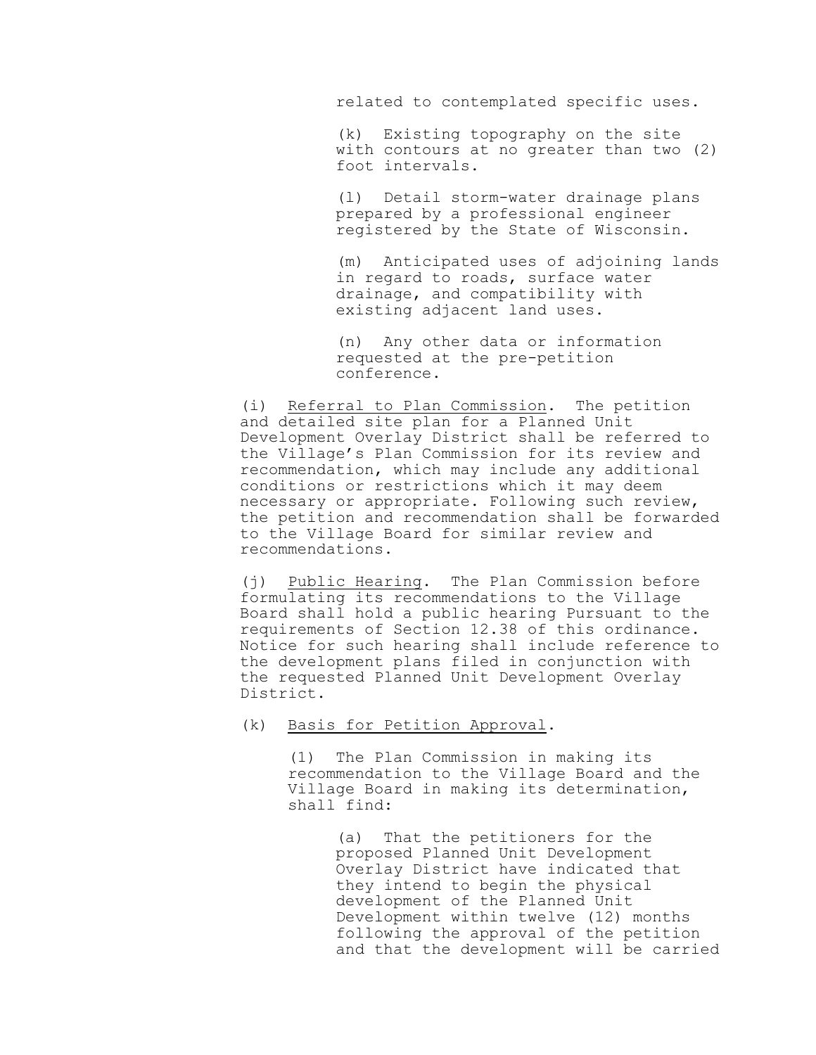related to contemplated specific uses.

(k) Existing topography on the site with contours at no greater than two (2) foot intervals.

(l) Detail storm-water drainage plans prepared by a professional engineer registered by the State of Wisconsin.

(m) Anticipated uses of adjoining lands in regard to roads, surface water drainage, and compatibility with existing adjacent land uses.

(n) Any other data or information requested at the pre-petition conference.

(i) Referral to Plan Commission. The petition and detailed site plan for a Planned Unit Development Overlay District shall be referred to the Village's Plan Commission for its review and recommendation, which may include any additional conditions or restrictions which it may deem necessary or appropriate. Following such review, the petition and recommendation shall be forwarded to the Village Board for similar review and recommendations.

(j) Public Hearing. The Plan Commission before formulating its recommendations to the Village Board shall hold a public hearing Pursuant to the requirements of Section 12.38 of this ordinance. Notice for such hearing shall include reference to the development plans filed in conjunction with the requested Planned Unit Development Overlay District.

(k) Basis for Petition Approval.

(1) The Plan Commission in making its recommendation to the Village Board and the Village Board in making its determination, shall find:

(a) That the petitioners for the proposed Planned Unit Development Overlay District have indicated that they intend to begin the physical development of the Planned Unit Development within twelve (12) months following the approval of the petition and that the development will be carried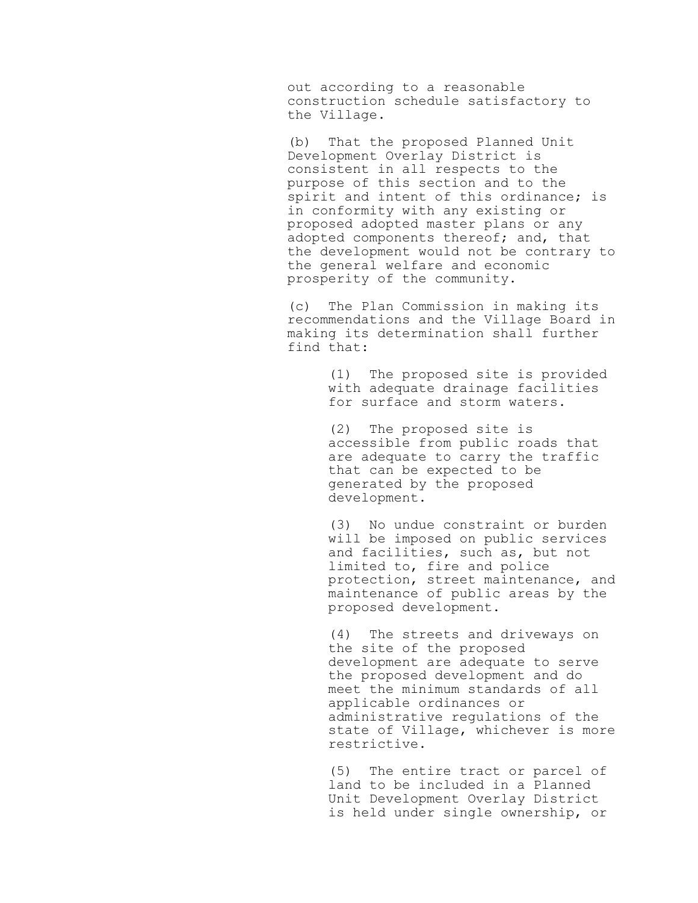out according to a reasonable construction schedule satisfactory to the Village.

(b) That the proposed Planned Unit Development Overlay District is consistent in all respects to the purpose of this section and to the spirit and intent of this ordinance; is in conformity with any existing or proposed adopted master plans or any adopted components thereof; and, that the development would not be contrary to the general welfare and economic prosperity of the community.

(c) The Plan Commission in making its recommendations and the Village Board in making its determination shall further find that:

> (1) The proposed site is provided with adequate drainage facilities for surface and storm waters.
>
> (2) The proposed site is accessible from public roads that are adequate to carry the traffic that can be expected to be generated by the proposed development.
>
> (3) No undue constraint or burden will be imposed on public services and facilities, such as, but not limited to, fire and police protection, street maintenance, and maintenance of public areas by the proposed development.
>
> (4) The streets and driveways on the site of the proposed development are adequate to serve the proposed development and do meet the minimum standards of all applicable ordinances or administrative regulations of the state of Village, whichever is more restrictive.
>
> (5) The entire tract or parcel of land to be included in a Planned Unit Development Overlay District is held under single ownership, or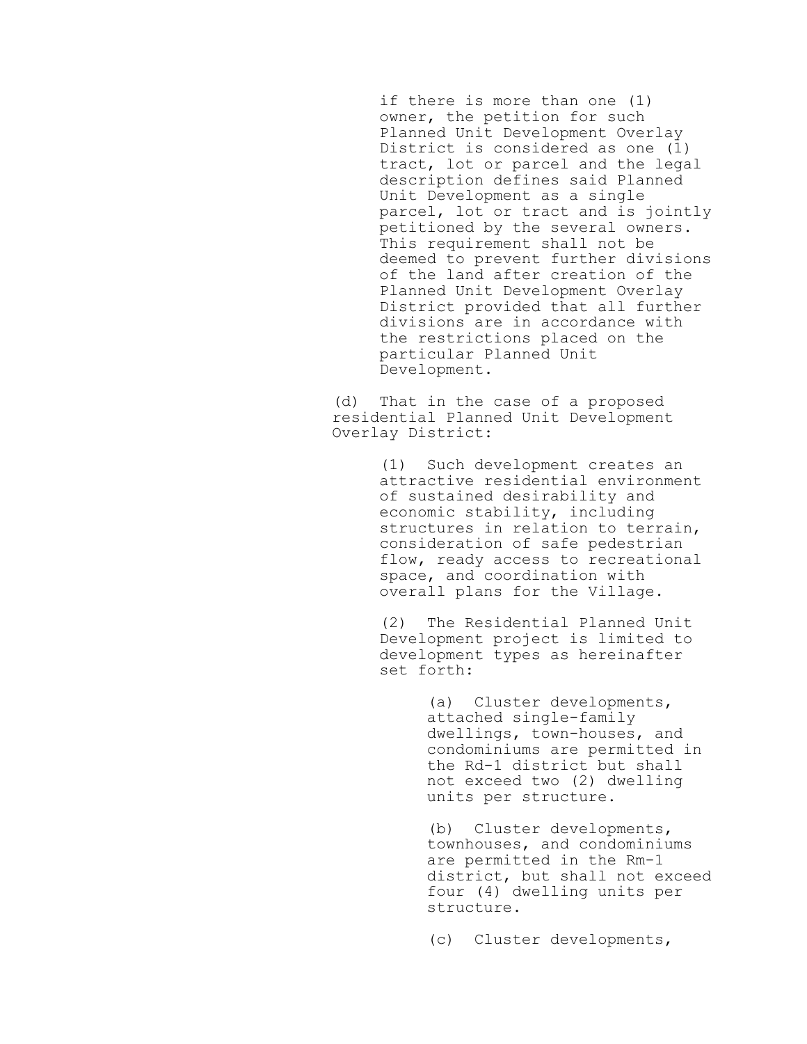if there is more than one (1) owner, the petition for such Planned Unit Development Overlay District is considered as one (1) tract, lot or parcel and the legal description defines said Planned Unit Development as a single parcel, lot or tract and is jointly petitioned by the several owners. This requirement shall not be deemed to prevent further divisions of the land after creation of the Planned Unit Development Overlay District provided that all further divisions are in accordance with the restrictions placed on the particular Planned Unit Development.

(d) That in the case of a proposed residential Planned Unit Development Overlay District:

(1) Such development creates an attractive residential environment of sustained desirability and economic stability, including structures in relation to terrain, consideration of safe pedestrian flow, ready access to recreational space, and coordination with overall plans for the Village.

(2) The Residential Planned Unit Development project is limited to development types as hereinafter set forth:

(a) Cluster developments, attached single-family dwellings, town-houses, and condominiums are permitted in the Rd-1 district but shall not exceed two (2) dwelling units per structure.

(b) Cluster developments, townhouses, and condominiums are permitted in the Rm-1 district, but shall not exceed four (4) dwelling units per structure.

(c) Cluster developments,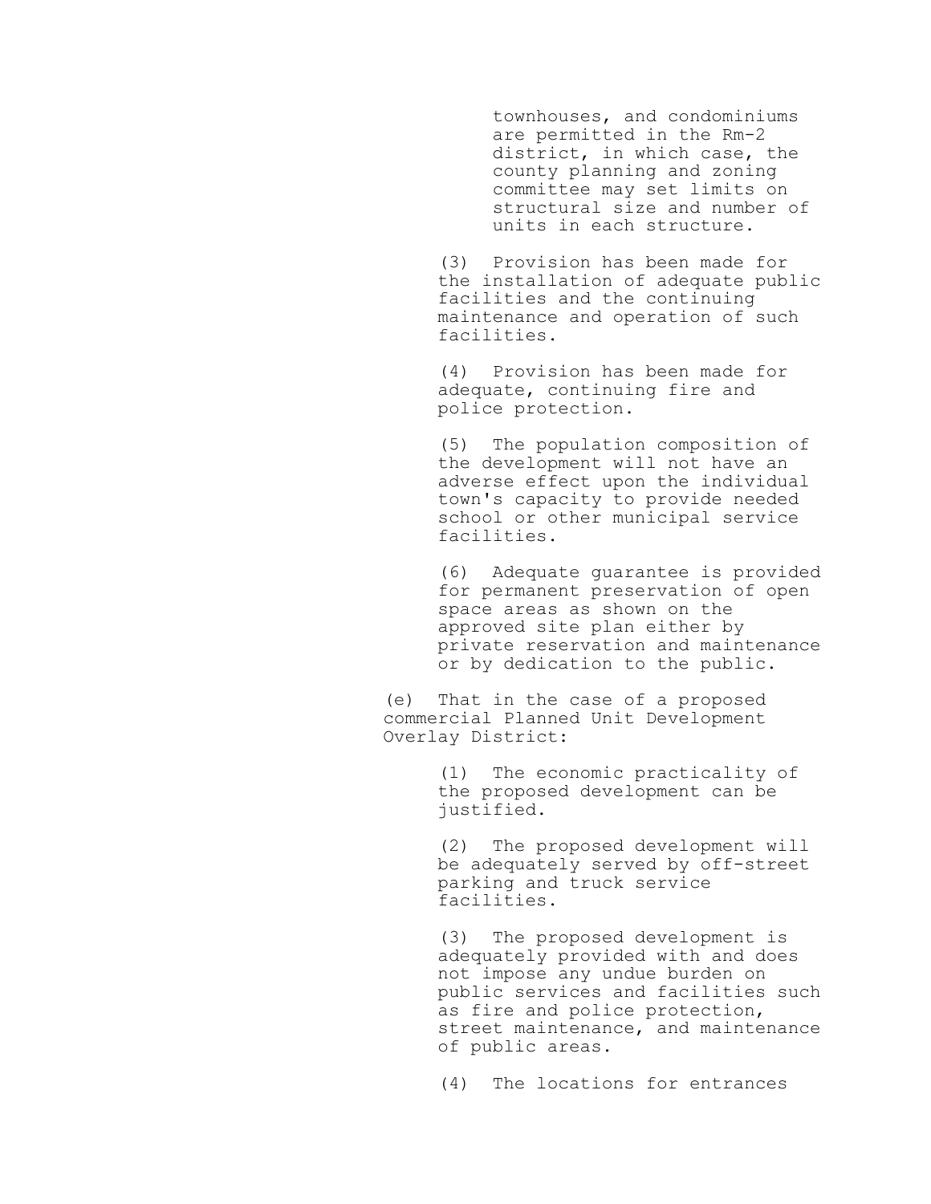townhouses, and condominiums are permitted in the Rm-2 district, in which case, the county planning and zoning committee may set limits on structural size and number of units in each structure.

(3) Provision has been made for the installation of adequate public facilities and the continuing maintenance and operation of such facilities.

(4) Provision has been made for adequate, continuing fire and police protection.

(5) The population composition of the development will not have an adverse effect upon the individual town's capacity to provide needed school or other municipal service facilities.

(6) Adequate guarantee is provided for permanent preservation of open space areas as shown on the approved site plan either by private reservation and maintenance or by dedication to the public.

(e) That in the case of a proposed commercial Planned Unit Development Overlay District:

(1) The economic practicality of the proposed development can be justified.

(2) The proposed development will be adequately served by off-street parking and truck service facilities.

(3) The proposed development is adequately provided with and does not impose any undue burden on public services and facilities such as fire and police protection, street maintenance, and maintenance of public areas.

(4) The locations for entrances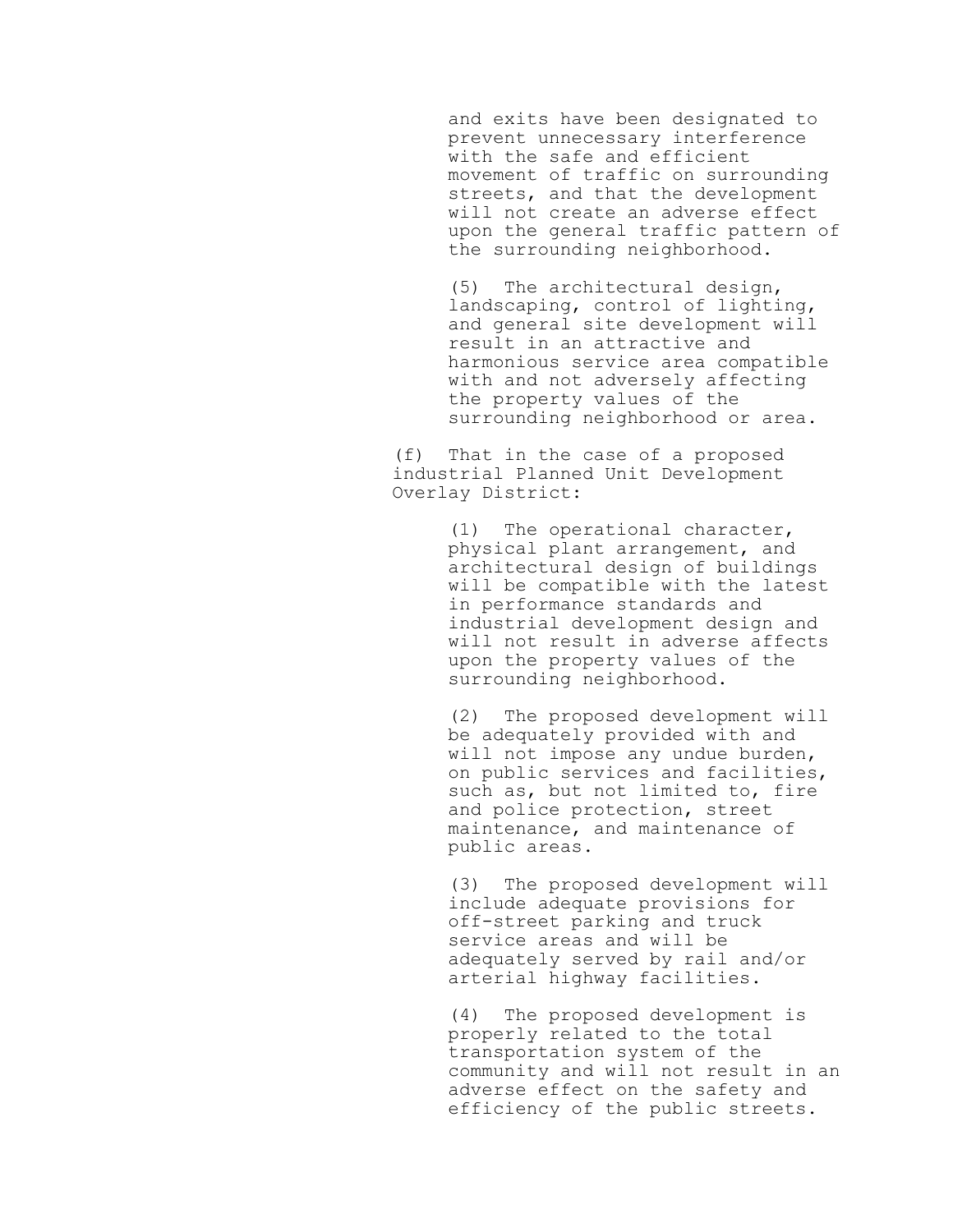and exits have been designated to prevent unnecessary interference with the safe and efficient movement of traffic on surrounding streets, and that the development will not create an adverse effect upon the general traffic pattern of the surrounding neighborhood.

(5) The architectural design, landscaping, control of lighting, and general site development will result in an attractive and harmonious service area compatible with and not adversely affecting the property values of the surrounding neighborhood or area.

(f) That in the case of a proposed industrial Planned Unit Development Overlay District:

(1) The operational character, physical plant arrangement, and architectural design of buildings will be compatible with the latest in performance standards and industrial development design and will not result in adverse affects upon the property values of the surrounding neighborhood.

(2) The proposed development will be adequately provided with and will not impose any undue burden, on public services and facilities, such as, but not limited to, fire and police protection, street maintenance, and maintenance of public areas.

(3) The proposed development will include adequate provisions for off-street parking and truck service areas and will be adequately served by rail and/or arterial highway facilities.

(4) The proposed development is properly related to the total transportation system of the community and will not result in an adverse effect on the safety and efficiency of the public streets.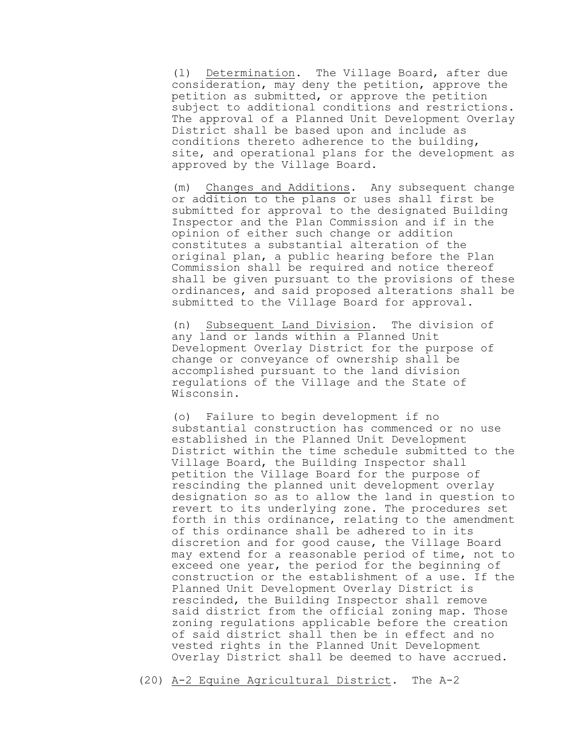(l) Determination. The Village Board, after due consideration, may deny the petition, approve the petition as submitted, or approve the petition subject to additional conditions and restrictions. The approval of a Planned Unit Development Overlay District shall be based upon and include as conditions thereto adherence to the building, site, and operational plans for the development as approved by the Village Board.

(m) Changes and Additions. Any subsequent change or addition to the plans or uses shall first be submitted for approval to the designated Building Inspector and the Plan Commission and if in the opinion of either such change or addition constitutes a substantial alteration of the original plan, a public hearing before the Plan Commission shall be required and notice thereof shall be given pursuant to the provisions of these ordinances, and said proposed alterations shall be submitted to the Village Board for approval.

(n) Subsequent Land Division. The division of any land or lands within a Planned Unit Development Overlay District for the purpose of change or conveyance of ownership shall be accomplished pursuant to the land division regulations of the Village and the State of Wisconsin.

(o) Failure to begin development if no substantial construction has commenced or no use established in the Planned Unit Development District within the time schedule submitted to the Village Board, the Building Inspector shall petition the Village Board for the purpose of rescinding the planned unit development overlay designation so as to allow the land in question to revert to its underlying zone. The procedures set forth in this ordinance, relating to the amendment of this ordinance shall be adhered to in its discretion and for good cause, the Village Board may extend for a reasonable period of time, not to exceed one year, the period for the beginning of construction or the establishment of a use. If the Planned Unit Development Overlay District is rescinded, the Building Inspector shall remove said district from the official zoning map. Those zoning regulations applicable before the creation of said district shall then be in effect and no vested rights in the Planned Unit Development Overlay District shall be deemed to have accrued.

(20) A-2 Equine Agricultural District. The A-2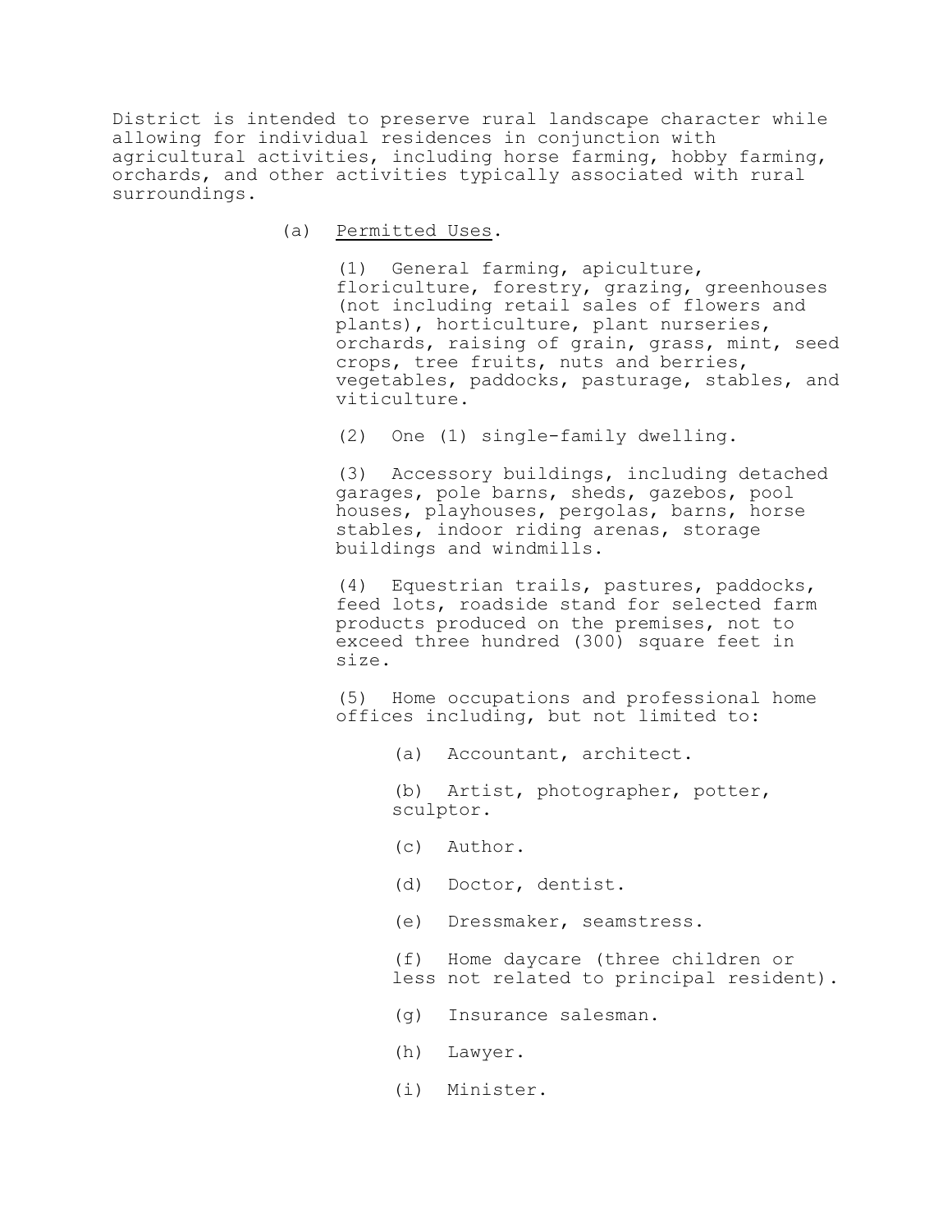District is intended to preserve rural landscape character while allowing for individual residences in conjunction with agricultural activities, including horse farming, hobby farming, orchards, and other activities typically associated with rural surroundings.

(a) Permitted Uses.

(1) General farming, apiculture, floriculture, forestry, grazing, greenhouses (not including retail sales of flowers and plants), horticulture, plant nurseries, orchards, raising of grain, grass, mint, seed crops, tree fruits, nuts and berries, vegetables, paddocks, pasturage, stables, and viticulture.

(2) One (1) single-family dwelling.

(3) Accessory buildings, including detached garages, pole barns, sheds, gazebos, pool houses, playhouses, pergolas, barns, horse stables, indoor riding arenas, storage buildings and windmills.

(4) Equestrian trails, pastures, paddocks, feed lots, roadside stand for selected farm products produced on the premises, not to exceed three hundred (300) square feet in size.

(5) Home occupations and professional home offices including, but not limited to:

(a) Accountant, architect.

(b) Artist, photographer, potter, sculptor.

(c) Author.

(d) Doctor, dentist.

(e) Dressmaker, seamstress.

(f) Home daycare (three children or less not related to principal resident).

(g) Insurance salesman.

(h) Lawyer.

(i) Minister.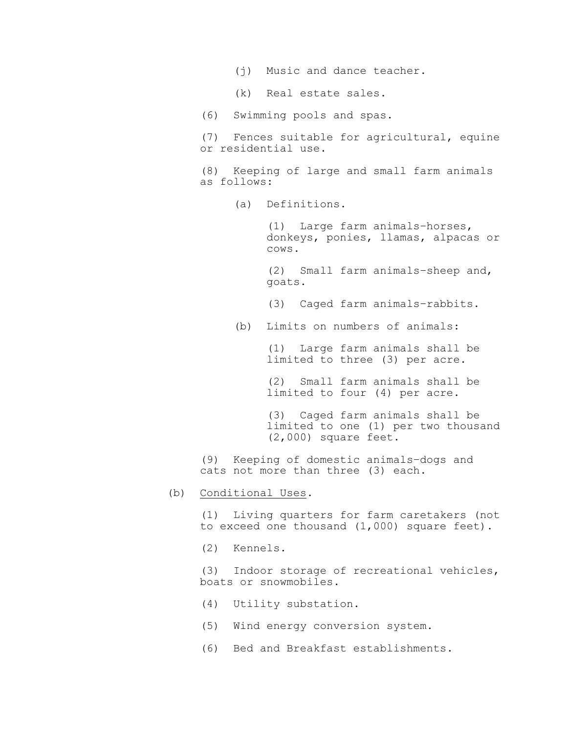(j) Music and dance teacher.

(k) Real estate sales.

(6) Swimming pools and spas.

(7) Fences suitable for agricultural, equine or residential use.

(8) Keeping of large and small farm animals as follows:

(a) Definitions.

(1) Large farm animals–horses, donkeys, ponies, llamas, alpacas or cows.

(2) Small farm animals–sheep and, goats.

(3) Caged farm animals–rabbits.

(b) Limits on numbers of animals:

(1) Large farm animals shall be limited to three (3) per acre.

(2) Small farm animals shall be limited to four (4) per acre.

(3) Caged farm animals shall be limited to one (1) per two thousand (2,000) square feet.

(9) Keeping of domestic animals–dogs and cats not more than three (3) each.

(b) Conditional Uses.

(1) Living quarters for farm caretakers (not to exceed one thousand (1,000) square feet).

(2) Kennels.

(3) Indoor storage of recreational vehicles, boats or snowmobiles.

(4) Utility substation.

(5) Wind energy conversion system.

(6) Bed and Breakfast establishments.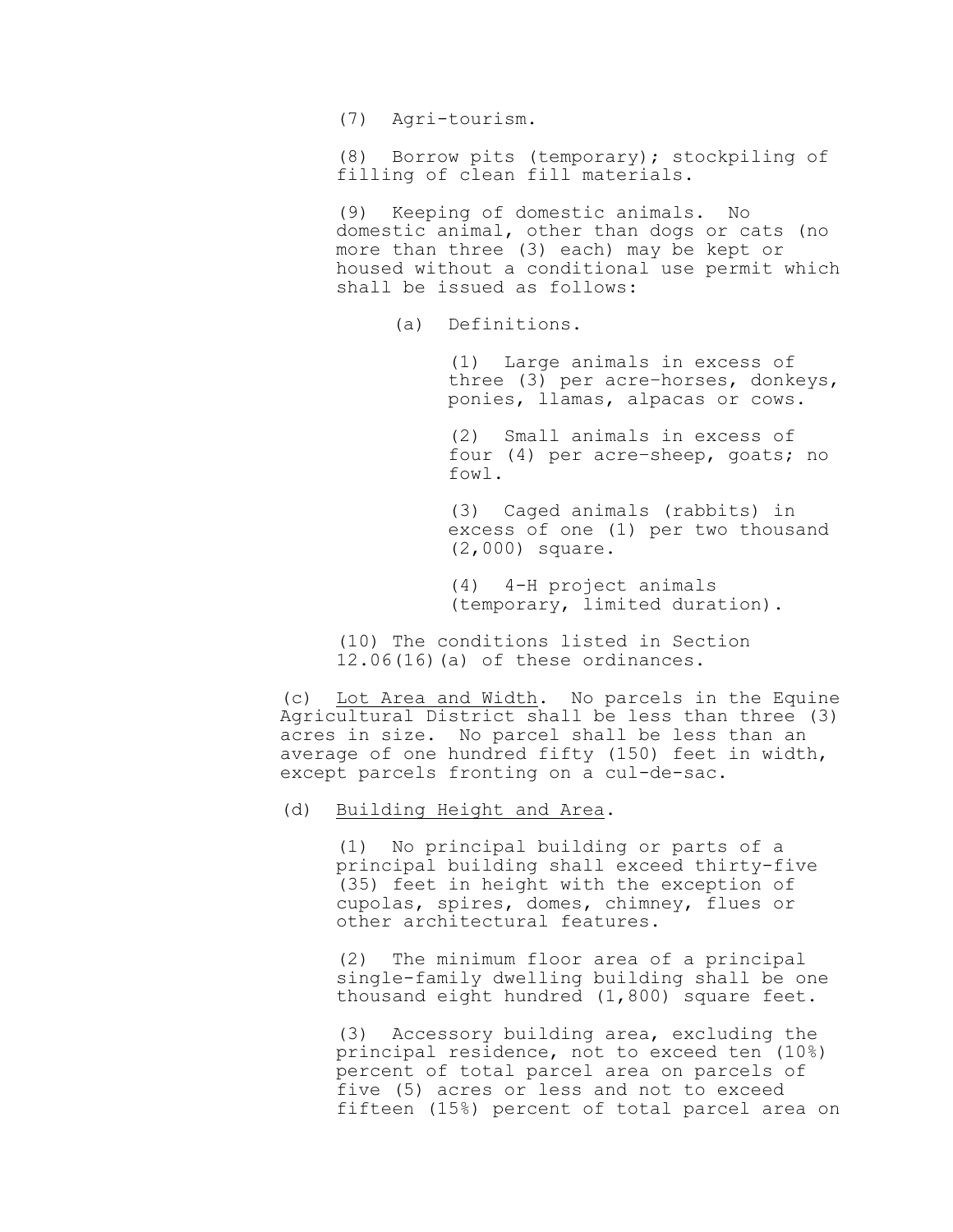(7) Agri-tourism.

(8) Borrow pits (temporary); stockpiling of filling of clean fill materials.

(9) Keeping of domestic animals. No domestic animal, other than dogs or cats (no more than three (3) each) may be kept or housed without a conditional use permit which shall be issued as follows:

(a) Definitions.

(1) Large animals in excess of three (3) per acre–horses, donkeys, ponies, llamas, alpacas or cows.

(2) Small animals in excess of four (4) per acre–sheep, goats; no fowl.

(3) Caged animals (rabbits) in excess of one (1) per two thousand (2,000) square.

(4) 4-H project animals (temporary, limited duration).

(10) The conditions listed in Section 12.06(16)(a) of these ordinances.

(c) Lot Area and Width. No parcels in the Equine Agricultural District shall be less than three (3) acres in size. No parcel shall be less than an average of one hundred fifty (150) feet in width, except parcels fronting on a cul-de-sac.

(d) Building Height and Area.

(1) No principal building or parts of a principal building shall exceed thirty-five (35) feet in height with the exception of cupolas, spires, domes, chimney, flues or other architectural features.

(2) The minimum floor area of a principal single-family dwelling building shall be one thousand eight hundred (1,800) square feet.

(3) Accessory building area, excluding the principal residence, not to exceed ten (10%) percent of total parcel area on parcels of five (5) acres or less and not to exceed fifteen (15%) percent of total parcel area on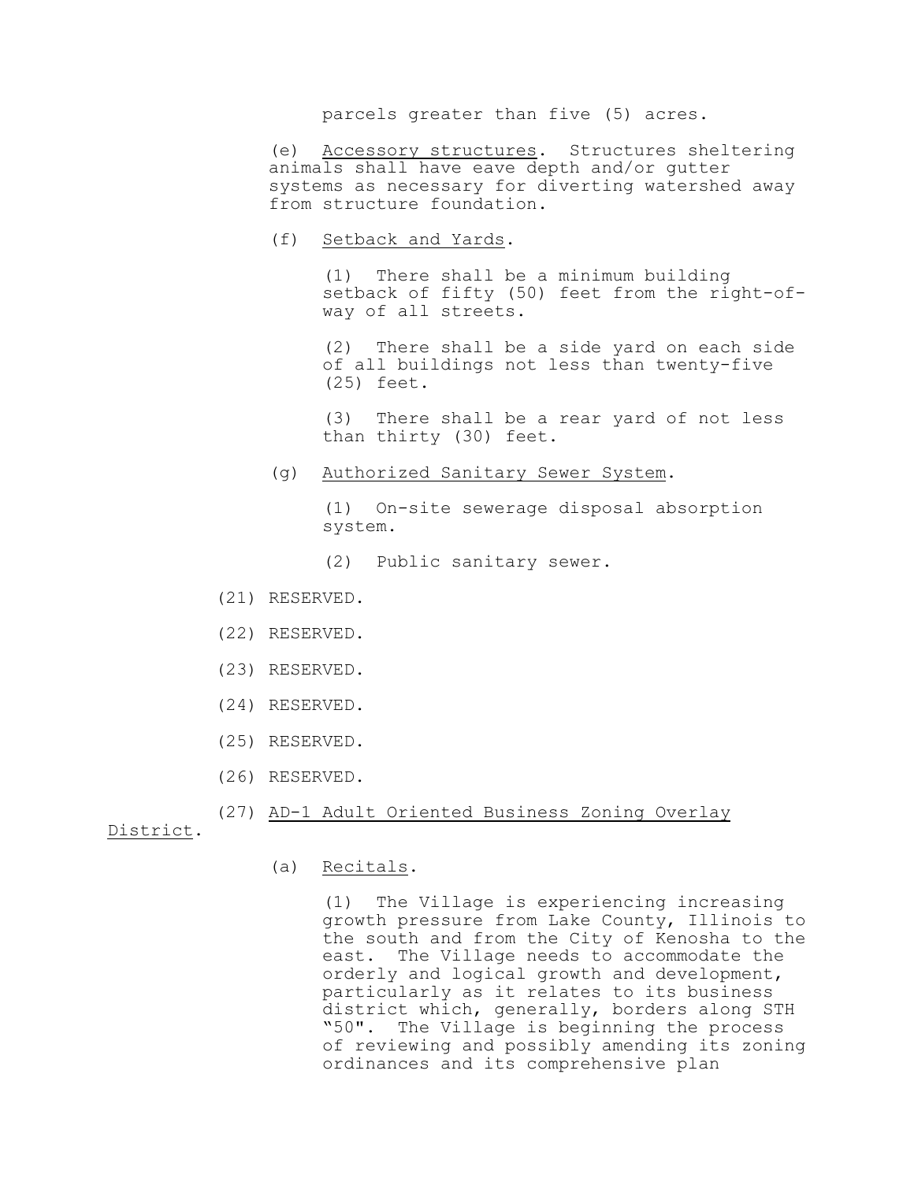parcels greater than five (5) acres.

(e) Accessory structures. Structures sheltering animals shall have eave depth and/or gutter systems as necessary for diverting watershed away from structure foundation.

(f) Setback and Yards.

(1) There shall be a minimum building setback of fifty (50) feet from the right-of-way of all streets.

(2) There shall be a side yard on each side of all buildings not less than twenty-five (25) feet.

(3) There shall be a rear yard of not less than thirty (30) feet.

(g) Authorized Sanitary Sewer System.

(1) On-site sewerage disposal absorption system.

(2) Public sanitary sewer.

(21) RESERVED.

(22) RESERVED.

(23) RESERVED.

(24) RESERVED.

(25) RESERVED.

(26) RESERVED.

(27) AD-1 Adult Oriented Business Zoning Overlay District.

(a) Recitals.

(1) The Village is experiencing increasing growth pressure from Lake County, Illinois to the south and from the City of Kenosha to the east. The Village needs to accommodate the orderly and logical growth and development, particularly as it relates to its business district which, generally, borders along STH "50". The Village is beginning the process of reviewing and possibly amending its zoning ordinances and its comprehensive plan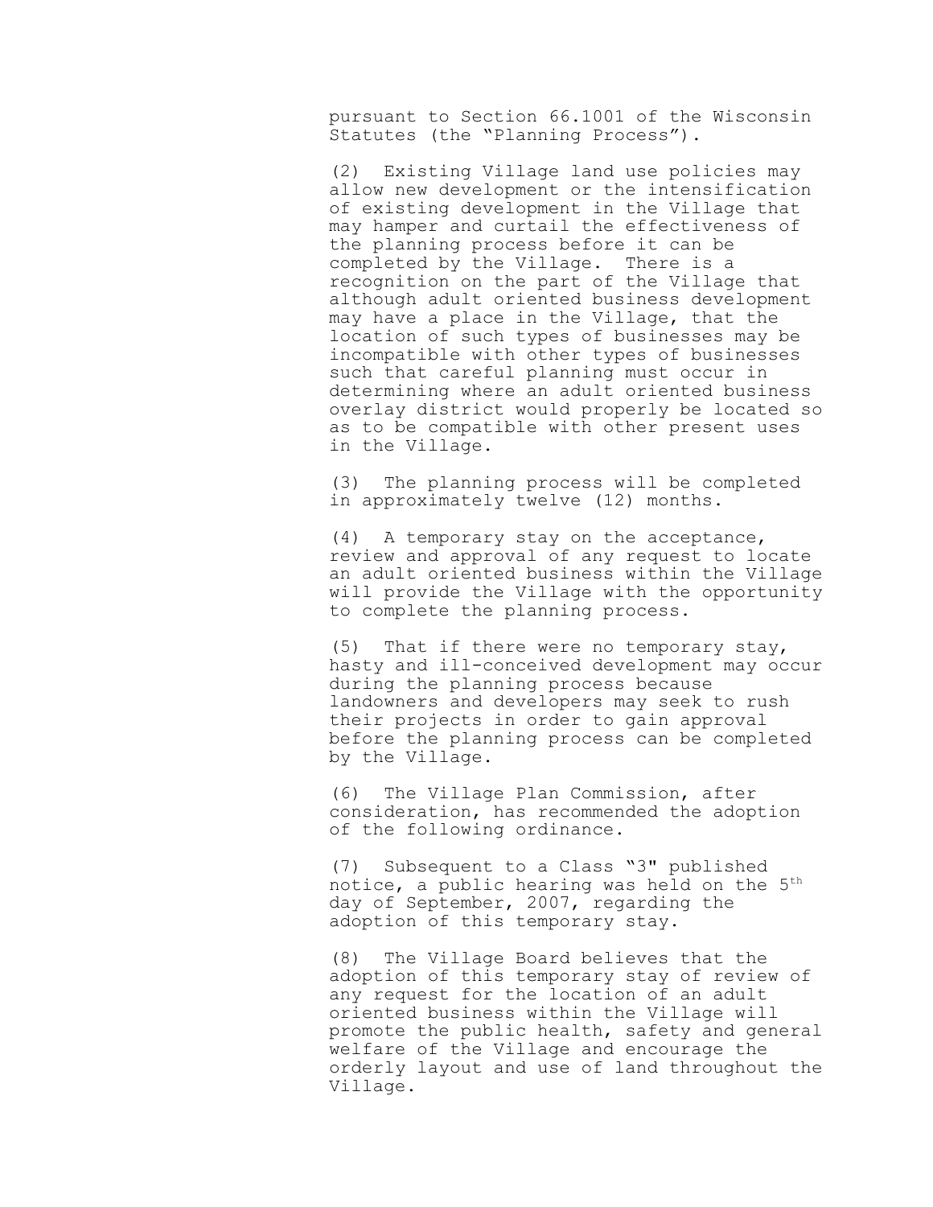pursuant to Section 66.1001 of the Wisconsin Statutes (the “Planning Process”).

(2) Existing Village land use policies may allow new development or the intensification of existing development in the Village that may hamper and curtail the effectiveness of the planning process before it can be completed by the Village. There is a recognition on the part of the Village that although adult oriented business development may have a place in the Village, that the location of such types of businesses may be incompatible with other types of businesses such that careful planning must occur in determining where an adult oriented business overlay district would properly be located so as to be compatible with other present uses in the Village.

(3) The planning process will be completed in approximately twelve (12) months.

(4) A temporary stay on the acceptance, review and approval of any request to locate an adult oriented business within the Village will provide the Village with the opportunity to complete the planning process.

(5) That if there were no temporary stay, hasty and ill-conceived development may occur during the planning process because landowners and developers may seek to rush their projects in order to gain approval before the planning process can be completed by the Village.

(6) The Village Plan Commission, after consideration, has recommended the adoption of the following ordinance.

(7) Subsequent to a Class “3" published notice, a public hearing was held on the 5th day of September, 2007, regarding the adoption of this temporary stay.

(8) The Village Board believes that the adoption of this temporary stay of review of any request for the location of an adult oriented business within the Village will promote the public health, safety and general welfare of the Village and encourage the orderly layout and use of land throughout the Village.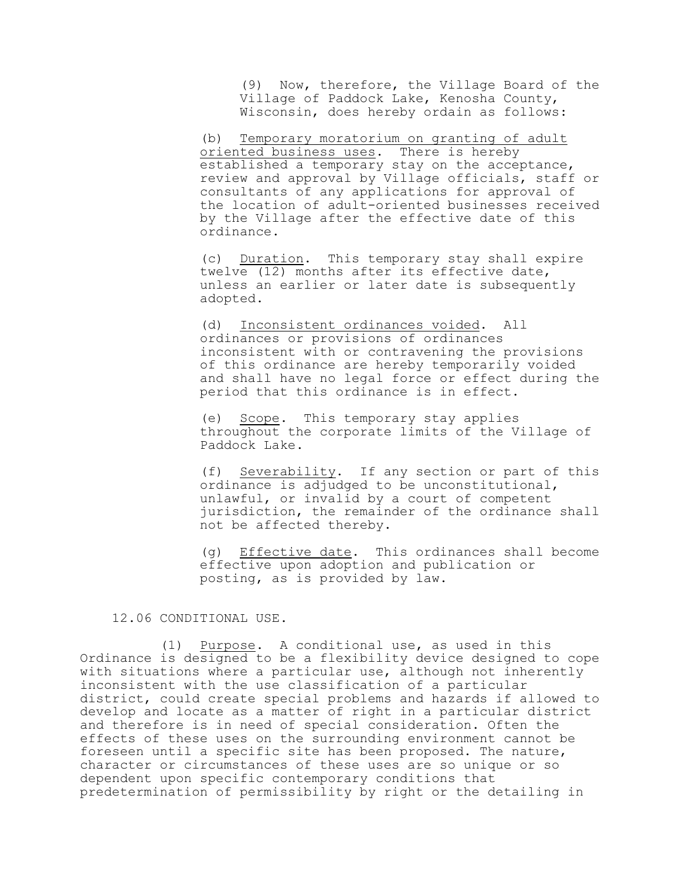(9) Now, therefore, the Village Board of the Village of Paddock Lake, Kenosha County, Wisconsin, does hereby ordain as follows:

(b) Temporary moratorium on granting of adult oriented business uses. There is hereby established a temporary stay on the acceptance, review and approval by Village officials, staff or consultants of any applications for approval of the location of adult-oriented businesses received by the Village after the effective date of this ordinance.

(c) Duration. This temporary stay shall expire twelve (12) months after its effective date, unless an earlier or later date is subsequently adopted.

(d) Inconsistent ordinances voided. All ordinances or provisions of ordinances inconsistent with or contravening the provisions of this ordinance are hereby temporarily voided and shall have no legal force or effect during the period that this ordinance is in effect.

(e) Scope. This temporary stay applies throughout the corporate limits of the Village of Paddock Lake.

(f) Severability. If any section or part of this ordinance is adjudged to be unconstitutional, unlawful, or invalid by a court of competent jurisdiction, the remainder of the ordinance shall not be affected thereby.

(g) Effective date. This ordinances shall become effective upon adoption and publication or posting, as is provided by law.

12.06 CONDITIONAL USE.

(1) Purpose. A conditional use, as used in this Ordinance is designed to be a flexibility device designed to cope with situations where a particular use, although not inherently inconsistent with the use classification of a particular district, could create special problems and hazards if allowed to develop and locate as a matter of right in a particular district and therefore is in need of special consideration. Often the effects of these uses on the surrounding environment cannot be foreseen until a specific site has been proposed. The nature, character or circumstances of these uses are so unique or so dependent upon specific contemporary conditions that predetermination of permissibility by right or the detailing in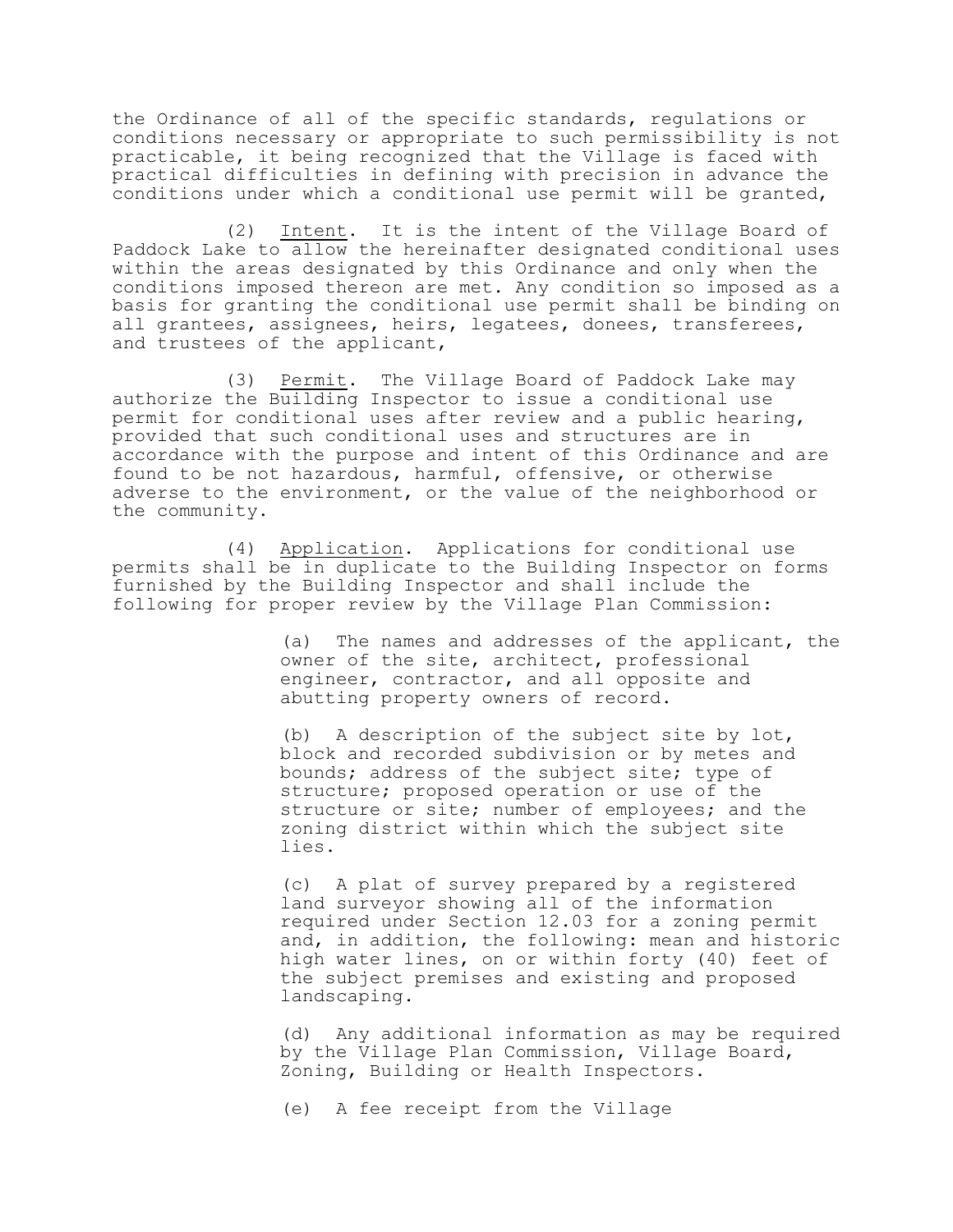the Ordinance of all of the specific standards, regulations or conditions necessary or appropriate to such permissibility is not practicable, it being recognized that the Village is faced with practical difficulties in defining with precision in advance the conditions under which a conditional use permit will be granted,

(2) Intent. It is the intent of the Village Board of Paddock Lake to allow the hereinafter designated conditional uses within the areas designated by this Ordinance and only when the conditions imposed thereon are met. Any condition so imposed as a basis for granting the conditional use permit shall be binding on all grantees, assignees, heirs, legatees, donees, transferees, and trustees of the applicant,

(3) Permit. The Village Board of Paddock Lake may authorize the Building Inspector to issue a conditional use permit for conditional uses after review and a public hearing, provided that such conditional uses and structures are in accordance with the purpose and intent of this Ordinance and are found to be not hazardous, harmful, offensive, or otherwise adverse to the environment, or the value of the neighborhood or the community.

(4) Application. Applications for conditional use permits shall be in duplicate to the Building Inspector on forms furnished by the Building Inspector and shall include the following for proper review by the Village Plan Commission:

(a) The names and addresses of the applicant, the owner of the site, architect, professional engineer, contractor, and all opposite and abutting property owners of record.

(b) A description of the subject site by lot, block and recorded subdivision or by metes and bounds; address of the subject site; type of structure; proposed operation or use of the structure or site; number of employees; and the zoning district within which the subject site lies.

(c) A plat of survey prepared by a registered land surveyor showing all of the information required under Section 12.03 for a zoning permit and, in addition, the following: mean and historic high water lines, on or within forty (40) feet of the subject premises and existing and proposed landscaping.

(d) Any additional information as may be required by the Village Plan Commission, Village Board, Zoning, Building or Health Inspectors.

(e) A fee receipt from the Village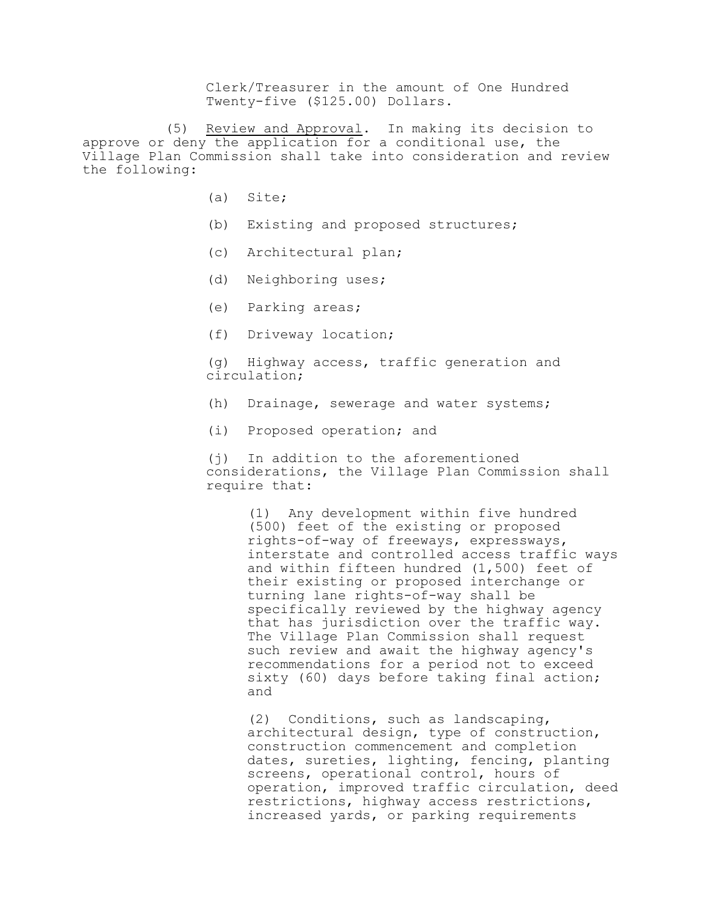Clerk/Treasurer in the amount of One Hundred Twenty-five ($125.00) Dollars.

(5) Review and Approval. In making its decision to approve or deny the application for a conditional use, the Village Plan Commission shall take into consideration and review the following:

(a) Site;

(b) Existing and proposed structures;

(c) Architectural plan;

(d) Neighboring uses;

(e) Parking areas;

(f) Driveway location;

(g) Highway access, traffic generation and circulation;

(h) Drainage, sewerage and water systems;

(i) Proposed operation; and

(j) In addition to the aforementioned considerations, the Village Plan Commission shall require that:

(1) Any development within five hundred (500) feet of the existing or proposed rights-of-way of freeways, expressways, interstate and controlled access traffic ways and within fifteen hundred (1,500) feet of their existing or proposed interchange or turning lane rights-of-way shall be specifically reviewed by the highway agency that has jurisdiction over the traffic way. The Village Plan Commission shall request such review and await the highway agency's recommendations for a period not to exceed sixty (60) days before taking final action; and

(2) Conditions, such as landscaping, architectural design, type of construction, construction commencement and completion dates, sureties, lighting, fencing, planting screens, operational control, hours of operation, improved traffic circulation, deed restrictions, highway access restrictions, increased yards, or parking requirements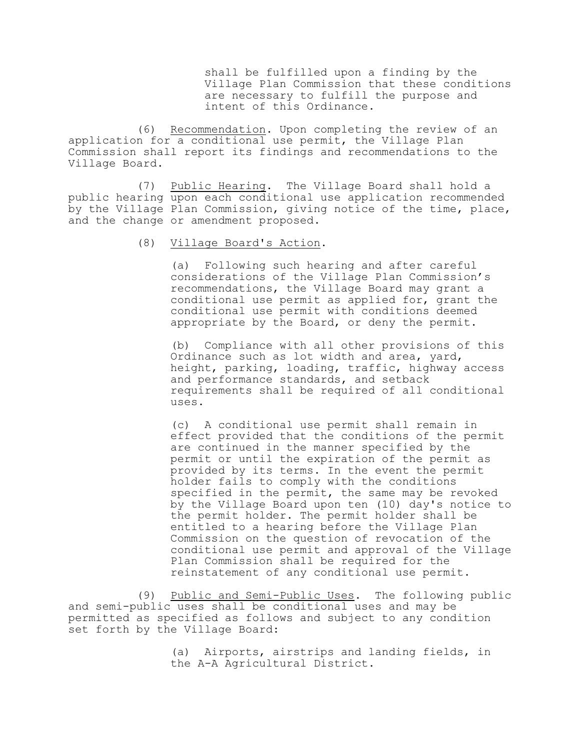shall be fulfilled upon a finding by the Village Plan Commission that these conditions are necessary to fulfill the purpose and intent of this Ordinance.

(6) Recommendation. Upon completing the review of an application for a conditional use permit, the Village Plan Commission shall report its findings and recommendations to the Village Board.

(7) Public Hearing. The Village Board shall hold a public hearing upon each conditional use application recommended by the Village Plan Commission, giving notice of the time, place, and the change or amendment proposed.

(8) Village Board's Action.

(a) Following such hearing and after careful considerations of the Village Plan Commission's recommendations, the Village Board may grant a conditional use permit as applied for, grant the conditional use permit with conditions deemed appropriate by the Board, or deny the permit.

(b) Compliance with all other provisions of this Ordinance such as lot width and area, yard, height, parking, loading, traffic, highway access and performance standards, and setback requirements shall be required of all conditional uses.

(c) A conditional use permit shall remain in effect provided that the conditions of the permit are continued in the manner specified by the permit or until the expiration of the permit as provided by its terms. In the event the permit holder fails to comply with the conditions specified in the permit, the same may be revoked by the Village Board upon ten (10) day's notice to the permit holder. The permit holder shall be entitled to a hearing before the Village Plan Commission on the question of revocation of the conditional use permit and approval of the Village Plan Commission shall be required for the reinstatement of any conditional use permit.

(9) Public and Semi-Public Uses. The following public and semi-public uses shall be conditional uses and may be permitted as specified as follows and subject to any condition set forth by the Village Board:

(a) Airports, airstrips and landing fields, in the A-A Agricultural District.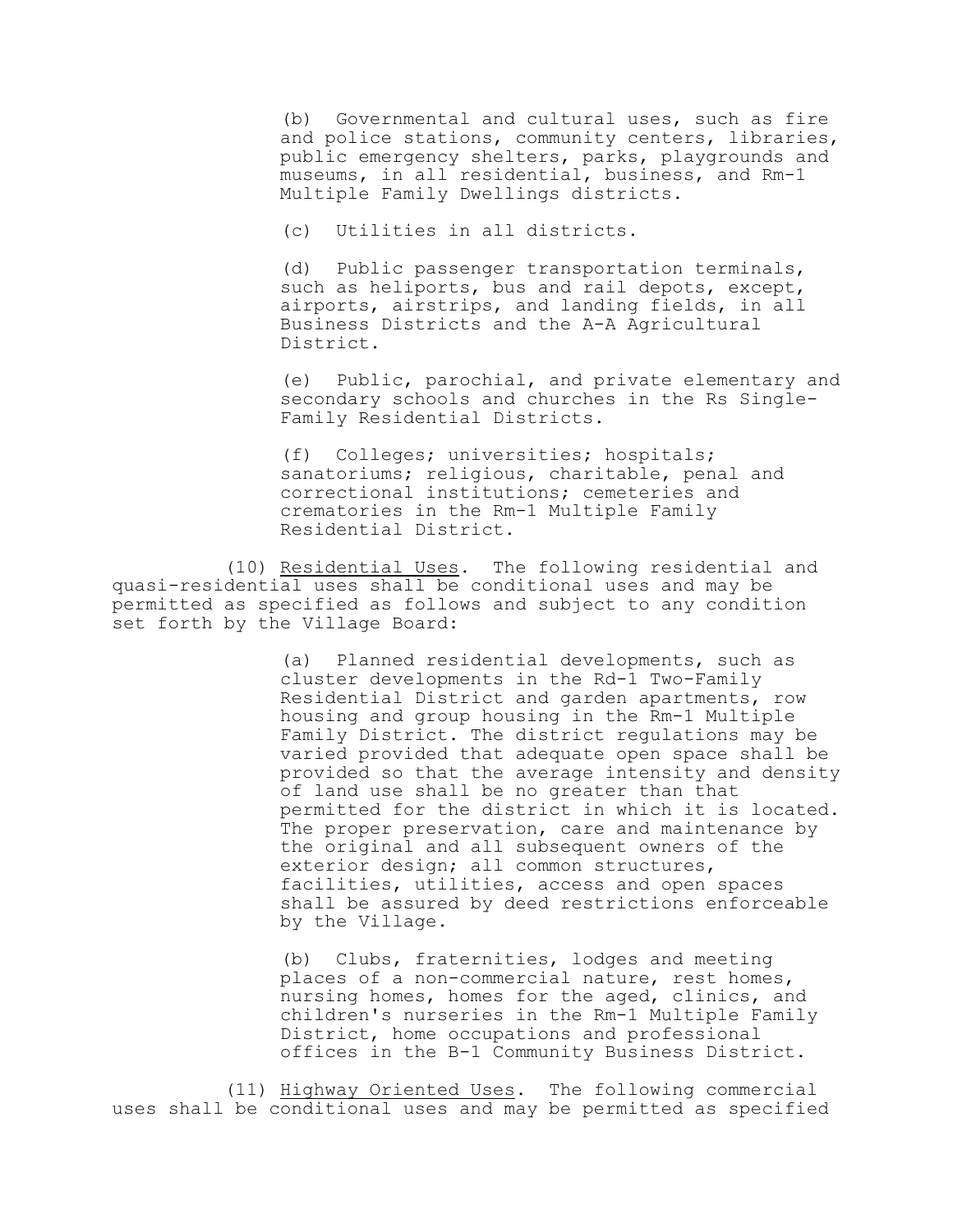(b) Governmental and cultural uses, such as fire and police stations, community centers, libraries, public emergency shelters, parks, playgrounds and museums, in all residential, business, and Rm-1 Multiple Family Dwellings districts.

(c) Utilities in all districts.

(d) Public passenger transportation terminals, such as heliports, bus and rail depots, except, airports, airstrips, and landing fields, in all Business Districts and the A-A Agricultural District.

(e) Public, parochial, and private elementary and secondary schools and churches in the Rs Single-Family Residential Districts.

(f) Colleges; universities; hospitals; sanatoriums; religious, charitable, penal and correctional institutions; cemeteries and crematories in the Rm-1 Multiple Family Residential District.

(10) Residential Uses. The following residential and quasi-residential uses shall be conditional uses and may be permitted as specified as follows and subject to any condition set forth by the Village Board:

(a) Planned residential developments, such as cluster developments in the Rd-1 Two-Family Residential District and garden apartments, row housing and group housing in the Rm-1 Multiple Family District. The district regulations may be varied provided that adequate open space shall be provided so that the average intensity and density of land use shall be no greater than that permitted for the district in which it is located. The proper preservation, care and maintenance by the original and all subsequent owners of the exterior design; all common structures, facilities, utilities, access and open spaces shall be assured by deed restrictions enforceable by the Village.

(b) Clubs, fraternities, lodges and meeting places of a non-commercial nature, rest homes, nursing homes, homes for the aged, clinics, and children's nurseries in the Rm-1 Multiple Family District, home occupations and professional offices in the B-1 Community Business District.

(11) Highway Oriented Uses. The following commercial uses shall be conditional uses and may be permitted as specified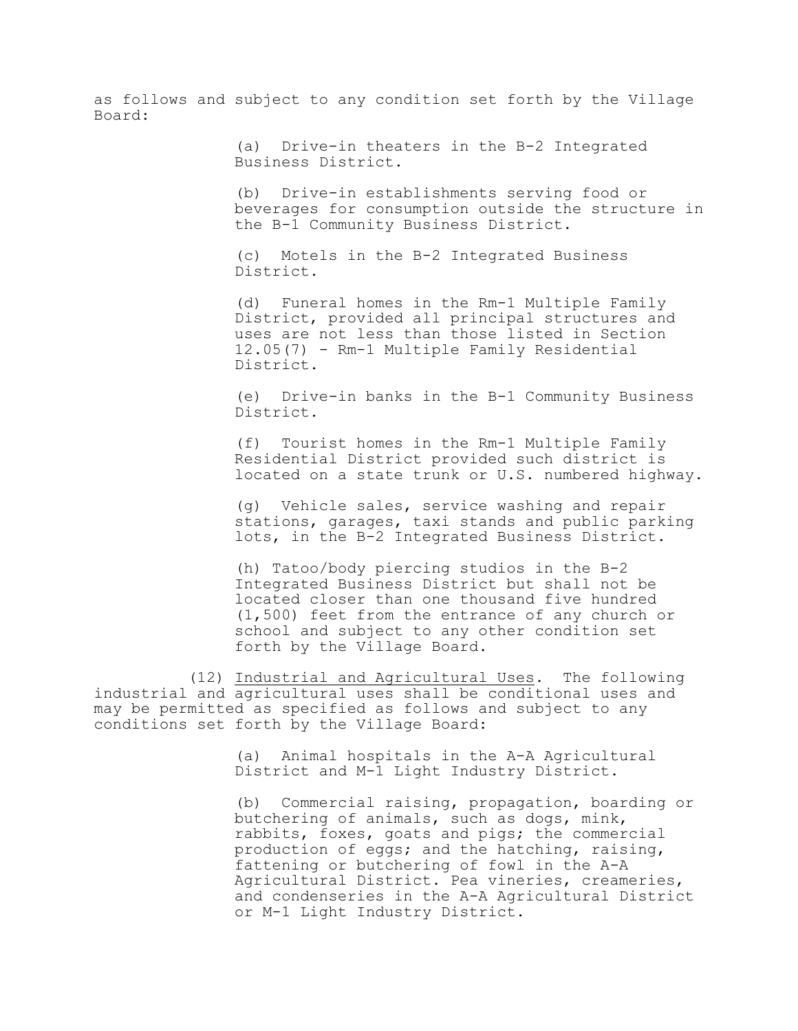as follows and subject to any condition set forth by the Village Board:

(a) Drive-in theaters in the B-2 Integrated Business District.

(b) Drive-in establishments serving food or beverages for consumption outside the structure in the B-1 Community Business District.

(c) Motels in the B-2 Integrated Business District.

(d) Funeral homes in the Rm-1 Multiple Family District, provided all principal structures and uses are not less than those listed in Section 12.05(7) - Rm-1 Multiple Family Residential District.

(e) Drive-in banks in the B-1 Community Business District.

(f) Tourist homes in the Rm-1 Multiple Family Residential District provided such district is located on a state trunk or U.S. numbered highway.

(g) Vehicle sales, service washing and repair stations, garages, taxi stands and public parking lots, in the B-2 Integrated Business District.

(h) Tatoo/body piercing studios in the B-2 Integrated Business District but shall not be located closer than one thousand five hundred (1,500) feet from the entrance of any church or school and subject to any other condition set forth by the Village Board.

(12) Industrial and Agricultural Uses. The following industrial and agricultural uses shall be conditional uses and may be permitted as specified as follows and subject to any conditions set forth by the Village Board:

(a) Animal hospitals in the A-A Agricultural District and M-1 Light Industry District.

(b) Commercial raising, propagation, boarding or butchering of animals, such as dogs, mink, rabbits, foxes, goats and pigs; the commercial production of eggs; and the hatching, raising, fattening or butchering of fowl in the A-A Agricultural District. Pea vineries, creameries, and condenseries in the A-A Agricultural District or M-1 Light Industry District.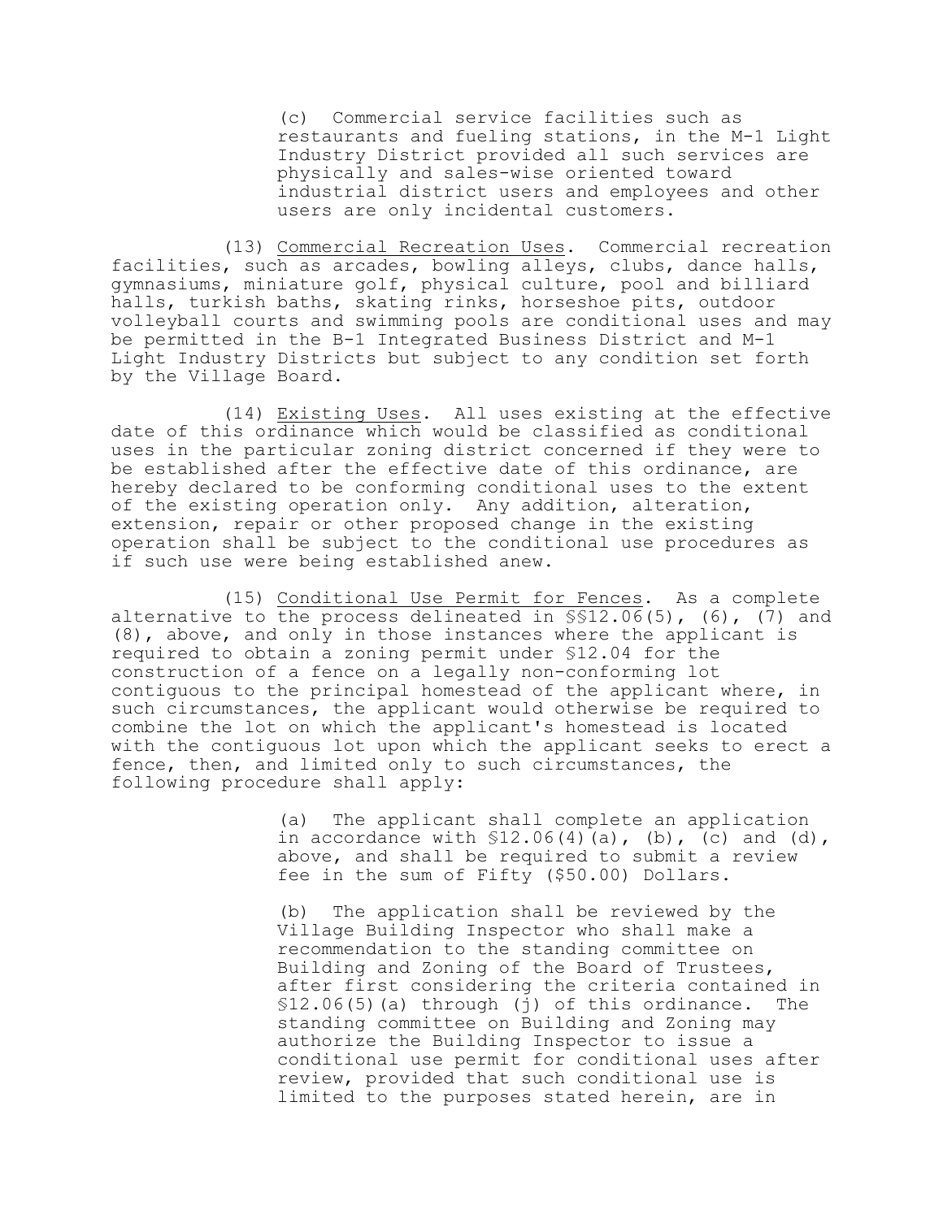(c) Commercial service facilities such as restaurants and fueling stations, in the M-1 Light Industry District provided all such services are physically and sales-wise oriented toward industrial district users and employees and other users are only incidental customers.

(13) Commercial Recreation Uses. Commercial recreation facilities, such as arcades, bowling alleys, clubs, dance halls, gymnasiums, miniature golf, physical culture, pool and billiard halls, turkish baths, skating rinks, horseshoe pits, outdoor volleyball courts and swimming pools are conditional uses and may be permitted in the B-1 Integrated Business District and M-1 Light Industry Districts but subject to any condition set forth by the Village Board.

(14) Existing Uses. All uses existing at the effective date of this ordinance which would be classified as conditional uses in the particular zoning district concerned if they were to be established after the effective date of this ordinance, are hereby declared to be conforming conditional uses to the extent of the existing operation only. Any addition, alteration, extension, repair or other proposed change in the existing operation shall be subject to the conditional use procedures as if such use were being established anew.

(15) Conditional Use Permit for Fences. As a complete alternative to the process delineated in §§12.06(5), (6), (7) and (8), above, and only in those instances where the applicant is required to obtain a zoning permit under §12.04 for the construction of a fence on a legally non-conforming lot contiguous to the principal homestead of the applicant where, in such circumstances, the applicant would otherwise be required to combine the lot on which the applicant's homestead is located with the contiguous lot upon which the applicant seeks to erect a fence, then, and limited only to such circumstances, the following procedure shall apply:

(a) The applicant shall complete an application in accordance with §12.06(4)(a), (b), (c) and (d), above, and shall be required to submit a review fee in the sum of Fifty ($50.00) Dollars.

(b) The application shall be reviewed by the Village Building Inspector who shall make a recommendation to the standing committee on Building and Zoning of the Board of Trustees, after first considering the criteria contained in §12.06(5)(a) through (j) of this ordinance. The standing committee on Building and Zoning may authorize the Building Inspector to issue a conditional use permit for conditional uses after review, provided that such conditional use is limited to the purposes stated herein, are in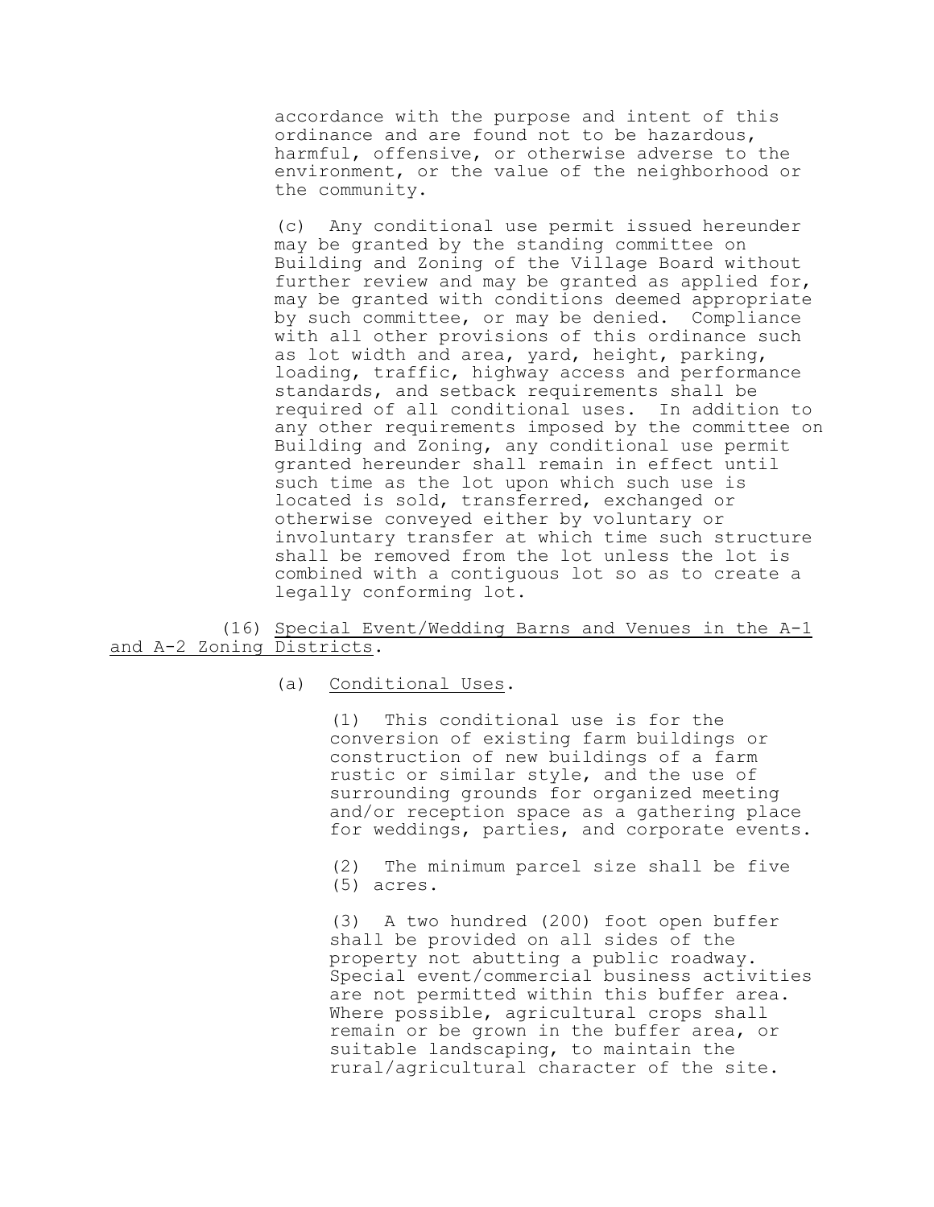accordance with the purpose and intent of this ordinance and are found not to be hazardous, harmful, offensive, or otherwise adverse to the environment, or the value of the neighborhood or the community.

(c) Any conditional use permit issued hereunder may be granted by the standing committee on Building and Zoning of the Village Board without further review and may be granted as applied for, may be granted with conditions deemed appropriate by such committee, or may be denied. Compliance with all other provisions of this ordinance such as lot width and area, yard, height, parking, loading, traffic, highway access and performance standards, and setback requirements shall be required of all conditional uses. In addition to any other requirements imposed by the committee on Building and Zoning, any conditional use permit granted hereunder shall remain in effect until such time as the lot upon which such use is located is sold, transferred, exchanged or otherwise conveyed either by voluntary or involuntary transfer at which time such structure shall be removed from the lot unless the lot is combined with a contiguous lot so as to create a legally conforming lot.

(16) <u>Special Event/Wedding Barns and Venues in the A-1 and A-2 Zoning Districts</u>.

(a) <u>Conditional Uses</u>.

(1) This conditional use is for the conversion of existing farm buildings or construction of new buildings of a farm rustic or similar style, and the use of surrounding grounds for organized meeting and/or reception space as a gathering place for weddings, parties, and corporate events.

(2) The minimum parcel size shall be five (5) acres.

(3) A two hundred (200) foot open buffer shall be provided on all sides of the property not abutting a public roadway. Special event/commercial business activities are not permitted within this buffer area. Where possible, agricultural crops shall remain or be grown in the buffer area, or suitable landscaping, to maintain the rural/agricultural character of the site.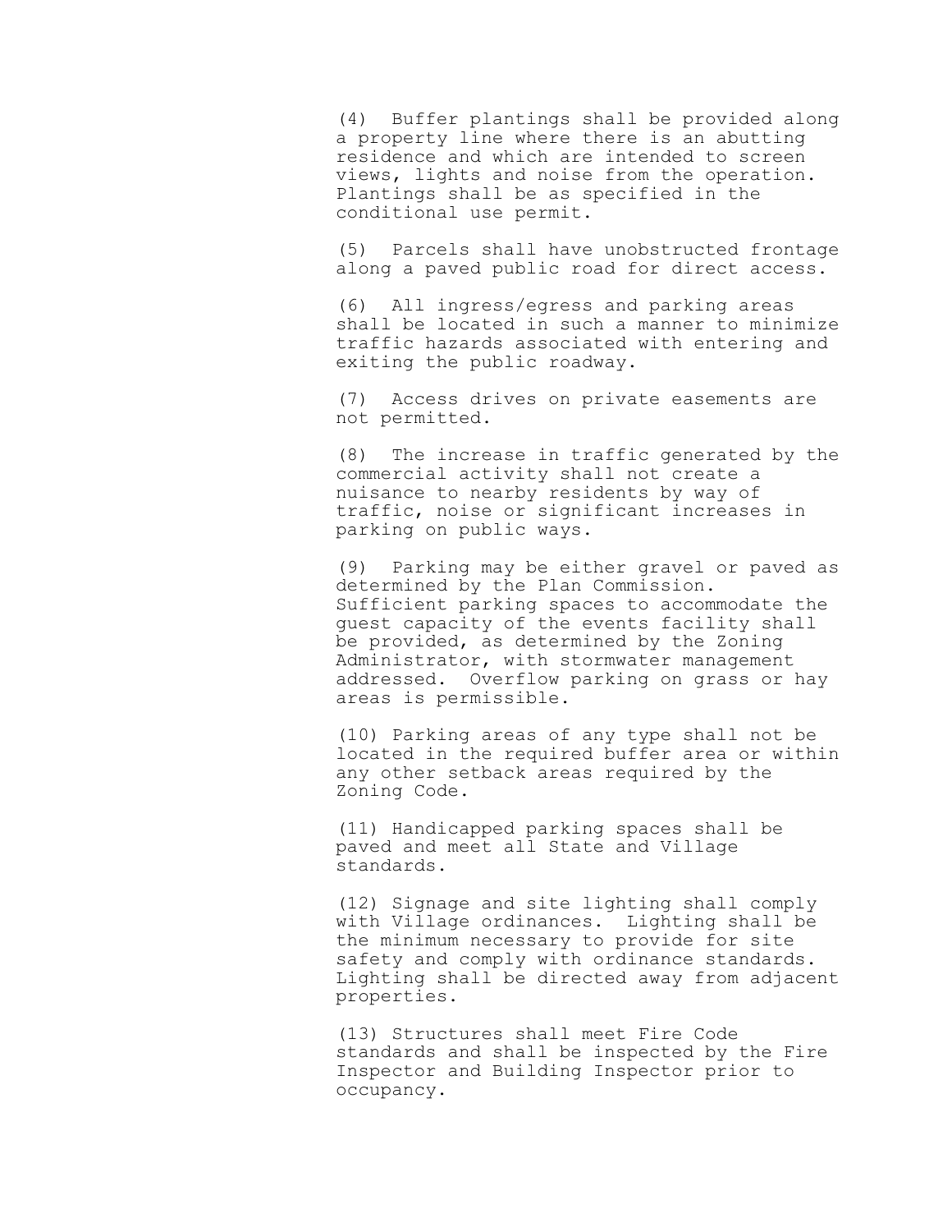(4) Buffer plantings shall be provided along a property line where there is an abutting residence and which are intended to screen views, lights and noise from the operation. Plantings shall be as specified in the conditional use permit.

(5) Parcels shall have unobstructed frontage along a paved public road for direct access.

(6) All ingress/egress and parking areas shall be located in such a manner to minimize traffic hazards associated with entering and exiting the public roadway.

(7) Access drives on private easements are not permitted.

(8) The increase in traffic generated by the commercial activity shall not create a nuisance to nearby residents by way of traffic, noise or significant increases in parking on public ways.

(9) Parking may be either gravel or paved as determined by the Plan Commission. Sufficient parking spaces to accommodate the guest capacity of the events facility shall be provided, as determined by the Zoning Administrator, with stormwater management addressed. Overflow parking on grass or hay areas is permissible.

(10) Parking areas of any type shall not be located in the required buffer area or within any other setback areas required by the Zoning Code.

(11) Handicapped parking spaces shall be paved and meet all State and Village standards.

(12) Signage and site lighting shall comply with Village ordinances. Lighting shall be the minimum necessary to provide for site safety and comply with ordinance standards. Lighting shall be directed away from adjacent properties.

(13) Structures shall meet Fire Code standards and shall be inspected by the Fire Inspector and Building Inspector prior to occupancy.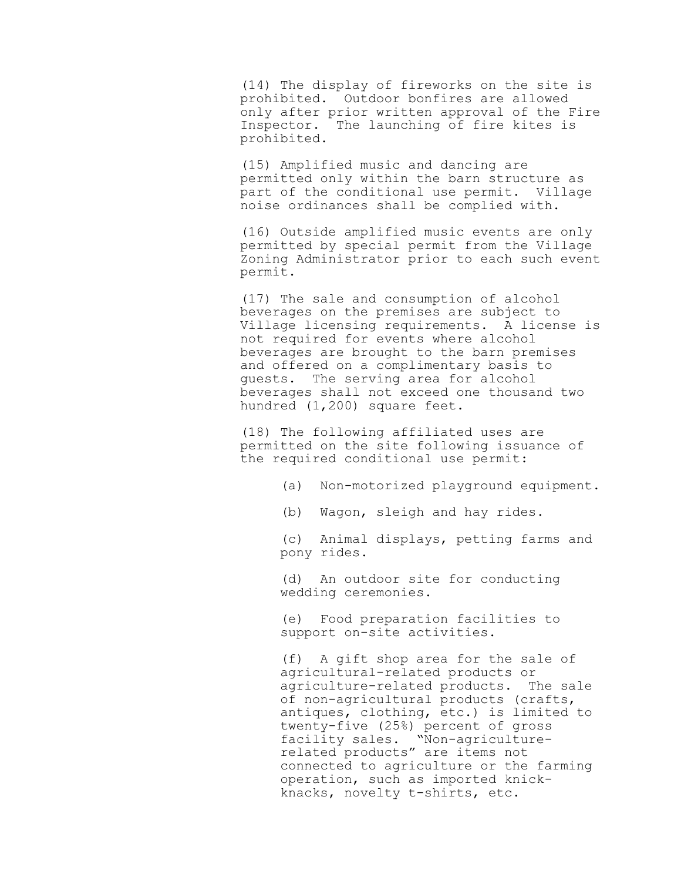(14) The display of fireworks on the site is prohibited. Outdoor bonfires are allowed only after prior written approval of the Fire Inspector. The launching of fire kites is prohibited.

(15) Amplified music and dancing are permitted only within the barn structure as part of the conditional use permit. Village noise ordinances shall be complied with.

(16) Outside amplified music events are only permitted by special permit from the Village Zoning Administrator prior to each such event permit.

(17) The sale and consumption of alcohol beverages on the premises are subject to Village licensing requirements. A license is not required for events where alcohol beverages are brought to the barn premises and offered on a complimentary basis to guests. The serving area for alcohol beverages shall not exceed one thousand two hundred (1,200) square feet.

(18) The following affiliated uses are permitted on the site following issuance of the required conditional use permit:

(a) Non-motorized playground equipment.

(b) Wagon, sleigh and hay rides.

(c) Animal displays, petting farms and pony rides.

(d) An outdoor site for conducting wedding ceremonies.

(e) Food preparation facilities to support on-site activities.

(f) A gift shop area for the sale of agricultural-related products or agriculture-related products. The sale of non-agricultural products (crafts, antiques, clothing, etc.) is limited to twenty-five (25%) percent of gross facility sales. "Non-agriculture-related products" are items not connected to agriculture or the farming operation, such as imported knick-knacks, novelty t-shirts, etc.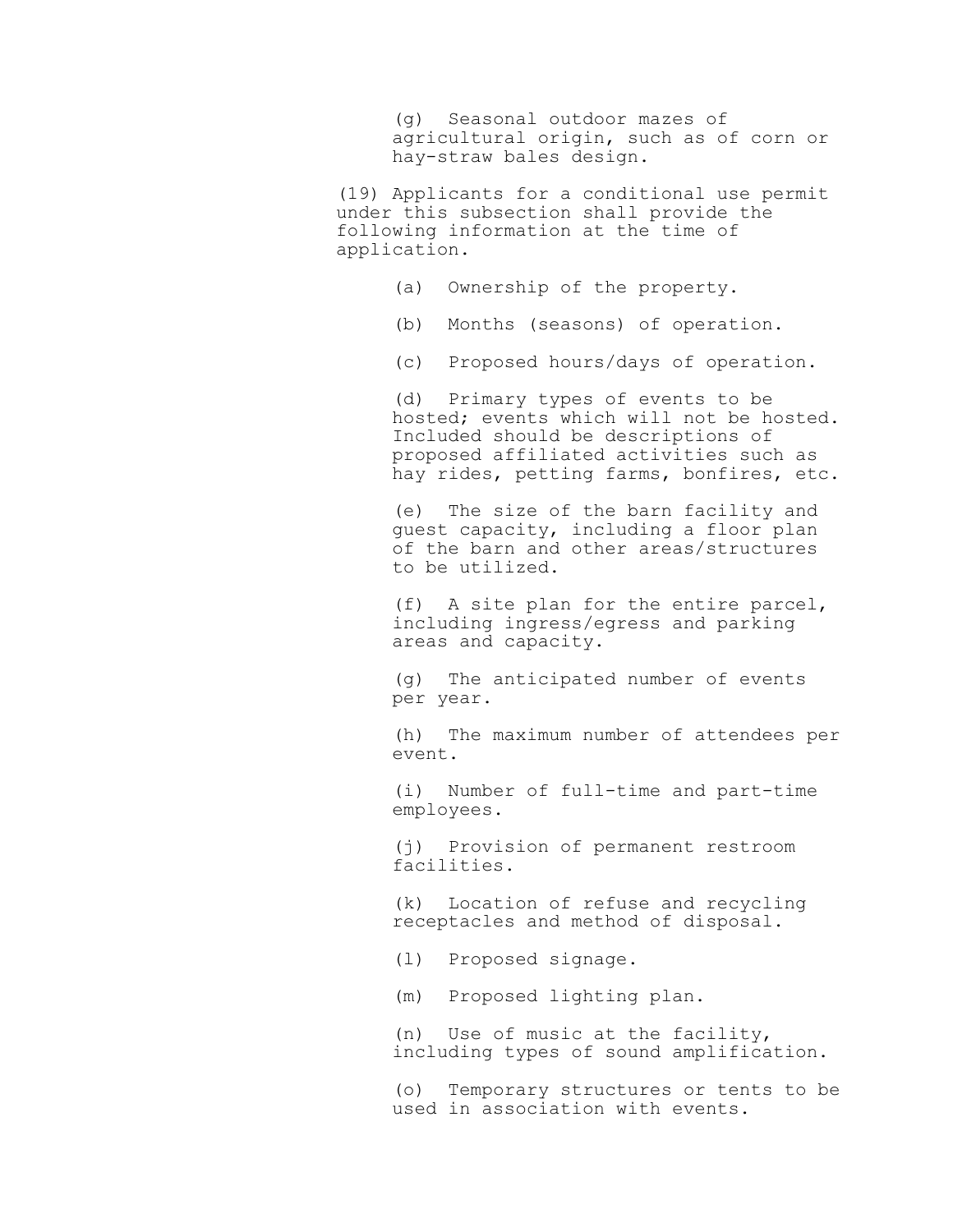(g) Seasonal outdoor mazes of agricultural origin, such as of corn or hay-straw bales design.

(19) Applicants for a conditional use permit under this subsection shall provide the following information at the time of application.

(a) Ownership of the property.

(b) Months (seasons) of operation.

(c) Proposed hours/days of operation.

(d) Primary types of events to be hosted; events which will not be hosted. Included should be descriptions of proposed affiliated activities such as hay rides, petting farms, bonfires, etc.

(e) The size of the barn facility and guest capacity, including a floor plan of the barn and other areas/structures to be utilized.

(f) A site plan for the entire parcel, including ingress/egress and parking areas and capacity.

(g) The anticipated number of events per year.

(h) The maximum number of attendees per event.

(i) Number of full-time and part-time employees.

(j) Provision of permanent restroom facilities.

(k) Location of refuse and recycling receptacles and method of disposal.

(l) Proposed signage.

(m) Proposed lighting plan.

(n) Use of music at the facility, including types of sound amplification.

(o) Temporary structures or tents to be used in association with events.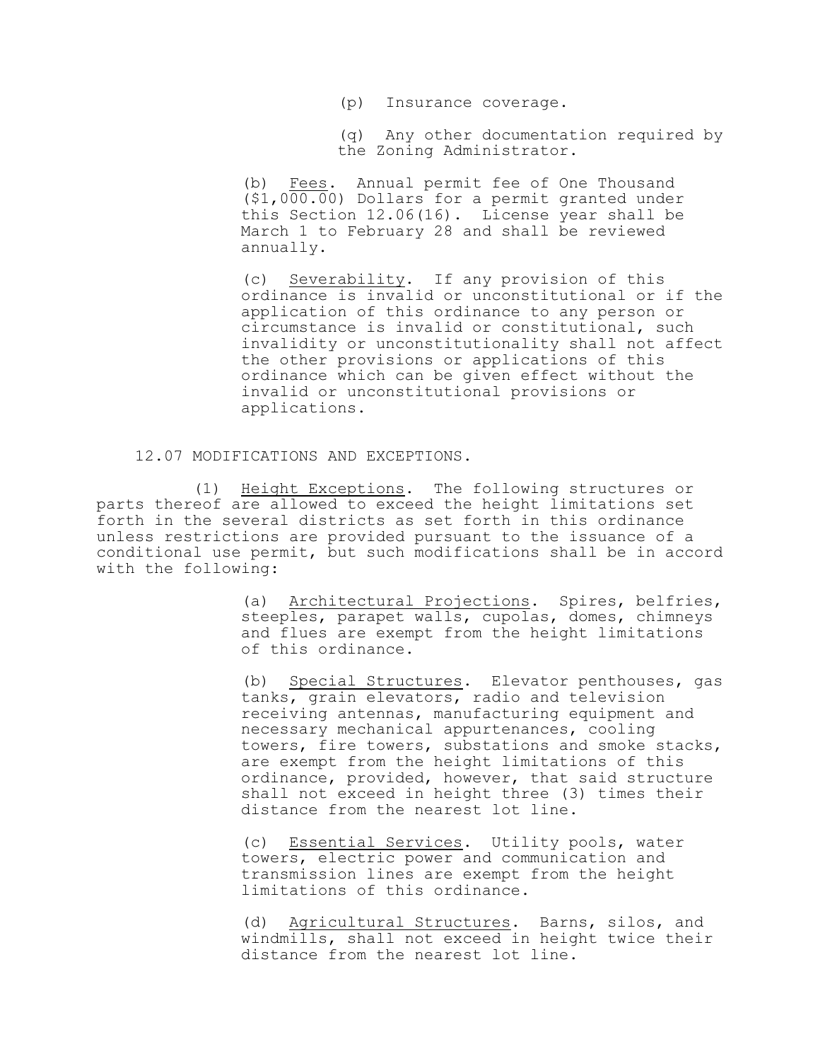(p) Insurance coverage.

(q) Any other documentation required by the Zoning Administrator.

(b) Fees. Annual permit fee of One Thousand ($1,000.00) Dollars for a permit granted under this Section 12.06(16). License year shall be March 1 to February 28 and shall be reviewed annually.

(c) Severability. If any provision of this ordinance is invalid or unconstitutional or if the application of this ordinance to any person or circumstance is invalid or constitutional, such invalidity or unconstitutionality shall not affect the other provisions or applications of this ordinance which can be given effect without the invalid or unconstitutional provisions or applications.

## 12.07 MODIFICATIONS AND EXCEPTIONS.

(1) Height Exceptions. The following structures or parts thereof are allowed to exceed the height limitations set forth in the several districts as set forth in this ordinance unless restrictions are provided pursuant to the issuance of a conditional use permit, but such modifications shall be in accord with the following:

(a) Architectural Projections. Spires, belfries, steeples, parapet walls, cupolas, domes, chimneys and flues are exempt from the height limitations of this ordinance.

(b) Special Structures. Elevator penthouses, gas tanks, grain elevators, radio and television receiving antennas, manufacturing equipment and necessary mechanical appurtenances, cooling towers, fire towers, substations and smoke stacks, are exempt from the height limitations of this ordinance, provided, however, that said structure shall not exceed in height three (3) times their distance from the nearest lot line.

(c) Essential Services. Utility pools, water towers, electric power and communication and transmission lines are exempt from the height limitations of this ordinance.

(d) Agricultural Structures. Barns, silos, and windmills, shall not exceed in height twice their distance from the nearest lot line.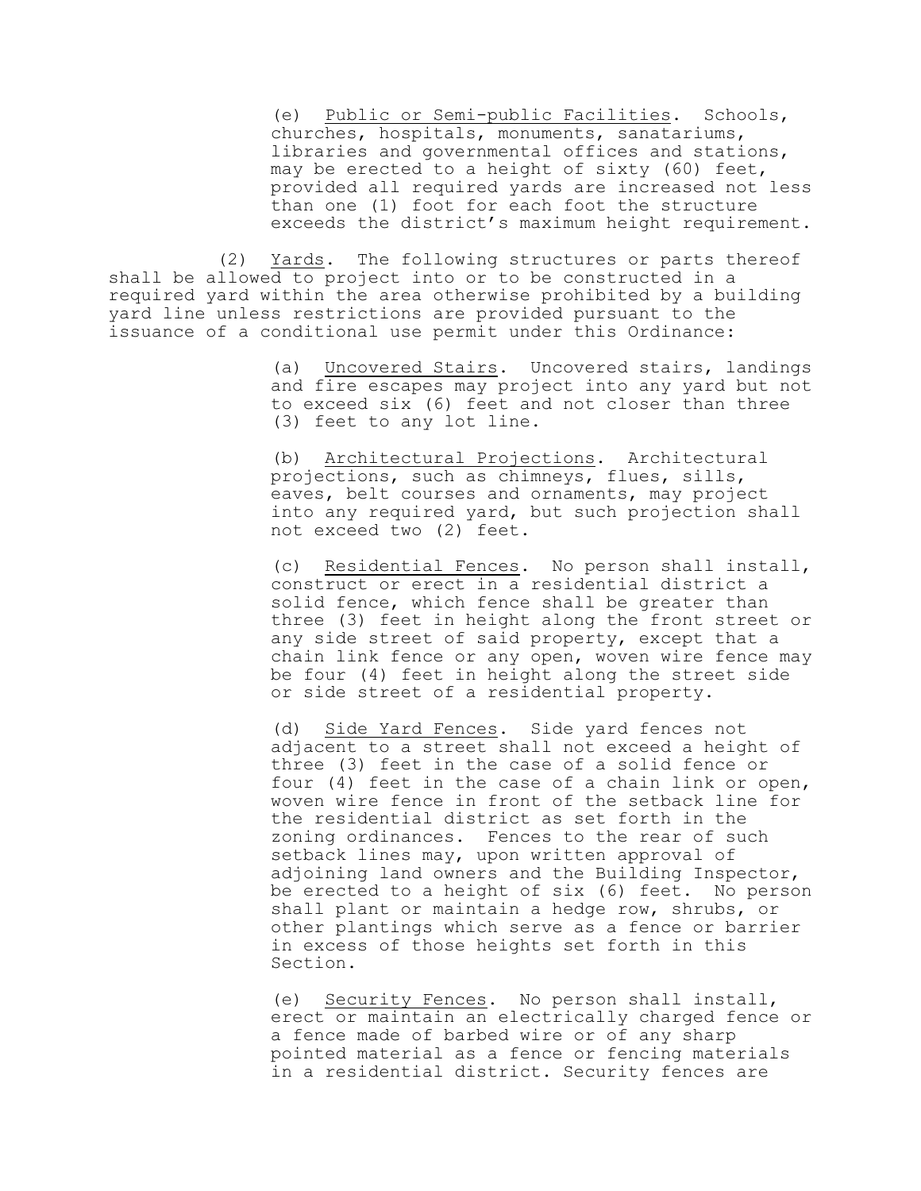(e) Public or Semi-public Facilities. Schools, churches, hospitals, monuments, sanatariums, libraries and governmental offices and stations, may be erected to a height of sixty (60) feet, provided all required yards are increased not less than one (1) foot for each foot the structure exceeds the district's maximum height requirement.

(2) Yards. The following structures or parts thereof shall be allowed to project into or to be constructed in a required yard within the area otherwise prohibited by a building yard line unless restrictions are provided pursuant to the issuance of a conditional use permit under this Ordinance:

(a) Uncovered Stairs. Uncovered stairs, landings and fire escapes may project into any yard but not to exceed six (6) feet and not closer than three (3) feet to any lot line.

(b) Architectural Projections. Architectural projections, such as chimneys, flues, sills, eaves, belt courses and ornaments, may project into any required yard, but such projection shall not exceed two (2) feet.

(c) Residential Fences. No person shall install, construct or erect in a residential district a solid fence, which fence shall be greater than three (3) feet in height along the front street or any side street of said property, except that a chain link fence or any open, woven wire fence may be four (4) feet in height along the street side or side street of a residential property.

(d) Side Yard Fences. Side yard fences not adjacent to a street shall not exceed a height of three (3) feet in the case of a solid fence or four (4) feet in the case of a chain link or open, woven wire fence in front of the setback line for the residential district as set forth in the zoning ordinances. Fences to the rear of such setback lines may, upon written approval of adjoining land owners and the Building Inspector, be erected to a height of six (6) feet. No person shall plant or maintain a hedge row, shrubs, or other plantings which serve as a fence or barrier in excess of those heights set forth in this Section.

(e) Security Fences. No person shall install, erect or maintain an electrically charged fence or a fence made of barbed wire or of any sharp pointed material as a fence or fencing materials in a residential district. Security fences are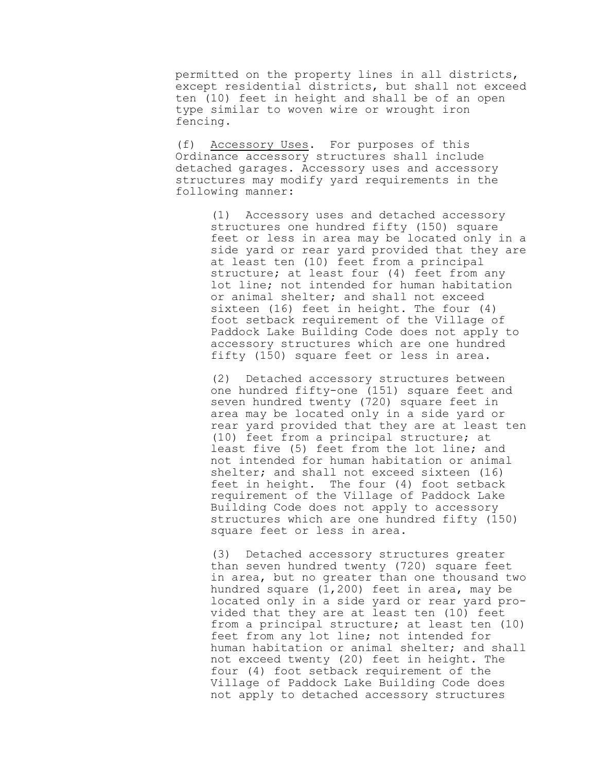permitted on the property lines in all districts, except residential districts, but shall not exceed ten (10) feet in height and shall be of an open type similar to woven wire or wrought iron fencing.

(f) Accessory Uses. For purposes of this Ordinance accessory structures shall include detached garages. Accessory uses and accessory structures may modify yard requirements in the following manner:

(1) Accessory uses and detached accessory structures one hundred fifty (150) square feet or less in area may be located only in a side yard or rear yard provided that they are at least ten (10) feet from a principal structure; at least four (4) feet from any lot line; not intended for human habitation or animal shelter; and shall not exceed sixteen (16) feet in height. The four (4) foot setback requirement of the Village of Paddock Lake Building Code does not apply to accessory structures which are one hundred fifty (150) square feet or less in area.

(2) Detached accessory structures between one hundred fifty-one (151) square feet and seven hundred twenty (720) square feet in area may be located only in a side yard or rear yard provided that they are at least ten (10) feet from a principal structure; at least five (5) feet from the lot line; and not intended for human habitation or animal shelter; and shall not exceed sixteen (16) feet in height. The four (4) foot setback requirement of the Village of Paddock Lake Building Code does not apply to accessory structures which are one hundred fifty (150) square feet or less in area.

(3) Detached accessory structures greater than seven hundred twenty (720) square feet in area, but no greater than one thousand two hundred square (1,200) feet in area, may be located only in a side yard or rear yard provided that they are at least ten (10) feet from a principal structure; at least ten (10) feet from any lot line; not intended for human habitation or animal shelter; and shall not exceed twenty (20) feet in height. The four (4) foot setback requirement of the Village of Paddock Lake Building Code does not apply to detached accessory structures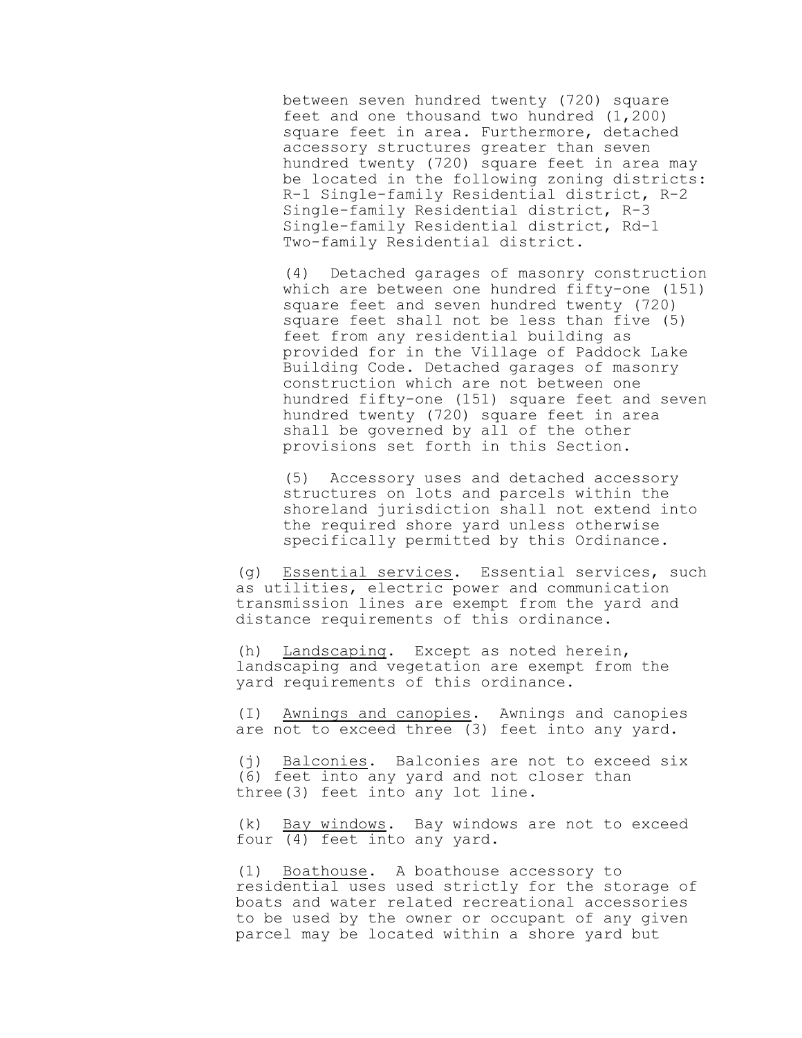between seven hundred twenty (720) square feet and one thousand two hundred (1,200) square feet in area. Furthermore, detached accessory structures greater than seven hundred twenty (720) square feet in area may be located in the following zoning districts: R-1 Single-family Residential district, R-2 Single-family Residential district, R-3 Single-family Residential district, Rd-1 Two-family Residential district.

(4) Detached garages of masonry construction which are between one hundred fifty-one (151) square feet and seven hundred twenty (720) square feet shall not be less than five (5) feet from any residential building as provided for in the Village of Paddock Lake Building Code. Detached garages of masonry construction which are not between one hundred fifty-one (151) square feet and seven hundred twenty (720) square feet in area shall be governed by all of the other provisions set forth in this Section.

(5) Accessory uses and detached accessory structures on lots and parcels within the shoreland jurisdiction shall not extend into the required shore yard unless otherwise specifically permitted by this Ordinance.

(g) <u>Essential services</u>. Essential services, such as utilities, electric power and communication transmission lines are exempt from the yard and distance requirements of this ordinance.

(h) <u>Landscaping</u>. Except as noted herein, landscaping and vegetation are exempt from the yard requirements of this ordinance.

(I) <u>Awnings and canopies</u>. Awnings and canopies are not to exceed three (3) feet into any yard.

(j) <u>Balconies</u>. Balconies are not to exceed six (6) feet into any yard and not closer than three(3) feet into any lot line.

(k) <u>Bay windows</u>. Bay windows are not to exceed four (4) feet into any yard.

(1) <u>Boathouse</u>. A boathouse accessory to residential uses used strictly for the storage of boats and water related recreational accessories to be used by the owner or occupant of any given parcel may be located within a shore yard but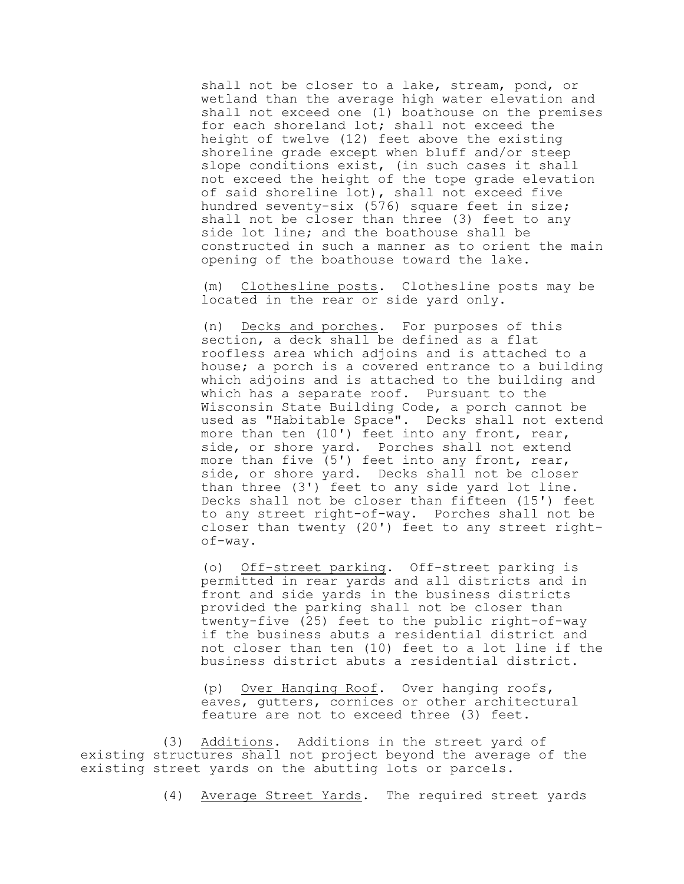shall not be closer to a lake, stream, pond, or wetland than the average high water elevation and shall not exceed one (1) boathouse on the premises for each shoreland lot; shall not exceed the height of twelve (12) feet above the existing shoreline grade except when bluff and/or steep slope conditions exist, (in such cases it shall not exceed the height of the tope grade elevation of said shoreline lot), shall not exceed five hundred seventy-six (576) square feet in size; shall not be closer than three (3) feet to any side lot line; and the boathouse shall be constructed in such a manner as to orient the main opening of the boathouse toward the lake.

(m) Clothesline posts. Clothesline posts may be located in the rear or side yard only.

(n) Decks and porches. For purposes of this section, a deck shall be defined as a flat roofless area which adjoins and is attached to a house; a porch is a covered entrance to a building which adjoins and is attached to the building and which has a separate roof. Pursuant to the Wisconsin State Building Code, a porch cannot be used as "Habitable Space". Decks shall not extend more than ten (10') feet into any front, rear, side, or shore yard. Porches shall not extend more than five (5') feet into any front, rear, side, or shore yard. Decks shall not be closer than three (3') feet to any side yard lot line. Decks shall not be closer than fifteen (15') feet to any street right-of-way. Porches shall not be closer than twenty (20') feet to any street right-of-way.

(o) Off-street parking. Off-street parking is permitted in rear yards and all districts and in front and side yards in the business districts provided the parking shall not be closer than twenty-five (25) feet to the public right-of-way if the business abuts a residential district and not closer than ten (10) feet to a lot line if the business district abuts a residential district.

(p) Over Hanging Roof. Over hanging roofs, eaves, gutters, cornices or other architectural feature are not to exceed three (3) feet.

(3) Additions. Additions in the street yard of existing structures shall not project beyond the average of the existing street yards on the abutting lots or parcels.

(4) Average Street Yards. The required street yards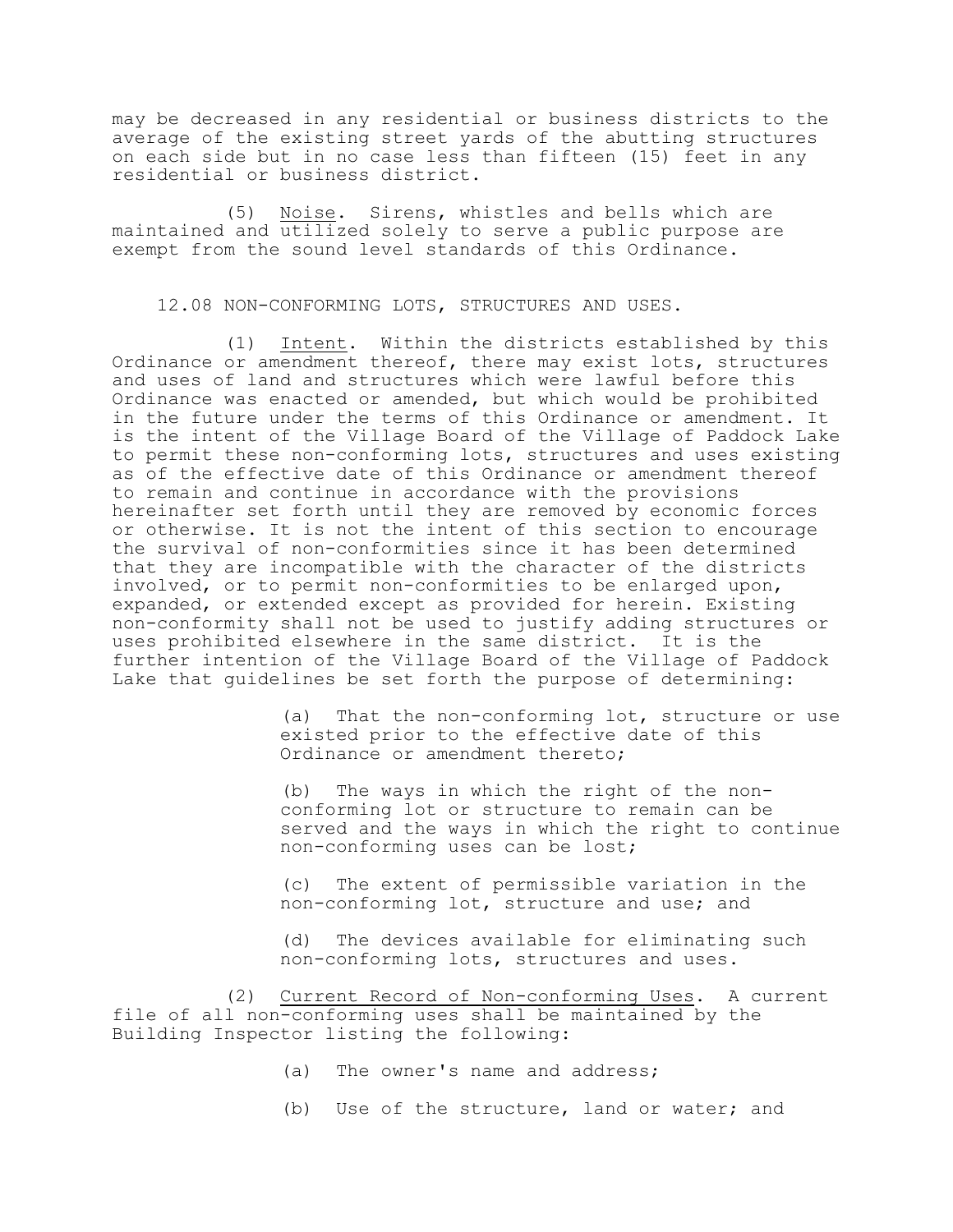may be decreased in any residential or business districts to the average of the existing street yards of the abutting structures on each side but in no case less than fifteen (15) feet in any residential or business district.

(5) Noise. Sirens, whistles and bells which are maintained and utilized solely to serve a public purpose are exempt from the sound level standards of this Ordinance.

## 12.08 NON-CONFORMING LOTS, STRUCTURES AND USES.

(1) Intent. Within the districts established by this Ordinance or amendment thereof, there may exist lots, structures and uses of land and structures which were lawful before this Ordinance was enacted or amended, but which would be prohibited in the future under the terms of this Ordinance or amendment. It is the intent of the Village Board of the Village of Paddock Lake to permit these non-conforming lots, structures and uses existing as of the effective date of this Ordinance or amendment thereof to remain and continue in accordance with the provisions hereinafter set forth until they are removed by economic forces or otherwise. It is not the intent of this section to encourage the survival of non-conformities since it has been determined that they are incompatible with the character of the districts involved, or to permit non-conformities to be enlarged upon, expanded, or extended except as provided for herein. Existing non-conformity shall not be used to justify adding structures or uses prohibited elsewhere in the same district. It is the further intention of the Village Board of the Village of Paddock Lake that guidelines be set forth the purpose of determining:

(a) That the non-conforming lot, structure or use existed prior to the effective date of this Ordinance or amendment thereto;

(b) The ways in which the right of the non-conforming lot or structure to remain can be served and the ways in which the right to continue non-conforming uses can be lost;

(c) The extent of permissible variation in the non-conforming lot, structure and use; and

(d) The devices available for eliminating such non-conforming lots, structures and uses.

(2) Current Record of Non-conforming Uses. A current file of all non-conforming uses shall be maintained by the Building Inspector listing the following:

(a) The owner's name and address;

(b) Use of the structure, land or water; and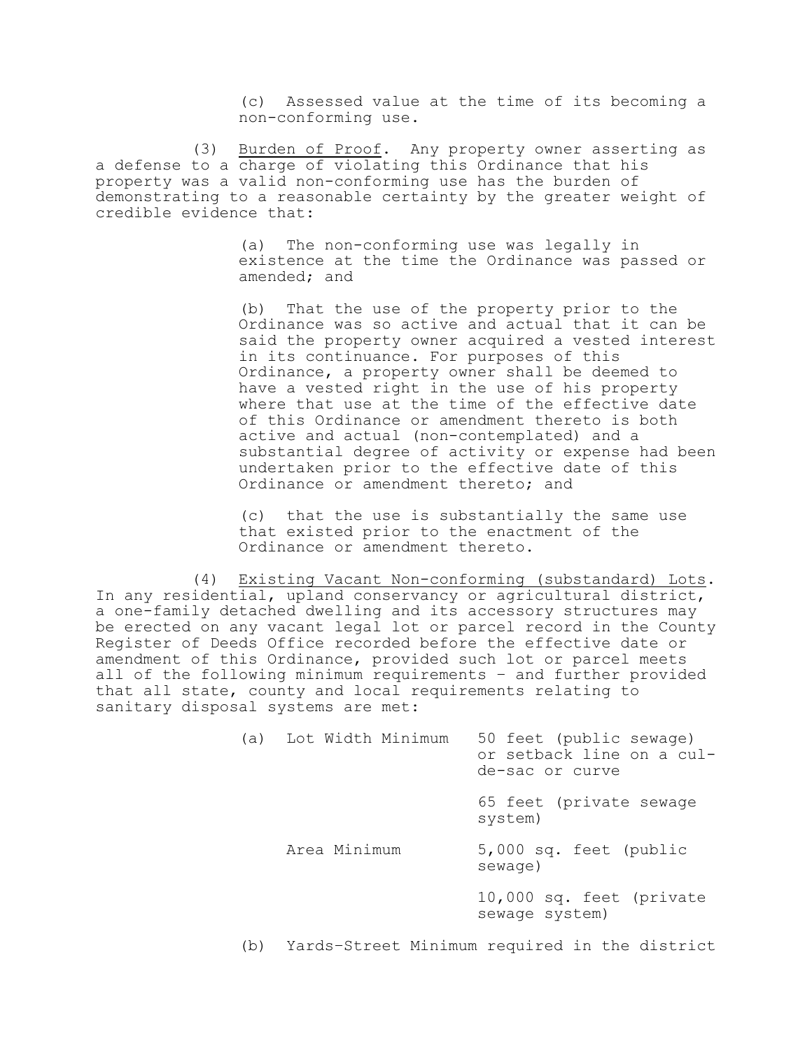(c) Assessed value at the time of its becoming a non-conforming use.

(3) Burden of Proof. Any property owner asserting as a defense to a charge of violating this Ordinance that his property was a valid non-conforming use has the burden of demonstrating to a reasonable certainty by the greater weight of credible evidence that:

(a) The non-conforming use was legally in existence at the time the Ordinance was passed or amended; and

(b) That the use of the property prior to the Ordinance was so active and actual that it can be said the property owner acquired a vested interest in its continuance. For purposes of this Ordinance, a property owner shall be deemed to have a vested right in the use of his property where that use at the time of the effective date of this Ordinance or amendment thereto is both active and actual (non-contemplated) and a substantial degree of activity or expense had been undertaken prior to the effective date of this Ordinance or amendment thereto; and

(c) that the use is substantially the same use that existed prior to the enactment of the Ordinance or amendment thereto.

(4) Existing Vacant Non-conforming (substandard) Lots. In any residential, upland conservancy or agricultural district, a one-family detached dwelling and its accessory structures may be erected on any vacant legal lot or parcel record in the County Register of Deeds Office recorded before the effective date or amendment of this Ordinance, provided such lot or parcel meets all of the following minimum requirements – and further provided that all state, county and local requirements relating to sanitary disposal systems are met:

| | | |
|---|---|---|
| (a) | Lot Width Minimum | 50 feet (public sewage) or setback line on a cul-de-sac or curve |
| | | 65 feet (private sewage system) |
| | Area Minimum | 5,000 sq. feet (public sewage) |
| | | 10,000 sq. feet (private sewage system) |
| (b) | Yards–Street Minimum required in the district | |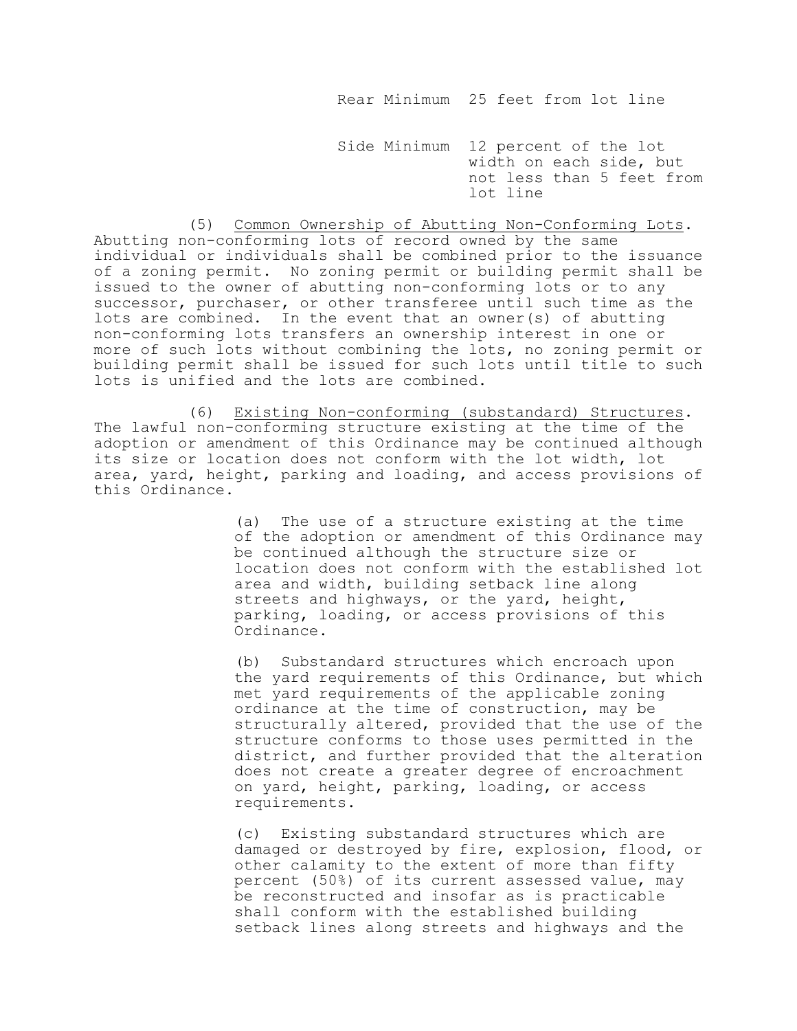| | |
|---|---|
| Rear Minimum | 25 feet from lot line |
| Side Minimum | 12 percent of the lot width on each side, but not less than 5 feet from lot line |

(5) Common Ownership of Abutting Non-Conforming Lots. Abutting non-conforming lots of record owned by the same individual or individuals shall be combined prior to the issuance of a zoning permit. No zoning permit or building permit shall be issued to the owner of abutting non-conforming lots or to any successor, purchaser, or other transferee until such time as the lots are combined. In the event that an owner(s) of abutting non-conforming lots transfers an ownership interest in one or more of such lots without combining the lots, no zoning permit or building permit shall be issued for such lots until title to such lots is unified and the lots are combined.

(6) Existing Non-conforming (substandard) Structures. The lawful non-conforming structure existing at the time of the adoption or amendment of this Ordinance may be continued although its size or location does not conform with the lot width, lot area, yard, height, parking and loading, and access provisions of this Ordinance.

(a) The use of a structure existing at the time of the adoption or amendment of this Ordinance may be continued although the structure size or location does not conform with the established lot area and width, building setback line along streets and highways, or the yard, height, parking, loading, or access provisions of this Ordinance.

(b) Substandard structures which encroach upon the yard requirements of this Ordinance, but which met yard requirements of the applicable zoning ordinance at the time of construction, may be structurally altered, provided that the use of the structure conforms to those uses permitted in the district, and further provided that the alteration does not create a greater degree of encroachment on yard, height, parking, loading, or access requirements.

(c) Existing substandard structures which are damaged or destroyed by fire, explosion, flood, or other calamity to the extent of more than fifty percent (50%) of its current assessed value, may be reconstructed and insofar as is practicable shall conform with the established building setback lines along streets and highways and the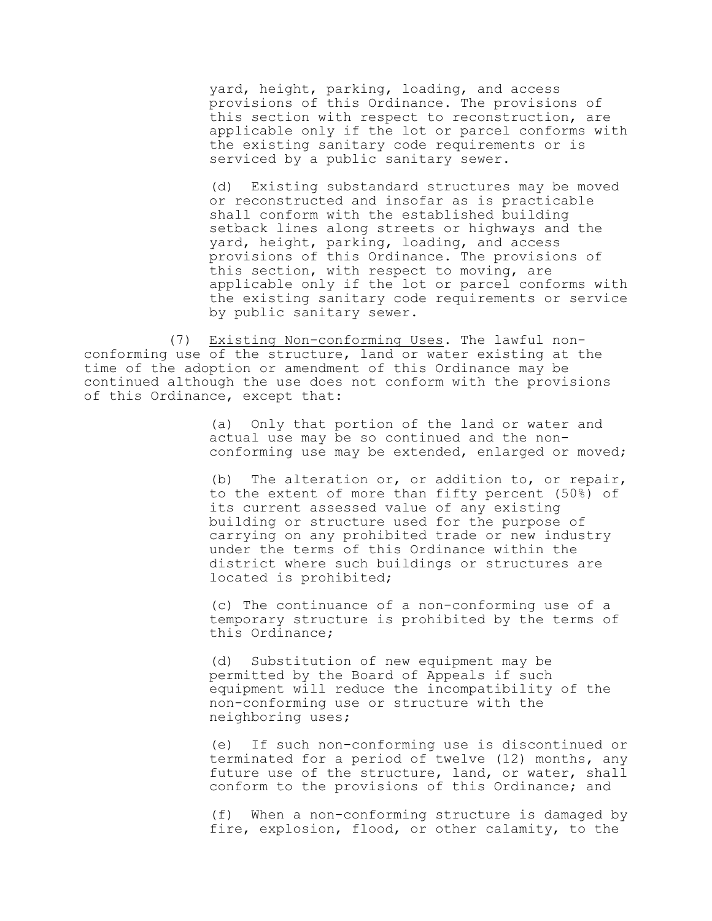yard, height, parking, loading, and access provisions of this Ordinance. The provisions of this section with respect to reconstruction, are applicable only if the lot or parcel conforms with the existing sanitary code requirements or is serviced by a public sanitary sewer.

(d) Existing substandard structures may be moved or reconstructed and insofar as is practicable shall conform with the established building setback lines along streets or highways and the yard, height, parking, loading, and access provisions of this Ordinance. The provisions of this section, with respect to moving, are applicable only if the lot or parcel conforms with the existing sanitary code requirements or service by public sanitary sewer.

(7) <u>Existing Non-conforming Uses</u>. The lawful non-conforming use of the structure, land or water existing at the time of the adoption or amendment of this Ordinance may be continued although the use does not conform with the provisions of this Ordinance, except that:

(a) Only that portion of the land or water and actual use may be so continued and the non-conforming use may be extended, enlarged or moved;

(b) The alteration or, or addition to, or repair, to the extent of more than fifty percent (50%) of its current assessed value of any existing building or structure used for the purpose of carrying on any prohibited trade or new industry under the terms of this Ordinance within the district where such buildings or structures are located is prohibited;

(c) The continuance of a non-conforming use of a temporary structure is prohibited by the terms of this Ordinance;

(d) Substitution of new equipment may be permitted by the Board of Appeals if such equipment will reduce the incompatibility of the non-conforming use or structure with the neighboring uses;

(e) If such non-conforming use is discontinued or terminated for a period of twelve (12) months, any future use of the structure, land, or water, shall conform to the provisions of this Ordinance; and

(f) When a non-conforming structure is damaged by fire, explosion, flood, or other calamity, to the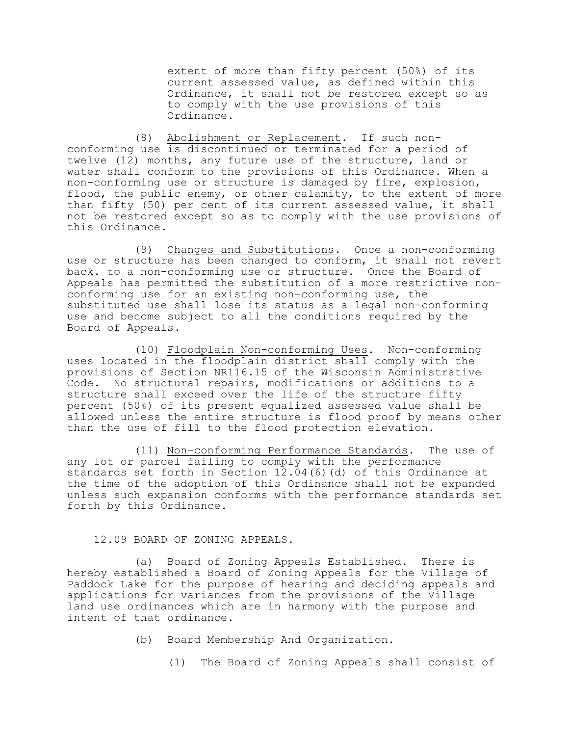extent of more than fifty percent (50%) of its current assessed value, as defined within this Ordinance, it shall not be restored except so as to comply with the use provisions of this Ordinance.

(8) Abolishment or Replacement. If such non-conforming use is discontinued or terminated for a period of twelve (12) months, any future use of the structure, land or water shall conform to the provisions of this Ordinance. When a non-conforming use or structure is damaged by fire, explosion, flood, the public enemy, or other calamity, to the extent of more than fifty (50) per cent of its current assessed value, it shall not be restored except so as to comply with the use provisions of this Ordinance.

(9) Changes and Substitutions. Once a non-conforming use or structure has been changed to conform, it shall not revert back. to a non-conforming use or structure. Once the Board of Appeals has permitted the substitution of a more restrictive non-conforming use for an existing non-conforming use, the substituted use shall lose its status as a legal non-conforming use and become subject to all the conditions required by the Board of Appeals.

(10) Floodplain Non-conforming Uses. Non-conforming uses located in the floodplain district shall comply with the provisions of Section NR116.15 of the Wisconsin Administrative Code. No structural repairs, modifications or additions to a structure shall exceed over the life of the structure fifty percent (50%) of its present equalized assessed value shall be allowed unless the entire structure is flood proof by means other than the use of fill to the flood protection elevation.

(11) Non-conforming Performance Standards. The use of any lot or parcel failing to comply with the performance standards set forth in Section 12.04(6)(d) of this Ordinance at the time of the adoption of this Ordinance shall not be expanded unless such expansion conforms with the performance standards set forth by this Ordinance.

## 12.09 BOARD OF ZONING APPEALS.

(a) Board of Zoning Appeals Established. There is hereby established a Board of Zoning Appeals for the Village of Paddock Lake for the purpose of hearing and deciding appeals and applications for variances from the provisions of the Village land use ordinances which are in harmony with the purpose and intent of that ordinance.

(b) Board Membership And Organization.

(1) The Board of Zoning Appeals shall consist of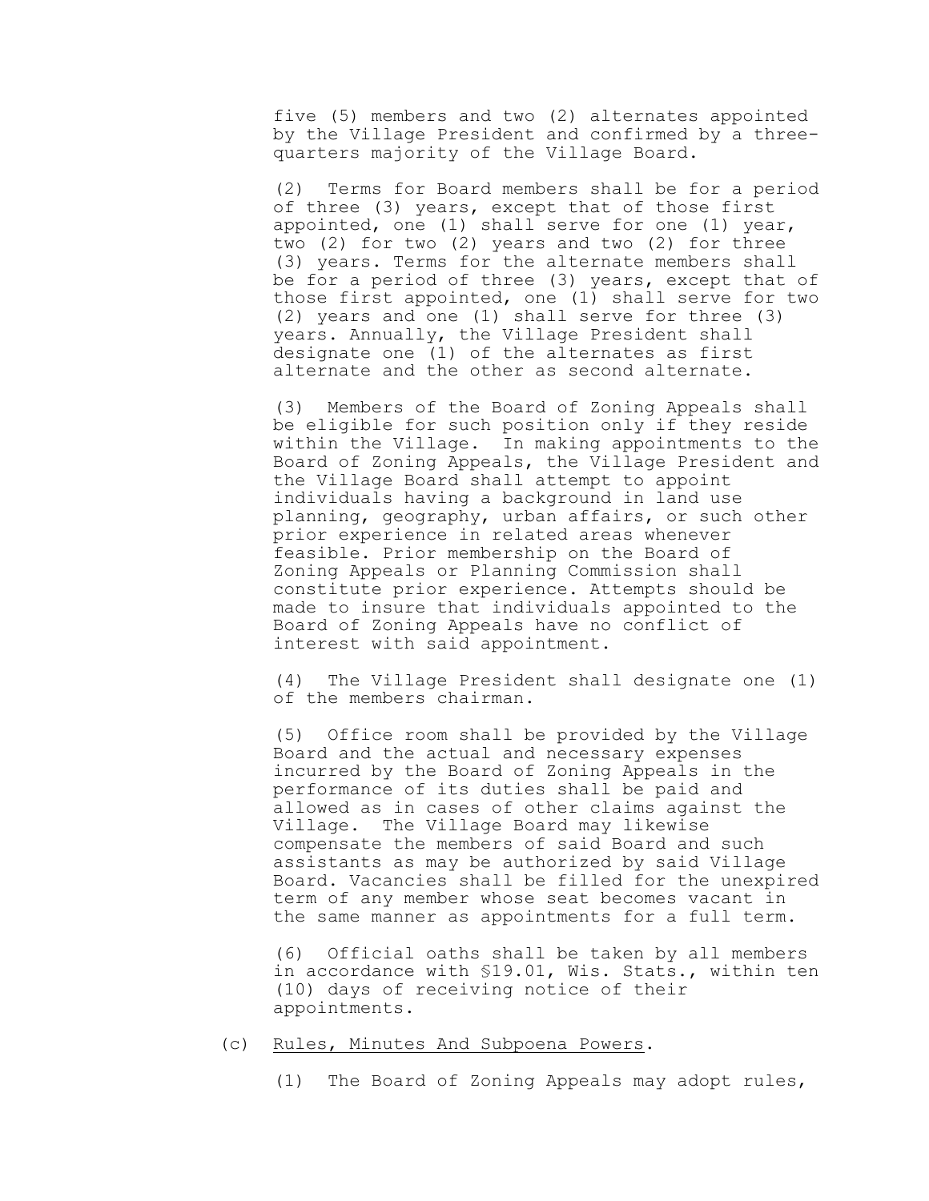five (5) members and two (2) alternates appointed by the Village President and confirmed by a three-quarters majority of the Village Board.

(2) Terms for Board members shall be for a period of three (3) years, except that of those first appointed, one (1) shall serve for one (1) year, two (2) for two (2) years and two (2) for three (3) years. Terms for the alternate members shall be for a period of three (3) years, except that of those first appointed, one (1) shall serve for two (2) years and one (1) shall serve for three (3) years. Annually, the Village President shall designate one (1) of the alternates as first alternate and the other as second alternate.

(3) Members of the Board of Zoning Appeals shall be eligible for such position only if they reside within the Village. In making appointments to the Board of Zoning Appeals, the Village President and the Village Board shall attempt to appoint individuals having a background in land use planning, geography, urban affairs, or such other prior experience in related areas whenever feasible. Prior membership on the Board of Zoning Appeals or Planning Commission shall constitute prior experience. Attempts should be made to insure that individuals appointed to the Board of Zoning Appeals have no conflict of interest with said appointment.

(4) The Village President shall designate one (1) of the members chairman.

(5) Office room shall be provided by the Village Board and the actual and necessary expenses incurred by the Board of Zoning Appeals in the performance of its duties shall be paid and allowed as in cases of other claims against the Village. The Village Board may likewise compensate the members of said Board and such assistants as may be authorized by said Village Board. Vacancies shall be filled for the unexpired term of any member whose seat becomes vacant in the same manner as appointments for a full term.

(6) Official oaths shall be taken by all members in accordance with §19.01, Wis. Stats., within ten (10) days of receiving notice of their appointments.

(c) Rules, Minutes And Subpoena Powers.

(1) The Board of Zoning Appeals may adopt rules,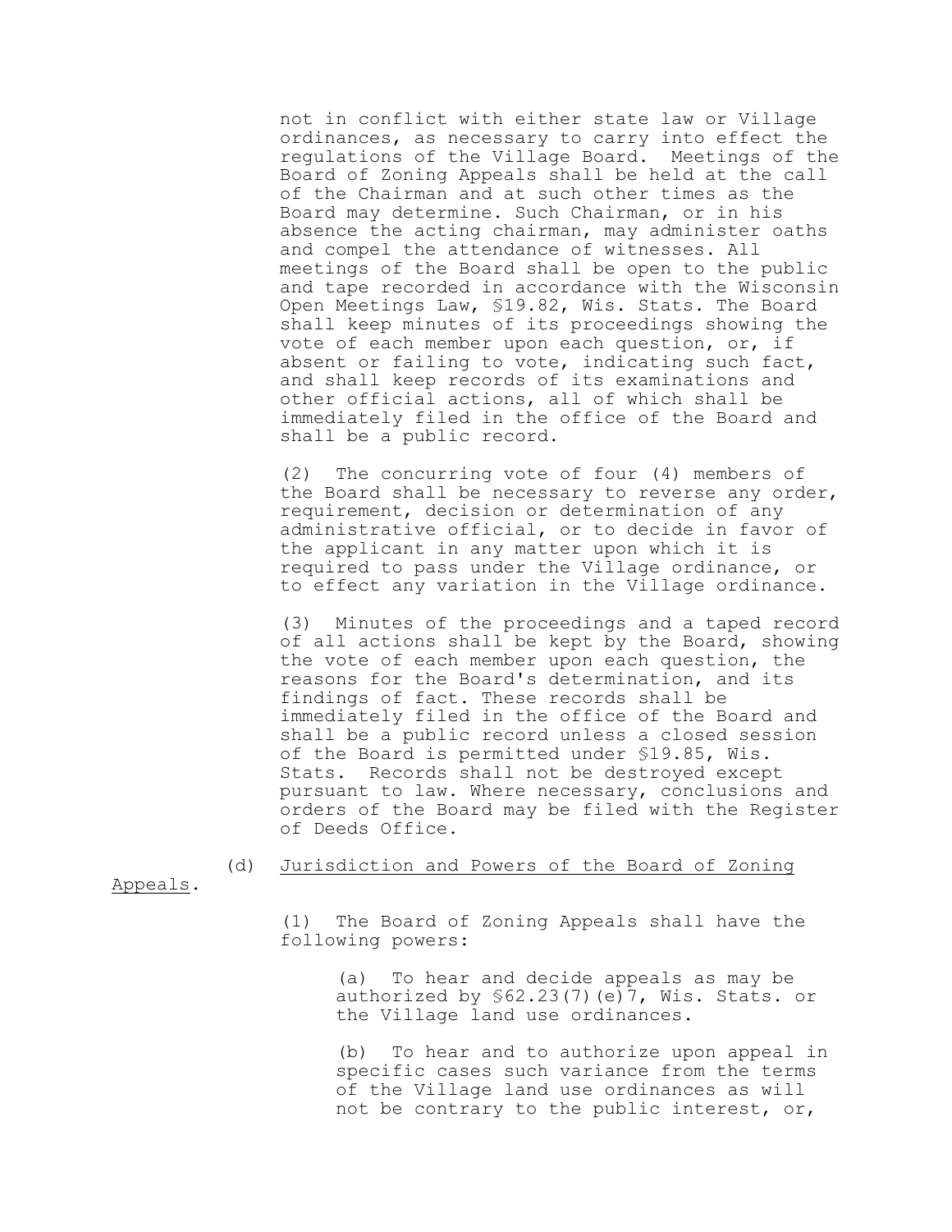not in conflict with either state law or Village ordinances, as necessary to carry into effect the regulations of the Village Board. Meetings of the Board of Zoning Appeals shall be held at the call of the Chairman and at such other times as the Board may determine. Such Chairman, or in his absence the acting chairman, may administer oaths and compel the attendance of witnesses. All meetings of the Board shall be open to the public and tape recorded in accordance with the Wisconsin Open Meetings Law, §19.82, Wis. Stats. The Board shall keep minutes of its proceedings showing the vote of each member upon each question, or, if absent or failing to vote, indicating such fact, and shall keep records of its examinations and other official actions, all of which shall be immediately filed in the office of the Board and shall be a public record.

(2) The concurring vote of four (4) members of the Board shall be necessary to reverse any order, requirement, decision or determination of any administrative official, or to decide in favor of the applicant in any matter upon which it is required to pass under the Village ordinance, or to effect any variation in the Village ordinance.

(3) Minutes of the proceedings and a taped record of all actions shall be kept by the Board, showing the vote of each member upon each question, the reasons for the Board's determination, and its findings of fact. These records shall be immediately filed in the office of the Board and shall be a public record unless a closed session of the Board is permitted under §19.85, Wis. Stats. Records shall not be destroyed except pursuant to law. Where necessary, conclusions and orders of the Board may be filed with the Register of Deeds Office.

(d) Jurisdiction and Powers of the Board of Zoning Appeals.

(1) The Board of Zoning Appeals shall have the following powers:

(a) To hear and decide appeals as may be authorized by §62.23(7)(e)7, Wis. Stats. or the Village land use ordinances.

(b) To hear and to authorize upon appeal in specific cases such variance from the terms of the Village land use ordinances as will not be contrary to the public interest, or,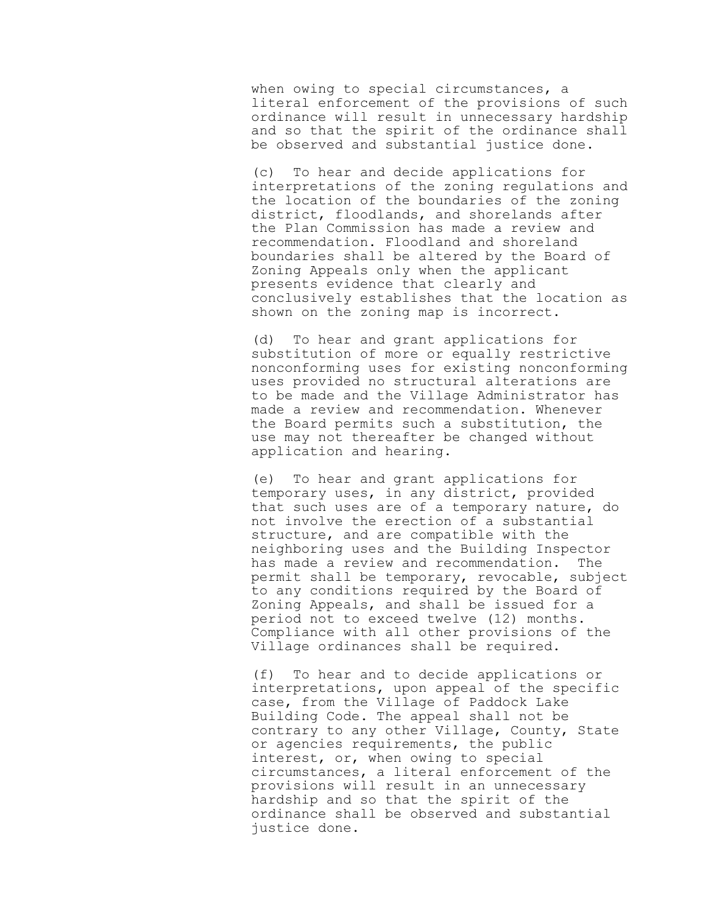when owing to special circumstances, a literal enforcement of the provisions of such ordinance will result in unnecessary hardship and so that the spirit of the ordinance shall be observed and substantial justice done.

(c) To hear and decide applications for interpretations of the zoning regulations and the location of the boundaries of the zoning district, floodlands, and shorelands after the Plan Commission has made a review and recommendation. Floodland and shoreland boundaries shall be altered by the Board of Zoning Appeals only when the applicant presents evidence that clearly and conclusively establishes that the location as shown on the zoning map is incorrect.

(d) To hear and grant applications for substitution of more or equally restrictive nonconforming uses for existing nonconforming uses provided no structural alterations are to be made and the Village Administrator has made a review and recommendation. Whenever the Board permits such a substitution, the use may not thereafter be changed without application and hearing.

(e) To hear and grant applications for temporary uses, in any district, provided that such uses are of a temporary nature, do not involve the erection of a substantial structure, and are compatible with the neighboring uses and the Building Inspector has made a review and recommendation. The permit shall be temporary, revocable, subject to any conditions required by the Board of Zoning Appeals, and shall be issued for a period not to exceed twelve (12) months. Compliance with all other provisions of the Village ordinances shall be required.

(f) To hear and to decide applications or interpretations, upon appeal of the specific case, from the Village of Paddock Lake Building Code. The appeal shall not be contrary to any other Village, County, State or agencies requirements, the public interest, or, when owing to special circumstances, a literal enforcement of the provisions will result in an unnecessary hardship and so that the spirit of the ordinance shall be observed and substantial justice done.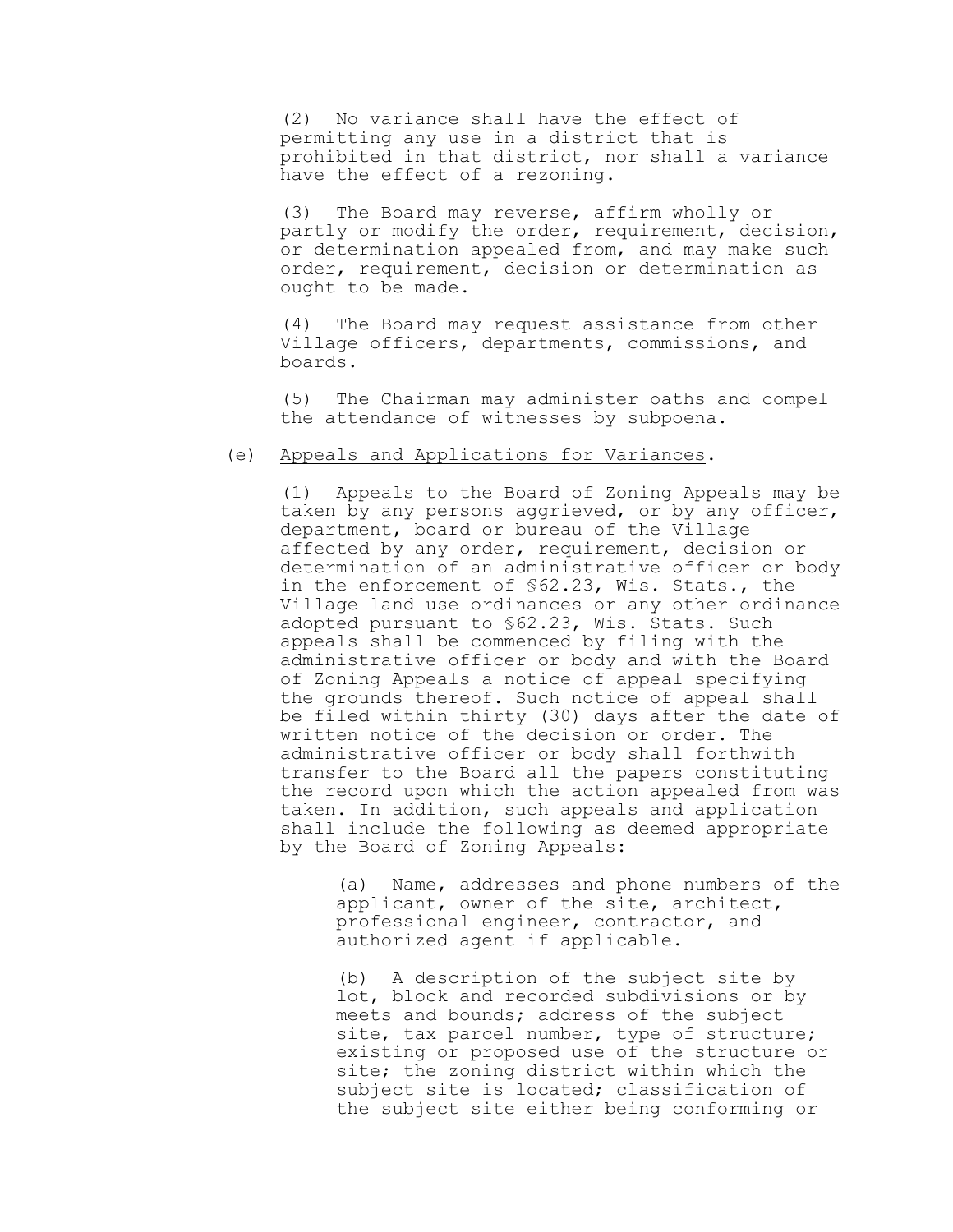(2) No variance shall have the effect of permitting any use in a district that is prohibited in that district, nor shall a variance have the effect of a rezoning.

(3) The Board may reverse, affirm wholly or partly or modify the order, requirement, decision, or determination appealed from, and may make such order, requirement, decision or determination as ought to be made.

(4) The Board may request assistance from other Village officers, departments, commissions, and boards.

(5) The Chairman may administer oaths and compel the attendance of witnesses by subpoena.

(e) Appeals and Applications for Variances.

(1) Appeals to the Board of Zoning Appeals may be taken by any persons aggrieved, or by any officer, department, board or bureau of the Village affected by any order, requirement, decision or determination of an administrative officer or body in the enforcement of §62.23, Wis. Stats., the Village land use ordinances or any other ordinance adopted pursuant to §62.23, Wis. Stats. Such appeals shall be commenced by filing with the administrative officer or body and with the Board of Zoning Appeals a notice of appeal specifying the grounds thereof. Such notice of appeal shall be filed within thirty (30) days after the date of written notice of the decision or order. The administrative officer or body shall forthwith transfer to the Board all the papers constituting the record upon which the action appealed from was taken. In addition, such appeals and application shall include the following as deemed appropriate by the Board of Zoning Appeals:

(a) Name, addresses and phone numbers of the applicant, owner of the site, architect, professional engineer, contractor, and authorized agent if applicable.

(b) A description of the subject site by lot, block and recorded subdivisions or by meets and bounds; address of the subject site, tax parcel number, type of structure; existing or proposed use of the structure or site; the zoning district within which the subject site is located; classification of the subject site either being conforming or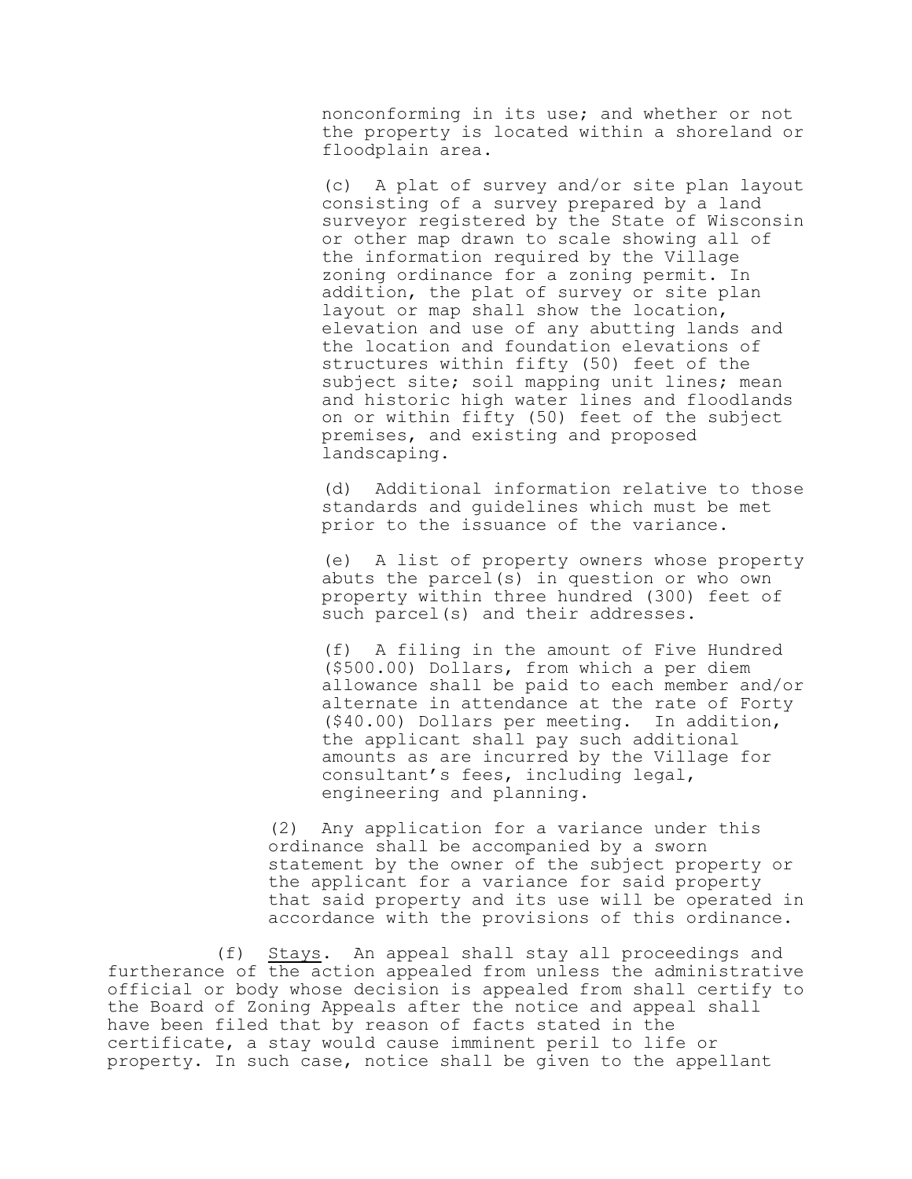nonconforming in its use; and whether or not the property is located within a shoreland or floodplain area.

(c) A plat of survey and/or site plan layout consisting of a survey prepared by a land surveyor registered by the State of Wisconsin or other map drawn to scale showing all of the information required by the Village zoning ordinance for a zoning permit. In addition, the plat of survey or site plan layout or map shall show the location, elevation and use of any abutting lands and the location and foundation elevations of structures within fifty (50) feet of the subject site; soil mapping unit lines; mean and historic high water lines and floodlands on or within fifty (50) feet of the subject premises, and existing and proposed landscaping.

(d) Additional information relative to those standards and guidelines which must be met prior to the issuance of the variance.

(e) A list of property owners whose property abuts the parcel(s) in question or who own property within three hundred (300) feet of such parcel(s) and their addresses.

(f) A filing in the amount of Five Hundred ($500.00) Dollars, from which a per diem allowance shall be paid to each member and/or alternate in attendance at the rate of Forty ($40.00) Dollars per meeting. In addition, the applicant shall pay such additional amounts as are incurred by the Village for consultant's fees, including legal, engineering and planning.

(2) Any application for a variance under this ordinance shall be accompanied by a sworn statement by the owner of the subject property or the applicant for a variance for said property that said property and its use will be operated in accordance with the provisions of this ordinance.

(f) Stays. An appeal shall stay all proceedings and furtherance of the action appealed from unless the administrative official or body whose decision is appealed from shall certify to the Board of Zoning Appeals after the notice and appeal shall have been filed that by reason of facts stated in the certificate, a stay would cause imminent peril to life or property. In such case, notice shall be given to the appellant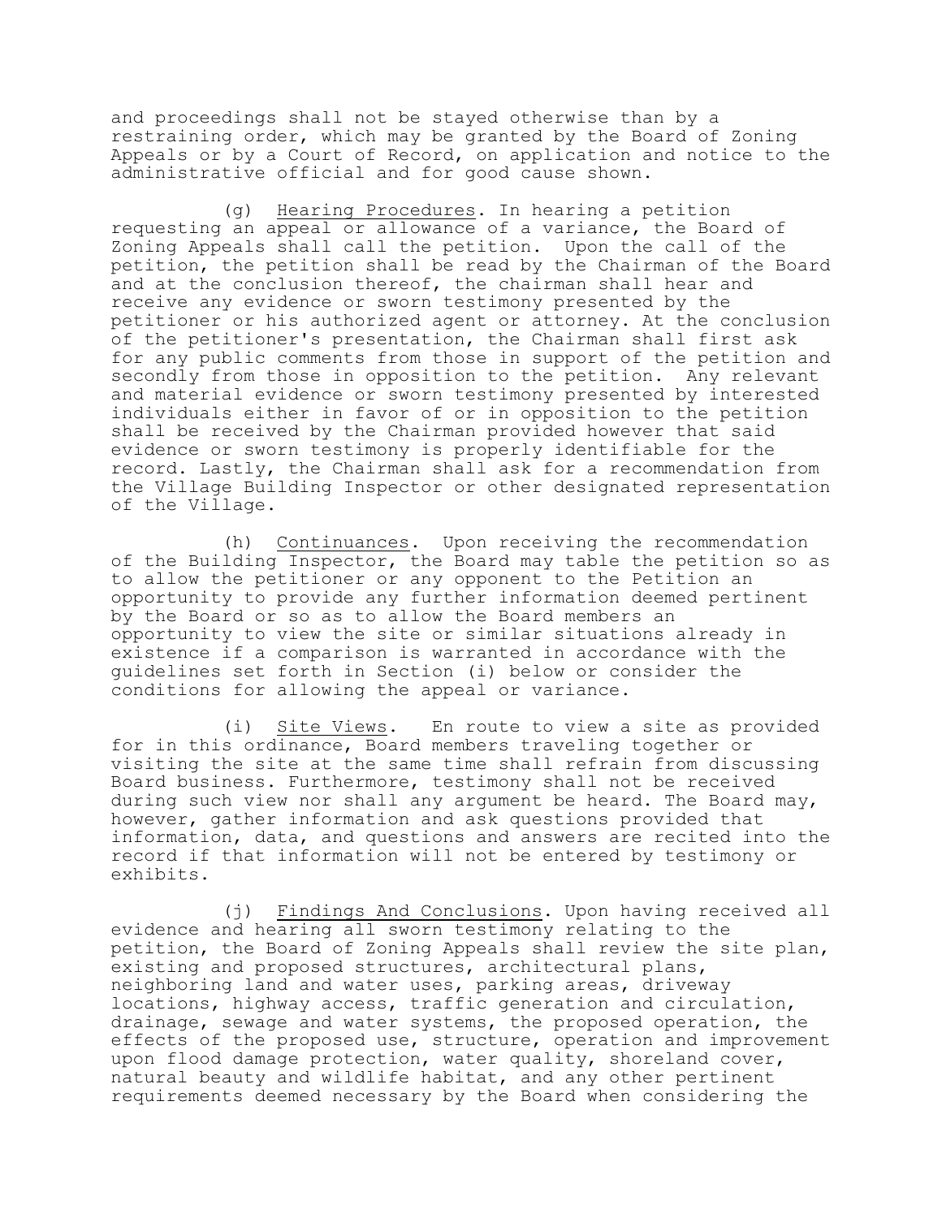and proceedings shall not be stayed otherwise than by a restraining order, which may be granted by the Board of Zoning Appeals or by a Court of Record, on application and notice to the administrative official and for good cause shown.

(g) Hearing Procedures. In hearing a petition requesting an appeal or allowance of a variance, the Board of Zoning Appeals shall call the petition. Upon the call of the petition, the petition shall be read by the Chairman of the Board and at the conclusion thereof, the chairman shall hear and receive any evidence or sworn testimony presented by the petitioner or his authorized agent or attorney. At the conclusion of the petitioner's presentation, the Chairman shall first ask for any public comments from those in support of the petition and secondly from those in opposition to the petition. Any relevant and material evidence or sworn testimony presented by interested individuals either in favor of or in opposition to the petition shall be received by the Chairman provided however that said evidence or sworn testimony is properly identifiable for the record. Lastly, the Chairman shall ask for a recommendation from the Village Building Inspector or other designated representation of the Village.

(h) Continuances. Upon receiving the recommendation of the Building Inspector, the Board may table the petition so as to allow the petitioner or any opponent to the Petition an opportunity to provide any further information deemed pertinent by the Board or so as to allow the Board members an opportunity to view the site or similar situations already in existence if a comparison is warranted in accordance with the guidelines set forth in Section (i) below or consider the conditions for allowing the appeal or variance.

(i) Site Views. En route to view a site as provided for in this ordinance, Board members traveling together or visiting the site at the same time shall refrain from discussing Board business. Furthermore, testimony shall not be received during such view nor shall any argument be heard. The Board may, however, gather information and ask questions provided that information, data, and questions and answers are recited into the record if that information will not be entered by testimony or exhibits.

(j) Findings And Conclusions. Upon having received all evidence and hearing all sworn testimony relating to the petition, the Board of Zoning Appeals shall review the site plan, existing and proposed structures, architectural plans, neighboring land and water uses, parking areas, driveway locations, highway access, traffic generation and circulation, drainage, sewage and water systems, the proposed operation, the effects of the proposed use, structure, operation and improvement upon flood damage protection, water quality, shoreland cover, natural beauty and wildlife habitat, and any other pertinent requirements deemed necessary by the Board when considering the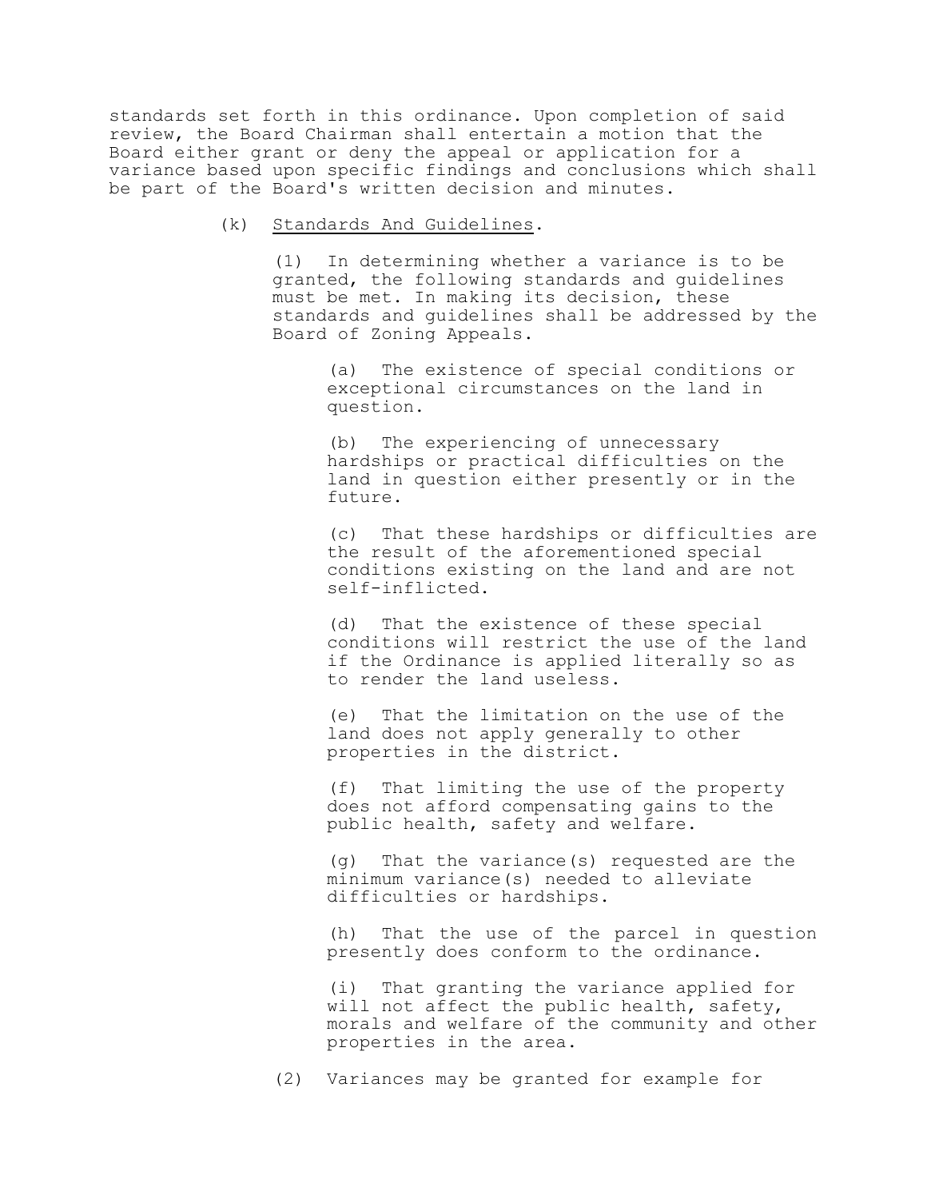standards set forth in this ordinance. Upon completion of said review, the Board Chairman shall entertain a motion that the Board either grant or deny the appeal or application for a variance based upon specific findings and conclusions which shall be part of the Board's written decision and minutes.

(k) Standards And Guidelines.

(1) In determining whether a variance is to be granted, the following standards and guidelines must be met. In making its decision, these standards and guidelines shall be addressed by the Board of Zoning Appeals.

(a) The existence of special conditions or exceptional circumstances on the land in question.

(b) The experiencing of unnecessary hardships or practical difficulties on the land in question either presently or in the future.

(c) That these hardships or difficulties are the result of the aforementioned special conditions existing on the land and are not self-inflicted.

(d) That the existence of these special conditions will restrict the use of the land if the Ordinance is applied literally so as to render the land useless.

(e) That the limitation on the use of the land does not apply generally to other properties in the district.

(f) That limiting the use of the property does not afford compensating gains to the public health, safety and welfare.

(g) That the variance(s) requested are the minimum variance(s) needed to alleviate difficulties or hardships.

(h) That the use of the parcel in question presently does conform to the ordinance.

(i) That granting the variance applied for will not affect the public health, safety, morals and welfare of the community and other properties in the area.

(2) Variances may be granted for example for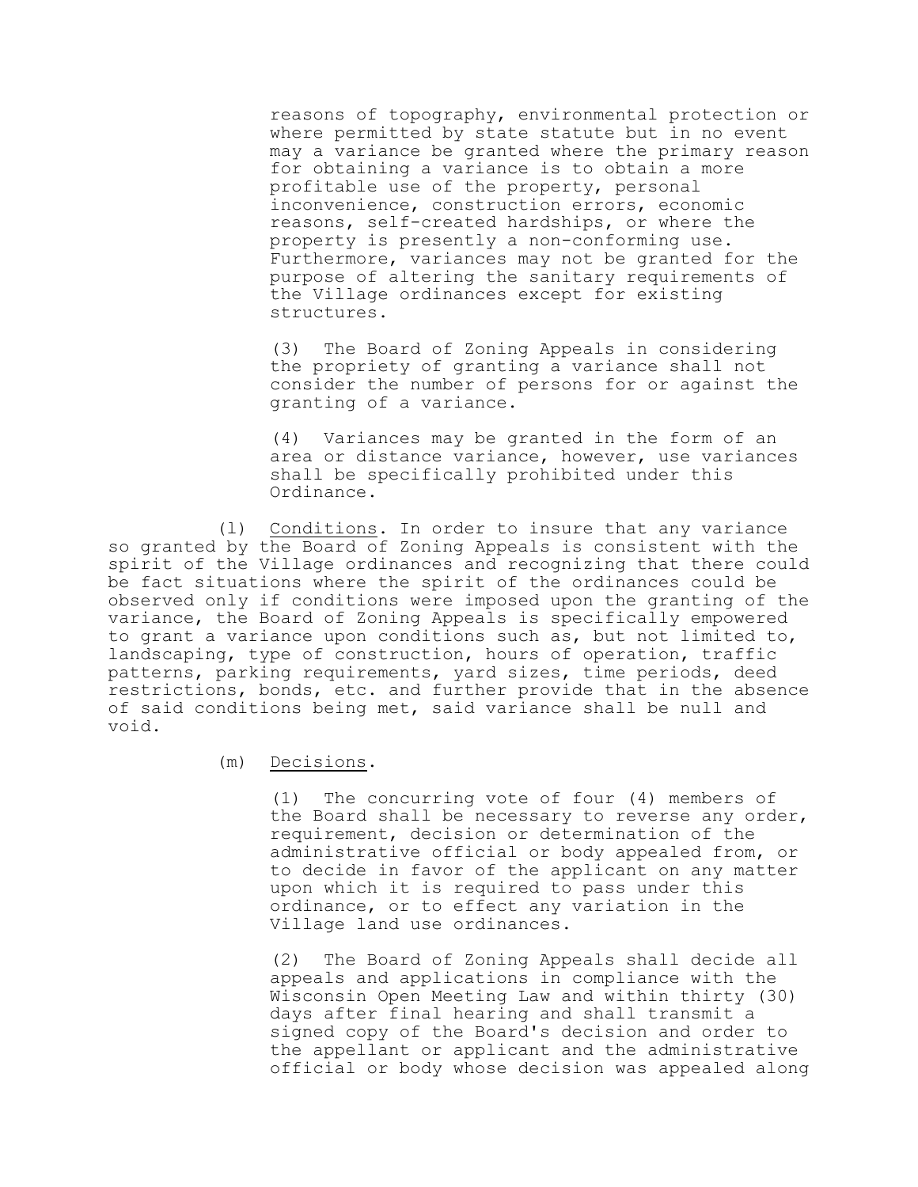reasons of topography, environmental protection or where permitted by state statute but in no event may a variance be granted where the primary reason for obtaining a variance is to obtain a more profitable use of the property, personal inconvenience, construction errors, economic reasons, self-created hardships, or where the property is presently a non-conforming use. Furthermore, variances may not be granted for the purpose of altering the sanitary requirements of the Village ordinances except for existing structures.

(3) The Board of Zoning Appeals in considering the propriety of granting a variance shall not consider the number of persons for or against the granting of a variance.

(4) Variances may be granted in the form of an area or distance variance, however, use variances shall be specifically prohibited under this Ordinance.

(l) Conditions. In order to insure that any variance so granted by the Board of Zoning Appeals is consistent with the spirit of the Village ordinances and recognizing that there could be fact situations where the spirit of the ordinances could be observed only if conditions were imposed upon the granting of the variance, the Board of Zoning Appeals is specifically empowered to grant a variance upon conditions such as, but not limited to, landscaping, type of construction, hours of operation, traffic patterns, parking requirements, yard sizes, time periods, deed restrictions, bonds, etc. and further provide that in the absence of said conditions being met, said variance shall be null and void.

(m) Decisions.

(1) The concurring vote of four (4) members of the Board shall be necessary to reverse any order, requirement, decision or determination of the administrative official or body appealed from, or to decide in favor of the applicant on any matter upon which it is required to pass under this ordinance, or to effect any variation in the Village land use ordinances.

(2) The Board of Zoning Appeals shall decide all appeals and applications in compliance with the Wisconsin Open Meeting Law and within thirty (30) days after final hearing and shall transmit a signed copy of the Board's decision and order to the appellant or applicant and the administrative official or body whose decision was appealed along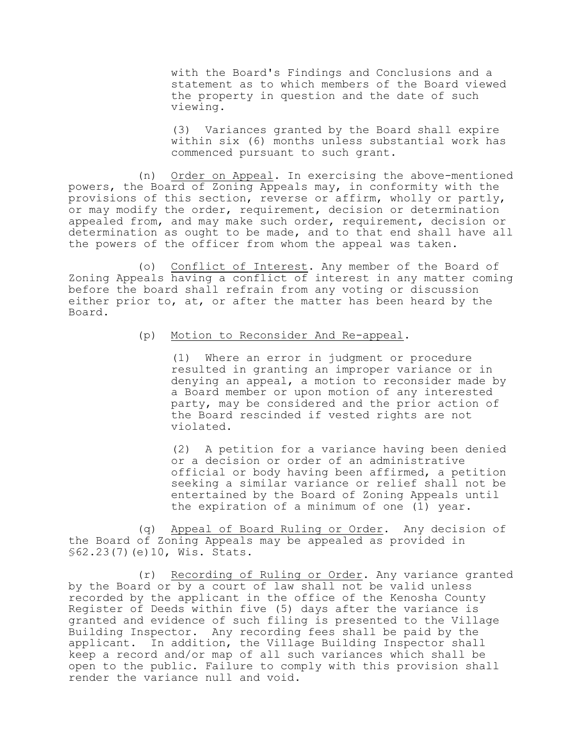with the Board's Findings and Conclusions and a statement as to which members of the Board viewed the property in question and the date of such viewing.

(3) Variances granted by the Board shall expire within six (6) months unless substantial work has commenced pursuant to such grant.

(n) Order on Appeal. In exercising the above-mentioned powers, the Board of Zoning Appeals may, in conformity with the provisions of this section, reverse or affirm, wholly or partly, or may modify the order, requirement, decision or determination appealed from, and may make such order, requirement, decision or determination as ought to be made, and to that end shall have all the powers of the officer from whom the appeal was taken.

(o) Conflict of Interest. Any member of the Board of Zoning Appeals having a conflict of interest in any matter coming before the board shall refrain from any voting or discussion either prior to, at, or after the matter has been heard by the Board.

(p) Motion to Reconsider And Re-appeal.

(1) Where an error in judgment or procedure resulted in granting an improper variance or in denying an appeal, a motion to reconsider made by a Board member or upon motion of any interested party, may be considered and the prior action of the Board rescinded if vested rights are not violated.

(2) A petition for a variance having been denied or a decision or order of an administrative official or body having been affirmed, a petition seeking a similar variance or relief shall not be entertained by the Board of Zoning Appeals until the expiration of a minimum of one (1) year.

(q) Appeal of Board Ruling or Order. Any decision of the Board of Zoning Appeals may be appealed as provided in §62.23(7)(e)10, Wis. Stats.

(r) Recording of Ruling or Order. Any variance granted by the Board or by a court of law shall not be valid unless recorded by the applicant in the office of the Kenosha County Register of Deeds within five (5) days after the variance is granted and evidence of such filing is presented to the Village Building Inspector. Any recording fees shall be paid by the applicant. In addition, the Village Building Inspector shall keep a record and/or map of all such variances which shall be open to the public. Failure to comply with this provision shall render the variance null and void.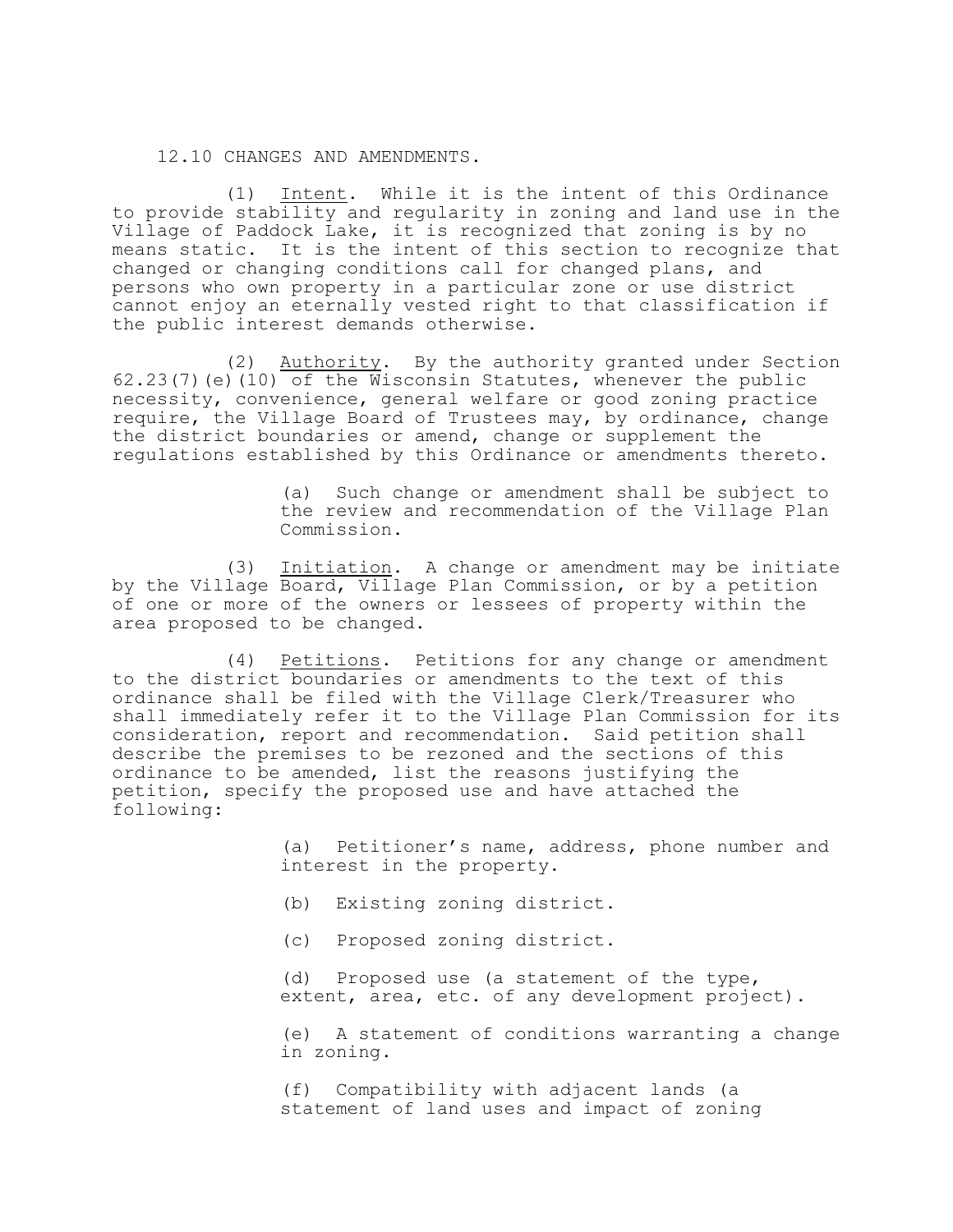## 12.10 CHANGES AND AMENDMENTS.

(1) Intent. While it is the intent of this Ordinance to provide stability and regularity in zoning and land use in the Village of Paddock Lake, it is recognized that zoning is by no means static. It is the intent of this section to recognize that changed or changing conditions call for changed plans, and persons who own property in a particular zone or use district cannot enjoy an eternally vested right to that classification if the public interest demands otherwise.

(2) Authority. By the authority granted under Section 62.23(7)(e)(10) of the Wisconsin Statutes, whenever the public necessity, convenience, general welfare or good zoning practice require, the Village Board of Trustees may, by ordinance, change the district boundaries or amend, change or supplement the regulations established by this Ordinance or amendments thereto.

> (a) Such change or amendment shall be subject to the review and recommendation of the Village Plan Commission.

(3) Initiation. A change or amendment may be initiate by the Village Board, Village Plan Commission, or by a petition of one or more of the owners or lessees of property within the area proposed to be changed.

(4) Petitions. Petitions for any change or amendment to the district boundaries or amendments to the text of this ordinance shall be filed with the Village Clerk/Treasurer who shall immediately refer it to the Village Plan Commission for its consideration, report and recommendation. Said petition shall describe the premises to be rezoned and the sections of this ordinance to be amended, list the reasons justifying the petition, specify the proposed use and have attached the following:

> (a) Petitioner's name, address, phone number and interest in the property.
>
> (b) Existing zoning district.
>
> (c) Proposed zoning district.
>
> (d) Proposed use (a statement of the type, extent, area, etc. of any development project).
>
> (e) A statement of conditions warranting a change in zoning.
>
> (f) Compatibility with adjacent lands (a statement of land uses and impact of zoning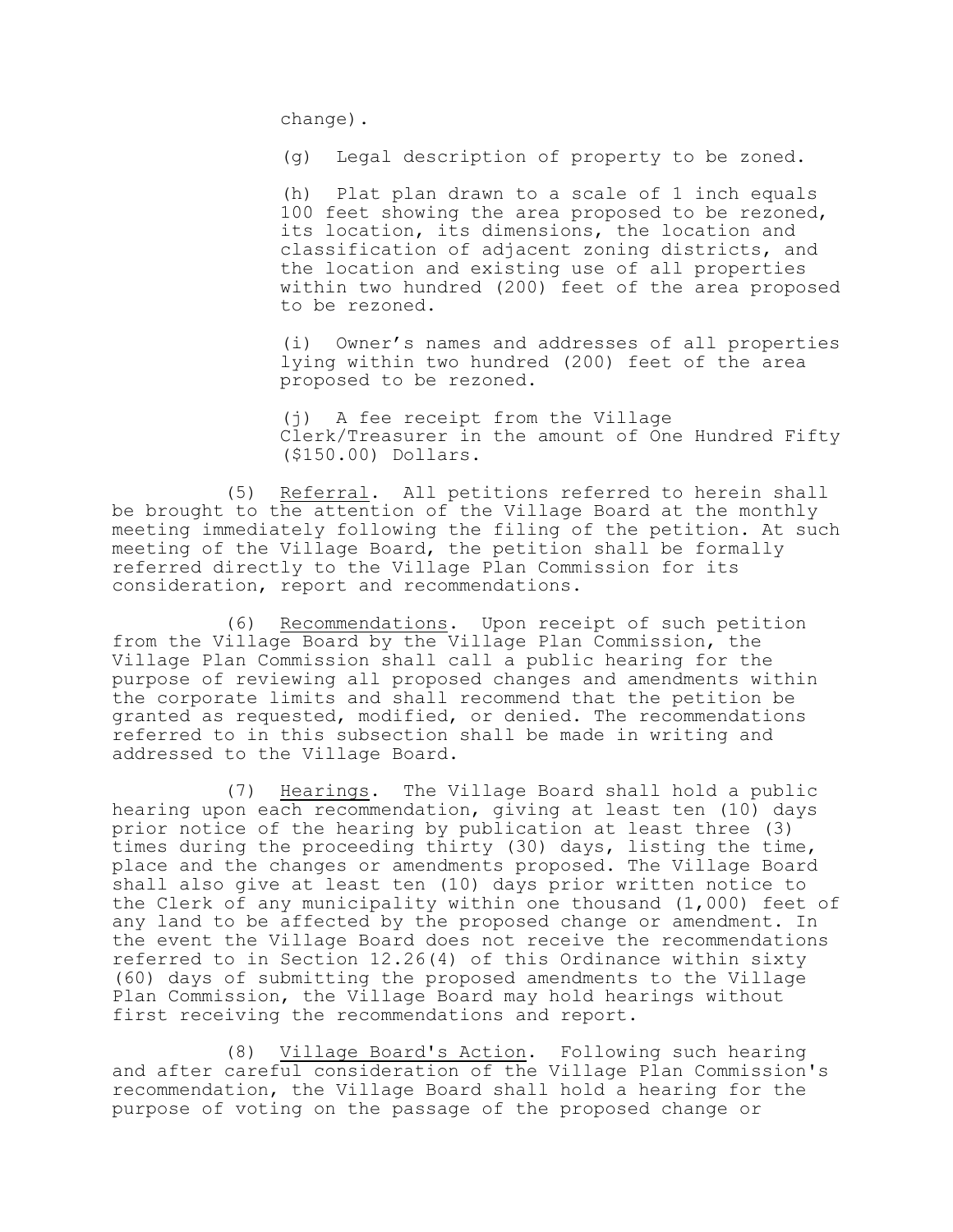change).

(g) Legal description of property to be zoned.

(h) Plat plan drawn to a scale of 1 inch equals 100 feet showing the area proposed to be rezoned, its location, its dimensions, the location and classification of adjacent zoning districts, and the location and existing use of all properties within two hundred (200) feet of the area proposed to be rezoned.

(i) Owner's names and addresses of all properties lying within two hundred (200) feet of the area proposed to be rezoned.

(j) A fee receipt from the Village Clerk/Treasurer in the amount of One Hundred Fifty ($150.00) Dollars.

(5) Referral. All petitions referred to herein shall be brought to the attention of the Village Board at the monthly meeting immediately following the filing of the petition. At such meeting of the Village Board, the petition shall be formally referred directly to the Village Plan Commission for its consideration, report and recommendations.

(6) Recommendations. Upon receipt of such petition from the Village Board by the Village Plan Commission, the Village Plan Commission shall call a public hearing for the purpose of reviewing all proposed changes and amendments within the corporate limits and shall recommend that the petition be granted as requested, modified, or denied. The recommendations referred to in this subsection shall be made in writing and addressed to the Village Board.

(7) Hearings. The Village Board shall hold a public hearing upon each recommendation, giving at least ten (10) days prior notice of the hearing by publication at least three (3) times during the proceeding thirty (30) days, listing the time, place and the changes or amendments proposed. The Village Board shall also give at least ten (10) days prior written notice to the Clerk of any municipality within one thousand (1,000) feet of any land to be affected by the proposed change or amendment. In the event the Village Board does not receive the recommendations referred to in Section 12.26(4) of this Ordinance within sixty (60) days of submitting the proposed amendments to the Village Plan Commission, the Village Board may hold hearings without first receiving the recommendations and report.

(8) Village Board's Action. Following such hearing and after careful consideration of the Village Plan Commission's recommendation, the Village Board shall hold a hearing for the purpose of voting on the passage of the proposed change or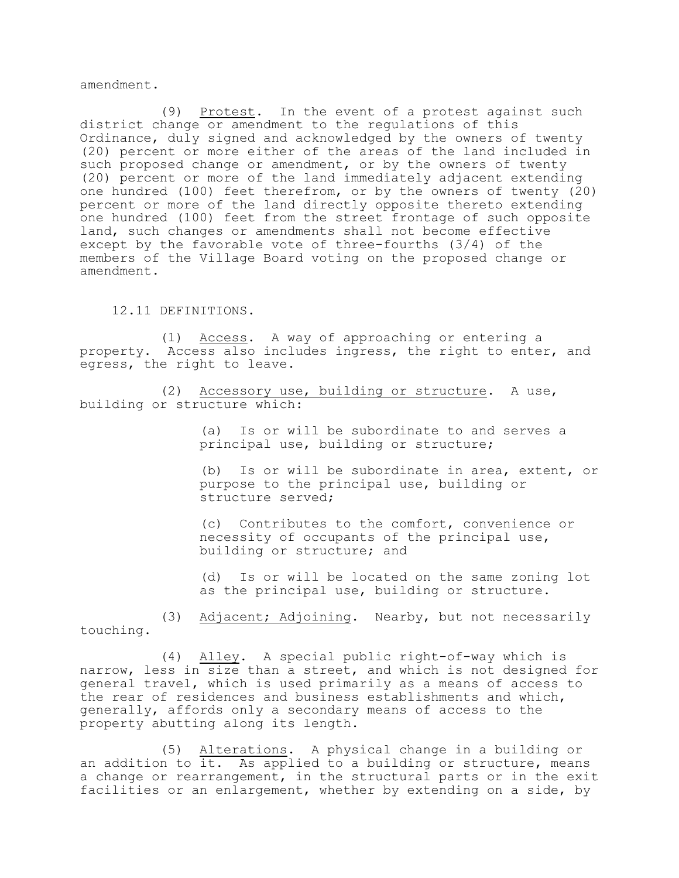amendment.

(9) Protest. In the event of a protest against such district change or amendment to the regulations of this Ordinance, duly signed and acknowledged by the owners of twenty (20) percent or more either of the areas of the land included in such proposed change or amendment, or by the owners of twenty (20) percent or more of the land immediately adjacent extending one hundred (100) feet therefrom, or by the owners of twenty (20) percent or more of the land directly opposite thereto extending one hundred (100) feet from the street frontage of such opposite land, such changes or amendments shall not become effective except by the favorable vote of three-fourths (3/4) of the members of the Village Board voting on the proposed change or amendment.

## 12.11 DEFINITIONS.

(1) Access. A way of approaching or entering a property. Access also includes ingress, the right to enter, and egress, the right to leave.

(2) Accessory use, building or structure. A use, building or structure which:

> (a) Is or will be subordinate to and serves a principal use, building or structure;
>
> (b) Is or will be subordinate in area, extent, or purpose to the principal use, building or structure served;
>
> (c) Contributes to the comfort, convenience or necessity of occupants of the principal use, building or structure; and
>
> (d) Is or will be located on the same zoning lot as the principal use, building or structure.

(3) Adjacent; Adjoining. Nearby, but not necessarily touching.

(4) Alley. A special public right-of-way which is narrow, less in size than a street, and which is not designed for general travel, which is used primarily as a means of access to the rear of residences and business establishments and which, generally, affords only a secondary means of access to the property abutting along its length.

(5) Alterations. A physical change in a building or an addition to it. As applied to a building or structure, means a change or rearrangement, in the structural parts or in the exit facilities or an enlargement, whether by extending on a side, by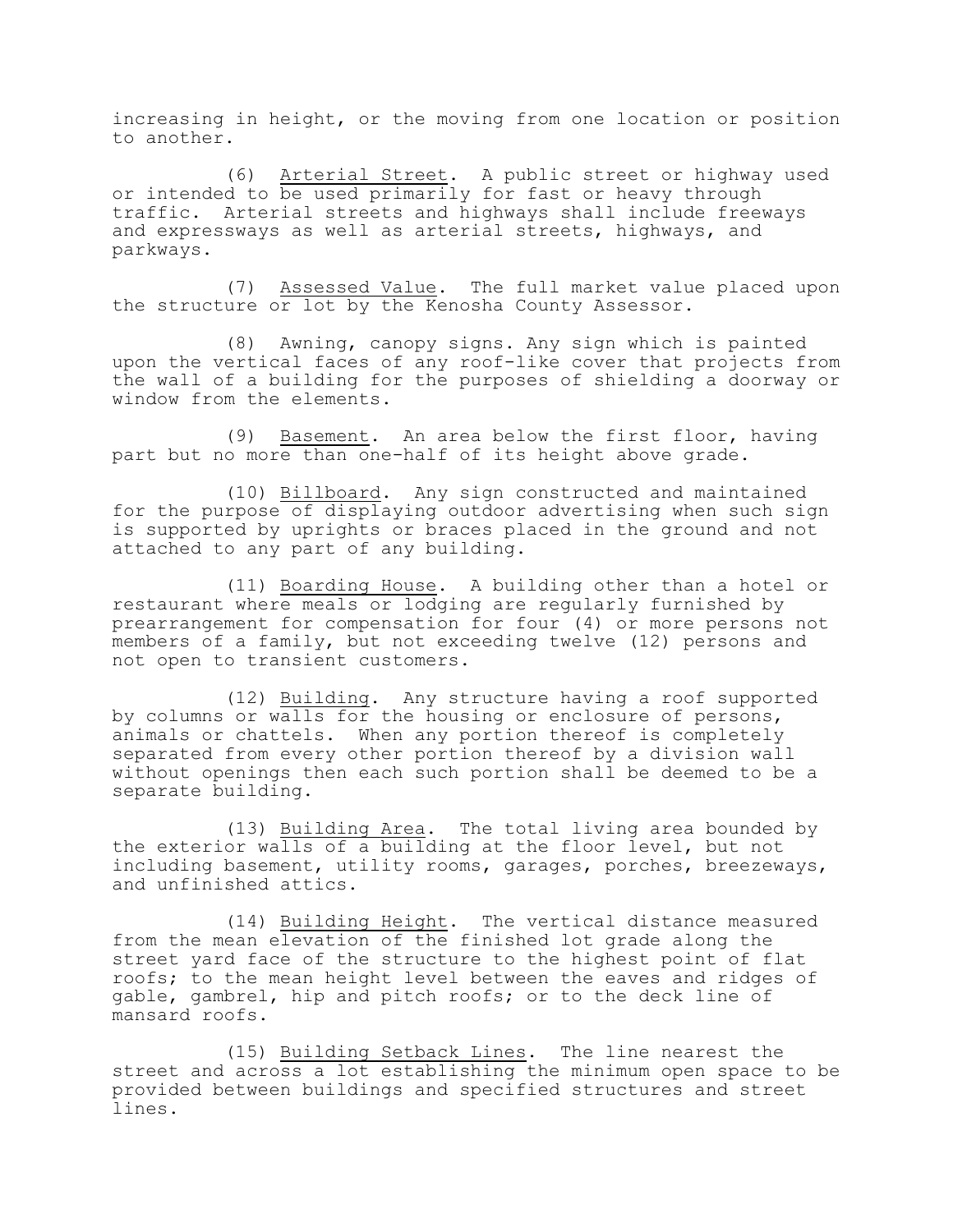increasing in height, or the moving from one location or position to another.

(6) Arterial Street. A public street or highway used or intended to be used primarily for fast or heavy through traffic. Arterial streets and highways shall include freeways and expressways as well as arterial streets, highways, and parkways.

(7) Assessed Value. The full market value placed upon the structure or lot by the Kenosha County Assessor.

(8) Awning, canopy signs. Any sign which is painted upon the vertical faces of any roof-like cover that projects from the wall of a building for the purposes of shielding a doorway or window from the elements.

(9) Basement. An area below the first floor, having part but no more than one-half of its height above grade.

(10) Billboard. Any sign constructed and maintained for the purpose of displaying outdoor advertising when such sign is supported by uprights or braces placed in the ground and not attached to any part of any building.

(11) Boarding House. A building other than a hotel or restaurant where meals or lodging are regularly furnished by prearrangement for compensation for four (4) or more persons not members of a family, but not exceeding twelve (12) persons and not open to transient customers.

(12) Building. Any structure having a roof supported by columns or walls for the housing or enclosure of persons, animals or chattels. When any portion thereof is completely separated from every other portion thereof by a division wall without openings then each such portion shall be deemed to be a separate building.

(13) Building Area. The total living area bounded by the exterior walls of a building at the floor level, but not including basement, utility rooms, garages, porches, breezeways, and unfinished attics.

(14) Building Height. The vertical distance measured from the mean elevation of the finished lot grade along the street yard face of the structure to the highest point of flat roofs; to the mean height level between the eaves and ridges of gable, gambrel, hip and pitch roofs; or to the deck line of mansard roofs.

(15) Building Setback Lines. The line nearest the street and across a lot establishing the minimum open space to be provided between buildings and specified structures and street lines.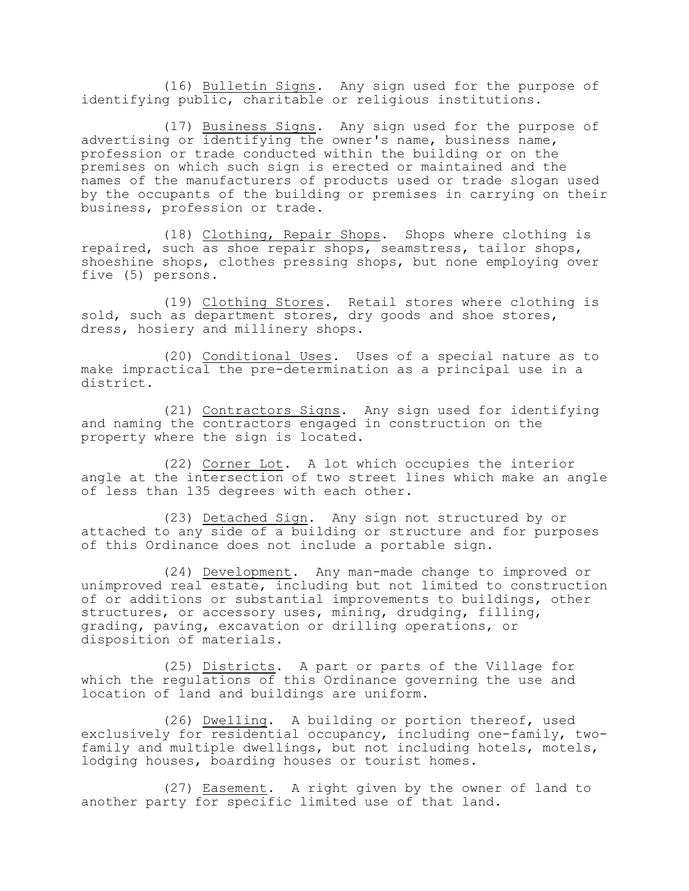(16) Bulletin Signs. Any sign used for the purpose of identifying public, charitable or religious institutions.

(17) Business Signs. Any sign used for the purpose of advertising or identifying the owner's name, business name, profession or trade conducted within the building or on the premises on which such sign is erected or maintained and the names of the manufacturers of products used or trade slogan used by the occupants of the building or premises in carrying on their business, profession or trade.

(18) Clothing, Repair Shops. Shops where clothing is repaired, such as shoe repair shops, seamstress, tailor shops, shoeshine shops, clothes pressing shops, but none employing over five (5) persons.

(19) Clothing Stores. Retail stores where clothing is sold, such as department stores, dry goods and shoe stores, dress, hosiery and millinery shops.

(20) Conditional Uses. Uses of a special nature as to make impractical the pre-determination as a principal use in a district.

(21) Contractors Signs. Any sign used for identifying and naming the contractors engaged in construction on the property where the sign is located.

(22) Corner Lot. A lot which occupies the interior angle at the intersection of two street lines which make an angle of less than 135 degrees with each other.

(23) Detached Sign. Any sign not structured by or attached to any side of a building or structure and for purposes of this Ordinance does not include a portable sign.

(24) Development. Any man-made change to improved or unimproved real estate, including but not limited to construction of or additions or substantial improvements to buildings, other structures, or accessory uses, mining, drudging, filling, grading, paving, excavation or drilling operations, or disposition of materials.

(25) Districts. A part or parts of the Village for which the regulations of this Ordinance governing the use and location of land and buildings are uniform.

(26) Dwelling. A building or portion thereof, used exclusively for residential occupancy, including one-family, two-family and multiple dwellings, but not including hotels, motels, lodging houses, boarding houses or tourist homes.

(27) Easement. A right given by the owner of land to another party for specific limited use of that land.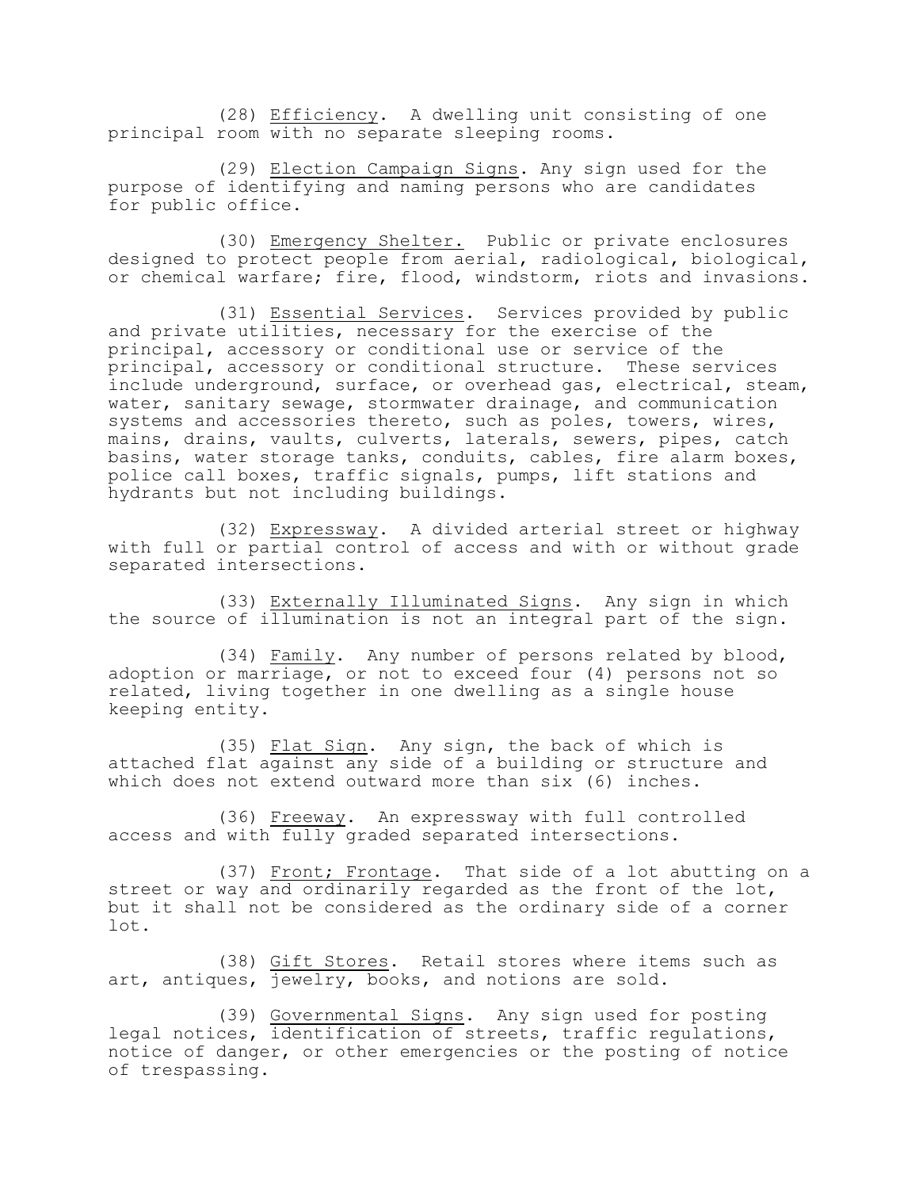(28) Efficiency. A dwelling unit consisting of one principal room with no separate sleeping rooms.

(29) Election Campaign Signs. Any sign used for the purpose of identifying and naming persons who are candidates for public office.

(30) Emergency Shelter. Public or private enclosures designed to protect people from aerial, radiological, biological, or chemical warfare; fire, flood, windstorm, riots and invasions.

(31) Essential Services. Services provided by public and private utilities, necessary for the exercise of the principal, accessory or conditional use or service of the principal, accessory or conditional structure. These services include underground, surface, or overhead gas, electrical, steam, water, sanitary sewage, stormwater drainage, and communication systems and accessories thereto, such as poles, towers, wires, mains, drains, vaults, culverts, laterals, sewers, pipes, catch basins, water storage tanks, conduits, cables, fire alarm boxes, police call boxes, traffic signals, pumps, lift stations and hydrants but not including buildings.

(32) Expressway. A divided arterial street or highway with full or partial control of access and with or without grade separated intersections.

(33) Externally Illuminated Signs. Any sign in which the source of illumination is not an integral part of the sign.

(34) Family. Any number of persons related by blood, adoption or marriage, or not to exceed four (4) persons not so related, living together in one dwelling as a single house keeping entity.

(35) Flat Sign. Any sign, the back of which is attached flat against any side of a building or structure and which does not extend outward more than six (6) inches.

(36) Freeway. An expressway with full controlled access and with fully graded separated intersections.

(37) Front; Frontage. That side of a lot abutting on a street or way and ordinarily regarded as the front of the lot, but it shall not be considered as the ordinary side of a corner lot.

(38) Gift Stores. Retail stores where items such as art, antiques, jewelry, books, and notions are sold.

(39) Governmental Signs. Any sign used for posting legal notices, identification of streets, traffic regulations, notice of danger, or other emergencies or the posting of notice of trespassing.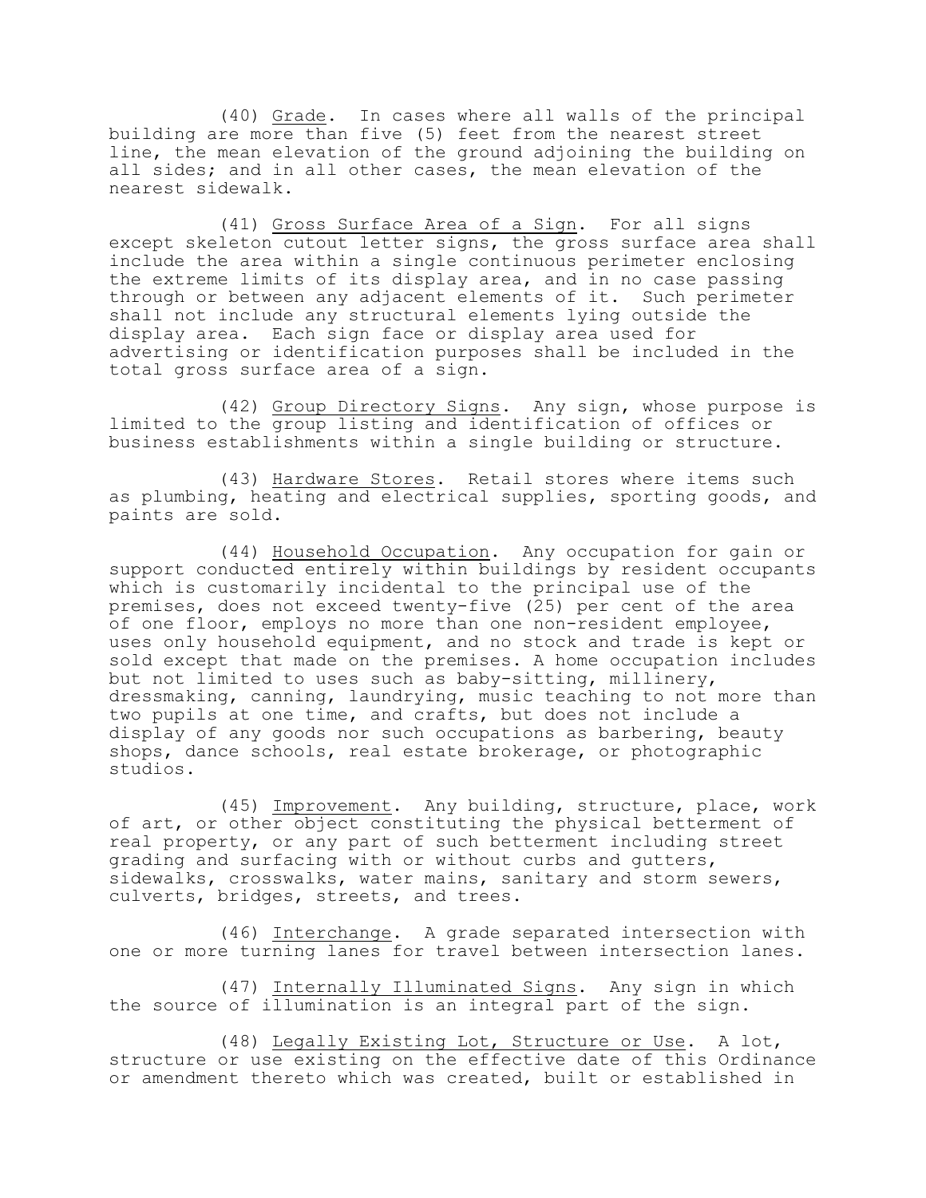(40) Grade. In cases where all walls of the principal building are more than five (5) feet from the nearest street line, the mean elevation of the ground adjoining the building on all sides; and in all other cases, the mean elevation of the nearest sidewalk.

(41) Gross Surface Area of a Sign. For all signs except skeleton cutout letter signs, the gross surface area shall include the area within a single continuous perimeter enclosing the extreme limits of its display area, and in no case passing through or between any adjacent elements of it. Such perimeter shall not include any structural elements lying outside the display area. Each sign face or display area used for advertising or identification purposes shall be included in the total gross surface area of a sign.

(42) Group Directory Signs. Any sign, whose purpose is limited to the group listing and identification of offices or business establishments within a single building or structure.

(43) Hardware Stores. Retail stores where items such as plumbing, heating and electrical supplies, sporting goods, and paints are sold.

(44) Household Occupation. Any occupation for gain or support conducted entirely within buildings by resident occupants which is customarily incidental to the principal use of the premises, does not exceed twenty-five (25) per cent of the area of one floor, employs no more than one non-resident employee, uses only household equipment, and no stock and trade is kept or sold except that made on the premises. A home occupation includes but not limited to uses such as baby-sitting, millinery, dressmaking, canning, laundrying, music teaching to not more than two pupils at one time, and crafts, but does not include a display of any goods nor such occupations as barbering, beauty shops, dance schools, real estate brokerage, or photographic studios.

(45) Improvement. Any building, structure, place, work of art, or other object constituting the physical betterment of real property, or any part of such betterment including street grading and surfacing with or without curbs and gutters, sidewalks, crosswalks, water mains, sanitary and storm sewers, culverts, bridges, streets, and trees.

(46) Interchange. A grade separated intersection with one or more turning lanes for travel between intersection lanes.

(47) Internally Illuminated Signs. Any sign in which the source of illumination is an integral part of the sign.

(48) Legally Existing Lot, Structure or Use. A lot, structure or use existing on the effective date of this Ordinance or amendment thereto which was created, built or established in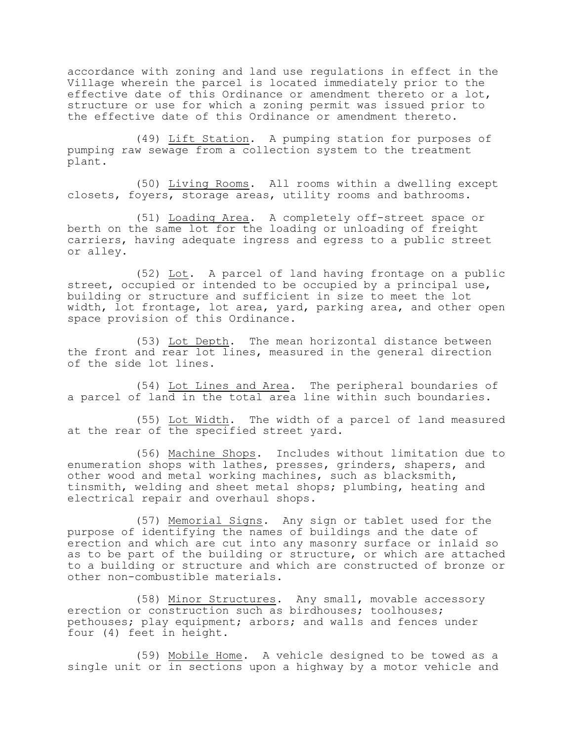accordance with zoning and land use regulations in effect in the Village wherein the parcel is located immediately prior to the effective date of this Ordinance or amendment thereto or a lot, structure or use for which a zoning permit was issued prior to the effective date of this Ordinance or amendment thereto.

(49) Lift Station. A pumping station for purposes of pumping raw sewage from a collection system to the treatment plant.

(50) Living Rooms. All rooms within a dwelling except closets, foyers, storage areas, utility rooms and bathrooms.

(51) Loading Area. A completely off-street space or berth on the same lot for the loading or unloading of freight carriers, having adequate ingress and egress to a public street or alley.

(52) Lot. A parcel of land having frontage on a public street, occupied or intended to be occupied by a principal use, building or structure and sufficient in size to meet the lot width, lot frontage, lot area, yard, parking area, and other open space provision of this Ordinance.

(53) Lot Depth. The mean horizontal distance between the front and rear lot lines, measured in the general direction of the side lot lines.

(54) Lot Lines and Area. The peripheral boundaries of a parcel of land in the total area line within such boundaries.

(55) Lot Width. The width of a parcel of land measured at the rear of the specified street yard.

(56) Machine Shops. Includes without limitation due to enumeration shops with lathes, presses, grinders, shapers, and other wood and metal working machines, such as blacksmith, tinsmith, welding and sheet metal shops; plumbing, heating and electrical repair and overhaul shops.

(57) Memorial Signs. Any sign or tablet used for the purpose of identifying the names of buildings and the date of erection and which are cut into any masonry surface or inlaid so as to be part of the building or structure, or which are attached to a building or structure and which are constructed of bronze or other non-combustible materials.

(58) Minor Structures. Any small, movable accessory erection or construction such as birdhouses; toolhouses; pethouses; play equipment; arbors; and walls and fences under four (4) feet in height.

(59) Mobile Home. A vehicle designed to be towed as a single unit or in sections upon a highway by a motor vehicle and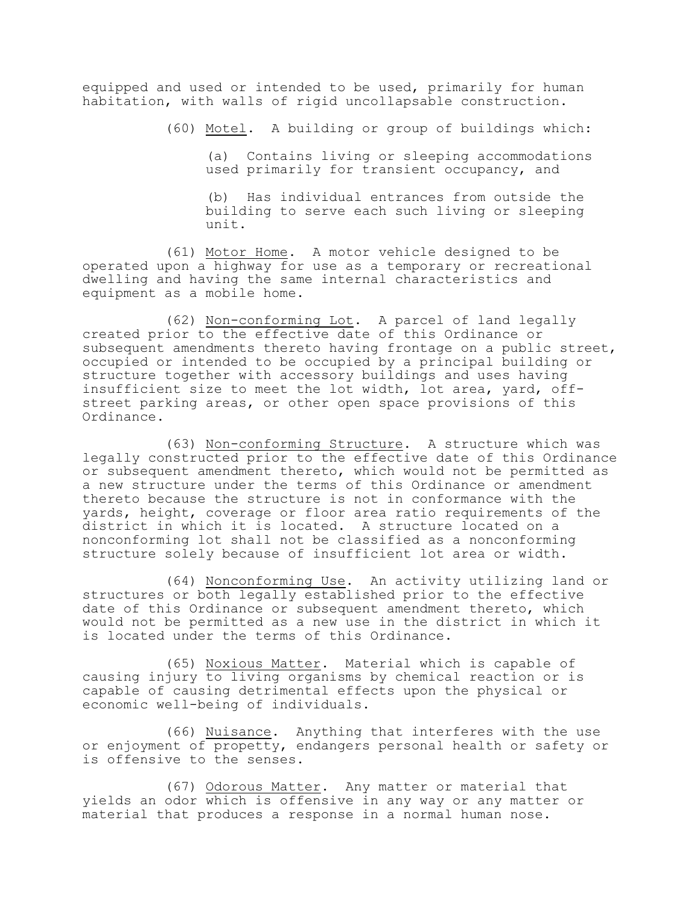equipped and used or intended to be used, primarily for human habitation, with walls of rigid uncollapsable construction.

(60) Motel. A building or group of buildings which:

(a) Contains living or sleeping accommodations used primarily for transient occupancy, and

(b) Has individual entrances from outside the building to serve each such living or sleeping unit.

(61) Motor Home. A motor vehicle designed to be operated upon a highway for use as a temporary or recreational dwelling and having the same internal characteristics and equipment as a mobile home.

(62) Non-conforming Lot. A parcel of land legally created prior to the effective date of this Ordinance or subsequent amendments thereto having frontage on a public street, occupied or intended to be occupied by a principal building or structure together with accessory buildings and uses having insufficient size to meet the lot width, lot area, yard, off-street parking areas, or other open space provisions of this Ordinance.

(63) Non-conforming Structure. A structure which was legally constructed prior to the effective date of this Ordinance or subsequent amendment thereto, which would not be permitted as a new structure under the terms of this Ordinance or amendment thereto because the structure is not in conformance with the yards, height, coverage or floor area ratio requirements of the district in which it is located. A structure located on a nonconforming lot shall not be classified as a nonconforming structure solely because of insufficient lot area or width.

(64) Nonconforming Use. An activity utilizing land or structures or both legally established prior to the effective date of this Ordinance or subsequent amendment thereto, which would not be permitted as a new use in the district in which it is located under the terms of this Ordinance.

(65) Noxious Matter. Material which is capable of causing injury to living organisms by chemical reaction or is capable of causing detrimental effects upon the physical or economic well-being of individuals.

(66) Nuisance. Anything that interferes with the use or enjoyment of propetty, endangers personal health or safety or is offensive to the senses.

(67) Odorous Matter. Any matter or material that yields an odor which is offensive in any way or any matter or material that produces a response in a normal human nose.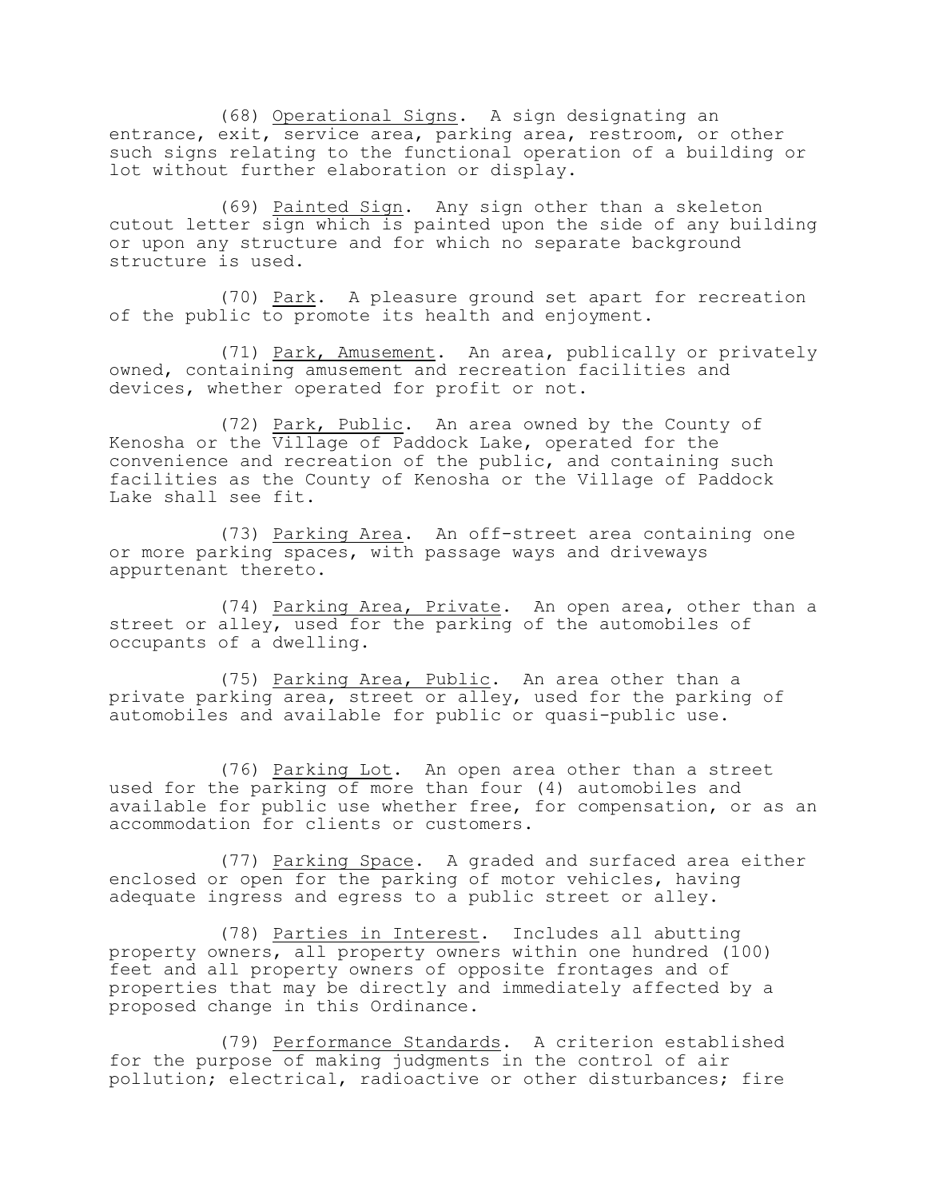(68) Operational Signs. A sign designating an entrance, exit, service area, parking area, restroom, or other such signs relating to the functional operation of a building or lot without further elaboration or display.

(69) Painted Sign. Any sign other than a skeleton cutout letter sign which is painted upon the side of any building or upon any structure and for which no separate background structure is used.

(70) Park. A pleasure ground set apart for recreation of the public to promote its health and enjoyment.

(71) Park, Amusement. An area, publically or privately owned, containing amusement and recreation facilities and devices, whether operated for profit or not.

(72) Park, Public. An area owned by the County of Kenosha or the Village of Paddock Lake, operated for the convenience and recreation of the public, and containing such facilities as the County of Kenosha or the Village of Paddock Lake shall see fit.

(73) Parking Area. An off-street area containing one or more parking spaces, with passage ways and driveways appurtenant thereto.

(74) Parking Area, Private. An open area, other than a street or alley, used for the parking of the automobiles of occupants of a dwelling.

(75) Parking Area, Public. An area other than a private parking area, street or alley, used for the parking of automobiles and available for public or quasi-public use.

(76) Parking Lot. An open area other than a street used for the parking of more than four (4) automobiles and available for public use whether free, for compensation, or as an accommodation for clients or customers.

(77) Parking Space. A graded and surfaced area either enclosed or open for the parking of motor vehicles, having adequate ingress and egress to a public street or alley.

(78) Parties in Interest. Includes all abutting property owners, all property owners within one hundred (100) feet and all property owners of opposite frontages and of properties that may be directly and immediately affected by a proposed change in this Ordinance.

(79) Performance Standards. A criterion established for the purpose of making judgments in the control of air pollution; electrical, radioactive or other disturbances; fire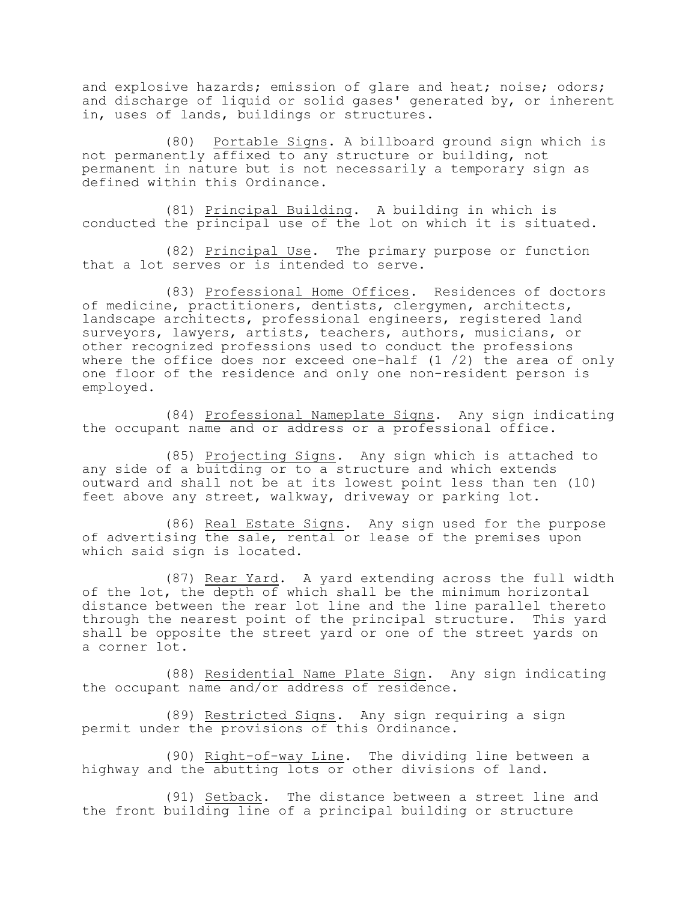and explosive hazards; emission of glare and heat; noise; odors; and discharge of liquid or solid gases' generated by, or inherent in, uses of lands, buildings or structures.

(80) Portable Signs. A billboard ground sign which is not permanently affixed to any structure or building, not permanent in nature but is not necessarily a temporary sign as defined within this Ordinance.

(81) Principal Building. A building in which is conducted the principal use of the lot on which it is situated.

(82) Principal Use. The primary purpose or function that a lot serves or is intended to serve.

(83) Professional Home Offices. Residences of doctors of medicine, practitioners, dentists, clergymen, architects, landscape architects, professional engineers, registered land surveyors, lawyers, artists, teachers, authors, musicians, or other recognized professions used to conduct the professions where the office does nor exceed one-half (1 /2) the area of only one floor of the residence and only one non-resident person is employed.

(84) Professional Nameplate Signs. Any sign indicating the occupant name and or address or a professional office.

(85) Projecting Signs. Any sign which is attached to any side of a buitding or to a structure and which extends outward and shall not be at its lowest point less than ten (10) feet above any street, walkway, driveway or parking lot.

(86) Real Estate Signs. Any sign used for the purpose of advertising the sale, rental or lease of the premises upon which said sign is located.

(87) Rear Yard. A yard extending across the full width of the lot, the depth of which shall be the minimum horizontal distance between the rear lot line and the line parallel thereto through the nearest point of the principal structure. This yard shall be opposite the street yard or one of the street yards on a corner lot.

(88) Residential Name Plate Sign. Any sign indicating the occupant name and/or address of residence.

(89) Restricted Signs. Any sign requiring a sign permit under the provisions of this Ordinance.

(90) Right-of-way Line. The dividing line between a highway and the abutting lots or other divisions of land.

(91) Setback. The distance between a street line and the front building line of a principal building or structure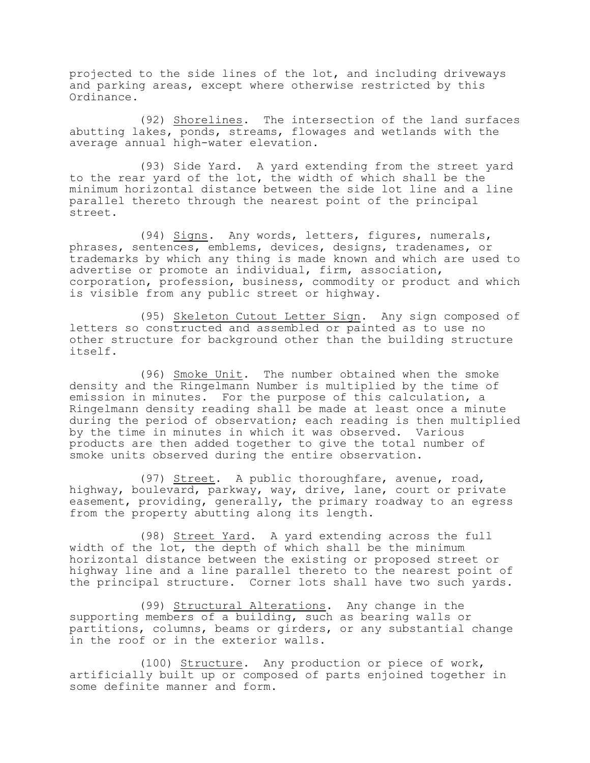projected to the side lines of the lot, and including driveways and parking areas, except where otherwise restricted by this Ordinance.

(92) Shorelines. The intersection of the land surfaces abutting lakes, ponds, streams, flowages and wetlands with the average annual high-water elevation.

(93) Side Yard. A yard extending from the street yard to the rear yard of the lot, the width of which shall be the minimum horizontal distance between the side lot line and a line parallel thereto through the nearest point of the principal street.

(94) Signs. Any words, letters, figures, numerals, phrases, sentences, emblems, devices, designs, tradenames, or trademarks by which any thing is made known and which are used to advertise or promote an individual, firm, association, corporation, profession, business, commodity or product and which is visible from any public street or highway.

(95) Skeleton Cutout Letter Sign. Any sign composed of letters so constructed and assembled or painted as to use no other structure for background other than the building structure itself.

(96) Smoke Unit. The number obtained when the smoke density and the Ringelmann Number is multiplied by the time of emission in minutes. For the purpose of this calculation, a Ringelmann density reading shall be made at least once a minute during the period of observation; each reading is then multiplied by the time in minutes in which it was observed. Various products are then added together to give the total number of smoke units observed during the entire observation.

(97) Street. A public thoroughfare, avenue, road, highway, boulevard, parkway, way, drive, lane, court or private easement, providing, generally, the primary roadway to an egress from the property abutting along its length.

(98) Street Yard. A yard extending across the full width of the lot, the depth of which shall be the minimum horizontal distance between the existing or proposed street or highway line and a line parallel thereto to the nearest point of the principal structure. Corner lots shall have two such yards.

(99) Structural Alterations. Any change in the supporting members of a building, such as bearing walls or partitions, columns, beams or girders, or any substantial change in the roof or in the exterior walls.

(100) Structure. Any production or piece of work, artificially built up or composed of parts enjoined together in some definite manner and form.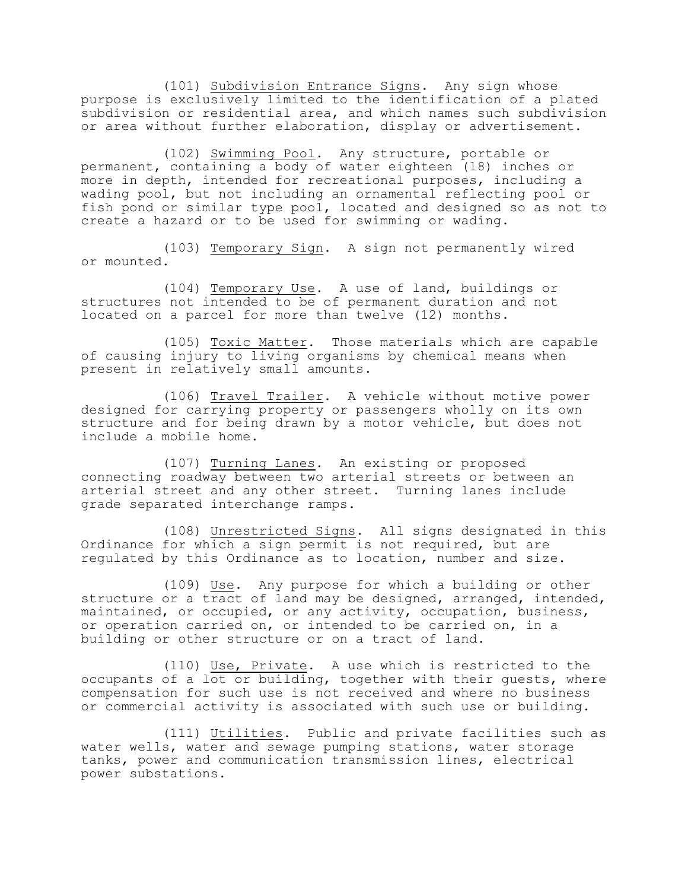(101) Subdivision Entrance Signs. Any sign whose purpose is exclusively limited to the identification of a plated subdivision or residential area, and which names such subdivision or area without further elaboration, display or advertisement.

(102) Swimming Pool. Any structure, portable or permanent, containing a body of water eighteen (18) inches or more in depth, intended for recreational purposes, including a wading pool, but not including an ornamental reflecting pool or fish pond or similar type pool, located and designed so as not to create a hazard or to be used for swimming or wading.

(103) Temporary Sign. A sign not permanently wired or mounted.

(104) Temporary Use. A use of land, buildings or structures not intended to be of permanent duration and not located on a parcel for more than twelve (12) months.

(105) Toxic Matter. Those materials which are capable of causing injury to living organisms by chemical means when present in relatively small amounts.

(106) Travel Trailer. A vehicle without motive power designed for carrying property or passengers wholly on its own structure and for being drawn by a motor vehicle, but does not include a mobile home.

(107) Turning Lanes. An existing or proposed connecting roadway between two arterial streets or between an arterial street and any other street. Turning lanes include grade separated interchange ramps.

(108) Unrestricted Signs. All signs designated in this Ordinance for which a sign permit is not required, but are regulated by this Ordinance as to location, number and size.

(109) Use. Any purpose for which a building or other structure or a tract of land may be designed, arranged, intended, maintained, or occupied, or any activity, occupation, business, or operation carried on, or intended to be carried on, in a building or other structure or on a tract of land.

(110) Use, Private. A use which is restricted to the occupants of a lot or building, together with their guests, where compensation for such use is not received and where no business or commercial activity is associated with such use or building.

(111) Utilities. Public and private facilities such as water wells, water and sewage pumping stations, water storage tanks, power and communication transmission lines, electrical power substations.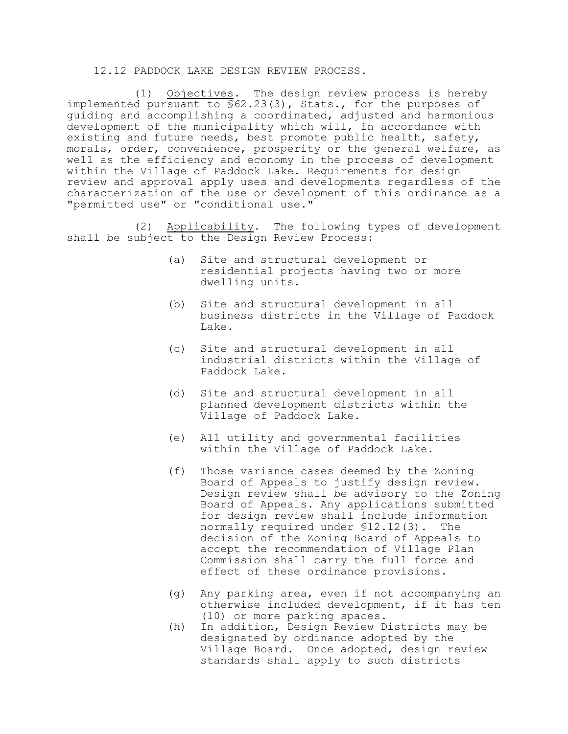12.12 PADDOCK LAKE DESIGN REVIEW PROCESS.

(1) Objectives. The design review process is hereby implemented pursuant to §62.23(3), Stats., for the purposes of guiding and accomplishing a coordinated, adjusted and harmonious development of the municipality which will, in accordance with existing and future needs, best promote public health, safety, morals, order, convenience, prosperity or the general welfare, as well as the efficiency and economy in the process of development within the Village of Paddock Lake. Requirements for design review and approval apply uses and developments regardless of the characterization of the use or development of this ordinance as a "permitted use" or "conditional use."

(2) Applicability. The following types of development shall be subject to the Design Review Process:

(a) Site and structural development or residential projects having two or more dwelling units.

(b) Site and structural development in all business districts in the Village of Paddock Lake.

(c) Site and structural development in all industrial districts within the Village of Paddock Lake.

(d) Site and structural development in all planned development districts within the Village of Paddock Lake.

(e) All utility and governmental facilities within the Village of Paddock Lake.

(f) Those variance cases deemed by the Zoning Board of Appeals to justify design review. Design review shall be advisory to the Zoning Board of Appeals. Any applications submitted for design review shall include information normally required under §12.12(3). The decision of the Zoning Board of Appeals to accept the recommendation of Village Plan Commission shall carry the full force and effect of these ordinance provisions.

(g) Any parking area, even if not accompanying an otherwise included development, if it has ten (10) or more parking spaces.

(h) In addition, Design Review Districts may be designated by ordinance adopted by the Village Board. Once adopted, design review standards shall apply to such districts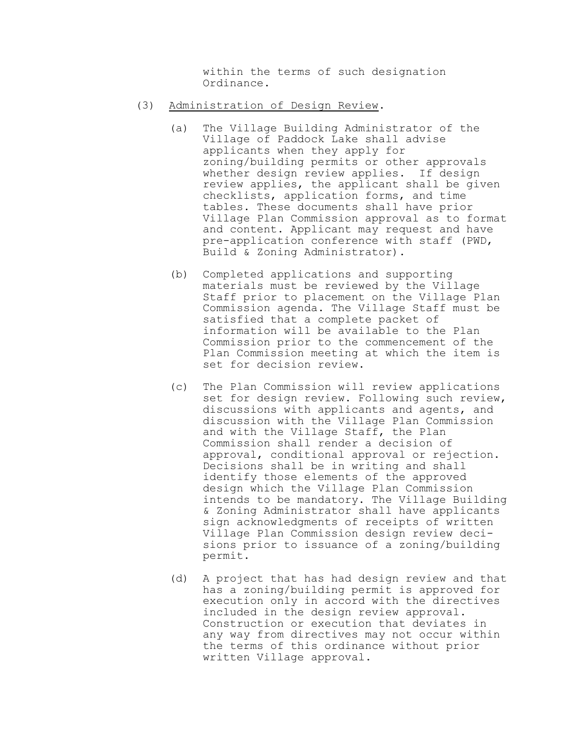within the terms of such designation Ordinance.

(3) Administration of Design Review.

(a) The Village Building Administrator of the Village of Paddock Lake shall advise applicants when they apply for zoning/building permits or other approvals whether design review applies. If design review applies, the applicant shall be given checklists, application forms, and time tables. These documents shall have prior Village Plan Commission approval as to format and content. Applicant may request and have pre-application conference with staff (PWD, Build & Zoning Administrator).

(b) Completed applications and supporting materials must be reviewed by the Village Staff prior to placement on the Village Plan Commission agenda. The Village Staff must be satisfied that a complete packet of information will be available to the Plan Commission prior to the commencement of the Plan Commission meeting at which the item is set for decision review.

(c) The Plan Commission will review applications set for design review. Following such review, discussions with applicants and agents, and discussion with the Village Plan Commission and with the Village Staff, the Plan Commission shall render a decision of approval, conditional approval or rejection. Decisions shall be in writing and shall identify those elements of the approved design which the Village Plan Commission intends to be mandatory. The Village Building & Zoning Administrator shall have applicants sign acknowledgments of receipts of written Village Plan Commission design review decisions prior to issuance of a zoning/building permit.

(d) A project that has had design review and that has a zoning/building permit is approved for execution only in accord with the directives included in the design review approval. Construction or execution that deviates in any way from directives may not occur within the terms of this ordinance without prior written Village approval.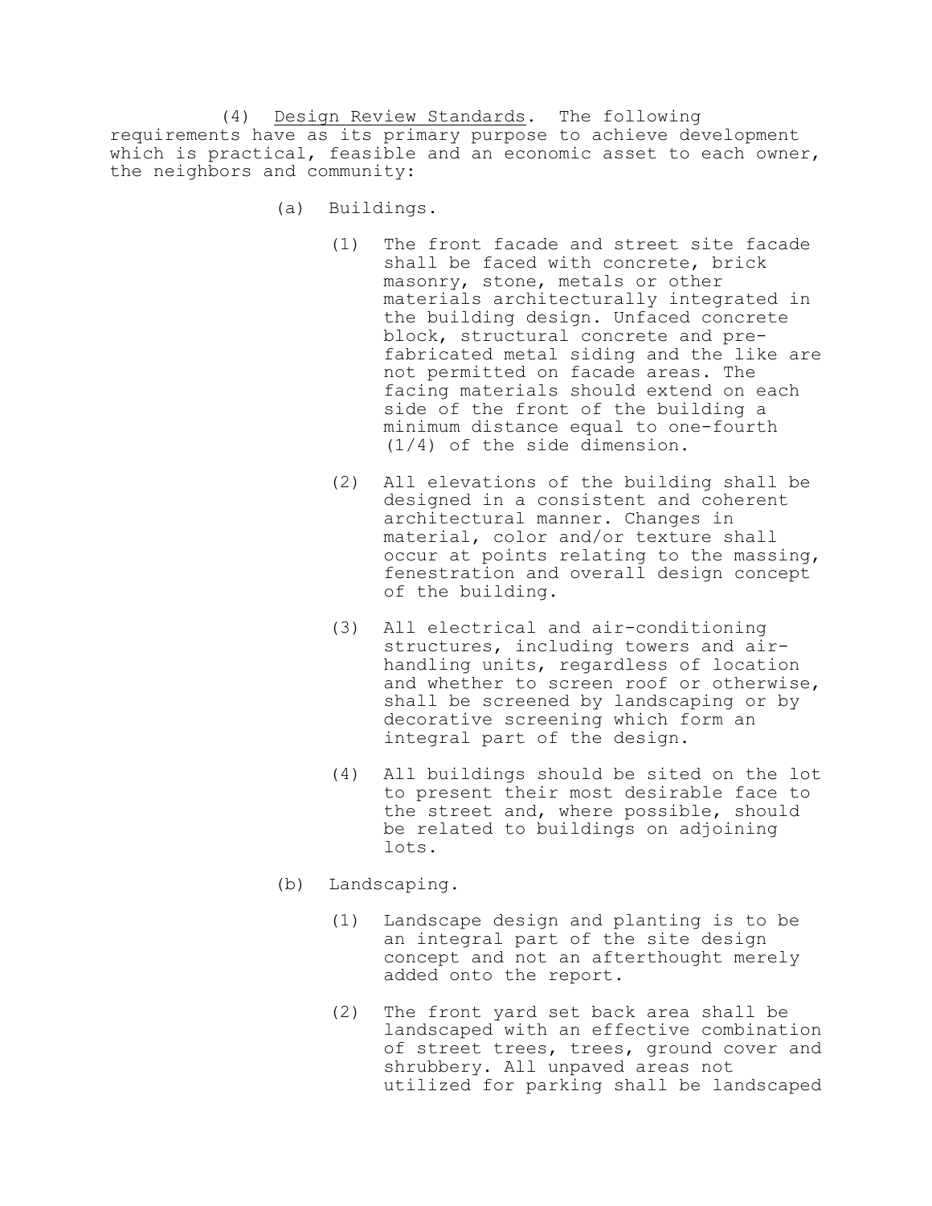(4) Design Review Standards. The following requirements have as its primary purpose to achieve development which is practical, feasible and an economic asset to each owner, the neighbors and community:

(a) Buildings.

(1) The front facade and street site facade shall be faced with concrete, brick masonry, stone, metals or other materials architecturally integrated in the building design. Unfaced concrete block, structural concrete and pre-fabricated metal siding and the like are not permitted on facade areas. The facing materials should extend on each side of the front of the building a minimum distance equal to one-fourth (1/4) of the side dimension.

(2) All elevations of the building shall be designed in a consistent and coherent architectural manner. Changes in material, color and/or texture shall occur at points relating to the massing, fenestration and overall design concept of the building.

(3) All electrical and air-conditioning structures, including towers and air-handling units, regardless of location and whether to screen roof or otherwise, shall be screened by landscaping or by decorative screening which form an integral part of the design.

(4) All buildings should be sited on the lot to present their most desirable face to the street and, where possible, should be related to buildings on adjoining lots.

(b) Landscaping.

(1) Landscape design and planting is to be an integral part of the site design concept and not an afterthought merely added onto the report.

(2) The front yard set back area shall be landscaped with an effective combination of street trees, trees, ground cover and shrubbery. All unpaved areas not utilized for parking shall be landscaped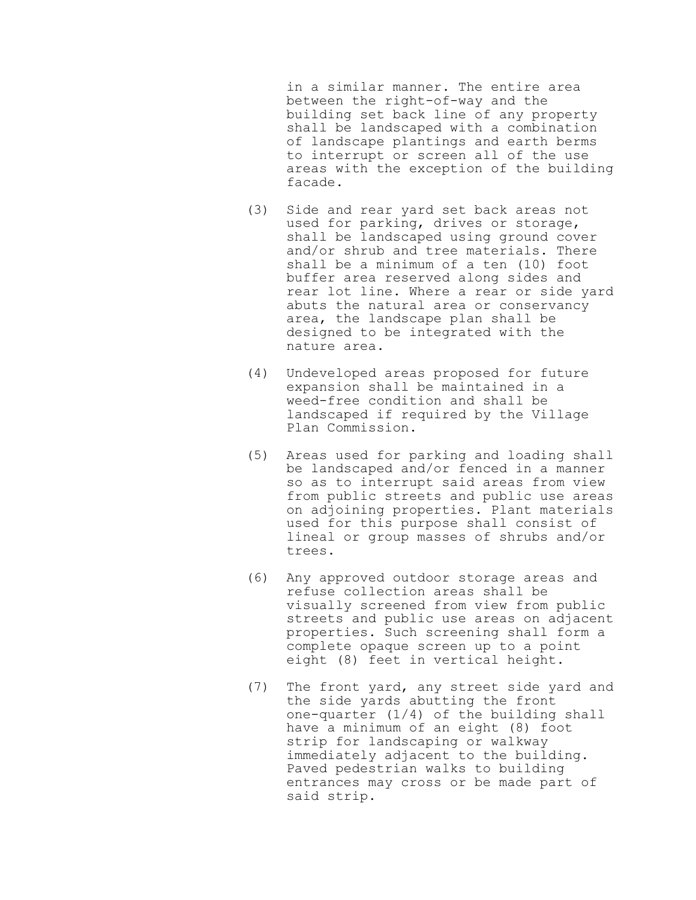in a similar manner. The entire area between the right-of-way and the building set back line of any property shall be landscaped with a combination of landscape plantings and earth berms to interrupt or screen all of the use areas with the exception of the building facade.

(3) Side and rear yard set back areas not used for parking, drives or storage, shall be landscaped using ground cover and/or shrub and tree materials. There shall be a minimum of a ten (10) foot buffer area reserved along sides and rear lot line. Where a rear or side yard abuts the natural area or conservancy area, the landscape plan shall be designed to be integrated with the nature area.

(4) Undeveloped areas proposed for future expansion shall be maintained in a weed-free condition and shall be landscaped if required by the Village Plan Commission.

(5) Areas used for parking and loading shall be landscaped and/or fenced in a manner so as to interrupt said areas from view from public streets and public use areas on adjoining properties. Plant materials used for this purpose shall consist of lineal or group masses of shrubs and/or trees.

(6) Any approved outdoor storage areas and refuse collection areas shall be visually screened from view from public streets and public use areas on adjacent properties. Such screening shall form a complete opaque screen up to a point eight (8) feet in vertical height.

(7) The front yard, any street side yard and the side yards abutting the front one-quarter (1/4) of the building shall have a minimum of an eight (8) foot strip for landscaping or walkway immediately adjacent to the building. Paved pedestrian walks to building entrances may cross or be made part of said strip.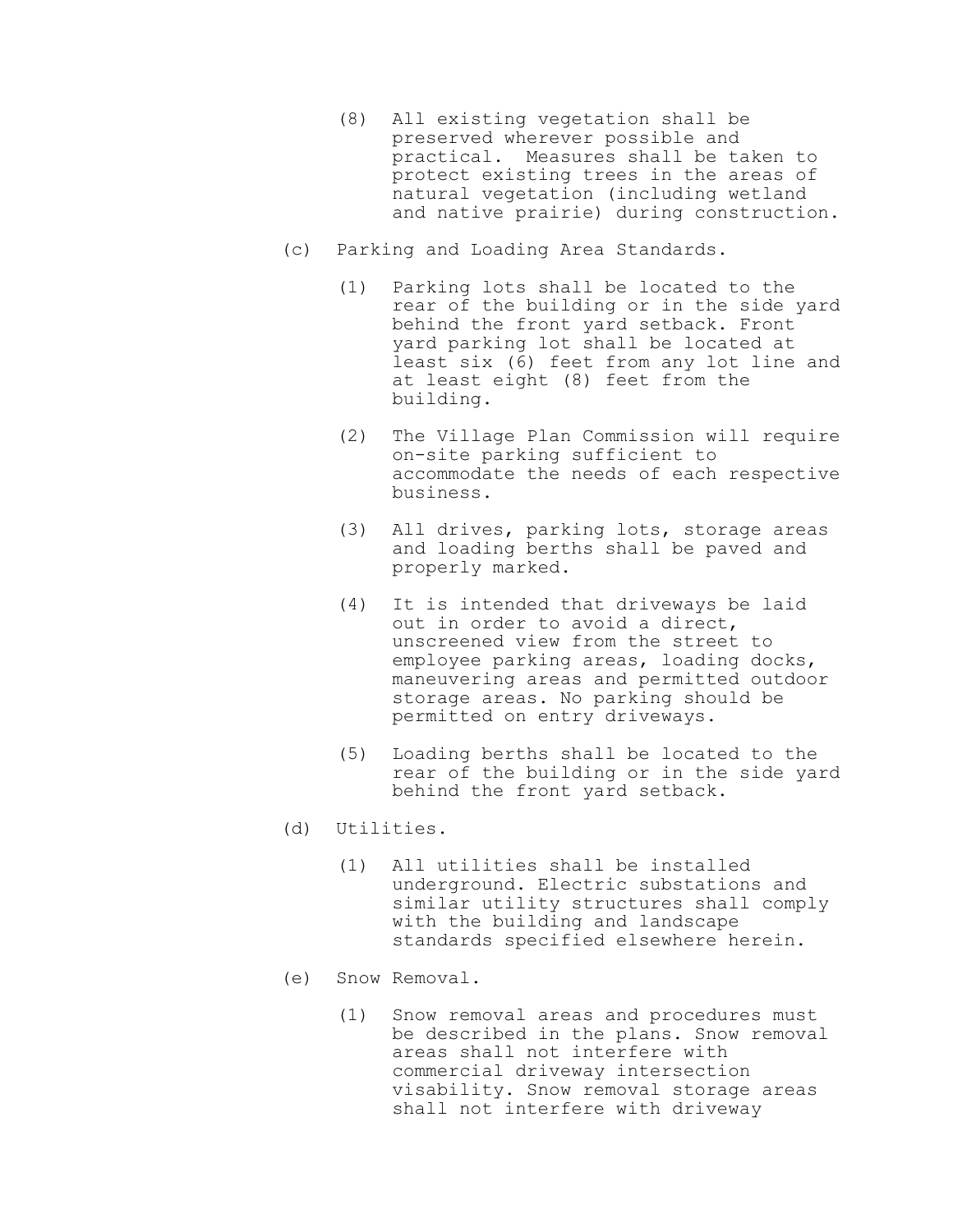(8) All existing vegetation shall be preserved wherever possible and practical. Measures shall be taken to protect existing trees in the areas of natural vegetation (including wetland and native prairie) during construction.

(c) Parking and Loading Area Standards.

(1) Parking lots shall be located to the rear of the building or in the side yard behind the front yard setback. Front yard parking lot shall be located at least six (6) feet from any lot line and at least eight (8) feet from the building.

(2) The Village Plan Commission will require on-site parking sufficient to accommodate the needs of each respective business.

(3) All drives, parking lots, storage areas and loading berths shall be paved and properly marked.

(4) It is intended that driveways be laid out in order to avoid a direct, unscreened view from the street to employee parking areas, loading docks, maneuvering areas and permitted outdoor storage areas. No parking should be permitted on entry driveways.

(5) Loading berths shall be located to the rear of the building or in the side yard behind the front yard setback.

(d) Utilities.

(1) All utilities shall be installed underground. Electric substations and similar utility structures shall comply with the building and landscape standards specified elsewhere herein.

(e) Snow Removal.

(1) Snow removal areas and procedures must be described in the plans. Snow removal areas shall not interfere with commercial driveway intersection visability. Snow removal storage areas shall not interfere with driveway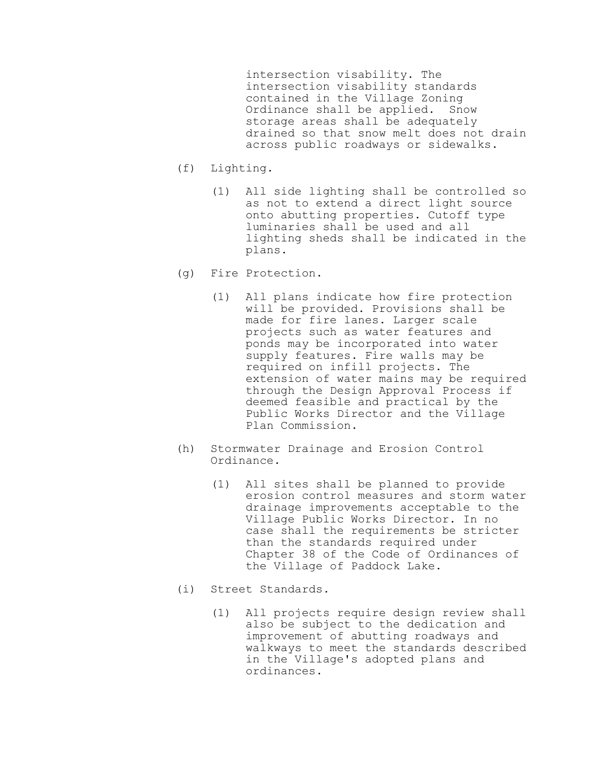intersection visability. The intersection visability standards contained in the Village Zoning Ordinance shall be applied. Snow storage areas shall be adequately drained so that snow melt does not drain across public roadways or sidewalks.

(f) Lighting.

(1) All side lighting shall be controlled so as not to extend a direct light source onto abutting properties. Cutoff type luminaries shall be used and all lighting sheds shall be indicated in the plans.

(g) Fire Protection.

(1) All plans indicate how fire protection will be provided. Provisions shall be made for fire lanes. Larger scale projects such as water features and ponds may be incorporated into water supply features. Fire walls may be required on infill projects. The extension of water mains may be required through the Design Approval Process if deemed feasible and practical by the Public Works Director and the Village Plan Commission.

(h) Stormwater Drainage and Erosion Control Ordinance.

(1) All sites shall be planned to provide erosion control measures and storm water drainage improvements acceptable to the Village Public Works Director. In no case shall the requirements be stricter than the standards required under Chapter 38 of the Code of Ordinances of the Village of Paddock Lake.

(i) Street Standards.

(1) All projects require design review shall also be subject to the dedication and improvement of abutting roadways and walkways to meet the standards described in the Village's adopted plans and ordinances.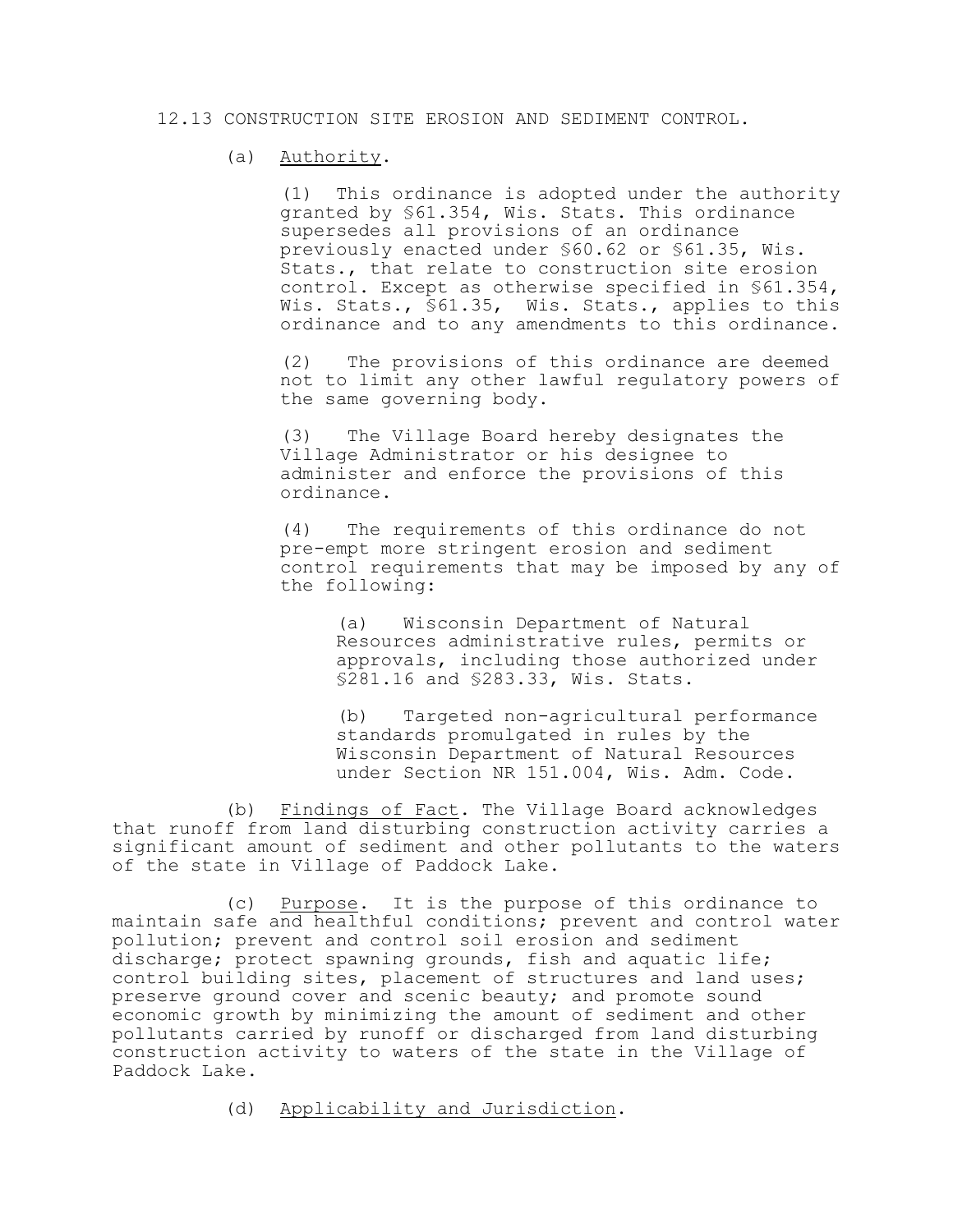12.13 CONSTRUCTION SITE EROSION AND SEDIMENT CONTROL.

(a) Authority.

(1) This ordinance is adopted under the authority granted by §61.354, Wis. Stats. This ordinance supersedes all provisions of an ordinance previously enacted under §60.62 or §61.35, Wis. Stats., that relate to construction site erosion control. Except as otherwise specified in §61.354, Wis. Stats., §61.35, Wis. Stats., applies to this ordinance and to any amendments to this ordinance.

(2) The provisions of this ordinance are deemed not to limit any other lawful regulatory powers of the same governing body.

(3) The Village Board hereby designates the Village Administrator or his designee to administer and enforce the provisions of this ordinance.

(4) The requirements of this ordinance do not pre-empt more stringent erosion and sediment control requirements that may be imposed by any of the following:

(a) Wisconsin Department of Natural Resources administrative rules, permits or approvals, including those authorized under §281.16 and §283.33, Wis. Stats.

(b) Targeted non-agricultural performance standards promulgated in rules by the Wisconsin Department of Natural Resources under Section NR 151.004, Wis. Adm. Code.

(b) Findings of Fact. The Village Board acknowledges that runoff from land disturbing construction activity carries a significant amount of sediment and other pollutants to the waters of the state in Village of Paddock Lake.

(c) Purpose. It is the purpose of this ordinance to maintain safe and healthful conditions; prevent and control water pollution; prevent and control soil erosion and sediment discharge; protect spawning grounds, fish and aquatic life; control building sites, placement of structures and land uses; preserve ground cover and scenic beauty; and promote sound economic growth by minimizing the amount of sediment and other pollutants carried by runoff or discharged from land disturbing construction activity to waters of the state in the Village of Paddock Lake.

(d) Applicability and Jurisdiction.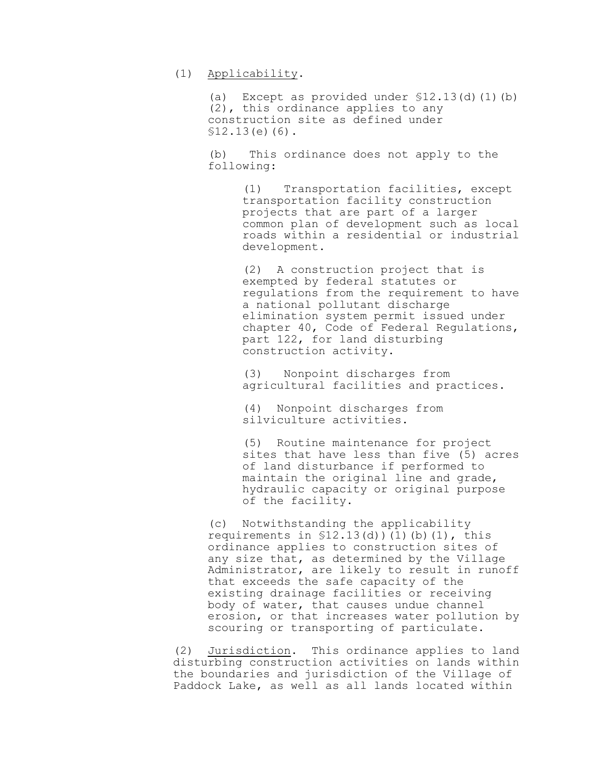(1) Applicability.

(a) Except as provided under §12.13(d)(1)(b)(2), this ordinance applies to any construction site as defined under §12.13(e)(6).

(b) This ordinance does not apply to the following:

(1) Transportation facilities, except transportation facility construction projects that are part of a larger common plan of development such as local roads within a residential or industrial development.

(2) A construction project that is exempted by federal statutes or regulations from the requirement to have a national pollutant discharge elimination system permit issued under chapter 40, Code of Federal Regulations, part 122, for land disturbing construction activity.

(3) Nonpoint discharges from agricultural facilities and practices.

(4) Nonpoint discharges from silviculture activities.

(5) Routine maintenance for project sites that have less than five (5) acres of land disturbance if performed to maintain the original line and grade, hydraulic capacity or original purpose of the facility.

(c) Notwithstanding the applicability requirements in §12.13(d))(1)(b)(1), this ordinance applies to construction sites of any size that, as determined by the Village Administrator, are likely to result in runoff that exceeds the safe capacity of the existing drainage facilities or receiving body of water, that causes undue channel erosion, or that increases water pollution by scouring or transporting of particulate.

(2) Jurisdiction. This ordinance applies to land disturbing construction activities on lands within the boundaries and jurisdiction of the Village of Paddock Lake, as well as all lands located within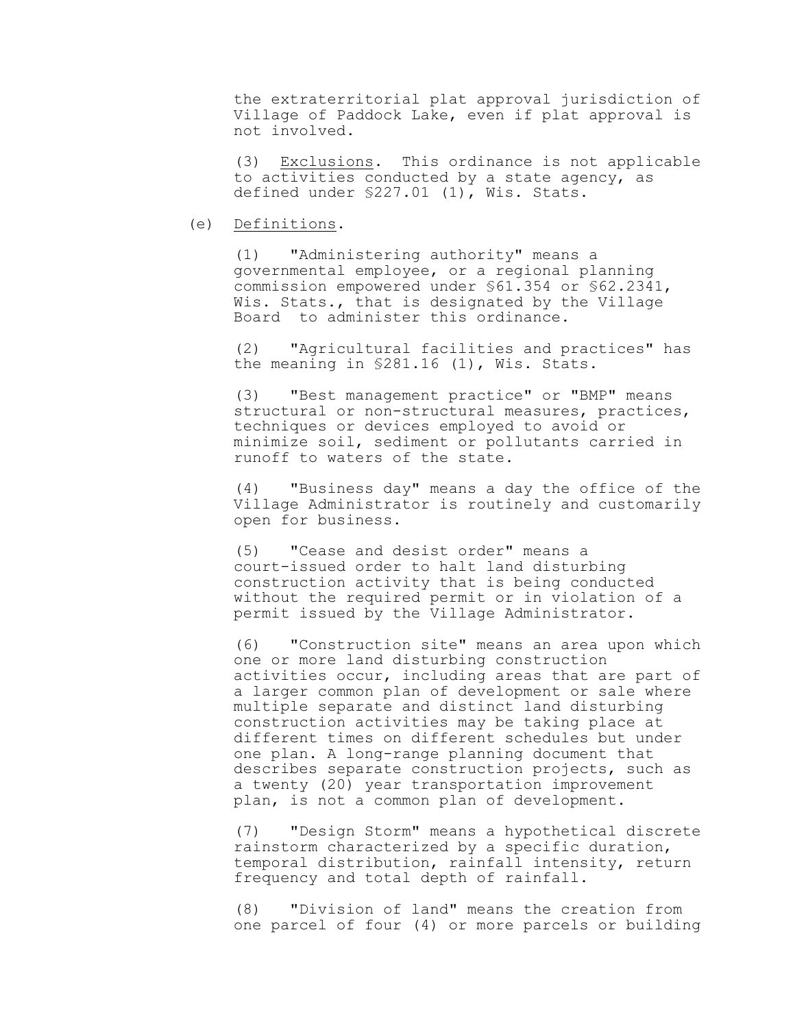the extraterritorial plat approval jurisdiction of Village of Paddock Lake, even if plat approval is not involved.

(3) Exclusions. This ordinance is not applicable to activities conducted by a state agency, as defined under §227.01 (1), Wis. Stats.

(e) Definitions.

(1) "Administering authority" means a governmental employee, or a regional planning commission empowered under §61.354 or §62.2341, Wis. Stats., that is designated by the Village Board to administer this ordinance.

(2) "Agricultural facilities and practices" has the meaning in §281.16 (1), Wis. Stats.

(3) "Best management practice" or "BMP" means structural or non-structural measures, practices, techniques or devices employed to avoid or minimize soil, sediment or pollutants carried in runoff to waters of the state.

(4) "Business day" means a day the office of the Village Administrator is routinely and customarily open for business.

(5) "Cease and desist order" means a court-issued order to halt land disturbing construction activity that is being conducted without the required permit or in violation of a permit issued by the Village Administrator.

(6) "Construction site" means an area upon which one or more land disturbing construction activities occur, including areas that are part of a larger common plan of development or sale where multiple separate and distinct land disturbing construction activities may be taking place at different times on different schedules but under one plan. A long-range planning document that describes separate construction projects, such as a twenty (20) year transportation improvement plan, is not a common plan of development.

(7) "Design Storm" means a hypothetical discrete rainstorm characterized by a specific duration, temporal distribution, rainfall intensity, return frequency and total depth of rainfall.

(8) "Division of land" means the creation from one parcel of four (4) or more parcels or building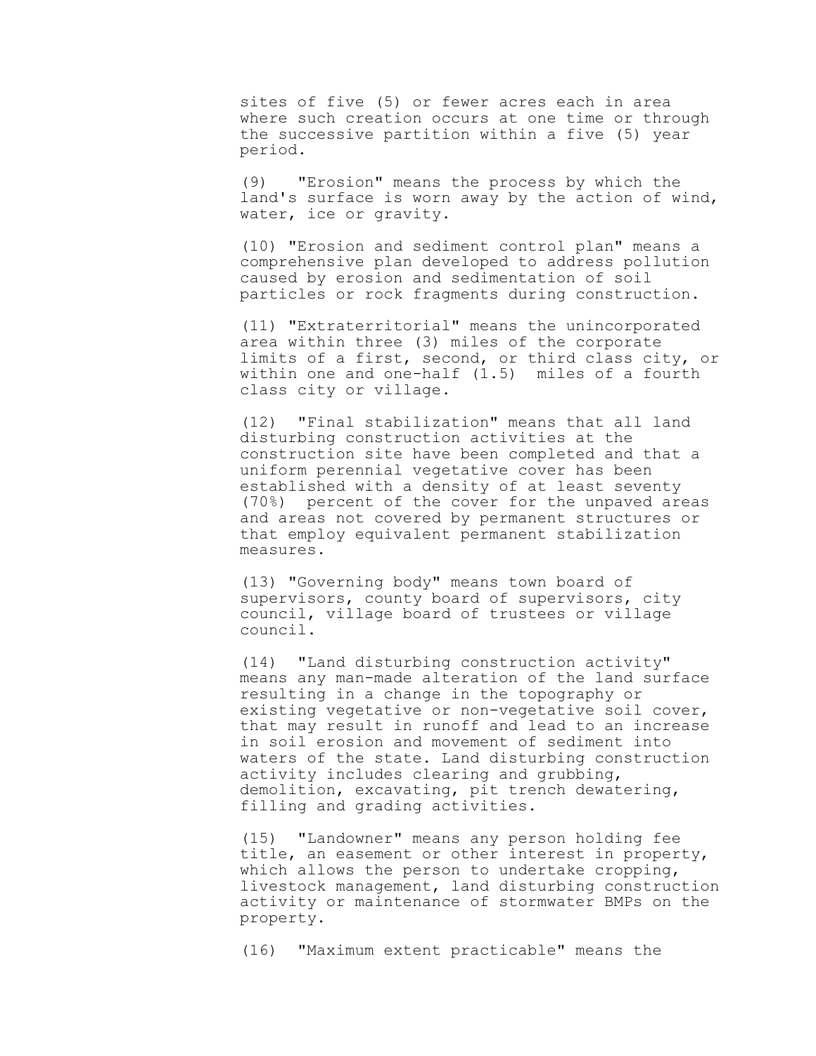sites of five (5) or fewer acres each in area where such creation occurs at one time or through the successive partition within a five (5) year period.

(9) "Erosion" means the process by which the land's surface is worn away by the action of wind, water, ice or gravity.

(10) "Erosion and sediment control plan" means a comprehensive plan developed to address pollution caused by erosion and sedimentation of soil particles or rock fragments during construction.

(11) "Extraterritorial" means the unincorporated area within three (3) miles of the corporate limits of a first, second, or third class city, or within one and one-half (1.5) miles of a fourth class city or village.

(12) "Final stabilization" means that all land disturbing construction activities at the construction site have been completed and that a uniform perennial vegetative cover has been established with a density of at least seventy (70%) percent of the cover for the unpaved areas and areas not covered by permanent structures or that employ equivalent permanent stabilization measures.

(13) "Governing body" means town board of supervisors, county board of supervisors, city council, village board of trustees or village council.

(14) "Land disturbing construction activity" means any man-made alteration of the land surface resulting in a change in the topography or existing vegetative or non-vegetative soil cover, that may result in runoff and lead to an increase in soil erosion and movement of sediment into waters of the state. Land disturbing construction activity includes clearing and grubbing, demolition, excavating, pit trench dewatering, filling and grading activities.

(15) "Landowner" means any person holding fee title, an easement or other interest in property, which allows the person to undertake cropping, livestock management, land disturbing construction activity or maintenance of stormwater BMPs on the property.

(16) "Maximum extent practicable" means the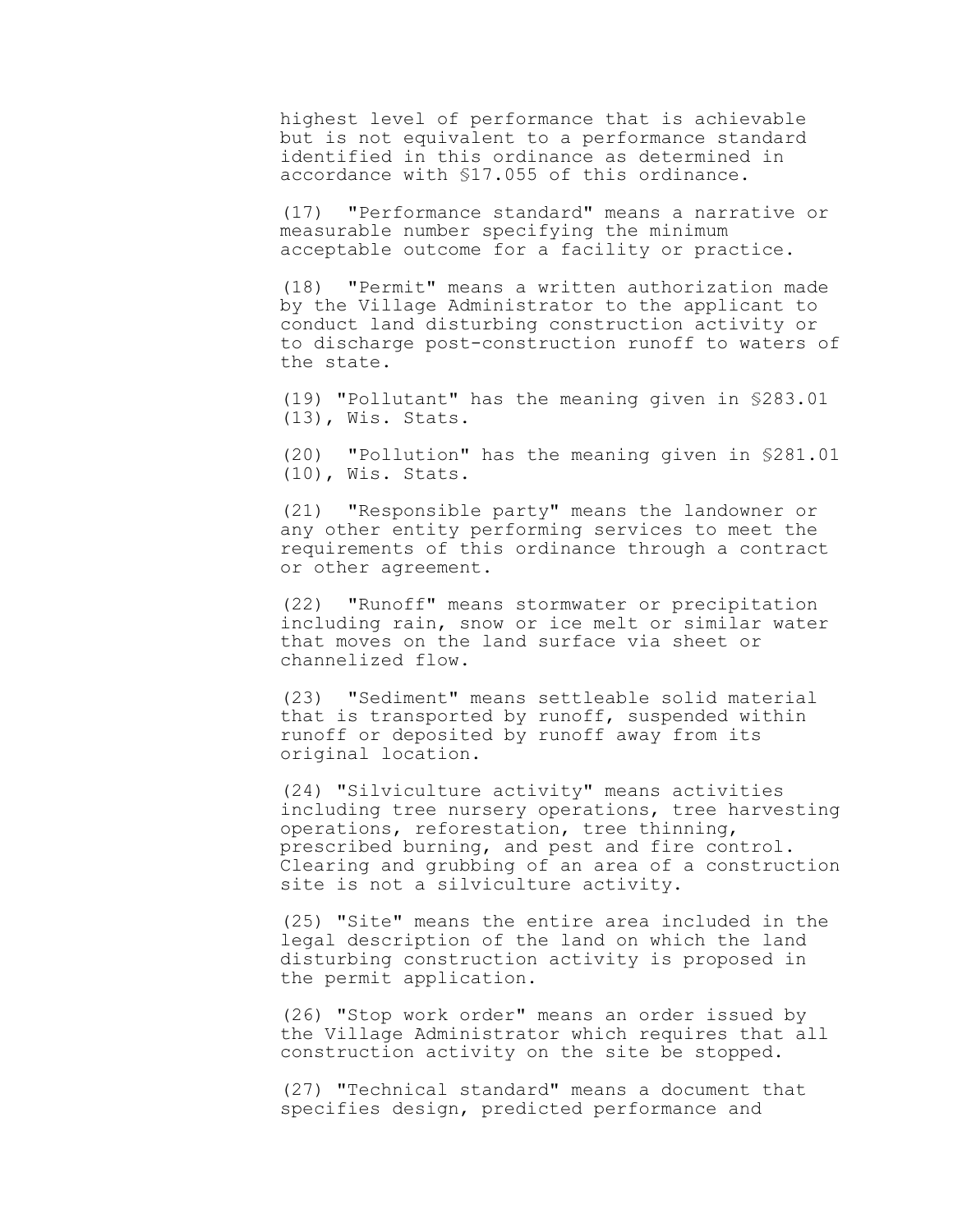highest level of performance that is achievable but is not equivalent to a performance standard identified in this ordinance as determined in accordance with §17.055 of this ordinance.

(17) "Performance standard" means a narrative or measurable number specifying the minimum acceptable outcome for a facility or practice.

(18) "Permit" means a written authorization made by the Village Administrator to the applicant to conduct land disturbing construction activity or to discharge post-construction runoff to waters of the state.

(19) "Pollutant" has the meaning given in §283.01 (13), Wis. Stats.

(20) "Pollution" has the meaning given in §281.01 (10), Wis. Stats.

(21) "Responsible party" means the landowner or any other entity performing services to meet the requirements of this ordinance through a contract or other agreement.

(22) "Runoff" means stormwater or precipitation including rain, snow or ice melt or similar water that moves on the land surface via sheet or channelized flow.

(23) "Sediment" means settleable solid material that is transported by runoff, suspended within runoff or deposited by runoff away from its original location.

(24) "Silviculture activity" means activities including tree nursery operations, tree harvesting operations, reforestation, tree thinning, prescribed burning, and pest and fire control. Clearing and grubbing of an area of a construction site is not a silviculture activity.

(25) "Site" means the entire area included in the legal description of the land on which the land disturbing construction activity is proposed in the permit application.

(26) "Stop work order" means an order issued by the Village Administrator which requires that all construction activity on the site be stopped.

(27) "Technical standard" means a document that specifies design, predicted performance and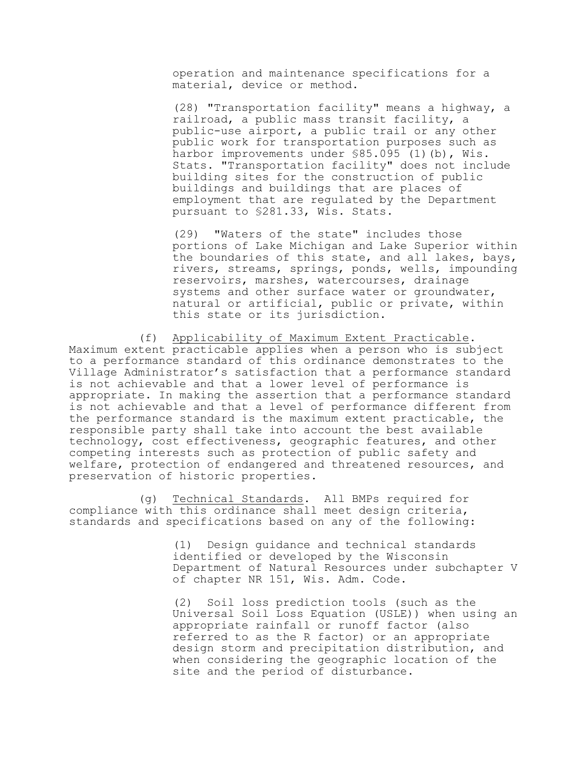operation and maintenance specifications for a material, device or method.

(28) "Transportation facility" means a highway, a railroad, a public mass transit facility, a public-use airport, a public trail or any other public work for transportation purposes such as harbor improvements under §85.095 (1)(b), Wis. Stats. "Transportation facility" does not include building sites for the construction of public buildings and buildings that are places of employment that are regulated by the Department pursuant to §281.33, Wis. Stats.

(29) "Waters of the state" includes those portions of Lake Michigan and Lake Superior within the boundaries of this state, and all lakes, bays, rivers, streams, springs, ponds, wells, impounding reservoirs, marshes, watercourses, drainage systems and other surface water or groundwater, natural or artificial, public or private, within this state or its jurisdiction.

(f) Applicability of Maximum Extent Practicable. Maximum extent practicable applies when a person who is subject to a performance standard of this ordinance demonstrates to the Village Administrator's satisfaction that a performance standard is not achievable and that a lower level of performance is appropriate. In making the assertion that a performance standard is not achievable and that a level of performance different from the performance standard is the maximum extent practicable, the responsible party shall take into account the best available technology, cost effectiveness, geographic features, and other competing interests such as protection of public safety and welfare, protection of endangered and threatened resources, and preservation of historic properties.

(g) Technical Standards. All BMPs required for compliance with this ordinance shall meet design criteria, standards and specifications based on any of the following:

(1) Design guidance and technical standards identified or developed by the Wisconsin Department of Natural Resources under subchapter V of chapter NR 151, Wis. Adm. Code.

(2) Soil loss prediction tools (such as the Universal Soil Loss Equation (USLE)) when using an appropriate rainfall or runoff factor (also referred to as the R factor) or an appropriate design storm and precipitation distribution, and when considering the geographic location of the site and the period of disturbance.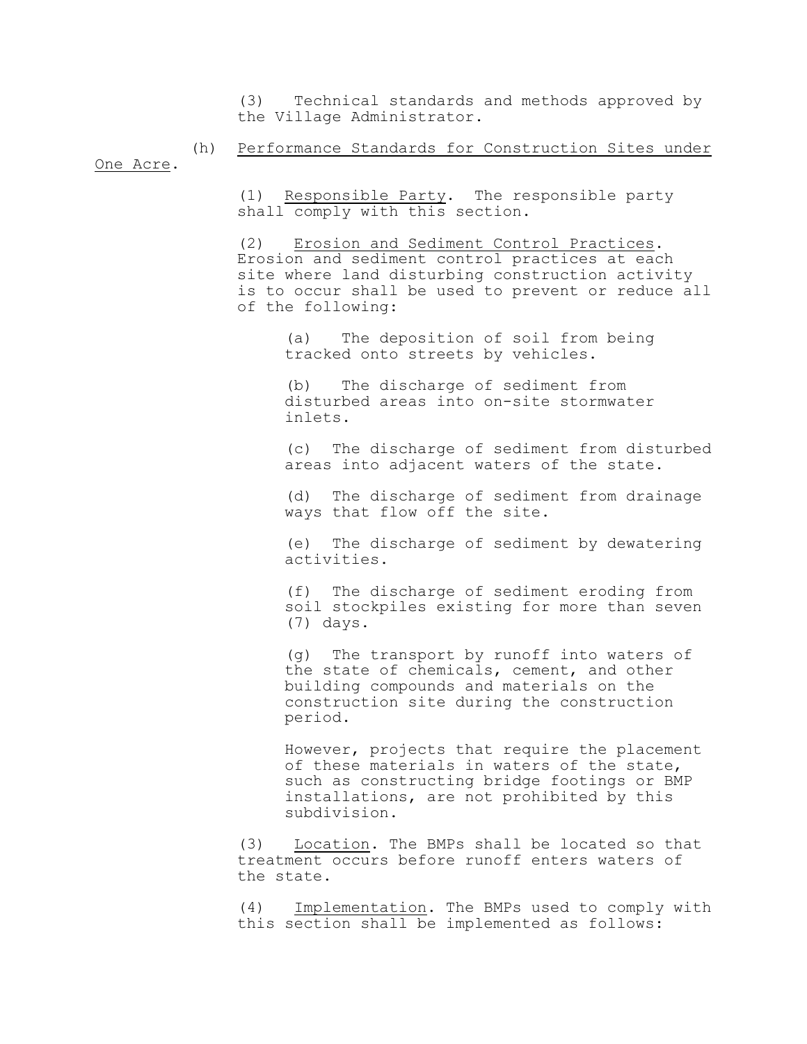(3) Technical standards and methods approved by the Village Administrator.

(h) Performance Standards for Construction Sites under One Acre.

(1) Responsible Party. The responsible party shall comply with this section.

(2) Erosion and Sediment Control Practices. Erosion and sediment control practices at each site where land disturbing construction activity is to occur shall be used to prevent or reduce all of the following:

(a) The deposition of soil from being tracked onto streets by vehicles.

(b) The discharge of sediment from disturbed areas into on-site stormwater inlets.

(c) The discharge of sediment from disturbed areas into adjacent waters of the state.

(d) The discharge of sediment from drainage ways that flow off the site.

(e) The discharge of sediment by dewatering activities.

(f) The discharge of sediment eroding from soil stockpiles existing for more than seven (7) days.

(g) The transport by runoff into waters of the state of chemicals, cement, and other building compounds and materials on the construction site during the construction period.

However, projects that require the placement of these materials in waters of the state, such as constructing bridge footings or BMP installations, are not prohibited by this subdivision.

(3) Location. The BMPs shall be located so that treatment occurs before runoff enters waters of the state.

(4) Implementation. The BMPs used to comply with this section shall be implemented as follows: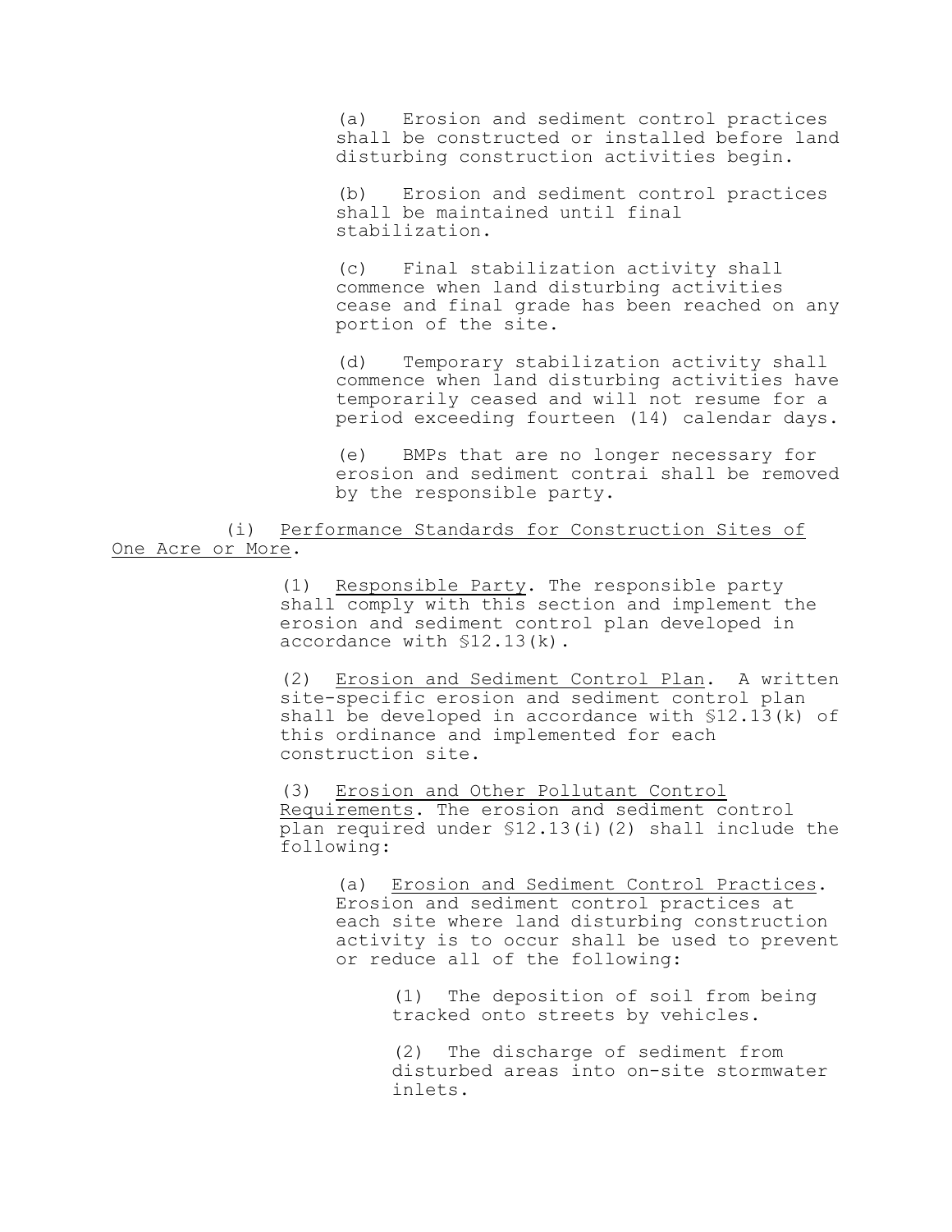(a) Erosion and sediment control practices shall be constructed or installed before land disturbing construction activities begin.

(b) Erosion and sediment control practices shall be maintained until final stabilization.

(c) Final stabilization activity shall commence when land disturbing activities cease and final grade has been reached on any portion of the site.

(d) Temporary stabilization activity shall commence when land disturbing activities have temporarily ceased and will not resume for a period exceeding fourteen (14) calendar days.

(e) BMPs that are no longer necessary for erosion and sediment contrai shall be removed by the responsible party.

(i) <u>Performance Standards for Construction Sites of One Acre or More</u>.

(1) <u>Responsible Party</u>. The responsible party shall comply with this section and implement the erosion and sediment control plan developed in accordance with §12.13(k).

(2) <u>Erosion and Sediment Control Plan</u>. A written site-specific erosion and sediment control plan shall be developed in accordance with §12.13(k) of this ordinance and implemented for each construction site.

(3) <u>Erosion and Other Pollutant Control Requirements</u>. The erosion and sediment control plan required under §12.13(i)(2) shall include the following:

(a) <u>Erosion and Sediment Control Practices</u>. Erosion and sediment control practices at each site where land disturbing construction activity is to occur shall be used to prevent or reduce all of the following:

(1) The deposition of soil from being tracked onto streets by vehicles.

(2) The discharge of sediment from disturbed areas into on-site stormwater inlets.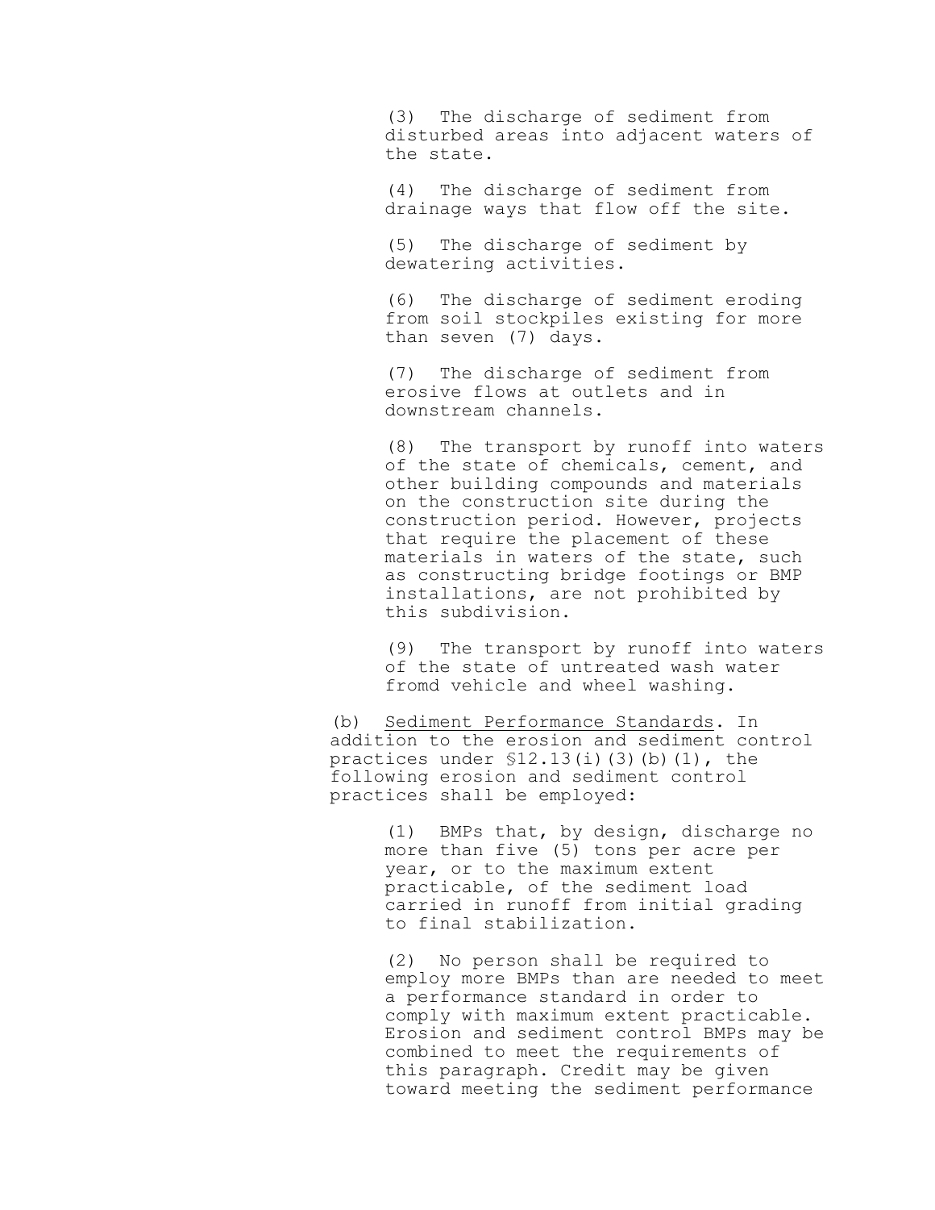(3) The discharge of sediment from disturbed areas into adjacent waters of the state.

(4) The discharge of sediment from drainage ways that flow off the site.

(5) The discharge of sediment by dewatering activities.

(6) The discharge of sediment eroding from soil stockpiles existing for more than seven (7) days.

(7) The discharge of sediment from erosive flows at outlets and in downstream channels.

(8) The transport by runoff into waters of the state of chemicals, cement, and other building compounds and materials on the construction site during the construction period. However, projects that require the placement of these materials in waters of the state, such as constructing bridge footings or BMP installations, are not prohibited by this subdivision.

(9) The transport by runoff into waters of the state of untreated wash water fromd vehicle and wheel washing.

(b) <u>Sediment Performance Standards</u>. In addition to the erosion and sediment control practices under §12.13(i)(3)(b)(1), the following erosion and sediment control practices shall be employed:

(1) BMPs that, by design, discharge no more than five (5) tons per acre per year, or to the maximum extent practicable, of the sediment load carried in runoff from initial grading to final stabilization.

(2) No person shall be required to employ more BMPs than are needed to meet a performance standard in order to comply with maximum extent practicable. Erosion and sediment control BMPs may be combined to meet the requirements of this paragraph. Credit may be given toward meeting the sediment performance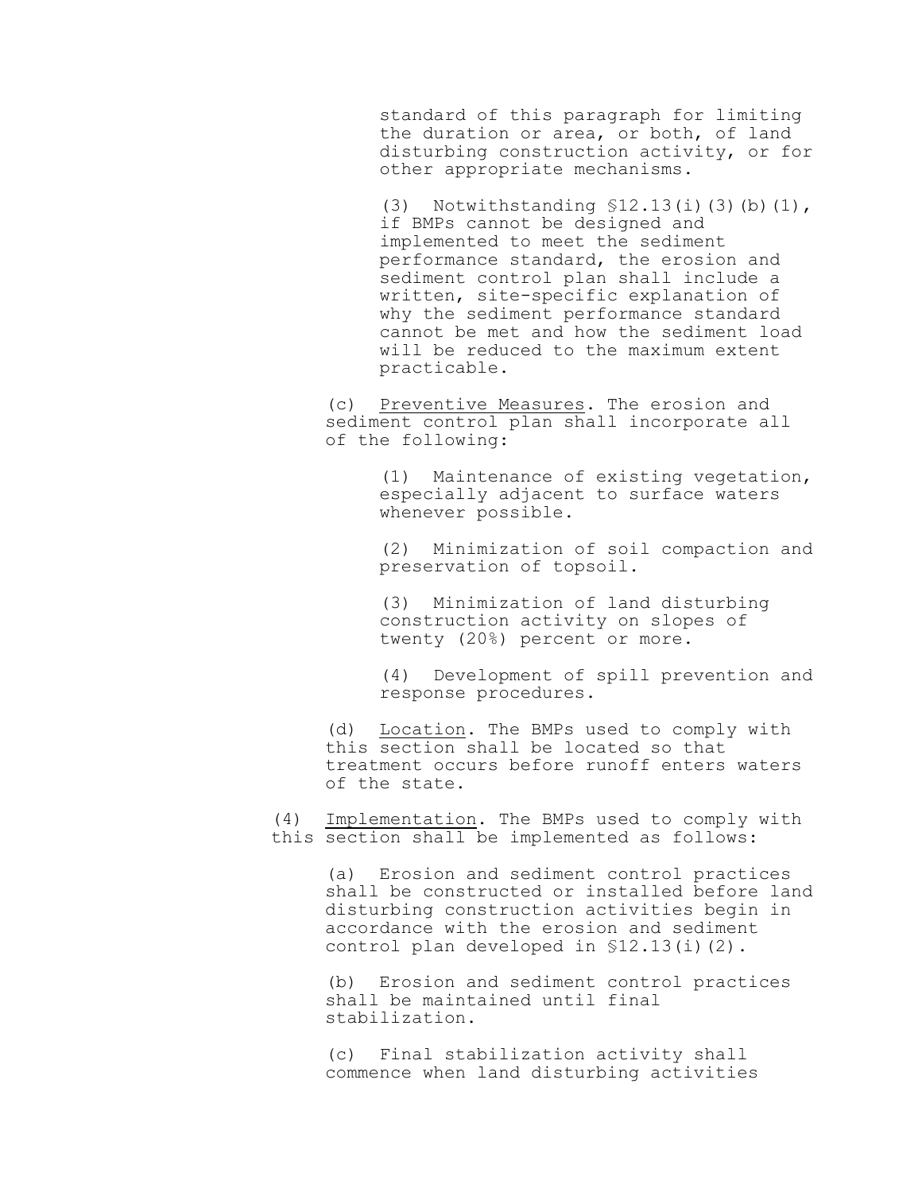standard of this paragraph for limiting the duration or area, or both, of land disturbing construction activity, or for other appropriate mechanisms.

(3) Notwithstanding §12.13(i)(3)(b)(1), if BMPs cannot be designed and implemented to meet the sediment performance standard, the erosion and sediment control plan shall include a written, site-specific explanation of why the sediment performance standard cannot be met and how the sediment load will be reduced to the maximum extent practicable.

(c) Preventive Measures. The erosion and sediment control plan shall incorporate all of the following:

(1) Maintenance of existing vegetation, especially adjacent to surface waters whenever possible.

(2) Minimization of soil compaction and preservation of topsoil.

(3) Minimization of land disturbing construction activity on slopes of twenty (20%) percent or more.

(4) Development of spill prevention and response procedures.

(d) Location. The BMPs used to comply with this section shall be located so that treatment occurs before runoff enters waters of the state.

(4) Implementation. The BMPs used to comply with this section shall be implemented as follows:

(a) Erosion and sediment control practices shall be constructed or installed before land disturbing construction activities begin in accordance with the erosion and sediment control plan developed in §12.13(i)(2).

(b) Erosion and sediment control practices shall be maintained until final stabilization.

(c) Final stabilization activity shall commence when land disturbing activities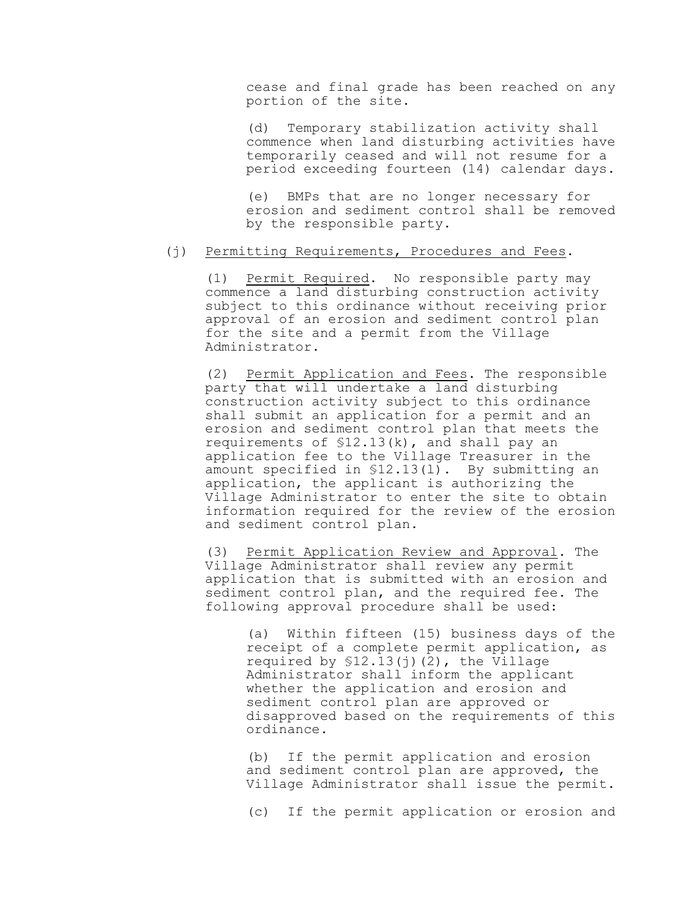cease and final grade has been reached on any portion of the site.

(d) Temporary stabilization activity shall commence when land disturbing activities have temporarily ceased and will not resume for a period exceeding fourteen (14) calendar days.

(e) BMPs that are no longer necessary for erosion and sediment control shall be removed by the responsible party.

(j) Permitting Requirements, Procedures and Fees.

(1) Permit Required. No responsible party may commence a land disturbing construction activity subject to this ordinance without receiving prior approval of an erosion and sediment control plan for the site and a permit from the Village Administrator.

(2) Permit Application and Fees. The responsible party that will undertake a land disturbing construction activity subject to this ordinance shall submit an application for a permit and an erosion and sediment control plan that meets the requirements of §12.13(k), and shall pay an application fee to the Village Treasurer in the amount specified in §12.13(l). By submitting an application, the applicant is authorizing the Village Administrator to enter the site to obtain information required for the review of the erosion and sediment control plan.

(3) Permit Application Review and Approval. The Village Administrator shall review any permit application that is submitted with an erosion and sediment control plan, and the required fee. The following approval procedure shall be used:

(a) Within fifteen (15) business days of the receipt of a complete permit application, as required by §12.13(j)(2), the Village Administrator shall inform the applicant whether the application and erosion and sediment control plan are approved or disapproved based on the requirements of this ordinance.

(b) If the permit application and erosion and sediment control plan are approved, the Village Administrator shall issue the permit.

(c) If the permit application or erosion and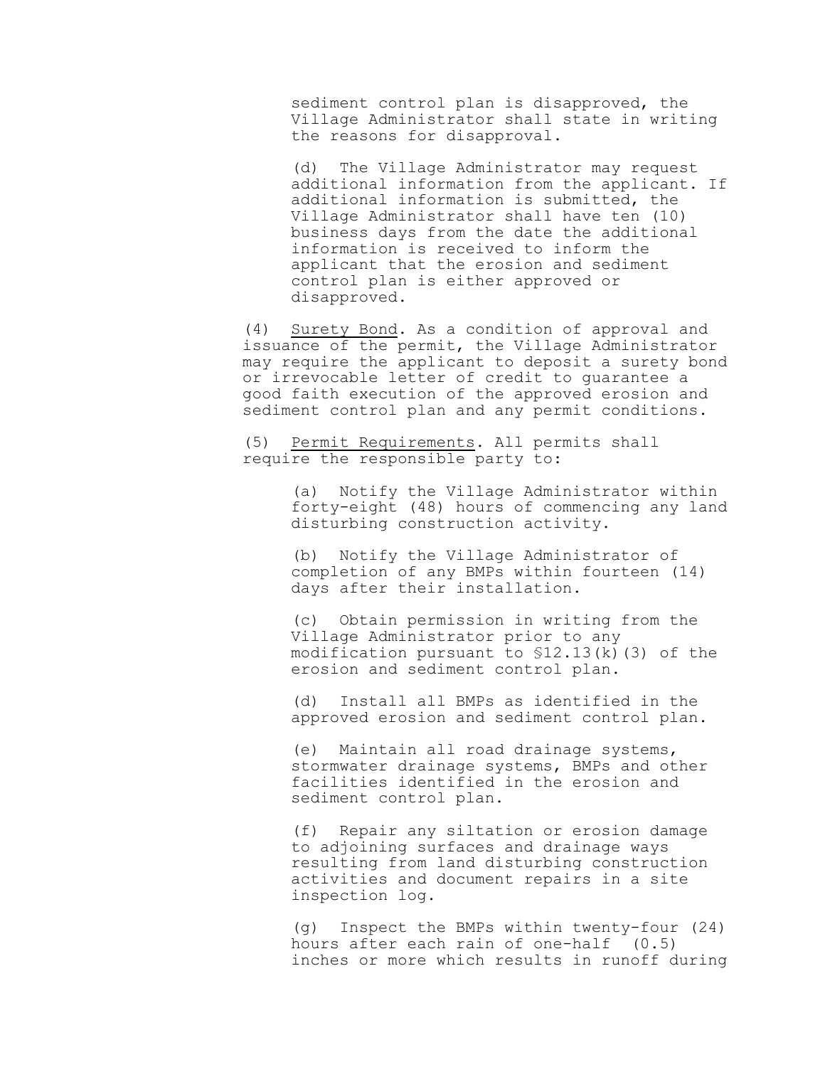sediment control plan is disapproved, the Village Administrator shall state in writing the reasons for disapproval.

(d) The Village Administrator may request additional information from the applicant. If additional information is submitted, the Village Administrator shall have ten (10) business days from the date the additional information is received to inform the applicant that the erosion and sediment control plan is either approved or disapproved.

(4) Surety Bond. As a condition of approval and issuance of the permit, the Village Administrator may require the applicant to deposit a surety bond or irrevocable letter of credit to guarantee a good faith execution of the approved erosion and sediment control plan and any permit conditions.

(5) Permit Requirements. All permits shall require the responsible party to:

(a) Notify the Village Administrator within forty-eight (48) hours of commencing any land disturbing construction activity.

(b) Notify the Village Administrator of completion of any BMPs within fourteen (14) days after their installation.

(c) Obtain permission in writing from the Village Administrator prior to any modification pursuant to §12.13(k)(3) of the erosion and sediment control plan.

(d) Install all BMPs as identified in the approved erosion and sediment control plan.

(e) Maintain all road drainage systems, stormwater drainage systems, BMPs and other facilities identified in the erosion and sediment control plan.

(f) Repair any siltation or erosion damage to adjoining surfaces and drainage ways resulting from land disturbing construction activities and document repairs in a site inspection log.

(g) Inspect the BMPs within twenty-four (24) hours after each rain of one-half (0.5) inches or more which results in runoff during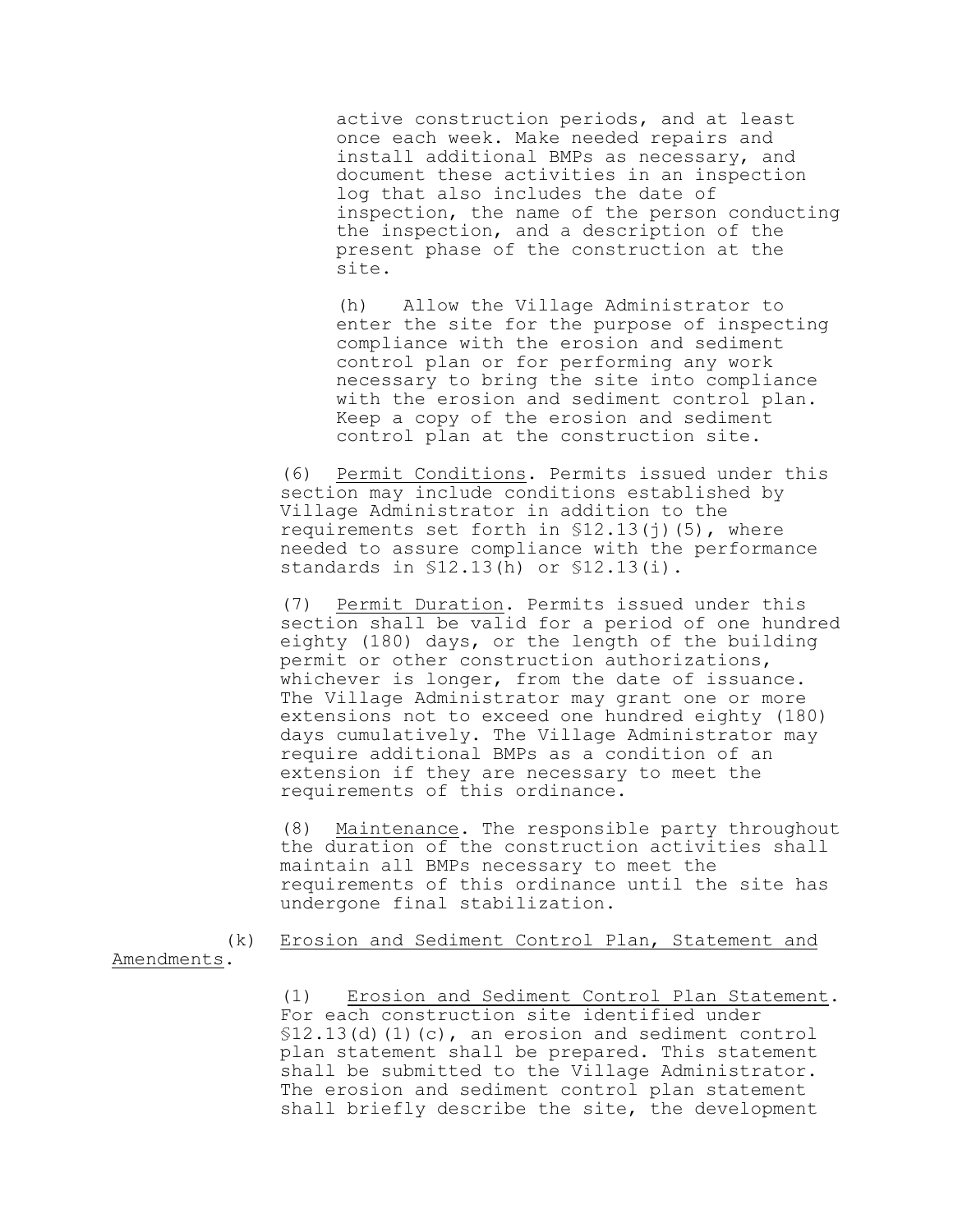active construction periods, and at least once each week. Make needed repairs and install additional BMPs as necessary, and document these activities in an inspection log that also includes the date of inspection, the name of the person conducting the inspection, and a description of the present phase of the construction at the site.

(h) Allow the Village Administrator to enter the site for the purpose of inspecting compliance with the erosion and sediment control plan or for performing any work necessary to bring the site into compliance with the erosion and sediment control plan. Keep a copy of the erosion and sediment control plan at the construction site.

(6) Permit Conditions. Permits issued under this section may include conditions established by Village Administrator in addition to the requirements set forth in §12.13(j)(5), where needed to assure compliance with the performance standards in §12.13(h) or §12.13(i).

(7) Permit Duration. Permits issued under this section shall be valid for a period of one hundred eighty (180) days, or the length of the building permit or other construction authorizations, whichever is longer, from the date of issuance. The Village Administrator may grant one or more extensions not to exceed one hundred eighty (180) days cumulatively. The Village Administrator may require additional BMPs as a condition of an extension if they are necessary to meet the requirements of this ordinance.

(8) Maintenance. The responsible party throughout the duration of the construction activities shall maintain all BMPs necessary to meet the requirements of this ordinance until the site has undergone final stabilization.

(k) Erosion and Sediment Control Plan, Statement and Amendments.

(1) Erosion and Sediment Control Plan Statement. For each construction site identified under §12.13(d)(1)(c), an erosion and sediment control plan statement shall be prepared. This statement shall be submitted to the Village Administrator. The erosion and sediment control plan statement shall briefly describe the site, the development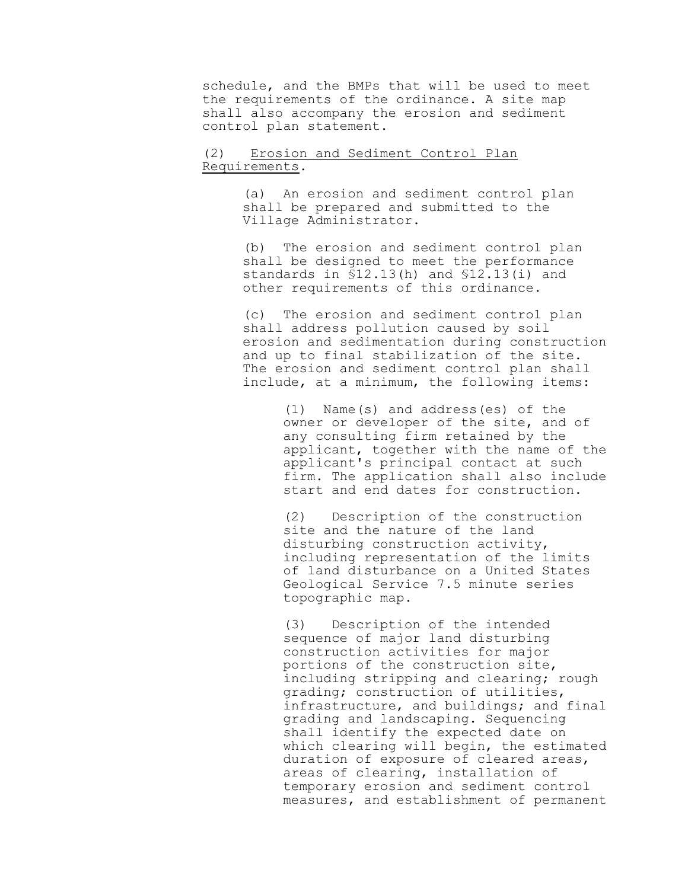schedule, and the BMPs that will be used to meet the requirements of the ordinance. A site map shall also accompany the erosion and sediment control plan statement.

(2) Erosion and Sediment Control Plan Requirements.

(a) An erosion and sediment control plan shall be prepared and submitted to the Village Administrator.

(b) The erosion and sediment control plan shall be designed to meet the performance standards in §12.13(h) and §12.13(i) and other requirements of this ordinance.

(c) The erosion and sediment control plan shall address pollution caused by soil erosion and sedimentation during construction and up to final stabilization of the site. The erosion and sediment control plan shall include, at a minimum, the following items:

(1) Name(s) and address(es) of the owner or developer of the site, and of any consulting firm retained by the applicant, together with the name of the applicant's principal contact at such firm. The application shall also include start and end dates for construction.

(2) Description of the construction site and the nature of the land disturbing construction activity, including representation of the limits of land disturbance on a United States Geological Service 7.5 minute series topographic map.

(3) Description of the intended sequence of major land disturbing construction activities for major portions of the construction site, including stripping and clearing; rough grading; construction of utilities, infrastructure, and buildings; and final grading and landscaping. Sequencing shall identify the expected date on which clearing will begin, the estimated duration of exposure of cleared areas, areas of clearing, installation of temporary erosion and sediment control measures, and establishment of permanent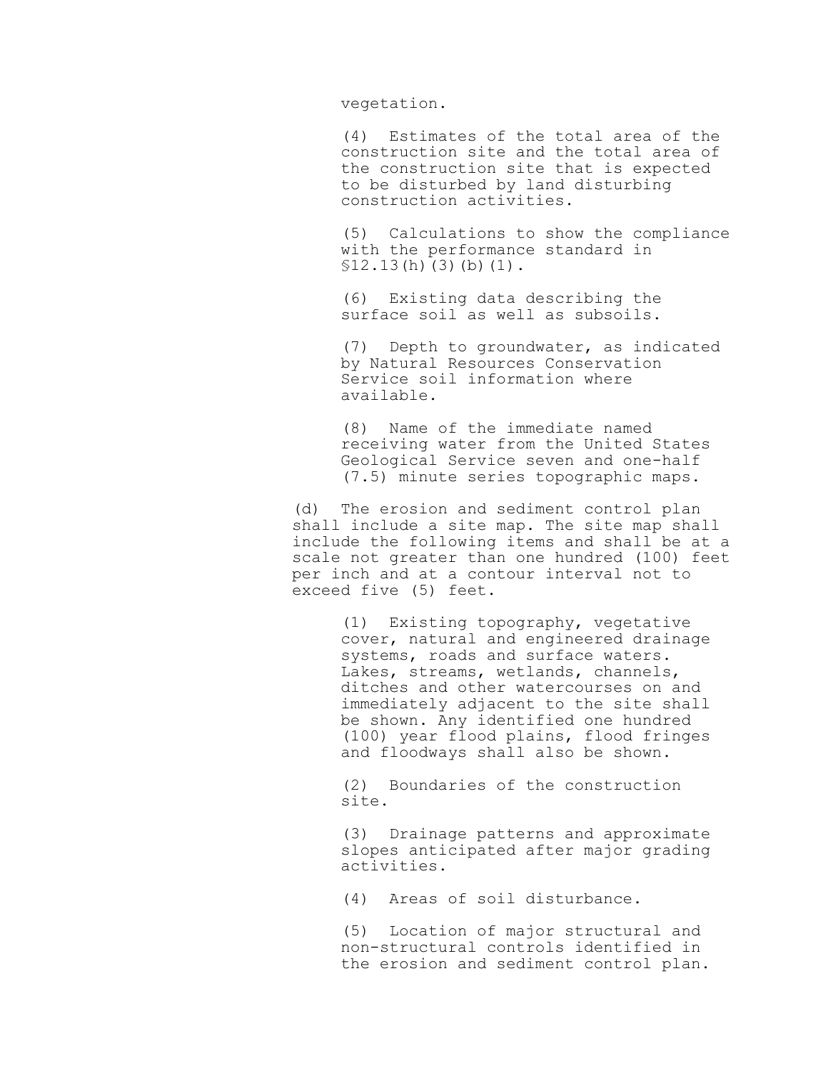vegetation.

(4) Estimates of the total area of the construction site and the total area of the construction site that is expected to be disturbed by land disturbing construction activities.

(5) Calculations to show the compliance with the performance standard in §12.13(h)(3)(b)(1).

(6) Existing data describing the surface soil as well as subsoils.

(7) Depth to groundwater, as indicated by Natural Resources Conservation Service soil information where available.

(8) Name of the immediate named receiving water from the United States Geological Service seven and one-half (7.5) minute series topographic maps.

(d) The erosion and sediment control plan shall include a site map. The site map shall include the following items and shall be at a scale not greater than one hundred (100) feet per inch and at a contour interval not to exceed five (5) feet.

(1) Existing topography, vegetative cover, natural and engineered drainage systems, roads and surface waters. Lakes, streams, wetlands, channels, ditches and other watercourses on and immediately adjacent to the site shall be shown. Any identified one hundred (100) year flood plains, flood fringes and floodways shall also be shown.

(2) Boundaries of the construction site.

(3) Drainage patterns and approximate slopes anticipated after major grading activities.

(4) Areas of soil disturbance.

(5) Location of major structural and non-structural controls identified in the erosion and sediment control plan.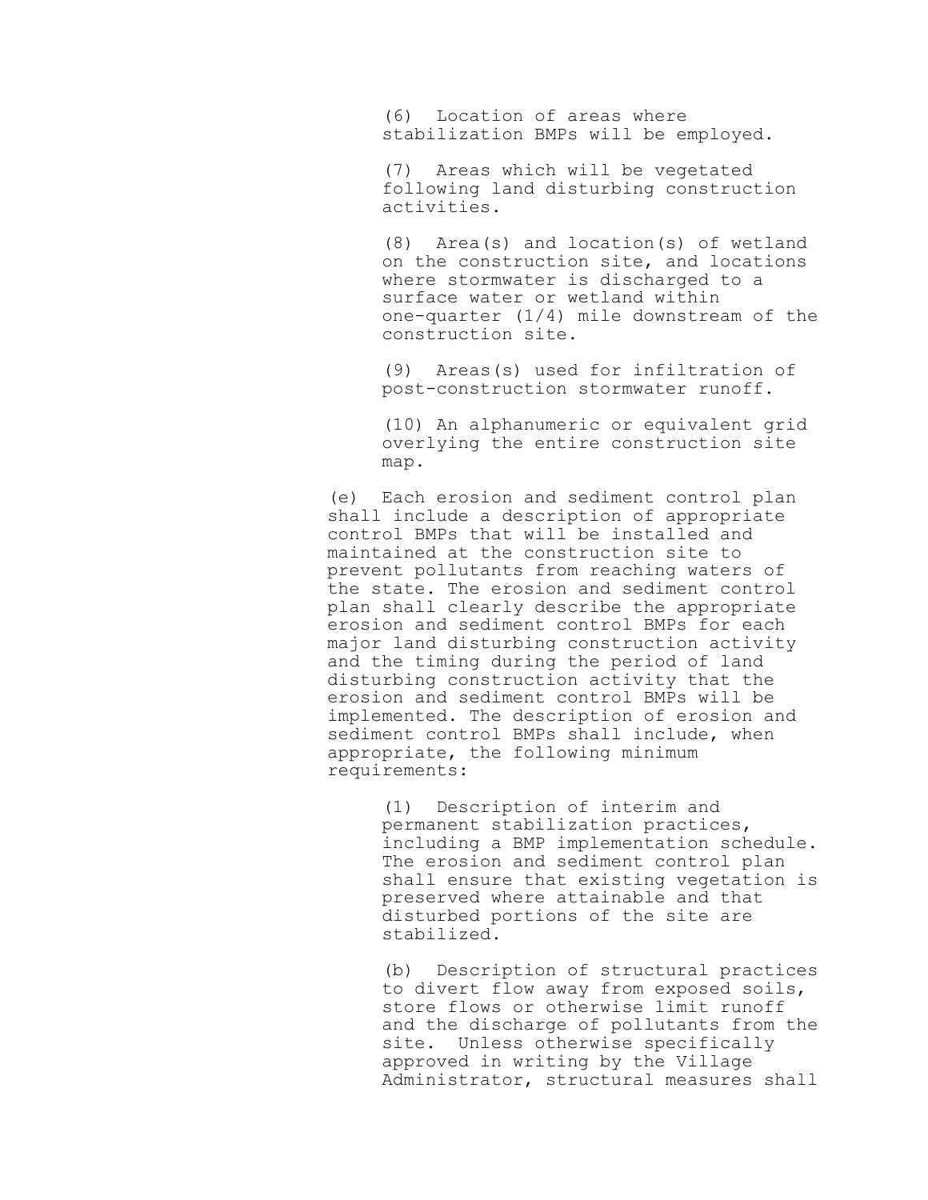(6) Location of areas where stabilization BMPs will be employed.

(7) Areas which will be vegetated following land disturbing construction activities.

(8) Area(s) and location(s) of wetland on the construction site, and locations where stormwater is discharged to a surface water or wetland within one-quarter (1/4) mile downstream of the construction site.

(9) Areas(s) used for infiltration of post-construction stormwater runoff.

(10) An alphanumeric or equivalent grid overlying the entire construction site map.

(e) Each erosion and sediment control plan shall include a description of appropriate control BMPs that will be installed and maintained at the construction site to prevent pollutants from reaching waters of the state. The erosion and sediment control plan shall clearly describe the appropriate erosion and sediment control BMPs for each major land disturbing construction activity and the timing during the period of land disturbing construction activity that the erosion and sediment control BMPs will be implemented. The description of erosion and sediment control BMPs shall include, when appropriate, the following minimum requirements:

(1) Description of interim and permanent stabilization practices, including a BMP implementation schedule. The erosion and sediment control plan shall ensure that existing vegetation is preserved where attainable and that disturbed portions of the site are stabilized.

(b) Description of structural practices to divert flow away from exposed soils, store flows or otherwise limit runoff and the discharge of pollutants from the site. Unless otherwise specifically approved in writing by the Village Administrator, structural measures shall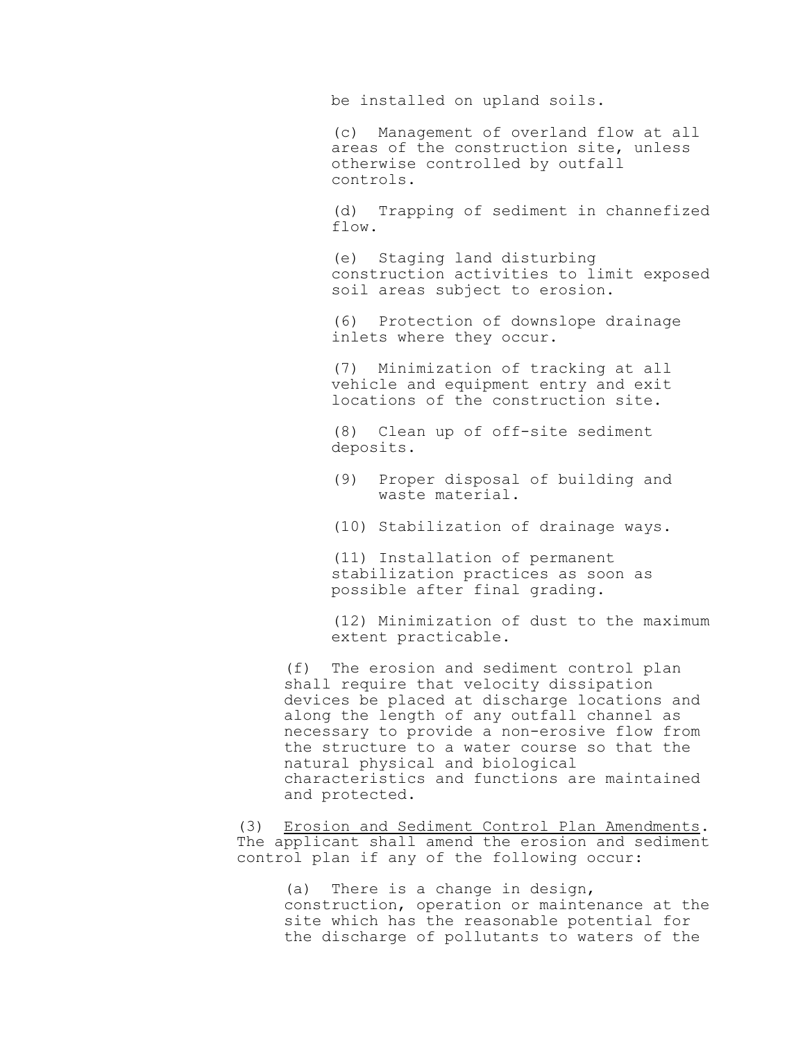be installed on upland soils.

(c) Management of overland flow at all areas of the construction site, unless otherwise controlled by outfall controls.

(d) Trapping of sediment in channefized flow.

(e) Staging land disturbing construction activities to limit exposed soil areas subject to erosion.

(6) Protection of downslope drainage inlets where they occur.

(7) Minimization of tracking at all vehicle and equipment entry and exit locations of the construction site.

(8) Clean up of off-site sediment deposits.

(9) Proper disposal of building and waste material.

(10) Stabilization of drainage ways.

(11) Installation of permanent stabilization practices as soon as possible after final grading.

(12) Minimization of dust to the maximum extent practicable.

(f) The erosion and sediment control plan shall require that velocity dissipation devices be placed at discharge locations and along the length of any outfall channel as necessary to provide a non-erosive flow from the structure to a water course so that the natural physical and biological characteristics and functions are maintained and protected.

(3) Erosion and Sediment Control Plan Amendments. The applicant shall amend the erosion and sediment control plan if any of the following occur:

(a) There is a change in design, construction, operation or maintenance at the site which has the reasonable potential for the discharge of pollutants to waters of the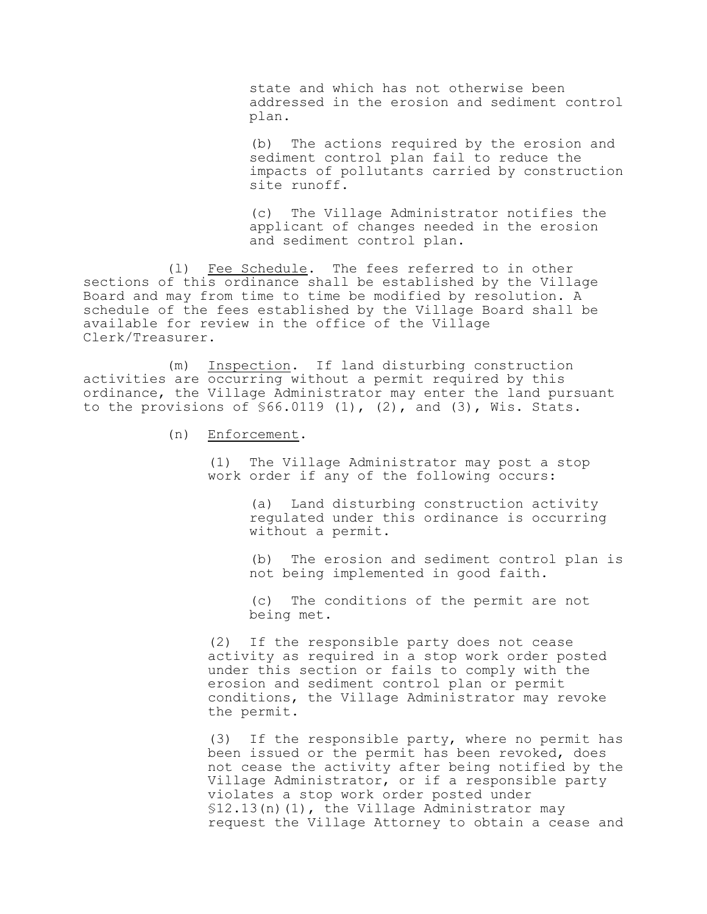state and which has not otherwise been addressed in the erosion and sediment control plan.

(b) The actions required by the erosion and sediment control plan fail to reduce the impacts of pollutants carried by construction site runoff.

(c) The Village Administrator notifies the applicant of changes needed in the erosion and sediment control plan.

(l) Fee Schedule. The fees referred to in other sections of this ordinance shall be established by the Village Board and may from time to time be modified by resolution. A schedule of the fees established by the Village Board shall be available for review in the office of the Village Clerk/Treasurer.

(m) Inspection. If land disturbing construction activities are occurring without a permit required by this ordinance, the Village Administrator may enter the land pursuant to the provisions of §66.0119 (1), (2), and (3), Wis. Stats.

(n) Enforcement.

(1) The Village Administrator may post a stop work order if any of the following occurs:

(a) Land disturbing construction activity regulated under this ordinance is occurring without a permit.

(b) The erosion and sediment control plan is not being implemented in good faith.

(c) The conditions of the permit are not being met.

(2) If the responsible party does not cease activity as required in a stop work order posted under this section or fails to comply with the erosion and sediment control plan or permit conditions, the Village Administrator may revoke the permit.

(3) If the responsible party, where no permit has been issued or the permit has been revoked, does not cease the activity after being notified by the Village Administrator, or if a responsible party violates a stop work order posted under §12.13(n)(1), the Village Administrator may request the Village Attorney to obtain a cease and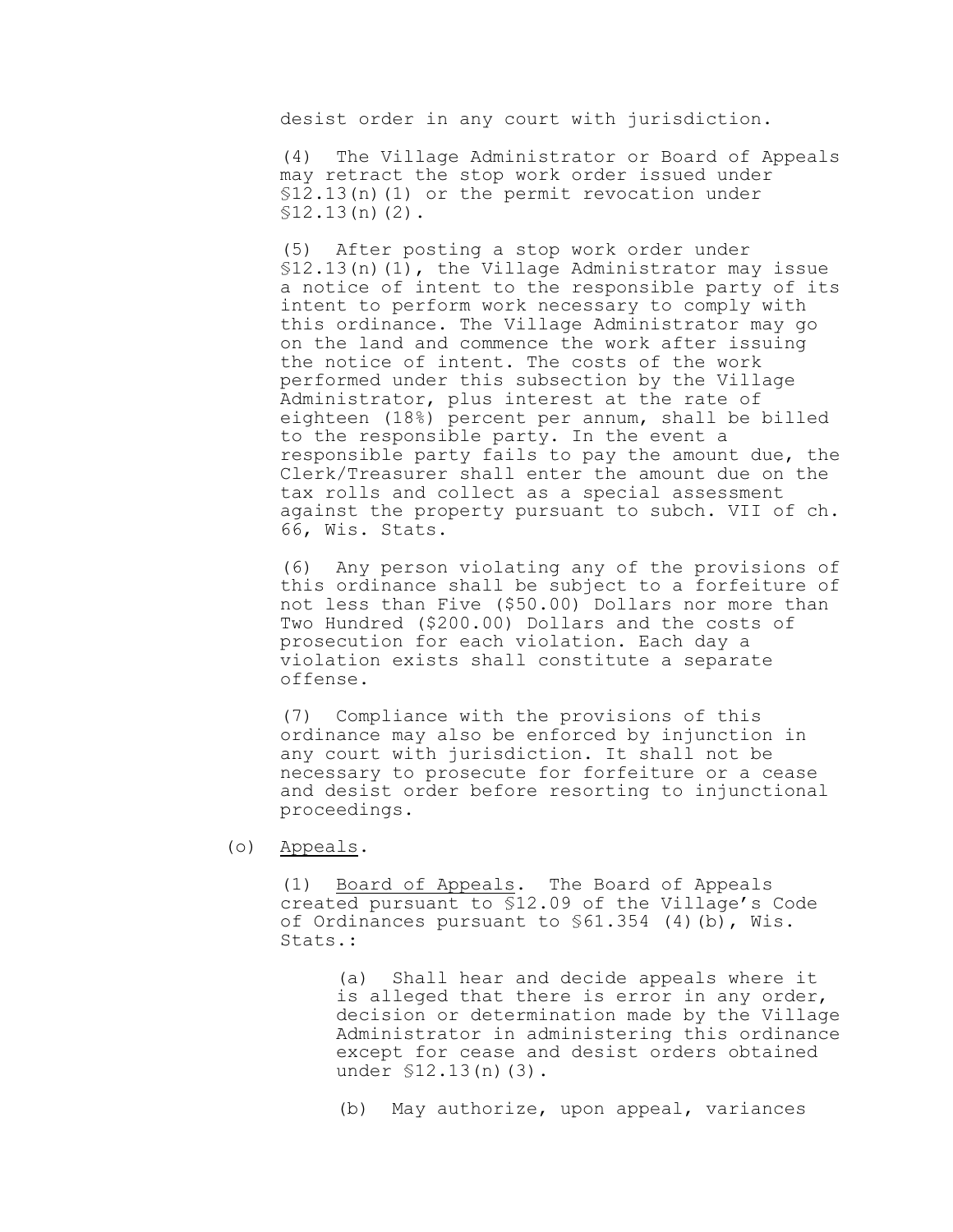desist order in any court with jurisdiction.

(4) The Village Administrator or Board of Appeals may retract the stop work order issued under §12.13(n)(1) or the permit revocation under §12.13(n)(2).

(5) After posting a stop work order under §12.13(n)(1), the Village Administrator may issue a notice of intent to the responsible party of its intent to perform work necessary to comply with this ordinance. The Village Administrator may go on the land and commence the work after issuing the notice of intent. The costs of the work performed under this subsection by the Village Administrator, plus interest at the rate of eighteen (18%) percent per annum, shall be billed to the responsible party. In the event a responsible party fails to pay the amount due, the Clerk/Treasurer shall enter the amount due on the tax rolls and collect as a special assessment against the property pursuant to subch. VII of ch. 66, Wis. Stats.

(6) Any person violating any of the provisions of this ordinance shall be subject to a forfeiture of not less than Five ($50.00) Dollars nor more than Two Hundred ($200.00) Dollars and the costs of prosecution for each violation. Each day a violation exists shall constitute a separate offense.

(7) Compliance with the provisions of this ordinance may also be enforced by injunction in any court with jurisdiction. It shall not be necessary to prosecute for forfeiture or a cease and desist order before resorting to injunctional proceedings.

(o) Appeals.

(1) Board of Appeals. The Board of Appeals created pursuant to §12.09 of the Village's Code of Ordinances pursuant to §61.354 (4)(b), Wis. Stats.:

(a) Shall hear and decide appeals where it is alleged that there is error in any order, decision or determination made by the Village Administrator in administering this ordinance except for cease and desist orders obtained under §12.13(n)(3).

(b) May authorize, upon appeal, variances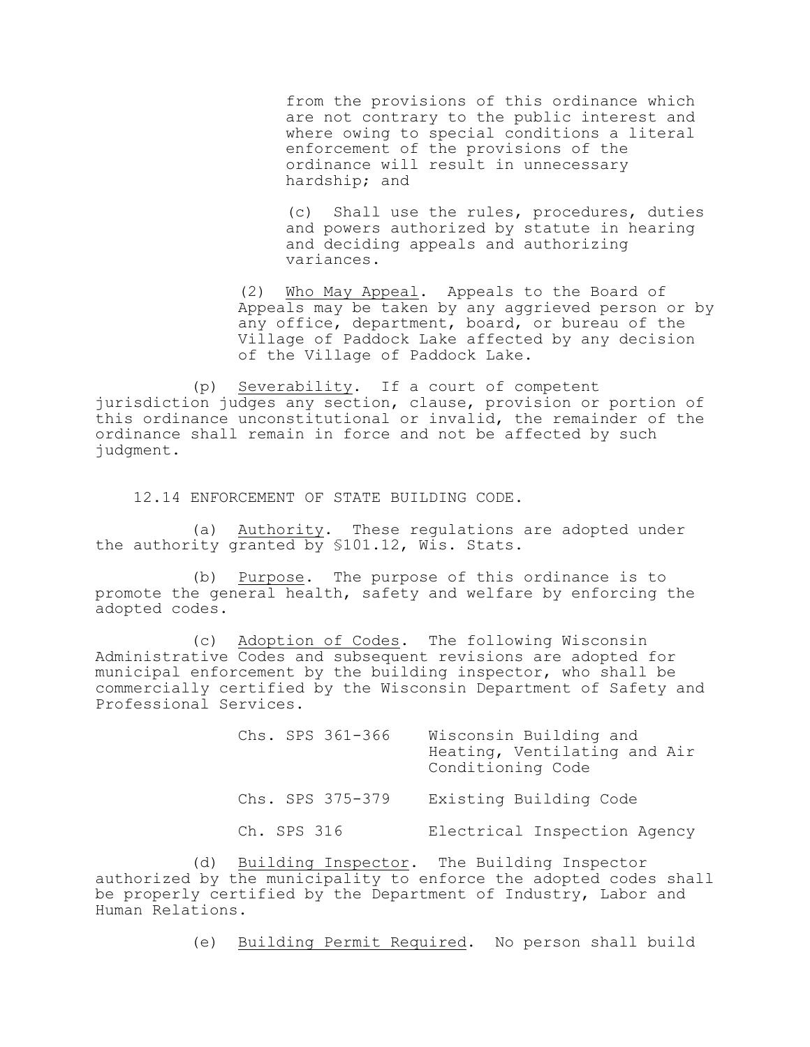from the provisions of this ordinance which are not contrary to the public interest and where owing to special conditions a literal enforcement of the provisions of the ordinance will result in unnecessary hardship; and

(c) Shall use the rules, procedures, duties and powers authorized by statute in hearing and deciding appeals and authorizing variances.

(2) Who May Appeal. Appeals to the Board of Appeals may be taken by any aggrieved person or by any office, department, board, or bureau of the Village of Paddock Lake affected by any decision of the Village of Paddock Lake.

(p) Severability. If a court of competent jurisdiction judges any section, clause, provision or portion of this ordinance unconstitutional or invalid, the remainder of the ordinance shall remain in force and not be affected by such judgment.

12.14 ENFORCEMENT OF STATE BUILDING CODE.

(a) Authority. These regulations are adopted under the authority granted by §101.12, Wis. Stats.

(b) Purpose. The purpose of this ordinance is to promote the general health, safety and welfare by enforcing the adopted codes.

(c) Adoption of Codes. The following Wisconsin Administrative Codes and subsequent revisions are adopted for municipal enforcement by the building inspector, who shall be commercially certified by the Wisconsin Department of Safety and Professional Services.

| | |
|---|---|
| Chs. SPS 361-366 | Wisconsin Building and Heating, Ventilating and Air Conditioning Code |
| Chs. SPS 375-379 | Existing Building Code |
| Ch. SPS 316 | Electrical Inspection Agency |

(d) Building Inspector. The Building Inspector authorized by the municipality to enforce the adopted codes shall be properly certified by the Department of Industry, Labor and Human Relations.

(e) Building Permit Required. No person shall build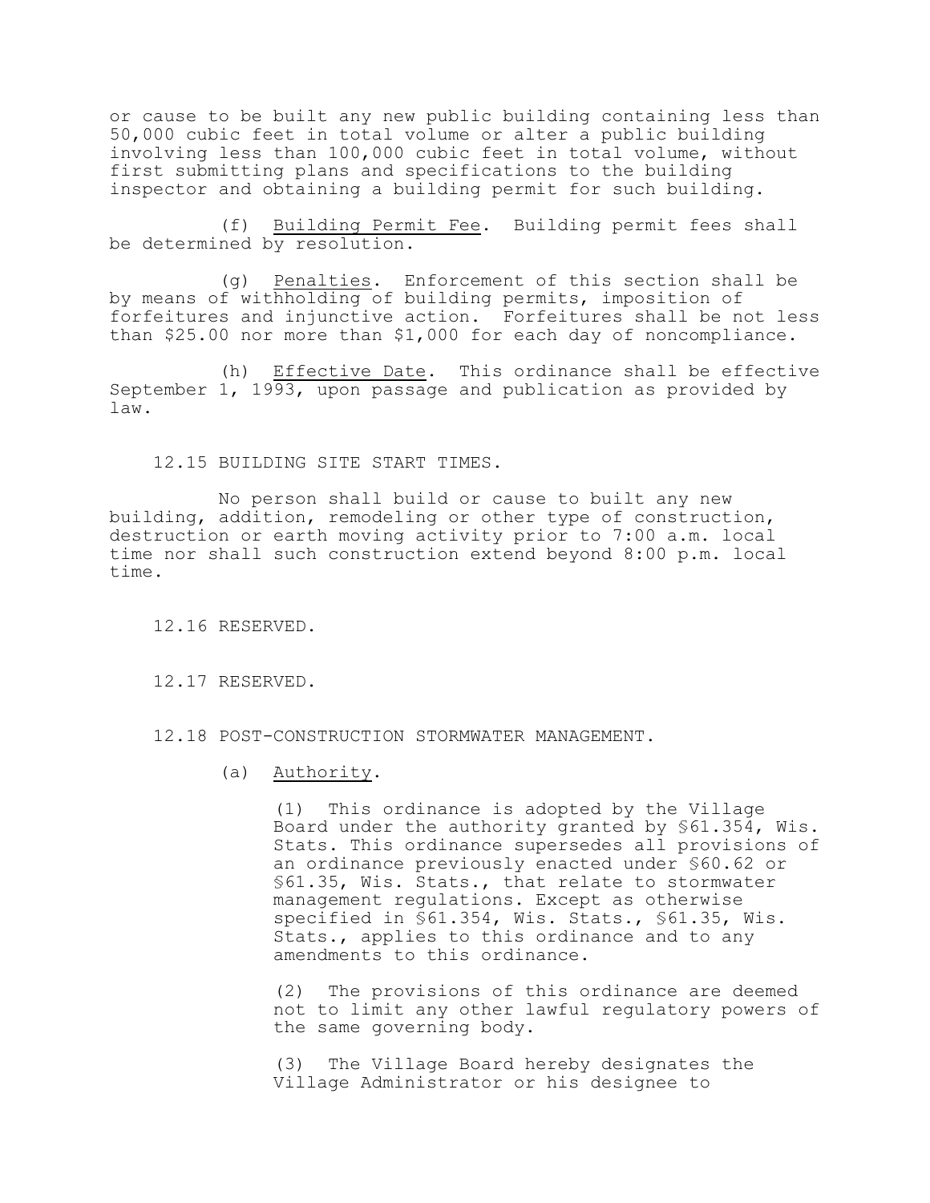or cause to be built any new public building containing less than 50,000 cubic feet in total volume or alter a public building involving less than 100,000 cubic feet in total volume, without first submitting plans and specifications to the building inspector and obtaining a building permit for such building.

(f) Building Permit Fee. Building permit fees shall be determined by resolution.

(g) Penalties. Enforcement of this section shall be by means of withholding of building permits, imposition of forfeitures and injunctive action. Forfeitures shall be not less than $25.00 nor more than $1,000 for each day of noncompliance.

(h) Effective Date. This ordinance shall be effective September 1, 1993, upon passage and publication as provided by law.

## 12.15 BUILDING SITE START TIMES.

No person shall build or cause to built any new building, addition, remodeling or other type of construction, destruction or earth moving activity prior to 7:00 a.m. local time nor shall such construction extend beyond 8:00 p.m. local time.

## 12.16 RESERVED.

## 12.17 RESERVED.

## 12.18 POST-CONSTRUCTION STORMWATER MANAGEMENT.

(a) Authority.

(1) This ordinance is adopted by the Village Board under the authority granted by §61.354, Wis. Stats. This ordinance supersedes all provisions of an ordinance previously enacted under §60.62 or §61.35, Wis. Stats., that relate to stormwater management regulations. Except as otherwise specified in §61.354, Wis. Stats., §61.35, Wis. Stats., applies to this ordinance and to any amendments to this ordinance.

(2) The provisions of this ordinance are deemed not to limit any other lawful regulatory powers of the same governing body.

(3) The Village Board hereby designates the Village Administrator or his designee to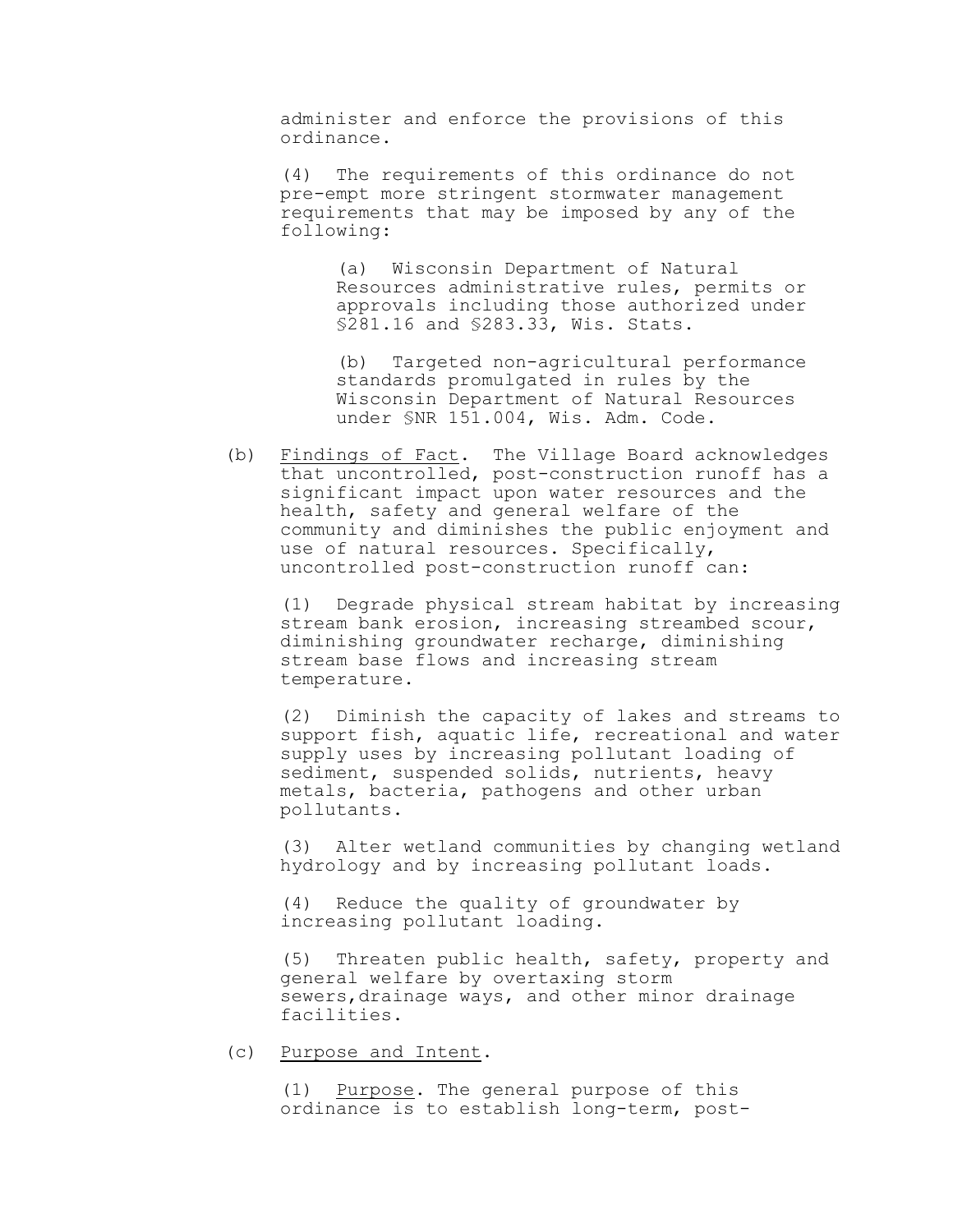administer and enforce the provisions of this ordinance.

(4) The requirements of this ordinance do not pre-empt more stringent stormwater management requirements that may be imposed by any of the following:

(a) Wisconsin Department of Natural Resources administrative rules, permits or approvals including those authorized under §281.16 and §283.33, Wis. Stats.

(b) Targeted non-agricultural performance standards promulgated in rules by the Wisconsin Department of Natural Resources under §NR 151.004, Wis. Adm. Code.

(b) Findings of Fact. The Village Board acknowledges that uncontrolled, post-construction runoff has a significant impact upon water resources and the health, safety and general welfare of the community and diminishes the public enjoyment and use of natural resources. Specifically, uncontrolled post-construction runoff can:

(1) Degrade physical stream habitat by increasing stream bank erosion, increasing streambed scour, diminishing groundwater recharge, diminishing stream base flows and increasing stream temperature.

(2) Diminish the capacity of lakes and streams to support fish, aquatic life, recreational and water supply uses by increasing pollutant loading of sediment, suspended solids, nutrients, heavy metals, bacteria, pathogens and other urban pollutants.

(3) Alter wetland communities by changing wetland hydrology and by increasing pollutant loads.

(4) Reduce the quality of groundwater by increasing pollutant loading.

(5) Threaten public health, safety, property and general welfare by overtaxing storm sewers,drainage ways, and other minor drainage facilities.

(c) Purpose and Intent.

(1) Purpose. The general purpose of this ordinance is to establish long-term, post-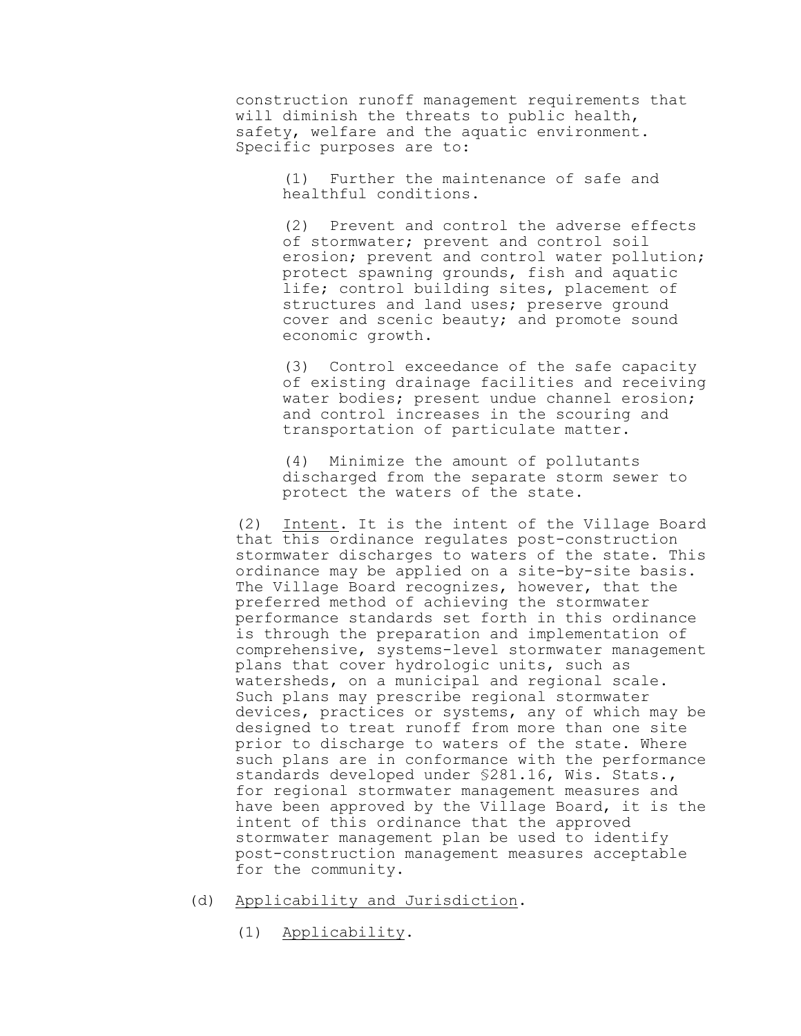construction runoff management requirements that will diminish the threats to public health, safety, welfare and the aquatic environment. Specific purposes are to:

(1) Further the maintenance of safe and healthful conditions.

(2) Prevent and control the adverse effects of stormwater; prevent and control soil erosion; prevent and control water pollution; protect spawning grounds, fish and aquatic life; control building sites, placement of structures and land uses; preserve ground cover and scenic beauty; and promote sound economic growth.

(3) Control exceedance of the safe capacity of existing drainage facilities and receiving water bodies; present undue channel erosion; and control increases in the scouring and transportation of particulate matter.

(4) Minimize the amount of pollutants discharged from the separate storm sewer to protect the waters of the state.

(2) Intent. It is the intent of the Village Board that this ordinance regulates post-construction stormwater discharges to waters of the state. This ordinance may be applied on a site-by-site basis. The Village Board recognizes, however, that the preferred method of achieving the stormwater performance standards set forth in this ordinance is through the preparation and implementation of comprehensive, systems-level stormwater management plans that cover hydrologic units, such as watersheds, on a municipal and regional scale. Such plans may prescribe regional stormwater devices, practices or systems, any of which may be designed to treat runoff from more than one site prior to discharge to waters of the state. Where such plans are in conformance with the performance standards developed under §281.16, Wis. Stats., for regional stormwater management measures and have been approved by the Village Board, it is the intent of this ordinance that the approved stormwater management plan be used to identify post-construction management measures acceptable for the community.

(d) Applicability and Jurisdiction.

(1) Applicability.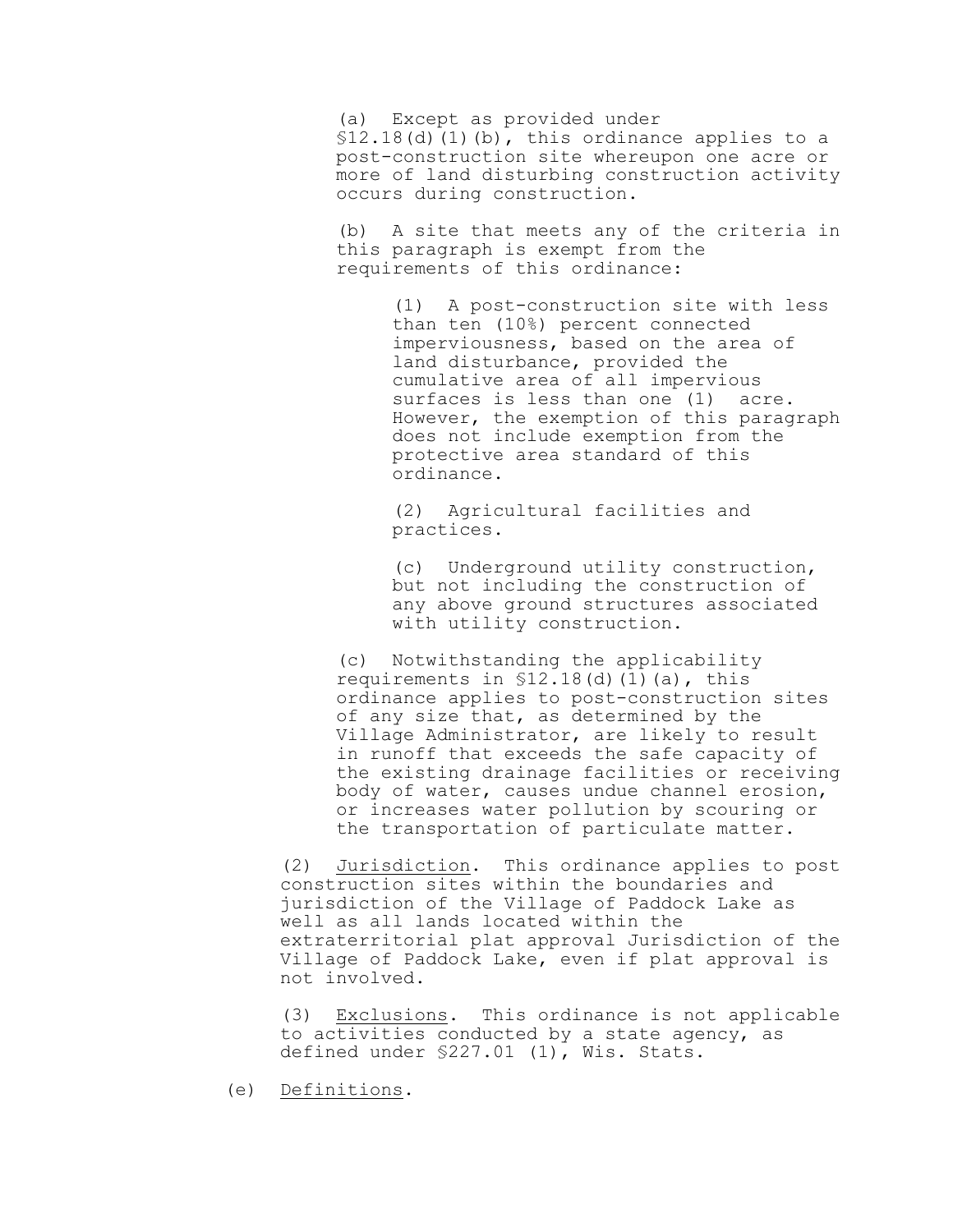(a) Except as provided under §12.18(d)(1)(b), this ordinance applies to a post-construction site whereupon one acre or more of land disturbing construction activity occurs during construction.

(b) A site that meets any of the criteria in this paragraph is exempt from the requirements of this ordinance:

(1) A post-construction site with less than ten (10%) percent connected imperviousness, based on the area of land disturbance, provided the cumulative area of all impervious surfaces is less than one (1) acre. However, the exemption of this paragraph does not include exemption from the protective area standard of this ordinance.

(2) Agricultural facilities and practices.

(c) Underground utility construction, but not including the construction of any above ground structures associated with utility construction.

(c) Notwithstanding the applicability requirements in §12.18(d)(1)(a), this ordinance applies to post-construction sites of any size that, as determined by the Village Administrator, are likely to result in runoff that exceeds the safe capacity of the existing drainage facilities or receiving body of water, causes undue channel erosion, or increases water pollution by scouring or the transportation of particulate matter.

(2) Jurisdiction. This ordinance applies to post construction sites within the boundaries and jurisdiction of the Village of Paddock Lake as well as all lands located within the extraterritorial plat approval Jurisdiction of the Village of Paddock Lake, even if plat approval is not involved.

(3) Exclusions. This ordinance is not applicable to activities conducted by a state agency, as defined under §227.01 (1), Wis. Stats.

(e) Definitions.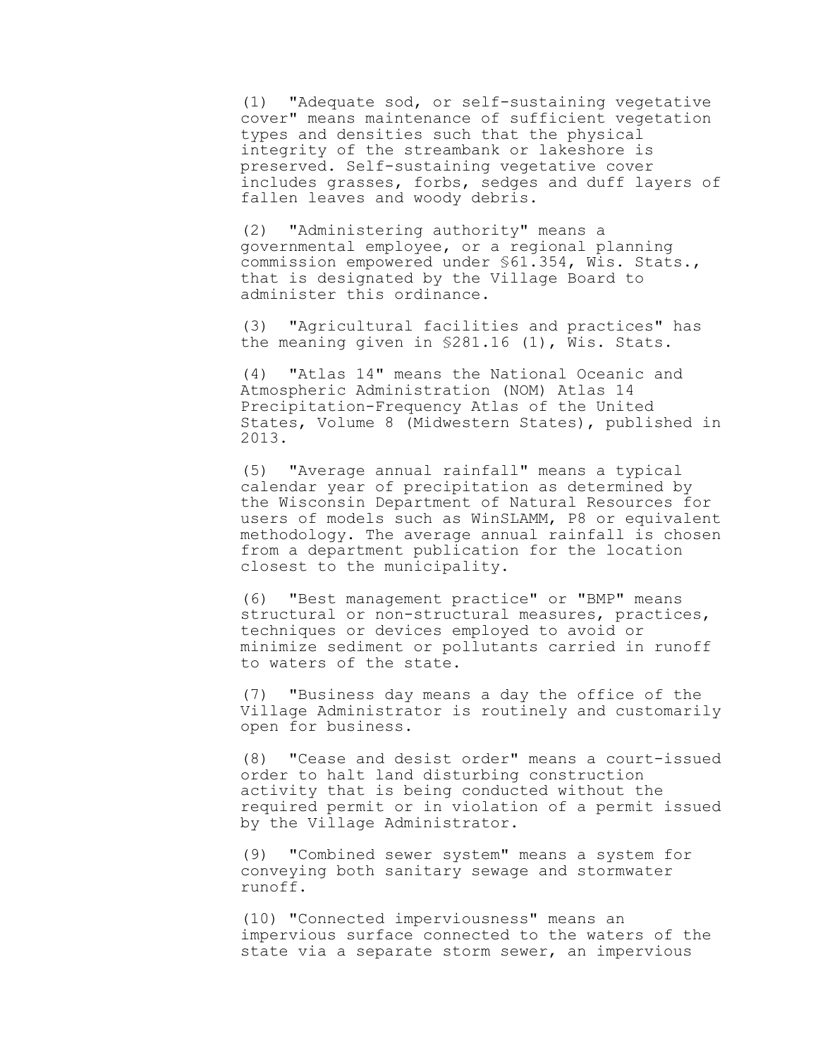(1) "Adequate sod, or self-sustaining vegetative cover" means maintenance of sufficient vegetation types and densities such that the physical integrity of the streambank or lakeshore is preserved. Self-sustaining vegetative cover includes grasses, forbs, sedges and duff layers of fallen leaves and woody debris.

(2) "Administering authority" means a governmental employee, or a regional planning commission empowered under §61.354, Wis. Stats., that is designated by the Village Board to administer this ordinance.

(3) "Agricultural facilities and practices" has the meaning given in §281.16 (1), Wis. Stats.

(4) "Atlas 14" means the National Oceanic and Atmospheric Administration (NOM) Atlas 14 Precipitation-Frequency Atlas of the United States, Volume 8 (Midwestern States), published in 2013.

(5) "Average annual rainfall" means a typical calendar year of precipitation as determined by the Wisconsin Department of Natural Resources for users of models such as WinSLAMM, P8 or equivalent methodology. The average annual rainfall is chosen from a department publication for the location closest to the municipality.

(6) "Best management practice" or "BMP" means structural or non-structural measures, practices, techniques or devices employed to avoid or minimize sediment or pollutants carried in runoff to waters of the state.

(7) "Business day means a day the office of the Village Administrator is routinely and customarily open for business.

(8) "Cease and desist order" means a court-issued order to halt land disturbing construction activity that is being conducted without the required permit or in violation of a permit issued by the Village Administrator.

(9) "Combined sewer system" means a system for conveying both sanitary sewage and stormwater runoff.

(10) "Connected imperviousness" means an impervious surface connected to the waters of the state via a separate storm sewer, an impervious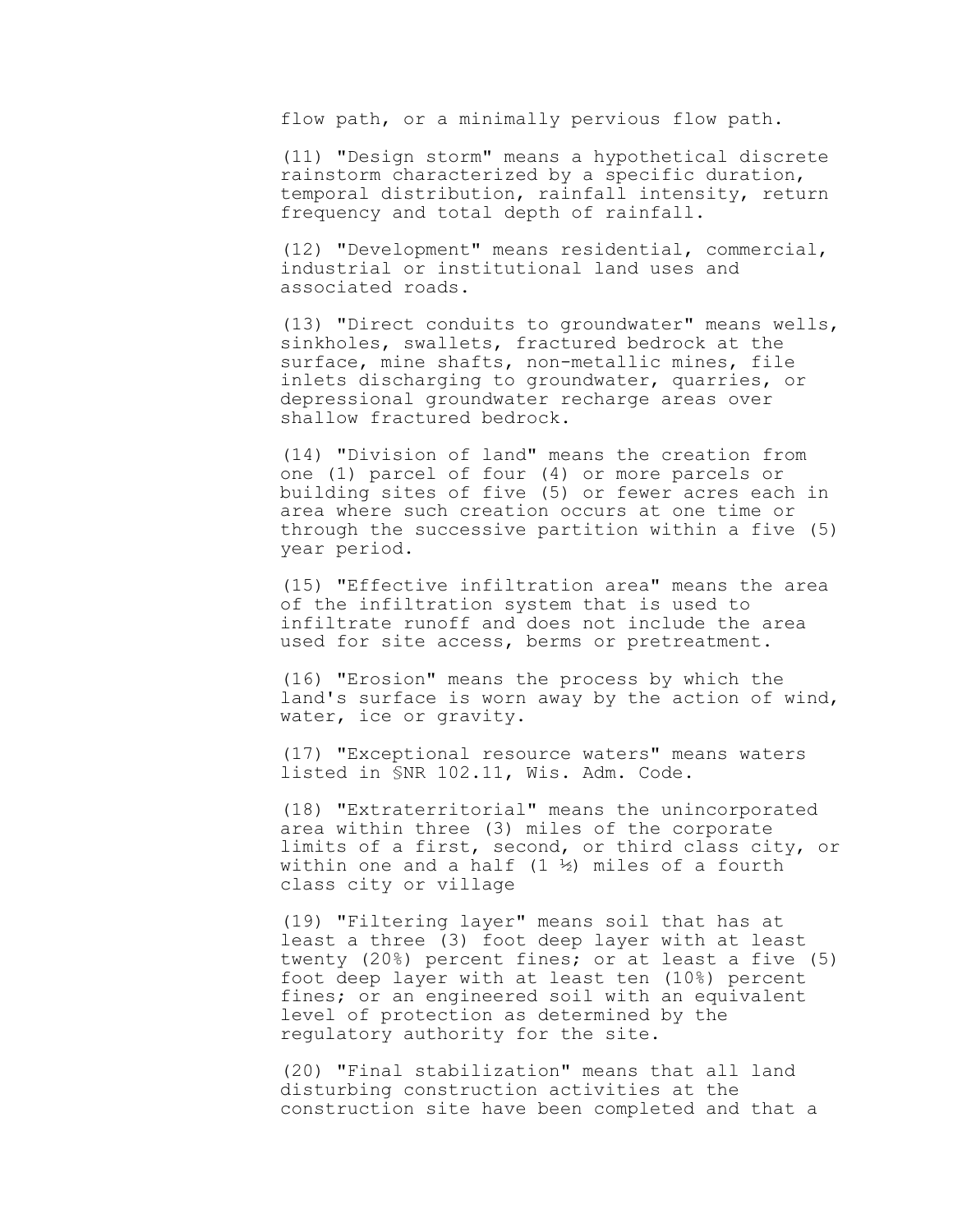flow path, or a minimally pervious flow path.

(11) "Design storm" means a hypothetical discrete rainstorm characterized by a specific duration, temporal distribution, rainfall intensity, return frequency and total depth of rainfall.

(12) "Development" means residential, commercial, industrial or institutional land uses and associated roads.

(13) "Direct conduits to groundwater" means wells, sinkholes, swallets, fractured bedrock at the surface, mine shafts, non-metallic mines, file inlets discharging to groundwater, quarries, or depressional groundwater recharge areas over shallow fractured bedrock.

(14) "Division of land" means the creation from one (1) parcel of four (4) or more parcels or building sites of five (5) or fewer acres each in area where such creation occurs at one time or through the successive partition within a five (5) year period.

(15) "Effective infiltration area" means the area of the infiltration system that is used to infiltrate runoff and does not include the area used for site access, berms or pretreatment.

(16) "Erosion" means the process by which the land's surface is worn away by the action of wind, water, ice or gravity.

(17) "Exceptional resource waters" means waters listed in §NR 102.11, Wis. Adm. Code.

(18) "Extraterritorial" means the unincorporated area within three (3) miles of the corporate limits of a first, second, or third class city, or within one and a half (1 ½) miles of a fourth class city or village

(19) "Filtering layer" means soil that has at least a three (3) foot deep layer with at least twenty (20%) percent fines; or at least a five (5) foot deep layer with at least ten (10%) percent fines; or an engineered soil with an equivalent level of protection as determined by the regulatory authority for the site.

(20) "Final stabilization" means that all land disturbing construction activities at the construction site have been completed and that a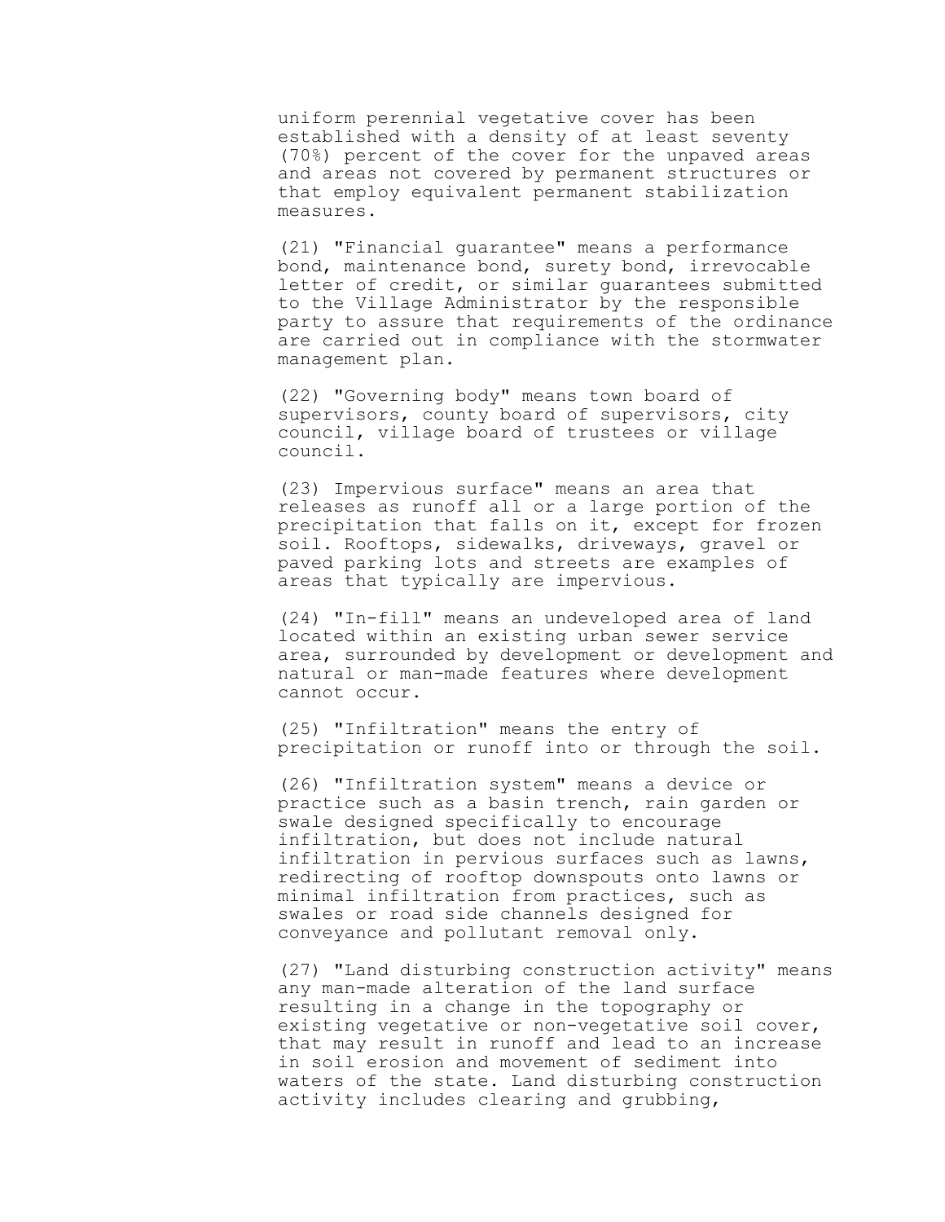uniform perennial vegetative cover has been established with a density of at least seventy (70%) percent of the cover for the unpaved areas and areas not covered by permanent structures or that employ equivalent permanent stabilization measures.

(21) "Financial guarantee" means a performance bond, maintenance bond, surety bond, irrevocable letter of credit, or similar guarantees submitted to the Village Administrator by the responsible party to assure that requirements of the ordinance are carried out in compliance with the stormwater management plan.

(22) "Governing body" means town board of supervisors, county board of supervisors, city council, village board of trustees or village council.

(23) Impervious surface" means an area that releases as runoff all or a large portion of the precipitation that falls on it, except for frozen soil. Rooftops, sidewalks, driveways, gravel or paved parking lots and streets are examples of areas that typically are impervious.

(24) "In-fill" means an undeveloped area of land located within an existing urban sewer service area, surrounded by development or development and natural or man-made features where development cannot occur.

(25) "Infiltration" means the entry of precipitation or runoff into or through the soil.

(26) "Infiltration system" means a device or practice such as a basin trench, rain garden or swale designed specifically to encourage infiltration, but does not include natural infiltration in pervious surfaces such as lawns, redirecting of rooftop downspouts onto lawns or minimal infiltration from practices, such as swales or road side channels designed for conveyance and pollutant removal only.

(27) "Land disturbing construction activity" means any man-made alteration of the land surface resulting in a change in the topography or existing vegetative or non-vegetative soil cover, that may result in runoff and lead to an increase in soil erosion and movement of sediment into waters of the state. Land disturbing construction activity includes clearing and grubbing,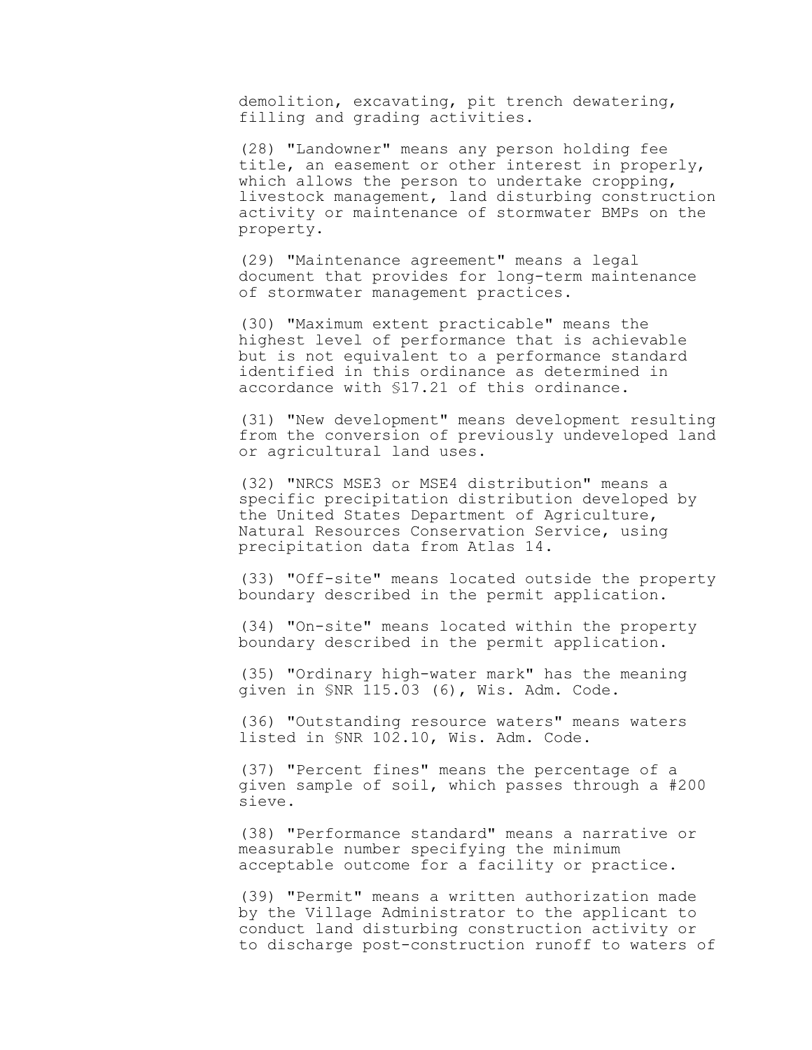demolition, excavating, pit trench dewatering, filling and grading activities.

(28) "Landowner" means any person holding fee title, an easement or other interest in properly, which allows the person to undertake cropping, livestock management, land disturbing construction activity or maintenance of stormwater BMPs on the property.

(29) "Maintenance agreement" means a legal document that provides for long-term maintenance of stormwater management practices.

(30) "Maximum extent practicable" means the highest level of performance that is achievable but is not equivalent to a performance standard identified in this ordinance as determined in accordance with §17.21 of this ordinance.

(31) "New development" means development resulting from the conversion of previously undeveloped land or agricultural land uses.

(32) "NRCS MSE3 or MSE4 distribution" means a specific precipitation distribution developed by the United States Department of Agriculture, Natural Resources Conservation Service, using precipitation data from Atlas 14.

(33) "Off-site" means located outside the property boundary described in the permit application.

(34) "On-site" means located within the property boundary described in the permit application.

(35) "Ordinary high-water mark" has the meaning given in §NR 115.03 (6), Wis. Adm. Code.

(36) "Outstanding resource waters" means waters listed in §NR 102.10, Wis. Adm. Code.

(37) "Percent fines" means the percentage of a given sample of soil, which passes through a #200 sieve.

(38) "Performance standard" means a narrative or measurable number specifying the minimum acceptable outcome for a facility or practice.

(39) "Permit" means a written authorization made by the Village Administrator to the applicant to conduct land disturbing construction activity or to discharge post-construction runoff to waters of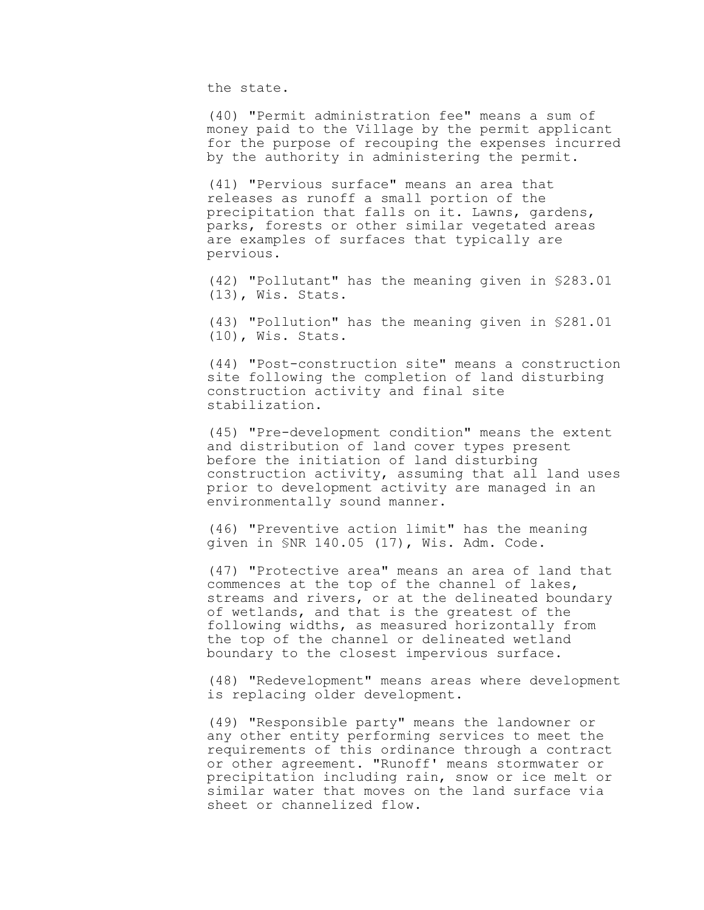the state.

(40) "Permit administration fee" means a sum of money paid to the Village by the permit applicant for the purpose of recouping the expenses incurred by the authority in administering the permit.

(41) "Pervious surface" means an area that releases as runoff a small portion of the precipitation that falls on it. Lawns, gardens, parks, forests or other similar vegetated areas are examples of surfaces that typically are pervious.

(42) "Pollutant" has the meaning given in §283.01 (13), Wis. Stats.

(43) "Pollution" has the meaning given in §281.01 (10), Wis. Stats.

(44) "Post-construction site" means a construction site following the completion of land disturbing construction activity and final site stabilization.

(45) "Pre-development condition" means the extent and distribution of land cover types present before the initiation of land disturbing construction activity, assuming that all land uses prior to development activity are managed in an environmentally sound manner.

(46) "Preventive action limit" has the meaning given in §NR 140.05 (17), Wis. Adm. Code.

(47) "Protective area" means an area of land that commences at the top of the channel of lakes, streams and rivers, or at the delineated boundary of wetlands, and that is the greatest of the following widths, as measured horizontally from the top of the channel or delineated wetland boundary to the closest impervious surface.

(48) "Redevelopment" means areas where development is replacing older development.

(49) "Responsible party" means the landowner or any other entity performing services to meet the requirements of this ordinance through a contract or other agreement. "Runoff' means stormwater or precipitation including rain, snow or ice melt or similar water that moves on the land surface via sheet or channelized flow.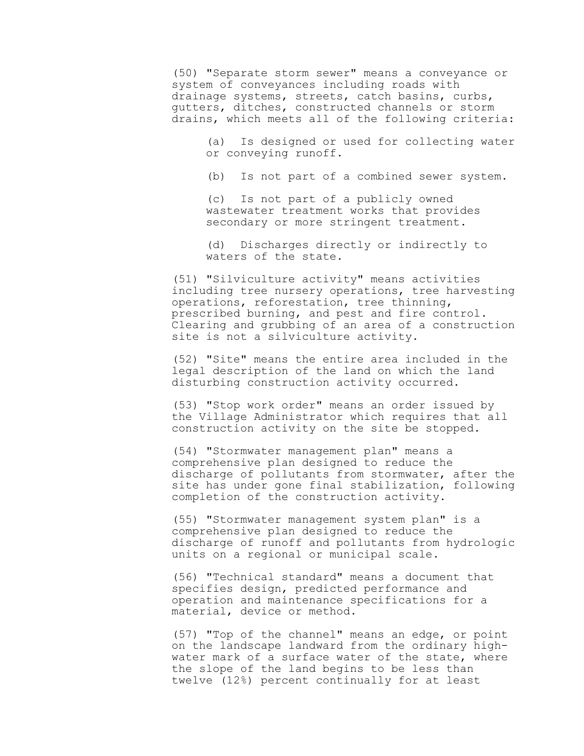(50) "Separate storm sewer" means a conveyance or system of conveyances including roads with drainage systems, streets, catch basins, curbs, gutters, ditches, constructed channels or storm drains, which meets all of the following criteria:

(a) Is designed or used for collecting water or conveying runoff.

(b) Is not part of a combined sewer system.

(c) Is not part of a publicly owned wastewater treatment works that provides secondary or more stringent treatment.

(d) Discharges directly or indirectly to waters of the state.

(51) "Silviculture activity" means activities including tree nursery operations, tree harvesting operations, reforestation, tree thinning, prescribed burning, and pest and fire control. Clearing and grubbing of an area of a construction site is not a silviculture activity.

(52) "Site" means the entire area included in the legal description of the land on which the land disturbing construction activity occurred.

(53) "Stop work order" means an order issued by the Village Administrator which requires that all construction activity on the site be stopped.

(54) "Stormwater management plan" means a comprehensive plan designed to reduce the discharge of pollutants from stormwater, after the site has under gone final stabilization, following completion of the construction activity.

(55) "Stormwater management system plan" is a comprehensive plan designed to reduce the discharge of runoff and pollutants from hydrologic units on a regional or municipal scale.

(56) "Technical standard" means a document that specifies design, predicted performance and operation and maintenance specifications for a material, device or method.

(57) "Top of the channel" means an edge, or point on the landscape landward from the ordinary high-water mark of a surface water of the state, where the slope of the land begins to be less than twelve (12%) percent continually for at least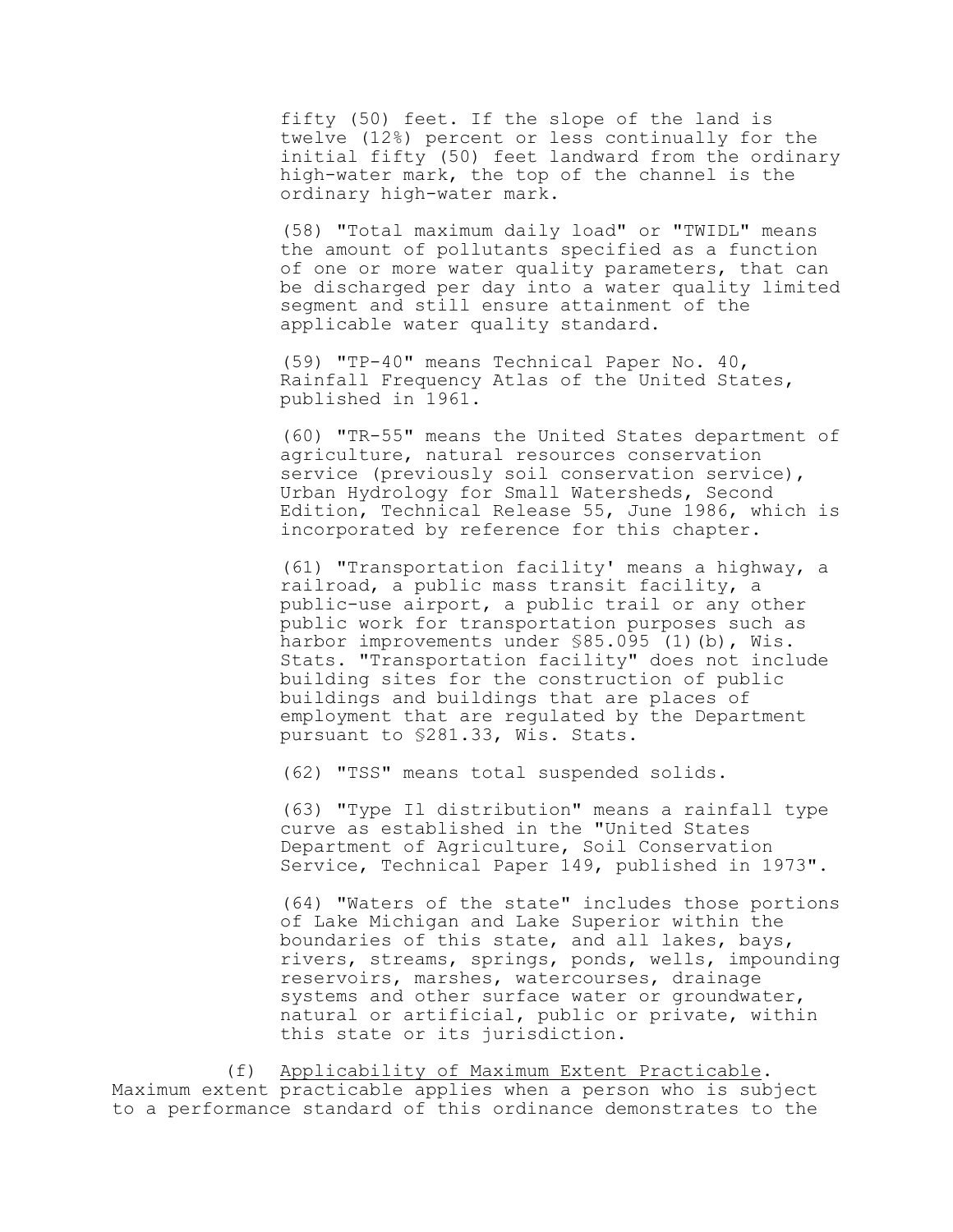fifty (50) feet. If the slope of the land is twelve (12%) percent or less continually for the initial fifty (50) feet landward from the ordinary high-water mark, the top of the channel is the ordinary high-water mark.

(58) "Total maximum daily load" or "TWIDL" means the amount of pollutants specified as a function of one or more water quality parameters, that can be discharged per day into a water quality limited segment and still ensure attainment of the applicable water quality standard.

(59) "TP-40" means Technical Paper No. 40, Rainfall Frequency Atlas of the United States, published in 1961.

(60) "TR-55" means the United States department of agriculture, natural resources conservation service (previously soil conservation service), Urban Hydrology for Small Watersheds, Second Edition, Technical Release 55, June 1986, which is incorporated by reference for this chapter.

(61) "Transportation facility' means a highway, a railroad, a public mass transit facility, a public-use airport, a public trail or any other public work for transportation purposes such as harbor improvements under §85.095 (1)(b), Wis. Stats. "Transportation facility" does not include building sites for the construction of public buildings and buildings that are places of employment that are regulated by the Department pursuant to §281.33, Wis. Stats.

(62) "TSS" means total suspended solids.

(63) "Type Il distribution" means a rainfall type curve as established in the "United States Department of Agriculture, Soil Conservation Service, Technical Paper 149, published in 1973".

(64) "Waters of the state" includes those portions of Lake Michigan and Lake Superior within the boundaries of this state, and all lakes, bays, rivers, streams, springs, ponds, wells, impounding reservoirs, marshes, watercourses, drainage systems and other surface water or groundwater, natural or artificial, public or private, within this state or its jurisdiction.

(f) Applicability of Maximum Extent Practicable. Maximum extent practicable applies when a person who is subject to a performance standard of this ordinance demonstrates to the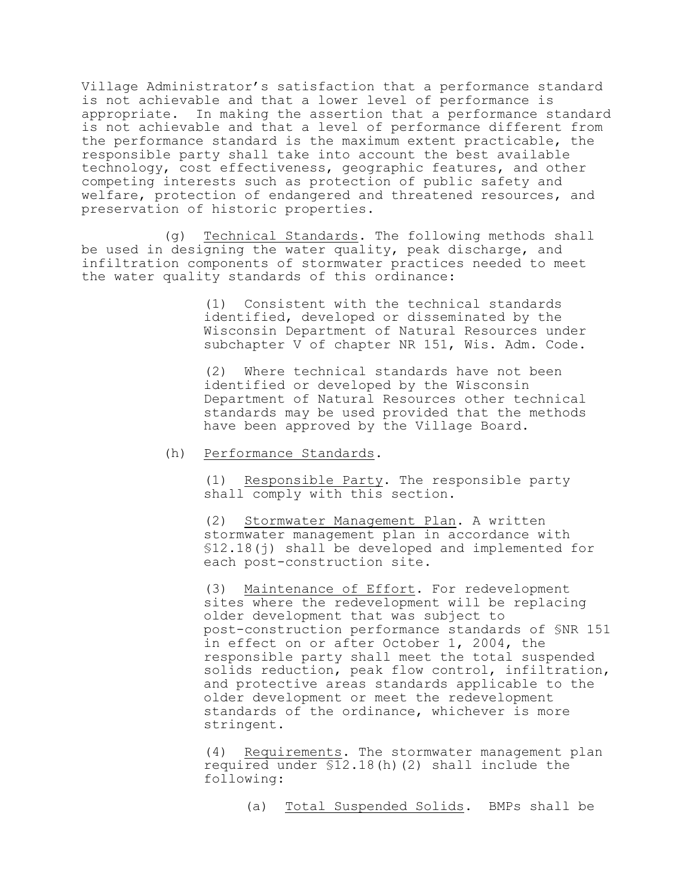Village Administrator's satisfaction that a performance standard is not achievable and that a lower level of performance is appropriate. In making the assertion that a performance standard is not achievable and that a level of performance different from the performance standard is the maximum extent practicable, the responsible party shall take into account the best available technology, cost effectiveness, geographic features, and other competing interests such as protection of public safety and welfare, protection of endangered and threatened resources, and preservation of historic properties.

(g) Technical Standards. The following methods shall be used in designing the water quality, peak discharge, and infiltration components of stormwater practices needed to meet the water quality standards of this ordinance:

(1) Consistent with the technical standards identified, developed or disseminated by the Wisconsin Department of Natural Resources under subchapter V of chapter NR 151, Wis. Adm. Code.

(2) Where technical standards have not been identified or developed by the Wisconsin Department of Natural Resources other technical standards may be used provided that the methods have been approved by the Village Board.

(h) Performance Standards.

(1) Responsible Party. The responsible party shall comply with this section.

(2) Stormwater Management Plan. A written stormwater management plan in accordance with §12.18(j) shall be developed and implemented for each post-construction site.

(3) Maintenance of Effort. For redevelopment sites where the redevelopment will be replacing older development that was subject to post-construction performance standards of §NR 151 in effect on or after October 1, 2004, the responsible party shall meet the total suspended solids reduction, peak flow control, infiltration, and protective areas standards applicable to the older development or meet the redevelopment standards of the ordinance, whichever is more stringent.

(4) Requirements. The stormwater management plan required under §12.18(h)(2) shall include the following:

(a) Total Suspended Solids. BMPs shall be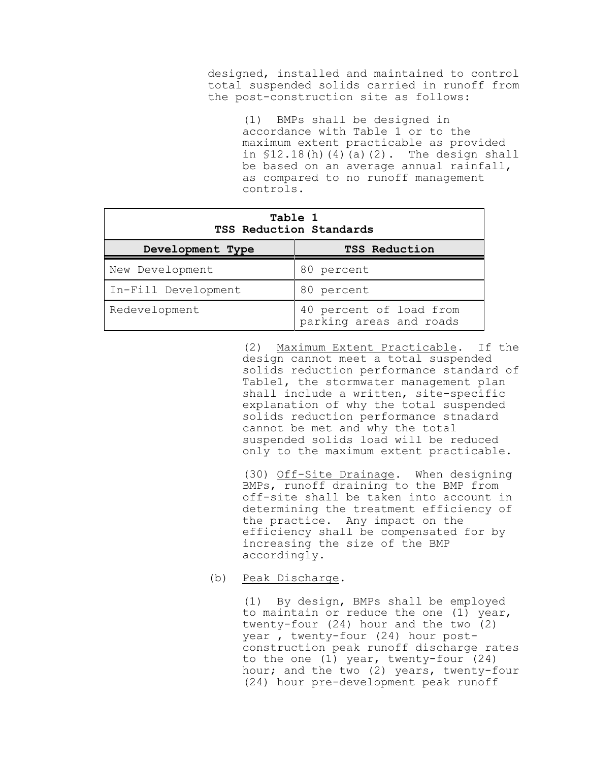designed, installed and maintained to control total suspended solids carried in runoff from the post-construction site as follows:

(1) BMPs shall be designed in accordance with Table 1 or to the maximum extent practicable as provided in §12.18(h)(4)(a)(2). The design shall be based on an average annual rainfall, as compared to no runoff management controls.

**Table 1**
**TSS Reduction Standards**

| Development Type | TSS Reduction |
|---|---|
| New Development | 80 percent |
| In-Fill Development | 80 percent |
| Redevelopment | 40 percent of load from parking areas and roads |

(2) Maximum Extent Practicable. If the design cannot meet a total suspended solids reduction performance standard of Table1, the stormwater management plan shall include a written, site-specific explanation of why the total suspended solids reduction performance stnadard cannot be met and why the total suspended solids load will be reduced only to the maximum extent practicable.

(30) Off-Site Drainage. When designing BMPs, runoff draining to the BMP from off-site shall be taken into account in determining the treatment efficiency of the practice. Any impact on the efficiency shall be compensated for by increasing the size of the BMP accordingly.

(b) Peak Discharge.

(1) By design, BMPs shall be employed to maintain or reduce the one (1) year, twenty-four (24) hour and the two (2) year , twenty-four (24) hour post-construction peak runoff discharge rates to the one (1) year, twenty-four (24) hour; and the two (2) years, twenty-four (24) hour pre-development peak runoff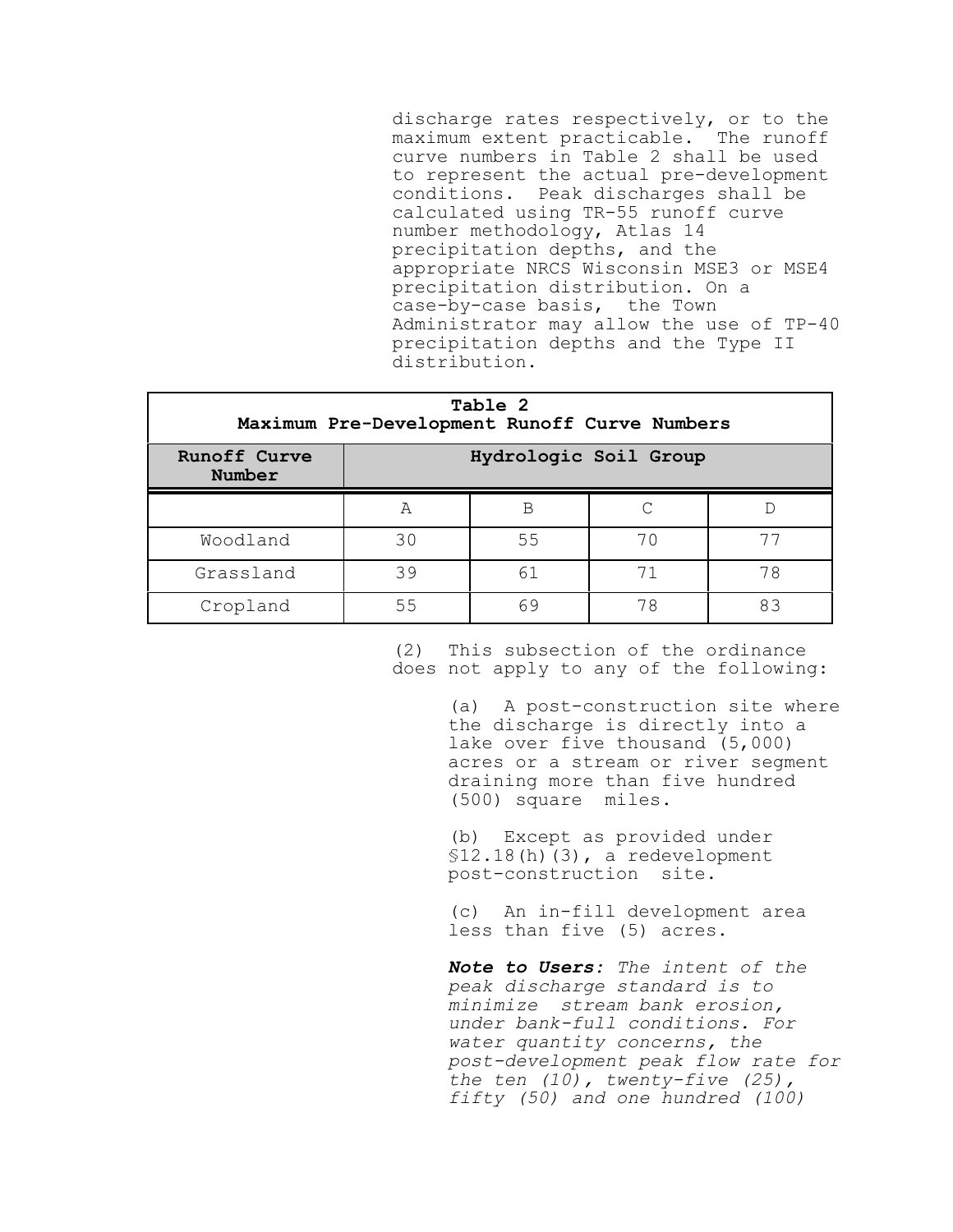discharge rates respectively, or to the maximum extent practicable. The runoff curve numbers in Table 2 shall be used to represent the actual pre-development conditions. Peak discharges shall be calculated using TR-55 runoff curve number methodology, Atlas 14 precipitation depths, and the appropriate NRCS Wisconsin MSE3 or MSE4 precipitation distribution. On a case-by-case basis, the Town Administrator may allow the use of TP-40 precipitation depths and the Type II distribution.

**Table 2**
**Maximum Pre-Development Runoff Curve Numbers**

| **Runoff Curve Number** | **Hydrologic Soil Group** | | | |
|---|---|---|---|---|
| | A | B | C | D |
| Woodland | 30 | 55 | 70 | 77 |
| Grassland | 39 | 61 | 71 | 78 |
| Cropland | 55 | 69 | 78 | 83 |

(2) This subsection of the ordinance does not apply to any of the following:

(a) A post-construction site where the discharge is directly into a lake over five thousand (5,000) acres or a stream or river segment draining more than five hundred (500) square miles.

(b) Except as provided under §12.18(h)(3), a redevelopment post-construction site.

(c) An in-fill development area less than five (5) acres.

***Note to Users:*** *The intent of the peak discharge standard is to minimize stream bank erosion, under bank-full conditions. For water quantity concerns, the post-development peak flow rate for the ten (10), twenty-five (25), fifty (50) and one hundred (100)*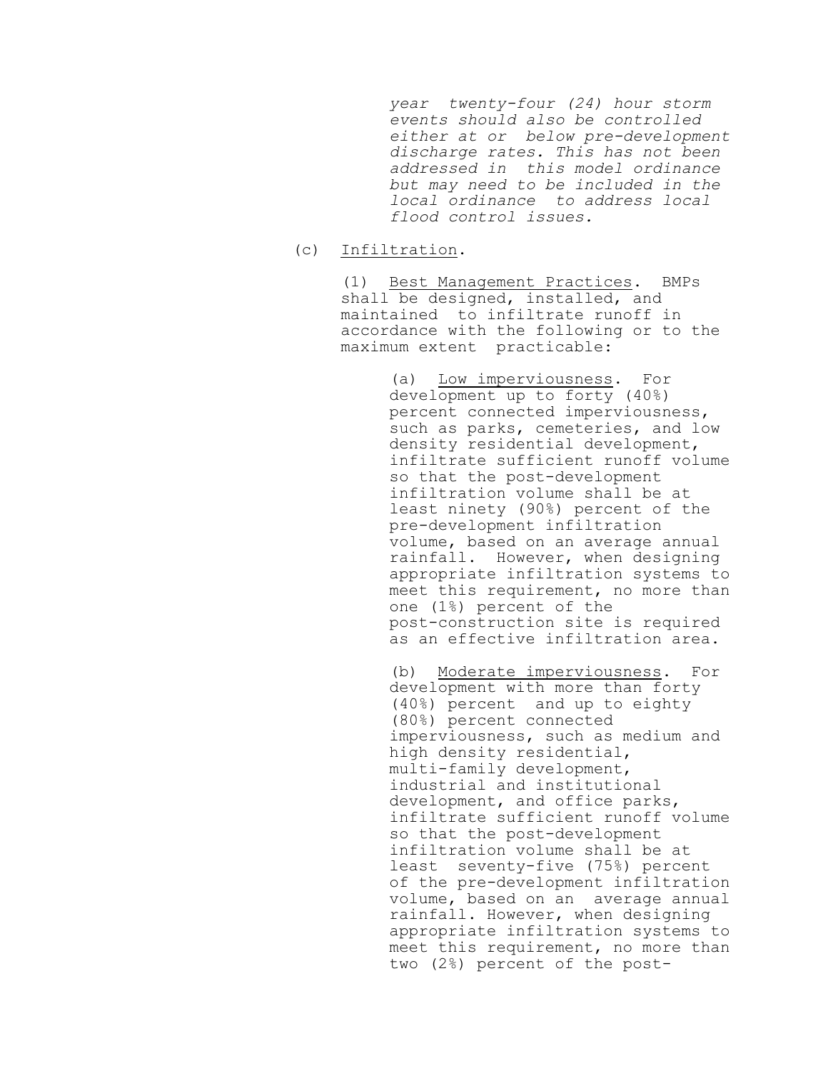*year twenty-four (24) hour storm events should also be controlled either at or below pre-development discharge rates. This has not been addressed in this model ordinance but may need to be included in the local ordinance to address local flood control issues.*

(c) Infiltration.

(1) Best Management Practices. BMPs shall be designed, installed, and maintained to infiltrate runoff in accordance with the following or to the maximum extent practicable:

(a) Low imperviousness. For development up to forty (40%) percent connected imperviousness, such as parks, cemeteries, and low density residential development, infiltrate sufficient runoff volume so that the post-development infiltration volume shall be at least ninety (90%) percent of the pre-development infiltration volume, based on an average annual rainfall. However, when designing appropriate infiltration systems to meet this requirement, no more than one (1%) percent of the post-construction site is required as an effective infiltration area.

(b) Moderate imperviousness. For development with more than forty (40%) percent and up to eighty (80%) percent connected imperviousness, such as medium and high density residential, multi-family development, industrial and institutional development, and office parks, infiltrate sufficient runoff volume so that the post-development infiltration volume shall be at least seventy-five (75%) percent of the pre-development infiltration volume, based on an average annual rainfall. However, when designing appropriate infiltration systems to meet this requirement, no more than two (2%) percent of the post-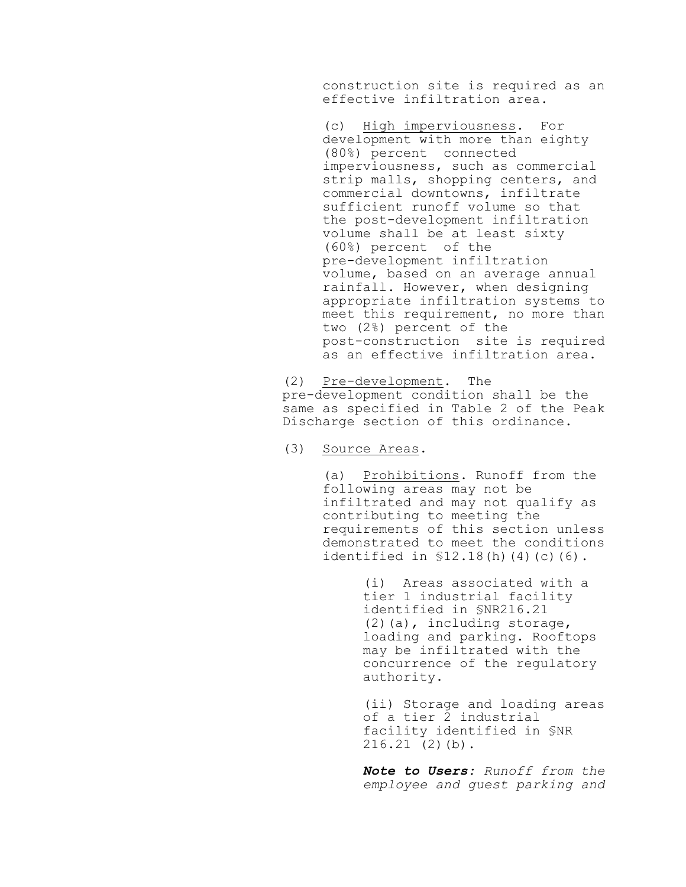construction site is required as an effective infiltration area.

(c) High imperviousness. For development with more than eighty (80%) percent connected imperviousness, such as commercial strip malls, shopping centers, and commercial downtowns, infiltrate sufficient runoff volume so that the post-development infiltration volume shall be at least sixty (60%) percent of the pre-development infiltration volume, based on an average annual rainfall. However, when designing appropriate infiltration systems to meet this requirement, no more than two (2%) percent of the post-construction site is required as an effective infiltration area.

(2) Pre-development. The pre-development condition shall be the same as specified in Table 2 of the Peak Discharge section of this ordinance.

(3) Source Areas.

(a) Prohibitions. Runoff from the following areas may not be infiltrated and may not qualify as contributing to meeting the requirements of this section unless demonstrated to meet the conditions identified in §12.18(h)(4)(c)(6).

(i) Areas associated with a tier 1 industrial facility identified in §NR216.21 (2)(a), including storage, loading and parking. Rooftops may be infiltrated with the concurrence of the regulatory authority.

(ii) Storage and loading areas of a tier 2 industrial facility identified in §NR 216.21 (2)(b).

***Note to Users:*** *Runoff from the employee and guest parking and*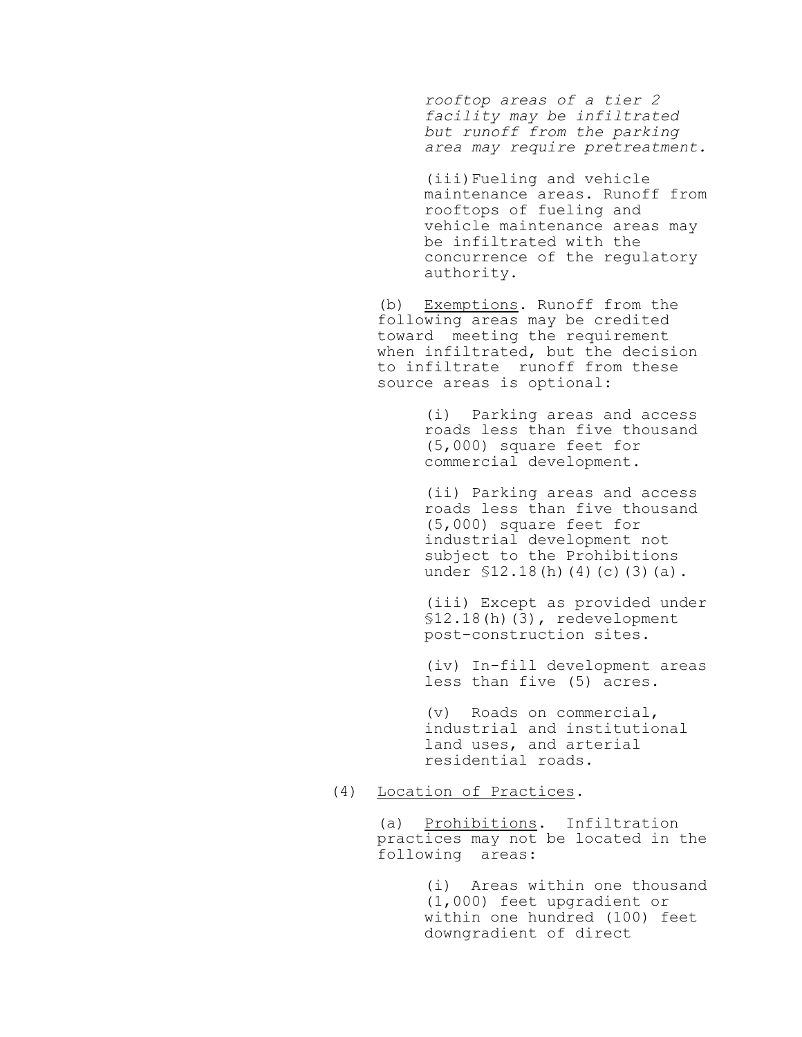*rooftop areas of a tier 2 facility may be infiltrated but runoff from the parking area may require pretreatment.*

(iii) Fueling and vehicle maintenance areas. Runoff from rooftops of fueling and vehicle maintenance areas may be infiltrated with the concurrence of the regulatory authority.

(b) Exemptions. Runoff from the following areas may be credited toward meeting the requirement when infiltrated, but the decision to infiltrate runoff from these source areas is optional:

(i) Parking areas and access roads less than five thousand (5,000) square feet for commercial development.

(ii) Parking areas and access roads less than five thousand (5,000) square feet for industrial development not subject to the Prohibitions under §12.18(h)(4)(c)(3)(a).

(iii) Except as provided under §12.18(h)(3), redevelopment post-construction sites.

(iv) In-fill development areas less than five (5) acres.

(v) Roads on commercial, industrial and institutional land uses, and arterial residential roads.

(4) Location of Practices.

(a) Prohibitions. Infiltration practices may not be located in the following areas:

(i) Areas within one thousand (1,000) feet upgradient or within one hundred (100) feet downgradient of direct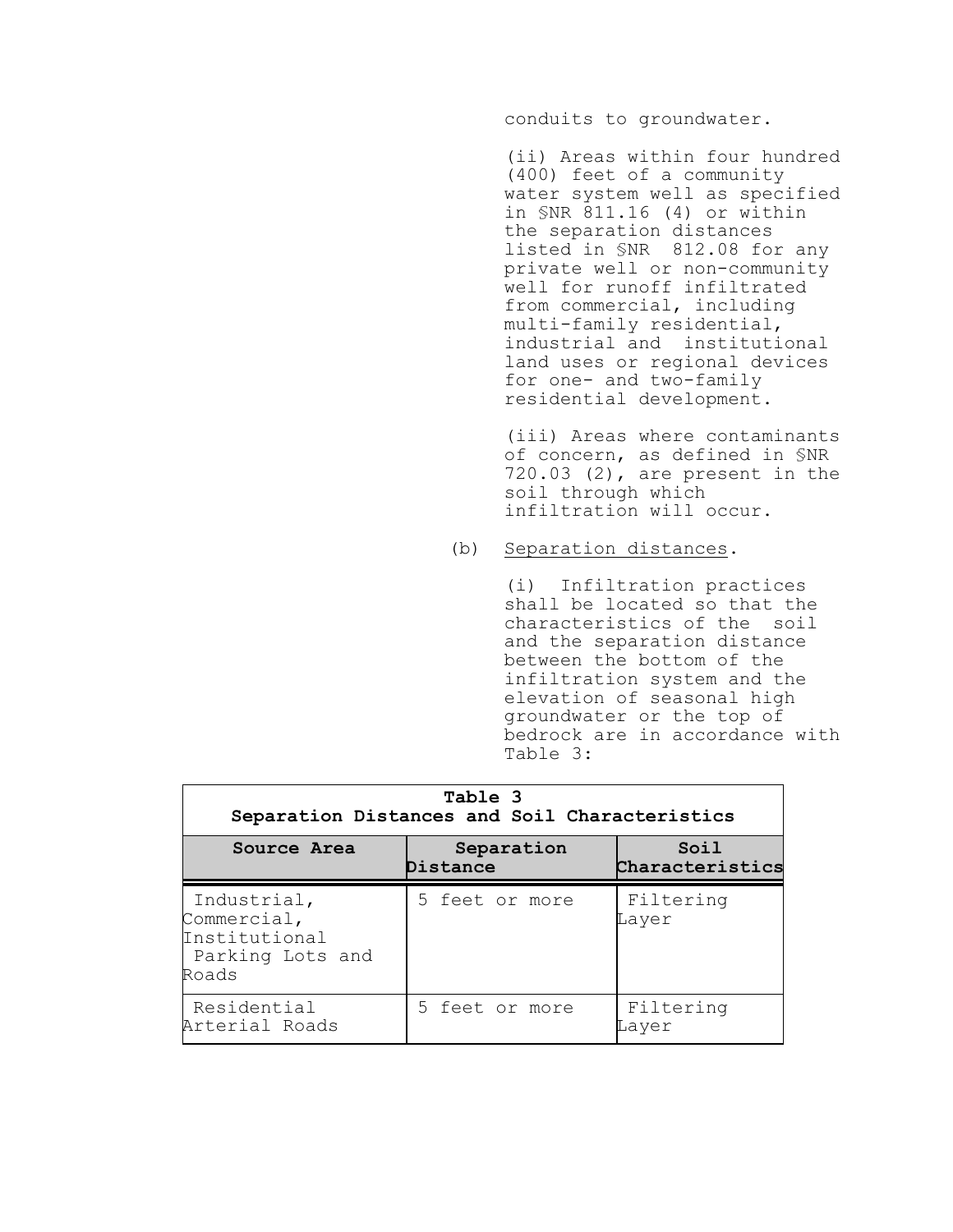conduits to groundwater.

(ii) Areas within four hundred (400) feet of a community water system well as specified in §NR 811.16 (4) or within the separation distances listed in §NR 812.08 for any private well or non-community well for runoff infiltrated from commercial, including multi-family residential, industrial and institutional land uses or regional devices for one- and two-family residential development.

(iii) Areas where contaminants of concern, as defined in §NR 720.03 (2), are present in the soil through which infiltration will occur.

(b) Separation distances.

(i) Infiltration practices shall be located so that the characteristics of the soil and the separation distance between the bottom of the infiltration system and the elevation of seasonal high groundwater or the top of bedrock are in accordance with Table 3:

**Table 3**
**Separation Distances and Soil Characteristics**

| Source Area | Separation Distance | Soil Characteristics |
|---|---|---|
| Industrial, Commercial, Institutional Parking Lots and Roads | 5 feet or more | Filtering Layer |
| Residential Arterial Roads | 5 feet or more | Filtering Layer |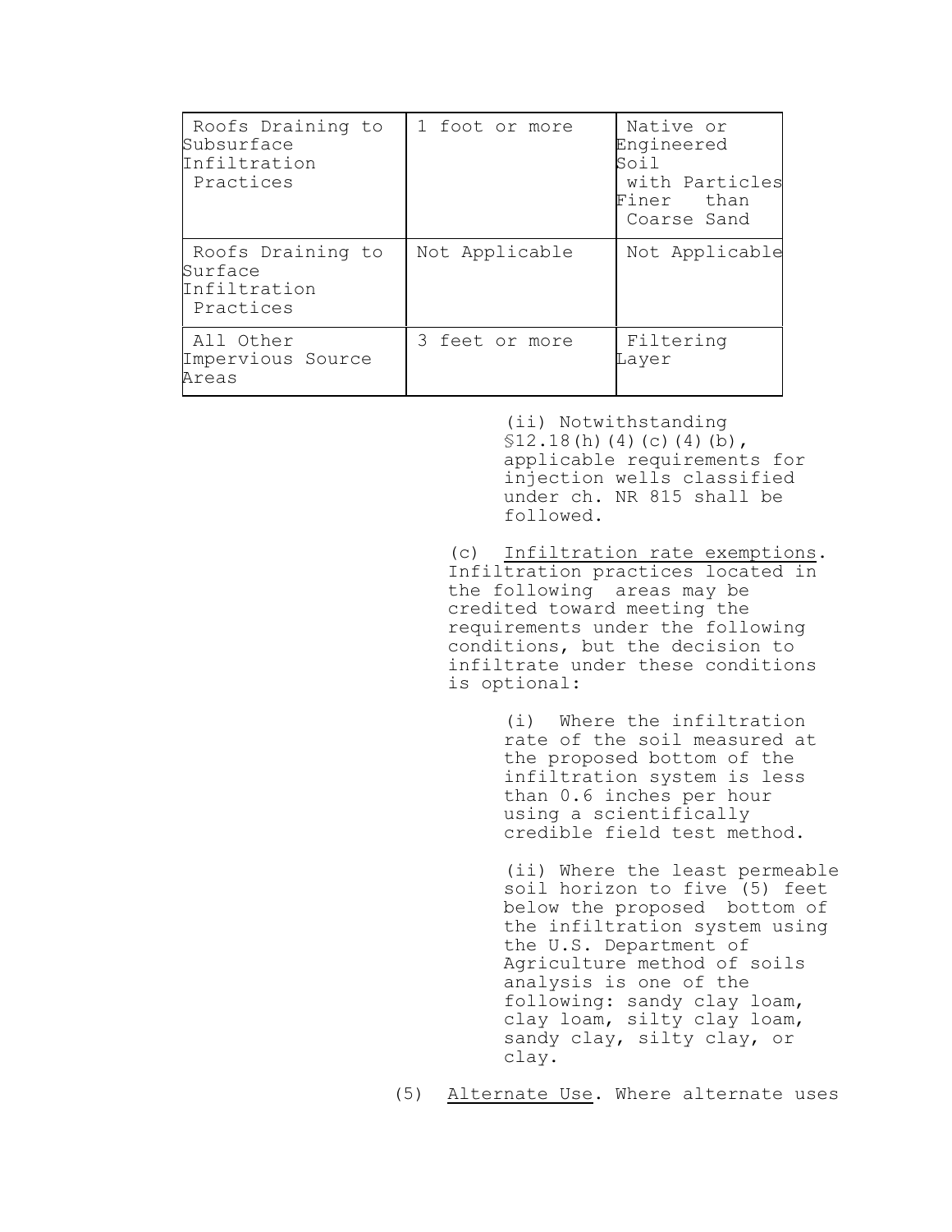| Roofs Draining to Subsurface Infiltration Practices | 1 foot or more | Native or Engineered Soil with Particles Finer than Coarse Sand |
|---|---|---|
| Roofs Draining to Surface Infiltration Practices | Not Applicable | Not Applicable |
| All Other Impervious Source Areas | 3 feet or more | Filtering Layer |

(ii) Notwithstanding §12.18(h)(4)(c)(4)(b), applicable requirements for injection wells classified under ch. NR 815 shall be followed.

(c) Infiltration rate exemptions. Infiltration practices located in the following areas may be credited toward meeting the requirements under the following conditions, but the decision to infiltrate under these conditions is optional:

(i) Where the infiltration rate of the soil measured at the proposed bottom of the infiltration system is less than 0.6 inches per hour using a scientifically credible field test method.

(ii) Where the least permeable soil horizon to five (5) feet below the proposed bottom of the infiltration system using the U.S. Department of Agriculture method of soils analysis is one of the following: sandy clay loam, clay loam, silty clay loam, sandy clay, silty clay, or clay.

(5) Alternate Use. Where alternate uses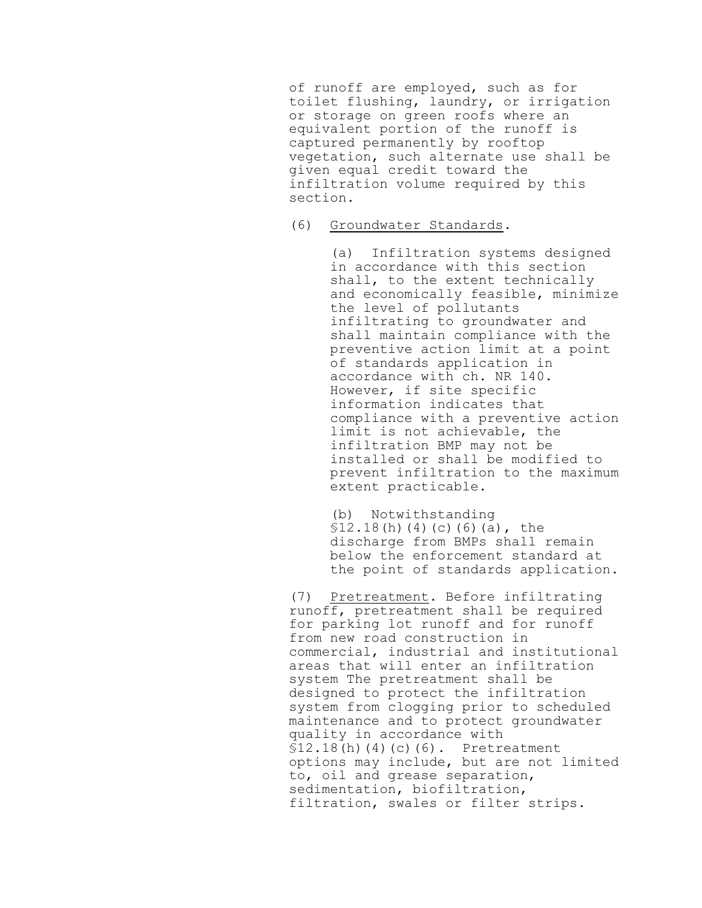of runoff are employed, such as for toilet flushing, laundry, or irrigation or storage on green roofs where an equivalent portion of the runoff is captured permanently by rooftop vegetation, such alternate use shall be given equal credit toward the infiltration volume required by this section.

(6) Groundwater Standards.

(a) Infiltration systems designed in accordance with this section shall, to the extent technically and economically feasible, minimize the level of pollutants infiltrating to groundwater and shall maintain compliance with the preventive action limit at a point of standards application in accordance with ch. NR 140. However, if site specific information indicates that compliance with a preventive action limit is not achievable, the infiltration BMP may not be installed or shall be modified to prevent infiltration to the maximum extent practicable.

(b) Notwithstanding §12.18(h)(4)(c)(6)(a), the discharge from BMPs shall remain below the enforcement standard at the point of standards application.

(7) Pretreatment. Before infiltrating runoff, pretreatment shall be required for parking lot runoff and for runoff from new road construction in commercial, industrial and institutional areas that will enter an infiltration system The pretreatment shall be designed to protect the infiltration system from clogging prior to scheduled maintenance and to protect groundwater quality in accordance with §12.18(h)(4)(c)(6). Pretreatment options may include, but are not limited to, oil and grease separation, sedimentation, biofiltration, filtration, swales or filter strips.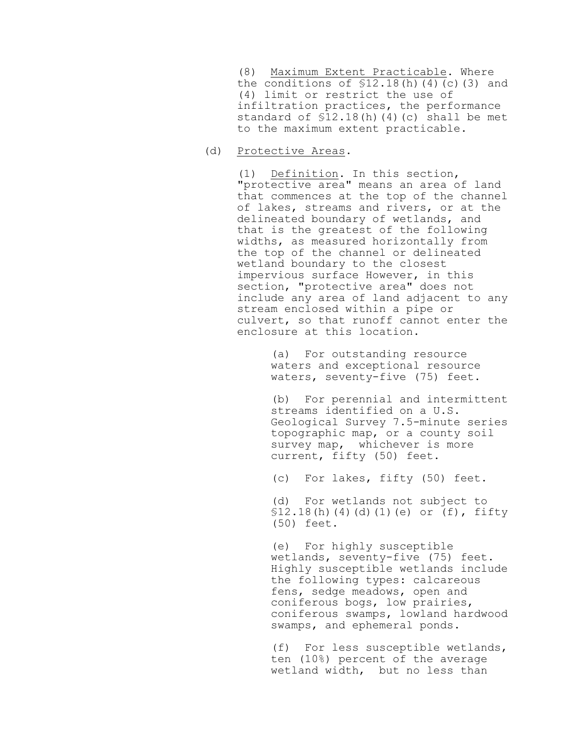(8) Maximum Extent Practicable. Where the conditions of §12.18(h)(4)(c)(3) and (4) limit or restrict the use of infiltration practices, the performance standard of §12.18(h)(4)(c) shall be met to the maximum extent practicable.

(d) Protective Areas.

(1) Definition. In this section, "protective area" means an area of land that commences at the top of the channel of lakes, streams and rivers, or at the delineated boundary of wetlands, and that is the greatest of the following widths, as measured horizontally from the top of the channel or delineated wetland boundary to the closest impervious surface However, in this section, "protective area" does not include any area of land adjacent to any stream enclosed within a pipe or culvert, so that runoff cannot enter the enclosure at this location.

(a) For outstanding resource waters and exceptional resource waters, seventy-five (75) feet.

(b) For perennial and intermittent streams identified on a U.S. Geological Survey 7.5-minute series topographic map, or a county soil survey map, whichever is more current, fifty (50) feet.

(c) For lakes, fifty (50) feet.

(d) For wetlands not subject to §12.18(h)(4)(d)(1)(e) or (f), fifty (50) feet.

(e) For highly susceptible wetlands, seventy-five (75) feet. Highly susceptible wetlands include the following types: calcareous fens, sedge meadows, open and coniferous bogs, low prairies, coniferous swamps, lowland hardwood swamps, and ephemeral ponds.

(f) For less susceptible wetlands, ten (10%) percent of the average wetland width, but no less than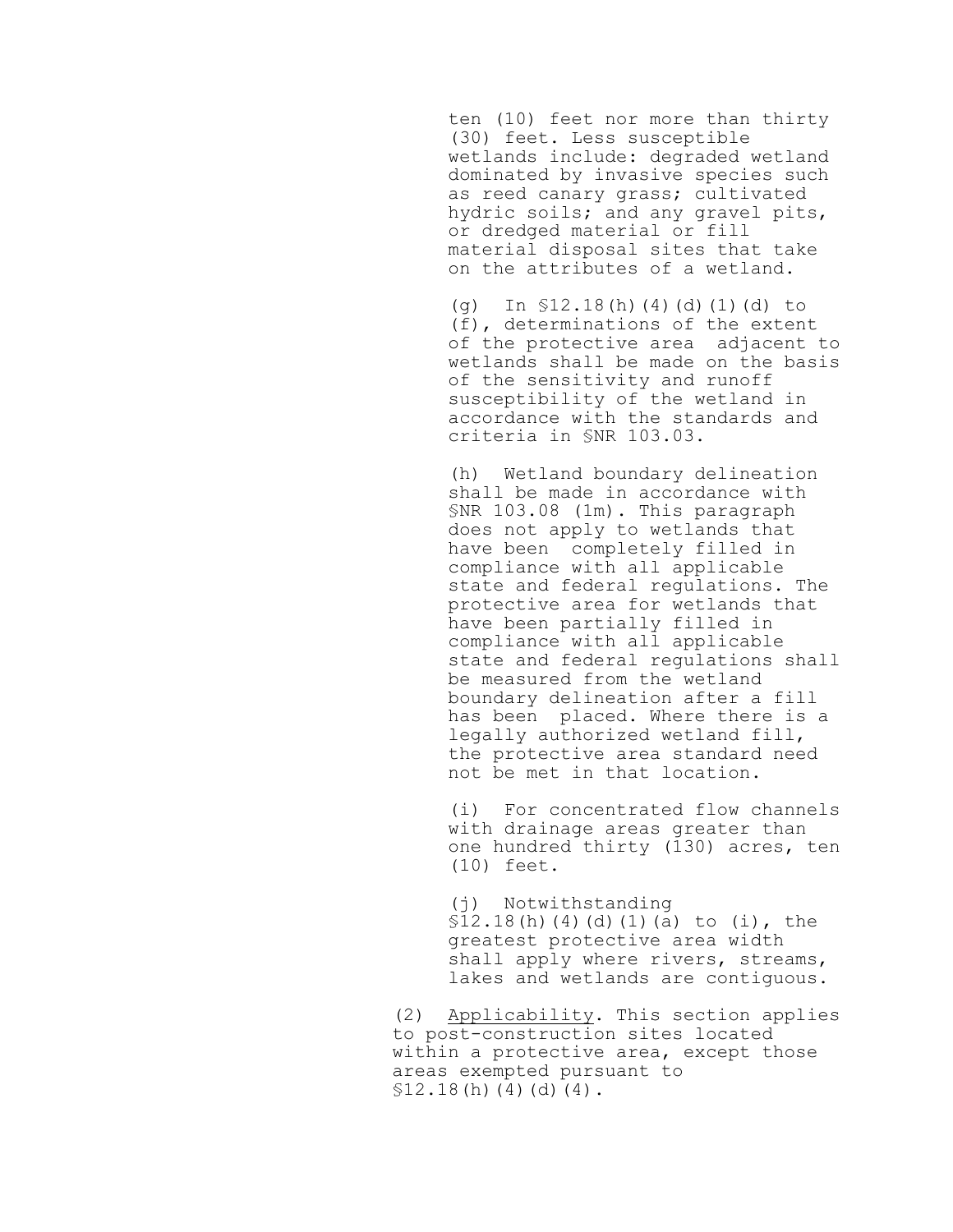ten (10) feet nor more than thirty (30) feet. Less susceptible wetlands include: degraded wetland dominated by invasive species such as reed canary grass; cultivated hydric soils; and any gravel pits, or dredged material or fill material disposal sites that take on the attributes of a wetland.

(g) In §12.18(h)(4)(d)(1)(d) to (f), determinations of the extent of the protective area adjacent to wetlands shall be made on the basis of the sensitivity and runoff susceptibility of the wetland in accordance with the standards and criteria in §NR 103.03.

(h) Wetland boundary delineation shall be made in accordance with §NR 103.08 (1m). This paragraph does not apply to wetlands that have been completely filled in compliance with all applicable state and federal regulations. The protective area for wetlands that have been partially filled in compliance with all applicable state and federal regulations shall be measured from the wetland boundary delineation after a fill has been placed. Where there is a legally authorized wetland fill, the protective area standard need not be met in that location.

(i) For concentrated flow channels with drainage areas greater than one hundred thirty (130) acres, ten (10) feet.

(j) Notwithstanding §12.18(h)(4)(d)(1)(a) to (i), the greatest protective area width shall apply where rivers, streams, lakes and wetlands are contiguous.

(2) Applicability. This section applies to post-construction sites located within a protective area, except those areas exempted pursuant to §12.18(h)(4)(d)(4).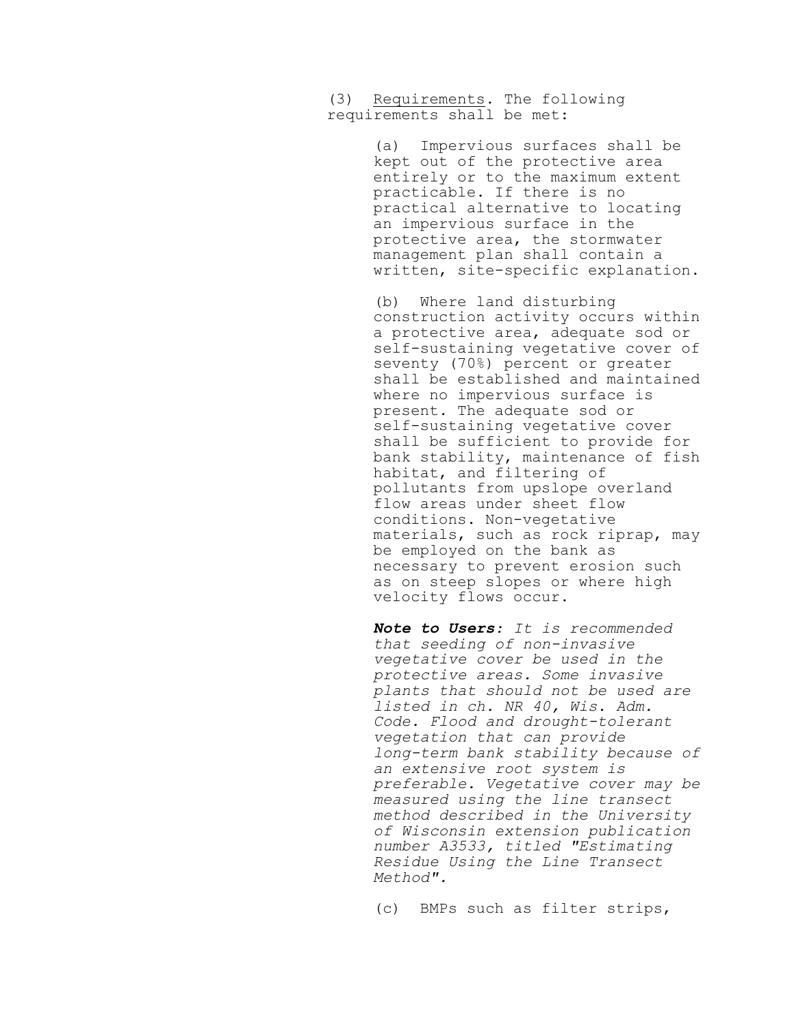(3) Requirements. The following requirements shall be met:

(a) Impervious surfaces shall be kept out of the protective area entirely or to the maximum extent practicable. If there is no practical alternative to locating an impervious surface in the protective area, the stormwater management plan shall contain a written, site-specific explanation.

(b) Where land disturbing construction activity occurs within a protective area, adequate sod or self-sustaining vegetative cover of seventy (70%) percent or greater shall be established and maintained where no impervious surface is present. The adequate sod or self-sustaining vegetative cover shall be sufficient to provide for bank stability, maintenance of fish habitat, and filtering of pollutants from upslope overland flow areas under sheet flow conditions. Non-vegetative materials, such as rock riprap, may be employed on the bank as necessary to prevent erosion such as on steep slopes or where high velocity flows occur.

***Note to Users****: It is recommended that seeding of non-invasive vegetative cover be used in the protective areas. Some invasive plants that should not be used are listed in ch. NR 40, Wis. Adm. Code. Flood and drought-tolerant vegetation that can provide long-term bank stability because of an extensive root system is preferable. Vegetative cover may be measured using the line transect method described in the University of Wisconsin extension publication number A3533, titled "Estimating Residue Using the Line Transect Method".*

(c) BMPs such as filter strips,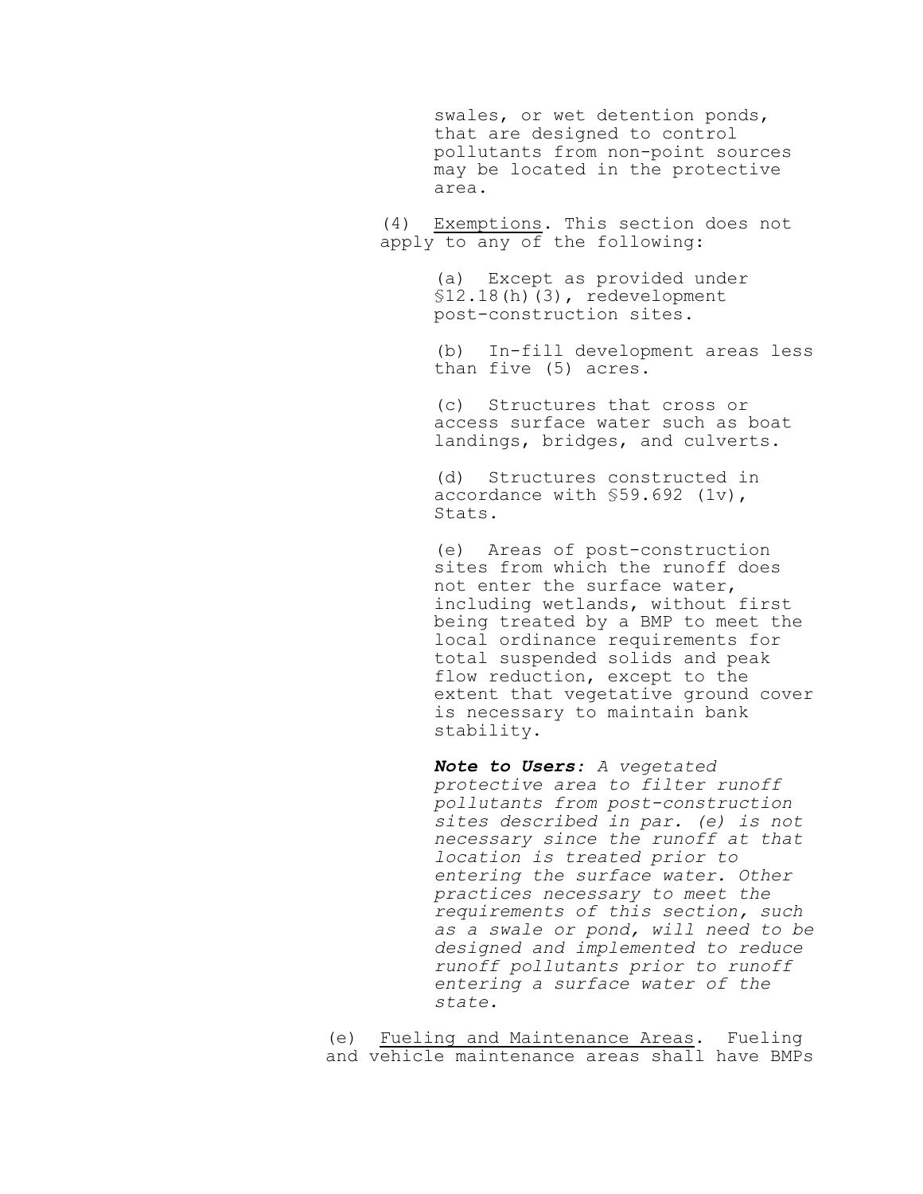swales, or wet detention ponds, that are designed to control pollutants from non-point sources may be located in the protective area.

(4) Exemptions. This section does not apply to any of the following:

(a) Except as provided under §12.18(h)(3), redevelopment post-construction sites.

(b) In-fill development areas less than five (5) acres.

(c) Structures that cross or access surface water such as boat landings, bridges, and culverts.

(d) Structures constructed in accordance with §59.692 (1v), Stats.

(e) Areas of post-construction sites from which the runoff does not enter the surface water, including wetlands, without first being treated by a BMP to meet the local ordinance requirements for total suspended solids and peak flow reduction, except to the extent that vegetative ground cover is necessary to maintain bank stability.

***Note to Users****: A vegetated protective area to filter runoff pollutants from post-construction sites described in par. (e) is not necessary since the runoff at that location is treated prior to entering the surface water. Other practices necessary to meet the requirements of this section, such as a swale or pond, will need to be designed and implemented to reduce runoff pollutants prior to runoff entering a surface water of the state.*

(e) Fueling and Maintenance Areas. Fueling and vehicle maintenance areas shall have BMPs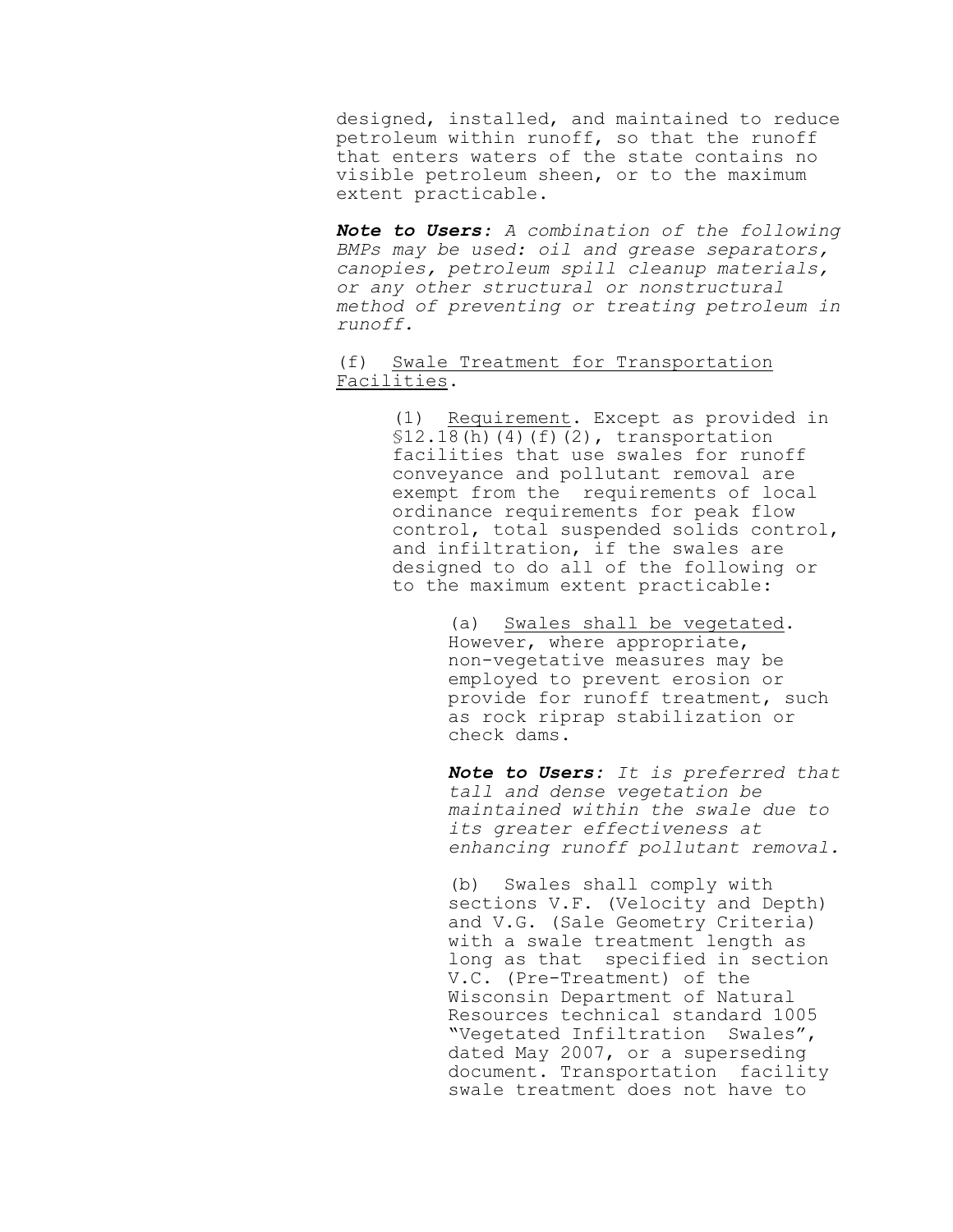designed, installed, and maintained to reduce petroleum within runoff, so that the runoff that enters waters of the state contains no visible petroleum sheen, or to the maximum extent practicable.

***Note to Users****: A combination of the following BMPs may be used: oil and grease separators, canopies, petroleum spill cleanup materials, or any other structural or nonstructural method of preventing or treating petroleum in runoff.*

(f) <u>Swale Treatment for Transportation Facilities</u>.

(1) <u>Requirement</u>. Except as provided in §12.18(h)(4)(f)(2), transportation facilities that use swales for runoff conveyance and pollutant removal are exempt from the requirements of local ordinance requirements for peak flow control, total suspended solids control, and infiltration, if the swales are designed to do all of the following or to the maximum extent practicable:

(a) <u>Swales shall be vegetated</u>. However, where appropriate, non-vegetative measures may be employed to prevent erosion or provide for runoff treatment, such as rock riprap stabilization or check dams.

***Note to Users****: It is preferred that tall and dense vegetation be maintained within the swale due to its greater effectiveness at enhancing runoff pollutant removal.*

(b) Swales shall comply with sections V.F. (Velocity and Depth) and V.G. (Sale Geometry Criteria) with a swale treatment length as long as that specified in section V.C. (Pre-Treatment) of the Wisconsin Department of Natural Resources technical standard 1005 "Vegetated Infiltration Swales", dated May 2007, or a superseding document. Transportation facility swale treatment does not have to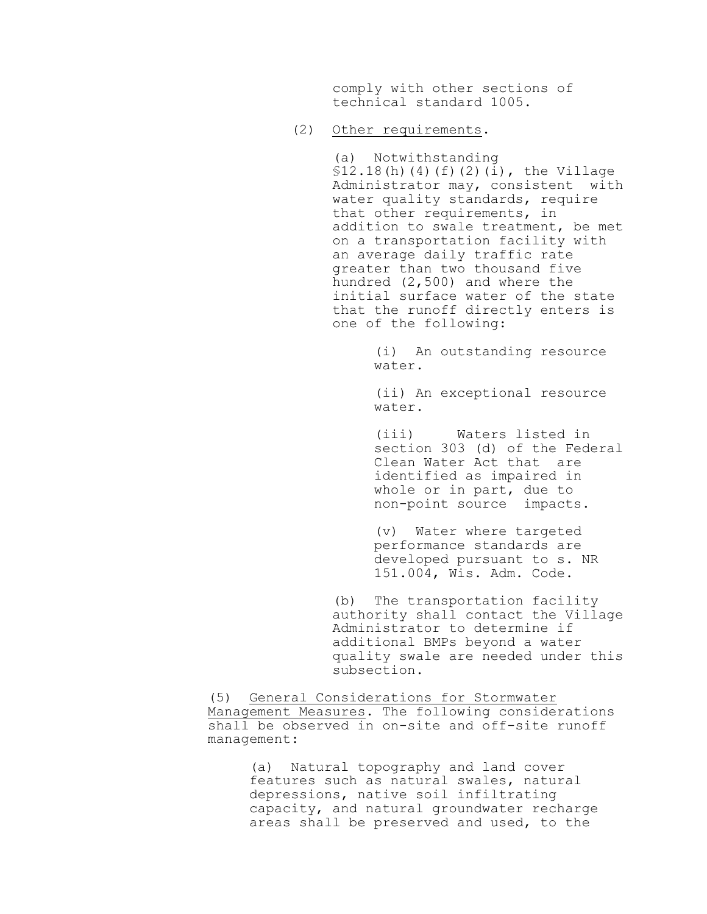comply with other sections of technical standard 1005.

(2) Other requirements.

(a) Notwithstanding §12.18(h)(4)(f)(2)(i), the Village Administrator may, consistent with water quality standards, require that other requirements, in addition to swale treatment, be met on a transportation facility with an average daily traffic rate greater than two thousand five hundred (2,500) and where the initial surface water of the state that the runoff directly enters is one of the following:

(i) An outstanding resource water.

(ii) An exceptional resource water.

(iii) Waters listed in section 303 (d) of the Federal Clean Water Act that are identified as impaired in whole or in part, due to non-point source impacts.

(v) Water where targeted performance standards are developed pursuant to s. NR 151.004, Wis. Adm. Code.

(b) The transportation facility authority shall contact the Village Administrator to determine if additional BMPs beyond a water quality swale are needed under this subsection.

(5) General Considerations for Stormwater Management Measures. The following considerations shall be observed in on-site and off-site runoff management:

(a) Natural topography and land cover features such as natural swales, natural depressions, native soil infiltrating capacity, and natural groundwater recharge areas shall be preserved and used, to the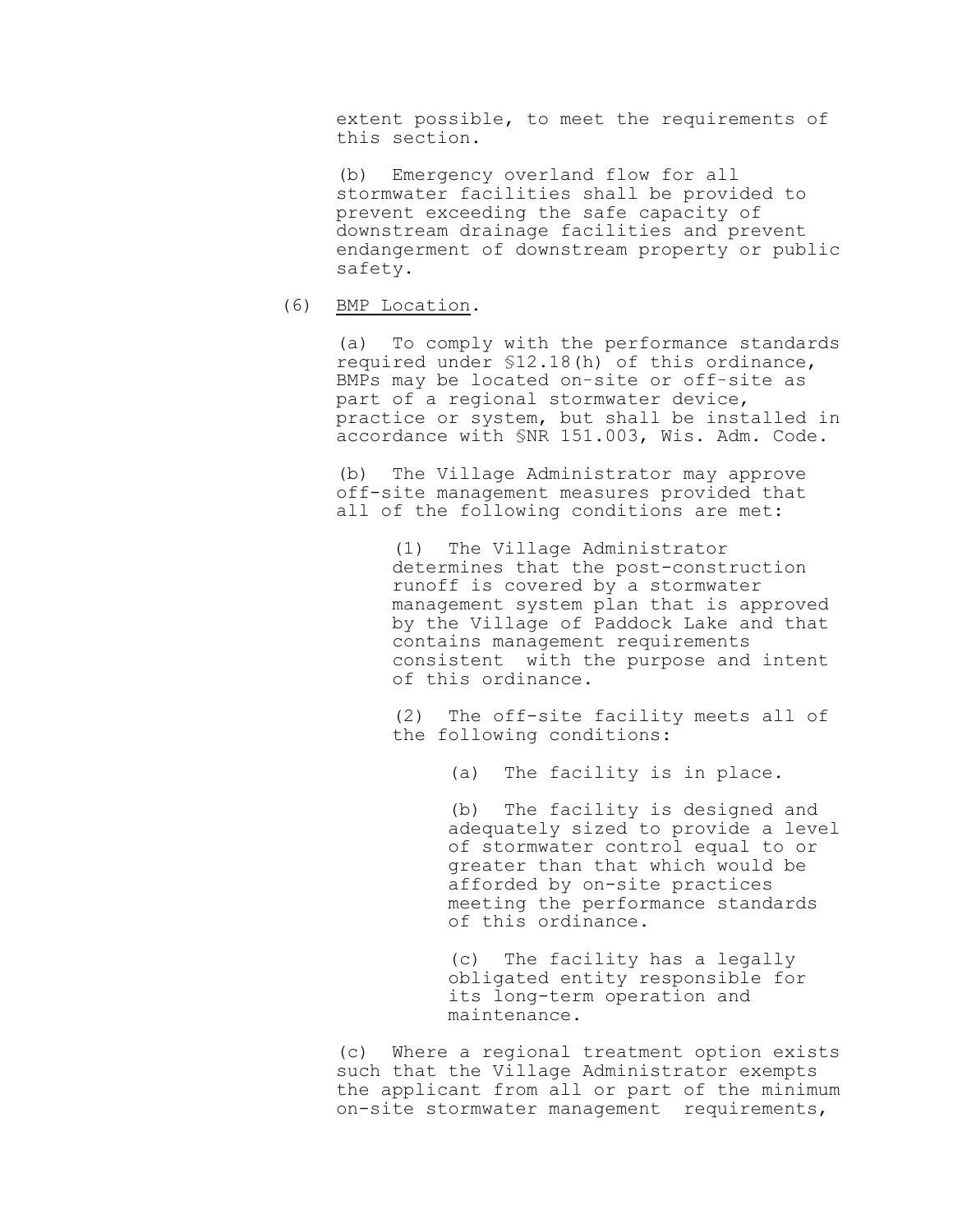extent possible, to meet the requirements of this section.

(b) Emergency overland flow for all stormwater facilities shall be provided to prevent exceeding the safe capacity of downstream drainage facilities and prevent endangerment of downstream property or public safety.

(6) <u>BMP Location</u>.

(a) To comply with the performance standards required under §12.18(h) of this ordinance, BMPs may be located on-site or off-site as part of a regional stormwater device, practice or system, but shall be installed in accordance with §NR 151.003, Wis. Adm. Code.

(b) The Village Administrator may approve off-site management measures provided that all of the following conditions are met:

(1) The Village Administrator determines that the post-construction runoff is covered by a stormwater management system plan that is approved by the Village of Paddock Lake and that contains management requirements consistent with the purpose and intent of this ordinance.

(2) The off-site facility meets all of the following conditions:

(a) The facility is in place.

(b) The facility is designed and adequately sized to provide a level of stormwater control equal to or greater than that which would be afforded by on-site practices meeting the performance standards of this ordinance.

(c) The facility has a legally obligated entity responsible for its long-term operation and maintenance.

(c) Where a regional treatment option exists such that the Village Administrator exempts the applicant from all or part of the minimum on-site stormwater management requirements,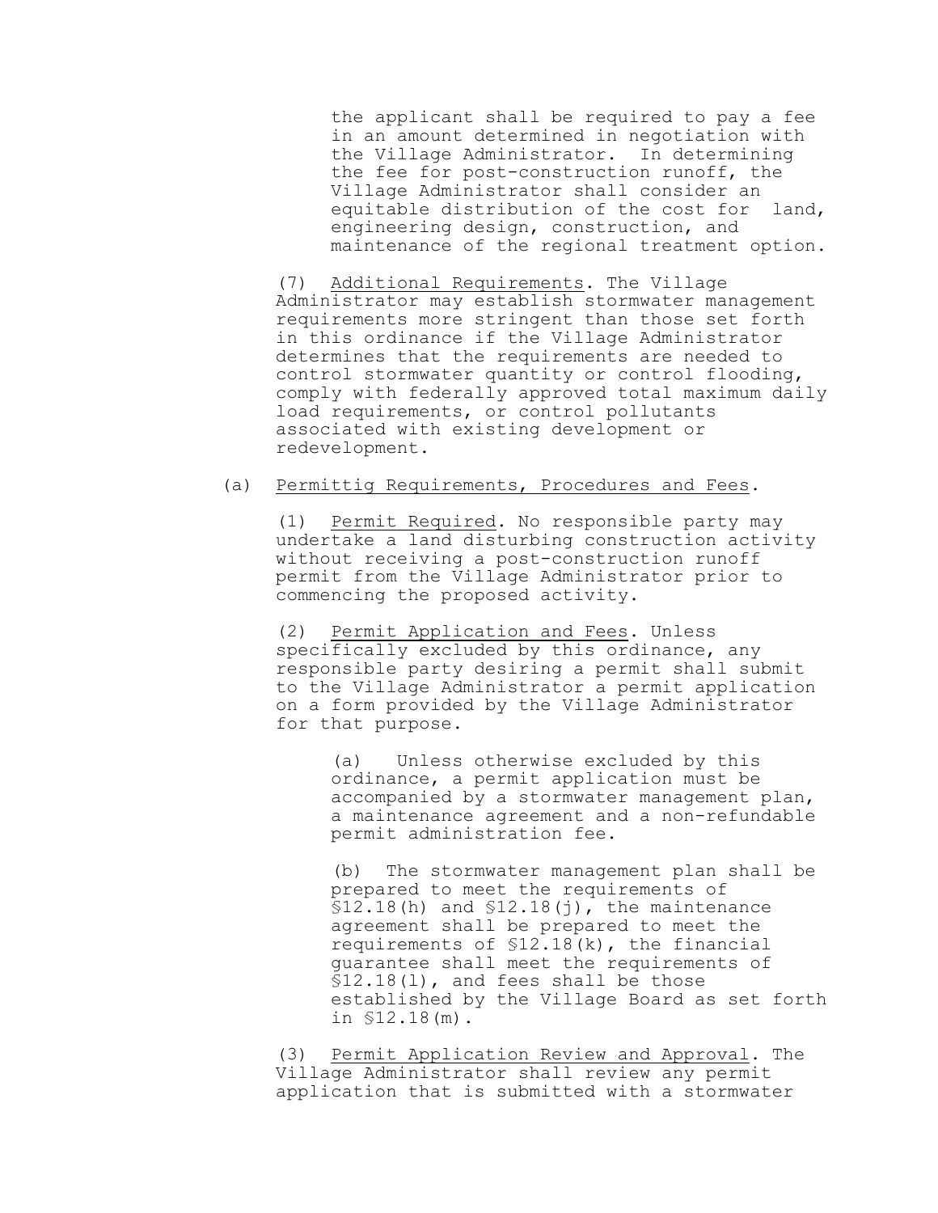the applicant shall be required to pay a fee in an amount determined in negotiation with the Village Administrator. In determining the fee for post-construction runoff, the Village Administrator shall consider an equitable distribution of the cost for land, engineering design, construction, and maintenance of the regional treatment option.

(7) Additional Requirements. The Village Administrator may establish stormwater management requirements more stringent than those set forth in this ordinance if the Village Administrator determines that the requirements are needed to control stormwater quantity or control flooding, comply with federally approved total maximum daily load requirements, or control pollutants associated with existing development or redevelopment.

(a) Permittig Requirements, Procedures and Fees.

(1) Permit Required. No responsible party may undertake a land disturbing construction activity without receiving a post-construction runoff permit from the Village Administrator prior to commencing the proposed activity.

(2) Permit Application and Fees. Unless specifically excluded by this ordinance, any responsible party desiring a permit shall submit to the Village Administrator a permit application on a form provided by the Village Administrator for that purpose.

(a) Unless otherwise excluded by this ordinance, a permit application must be accompanied by a stormwater management plan, a maintenance agreement and a non-refundable permit administration fee.

(b) The stormwater management plan shall be prepared to meet the requirements of §12.18(h) and §12.18(j), the maintenance agreement shall be prepared to meet the requirements of §12.18(k), the financial guarantee shall meet the requirements of §12.18(l), and fees shall be those established by the Village Board as set forth in §12.18(m).

(3) Permit Application Review and Approval. The Village Administrator shall review any permit application that is submitted with a stormwater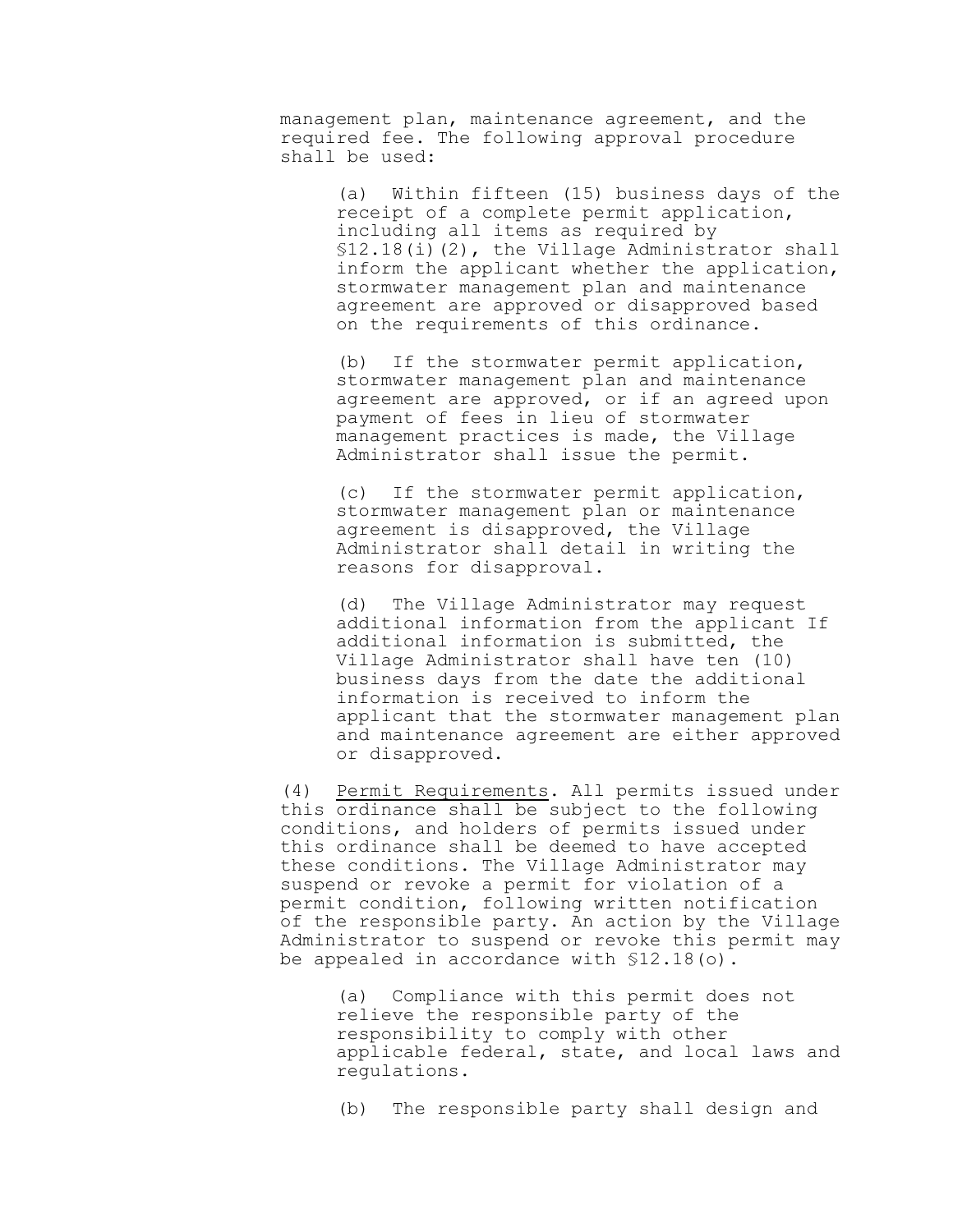management plan, maintenance agreement, and the required fee. The following approval procedure shall be used:

(a) Within fifteen (15) business days of the receipt of a complete permit application, including all items as required by §12.18(i)(2), the Village Administrator shall inform the applicant whether the application, stormwater management plan and maintenance agreement are approved or disapproved based on the requirements of this ordinance.

(b) If the stormwater permit application, stormwater management plan and maintenance agreement are approved, or if an agreed upon payment of fees in lieu of stormwater management practices is made, the Village Administrator shall issue the permit.

(c) If the stormwater permit application, stormwater management plan or maintenance agreement is disapproved, the Village Administrator shall detail in writing the reasons for disapproval.

(d) The Village Administrator may request additional information from the applicant If additional information is submitted, the Village Administrator shall have ten (10) business days from the date the additional information is received to inform the applicant that the stormwater management plan and maintenance agreement are either approved or disapproved.

(4) Permit Requirements. All permits issued under this ordinance shall be subject to the following conditions, and holders of permits issued under this ordinance shall be deemed to have accepted these conditions. The Village Administrator may suspend or revoke a permit for violation of a permit condition, following written notification of the responsible party. An action by the Village Administrator to suspend or revoke this permit may be appealed in accordance with §12.18(o).

(a) Compliance with this permit does not relieve the responsible party of the responsibility to comply with other applicable federal, state, and local laws and regulations.

(b) The responsible party shall design and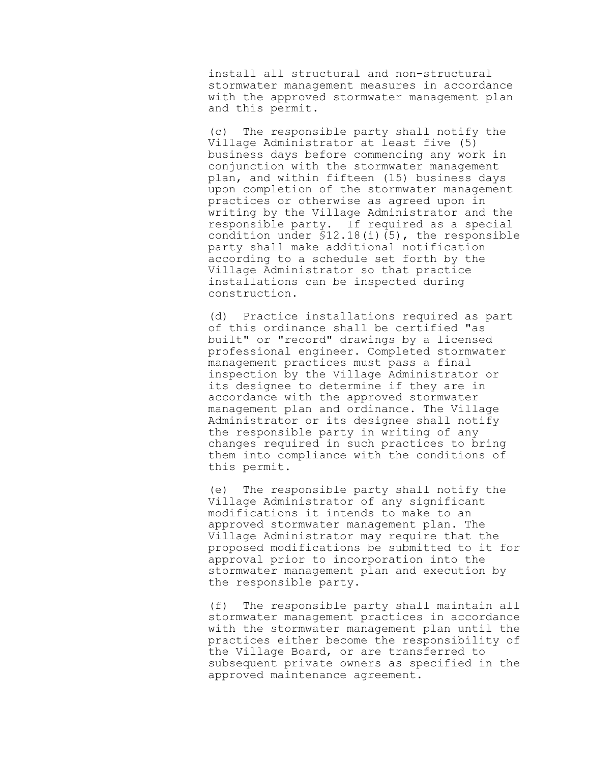install all structural and non-structural stormwater management measures in accordance with the approved stormwater management plan and this permit.

(c) The responsible party shall notify the Village Administrator at least five (5) business days before commencing any work in conjunction with the stormwater management plan, and within fifteen (15) business days upon completion of the stormwater management practices or otherwise as agreed upon in writing by the Village Administrator and the responsible party. If required as a special condition under §12.18(i)(5), the responsible party shall make additional notification according to a schedule set forth by the Village Administrator so that practice installations can be inspected during construction.

(d) Practice installations required as part of this ordinance shall be certified "as built" or "record" drawings by a licensed professional engineer. Completed stormwater management practices must pass a final inspection by the Village Administrator or its designee to determine if they are in accordance with the approved stormwater management plan and ordinance. The Village Administrator or its designee shall notify the responsible party in writing of any changes required in such practices to bring them into compliance with the conditions of this permit.

(e) The responsible party shall notify the Village Administrator of any significant modifications it intends to make to an approved stormwater management plan. The Village Administrator may require that the proposed modifications be submitted to it for approval prior to incorporation into the stormwater management plan and execution by the responsible party.

(f) The responsible party shall maintain all stormwater management practices in accordance with the stormwater management plan until the practices either become the responsibility of the Village Board, or are transferred to subsequent private owners as specified in the approved maintenance agreement.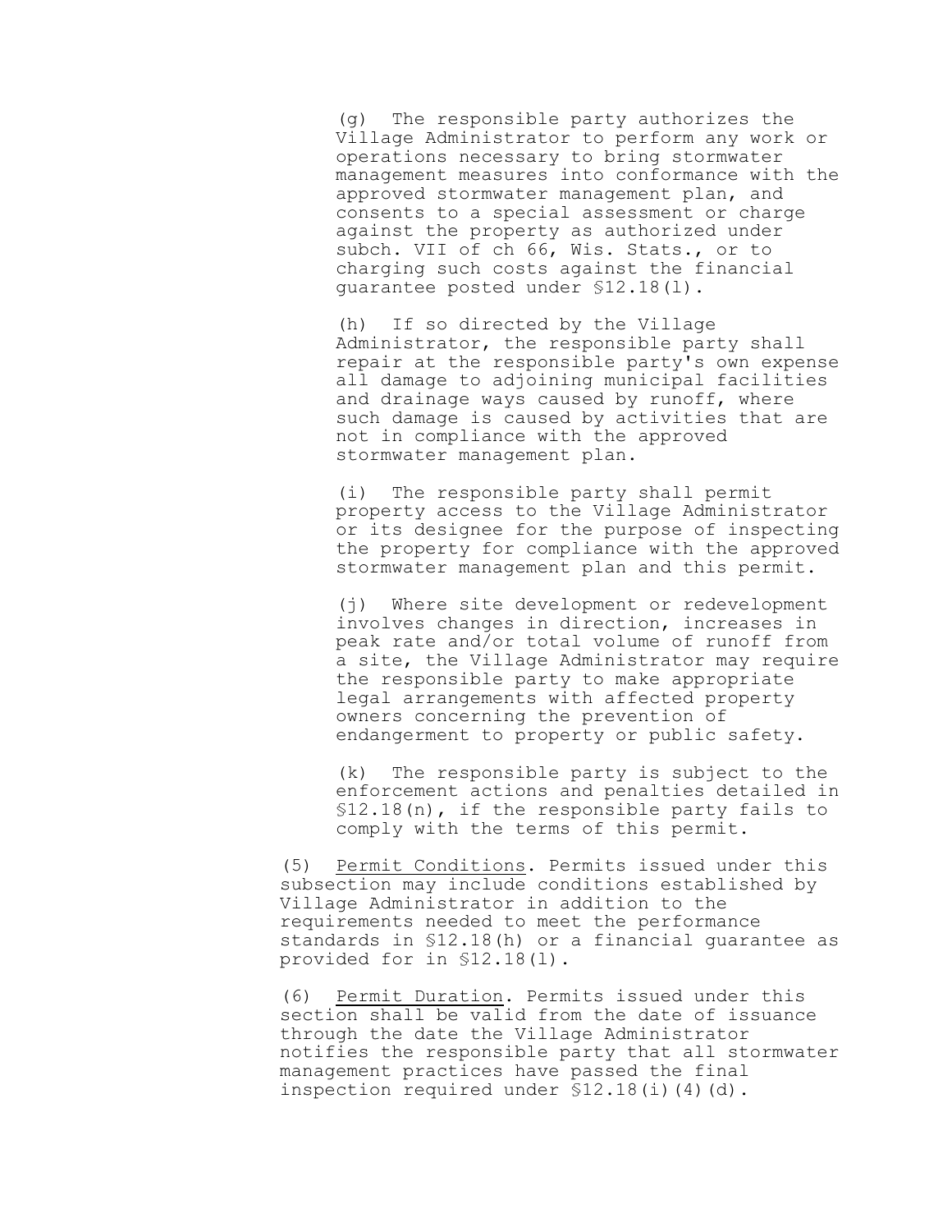(g) The responsible party authorizes the Village Administrator to perform any work or operations necessary to bring stormwater management measures into conformance with the approved stormwater management plan, and consents to a special assessment or charge against the property as authorized under subch. VII of ch 66, Wis. Stats., or to charging such costs against the financial guarantee posted under §12.18(l).

(h) If so directed by the Village Administrator, the responsible party shall repair at the responsible party's own expense all damage to adjoining municipal facilities and drainage ways caused by runoff, where such damage is caused by activities that are not in compliance with the approved stormwater management plan.

(i) The responsible party shall permit property access to the Village Administrator or its designee for the purpose of inspecting the property for compliance with the approved stormwater management plan and this permit.

(j) Where site development or redevelopment involves changes in direction, increases in peak rate and/or total volume of runoff from a site, the Village Administrator may require the responsible party to make appropriate legal arrangements with affected property owners concerning the prevention of endangerment to property or public safety.

(k) The responsible party is subject to the enforcement actions and penalties detailed in §12.18(n), if the responsible party fails to comply with the terms of this permit.

(5) Permit Conditions. Permits issued under this subsection may include conditions established by Village Administrator in addition to the requirements needed to meet the performance standards in §12.18(h) or a financial guarantee as provided for in §12.18(l).

(6) Permit Duration. Permits issued under this section shall be valid from the date of issuance through the date the Village Administrator notifies the responsible party that all stormwater management practices have passed the final inspection required under §12.18(i)(4)(d).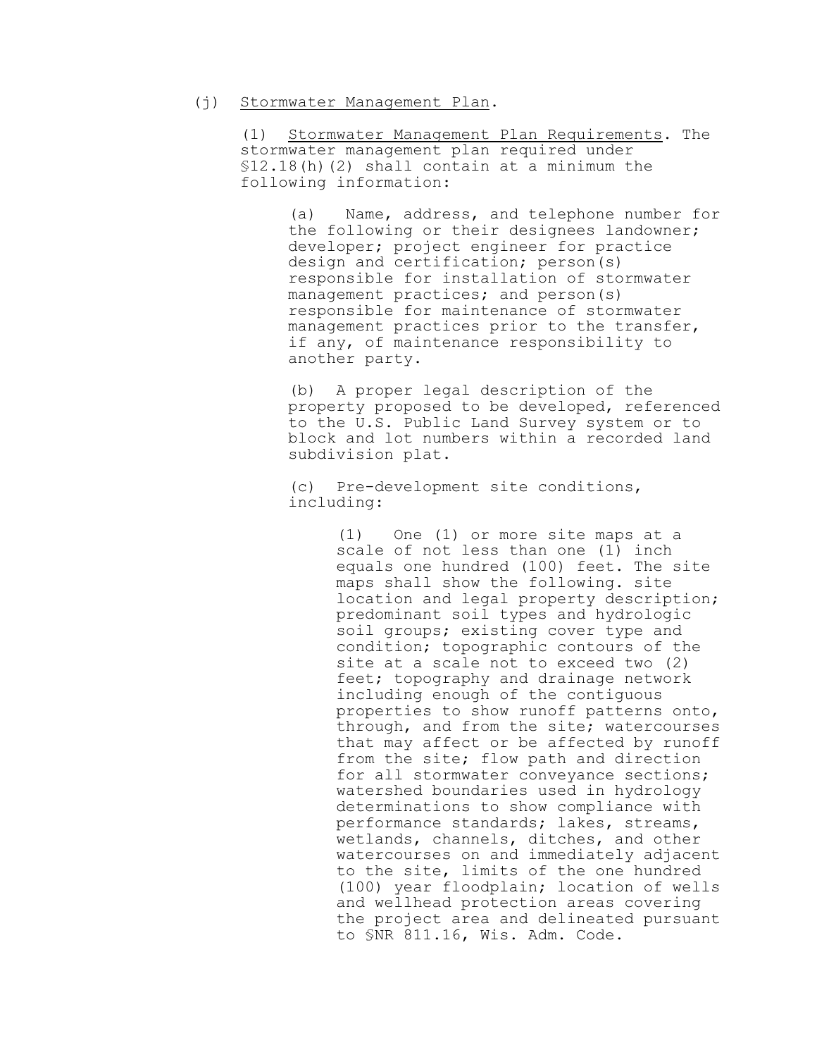(j) <u>Stormwater Management Plan</u>.

(1) <u>Stormwater Management Plan Requirements</u>. The stormwater management plan required under §12.18(h)(2) shall contain at a minimum the following information:

(a) Name, address, and telephone number for the following or their designees landowner; developer; project engineer for practice design and certification; person(s) responsible for installation of stormwater management practices; and person(s) responsible for maintenance of stormwater management practices prior to the transfer, if any, of maintenance responsibility to another party.

(b) A proper legal description of the property proposed to be developed, referenced to the U.S. Public Land Survey system or to block and lot numbers within a recorded land subdivision plat.

(c) Pre-development site conditions, including:

(1) One (1) or more site maps at a scale of not less than one (1) inch equals one hundred (100) feet. The site maps shall show the following. site location and legal property description; predominant soil types and hydrologic soil groups; existing cover type and condition; topographic contours of the site at a scale not to exceed two (2) feet; topography and drainage network including enough of the contiguous properties to show runoff patterns onto, through, and from the site; watercourses that may affect or be affected by runoff from the site; flow path and direction for all stormwater conveyance sections; watershed boundaries used in hydrology determinations to show compliance with performance standards; lakes, streams, wetlands, channels, ditches, and other watercourses on and immediately adjacent to the site, limits of the one hundred (100) year floodplain; location of wells and wellhead protection areas covering the project area and delineated pursuant to §NR 811.16, Wis. Adm. Code.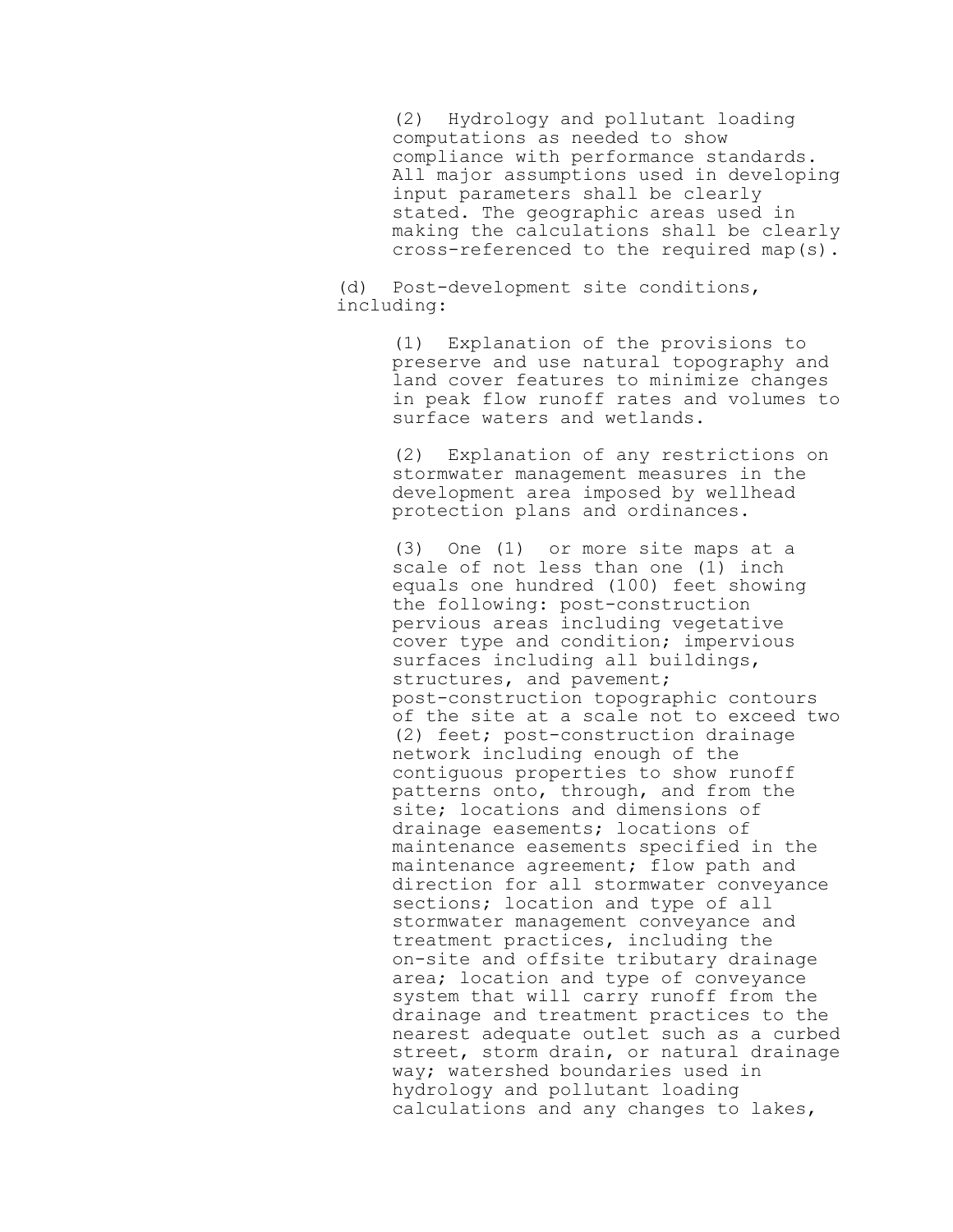(2) Hydrology and pollutant loading computations as needed to show compliance with performance standards. All major assumptions used in developing input parameters shall be clearly stated. The geographic areas used in making the calculations shall be clearly cross-referenced to the required map(s).

(d) Post-development site conditions, including:

(1) Explanation of the provisions to preserve and use natural topography and land cover features to minimize changes in peak flow runoff rates and volumes to surface waters and wetlands.

(2) Explanation of any restrictions on stormwater management measures in the development area imposed by wellhead protection plans and ordinances.

(3) One (1) or more site maps at a scale of not less than one (1) inch equals one hundred (100) feet showing the following: post-construction pervious areas including vegetative cover type and condition; impervious surfaces including all buildings, structures, and pavement; post-construction topographic contours of the site at a scale not to exceed two (2) feet; post-construction drainage network including enough of the contiguous properties to show runoff patterns onto, through, and from the site; locations and dimensions of drainage easements; locations of maintenance easements specified in the maintenance agreement; flow path and direction for all stormwater conveyance sections; location and type of all stormwater management conveyance and treatment practices, including the on-site and offsite tributary drainage area; location and type of conveyance system that will carry runoff from the drainage and treatment practices to the nearest adequate outlet such as a curbed street, storm drain, or natural drainage way; watershed boundaries used in hydrology and pollutant loading calculations and any changes to lakes,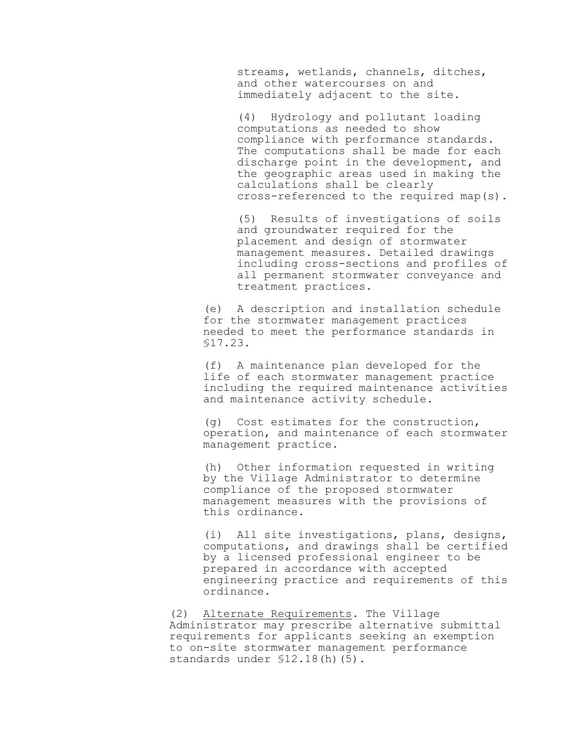streams, wetlands, channels, ditches, and other watercourses on and immediately adjacent to the site.

(4) Hydrology and pollutant loading computations as needed to show compliance with performance standards. The computations shall be made for each discharge point in the development, and the geographic areas used in making the calculations shall be clearly cross-referenced to the required map(s).

(5) Results of investigations of soils and groundwater required for the placement and design of stormwater management measures. Detailed drawings including cross-sections and profiles of all permanent stormwater conveyance and treatment practices.

(e) A description and installation schedule for the stormwater management practices needed to meet the performance standards in §17.23.

(f) A maintenance plan developed for the life of each stormwater management practice including the required maintenance activities and maintenance activity schedule.

(g) Cost estimates for the construction, operation, and maintenance of each stormwater management practice.

(h) Other information requested in writing by the Village Administrator to determine compliance of the proposed stormwater management measures with the provisions of this ordinance.

(i) All site investigations, plans, designs, computations, and drawings shall be certified by a licensed professional engineer to be prepared in accordance with accepted engineering practice and requirements of this ordinance.

(2) Alternate Requirements. The Village Administrator may prescribe alternative submittal requirements for applicants seeking an exemption to on-site stormwater management performance standards under §12.18(h)(5).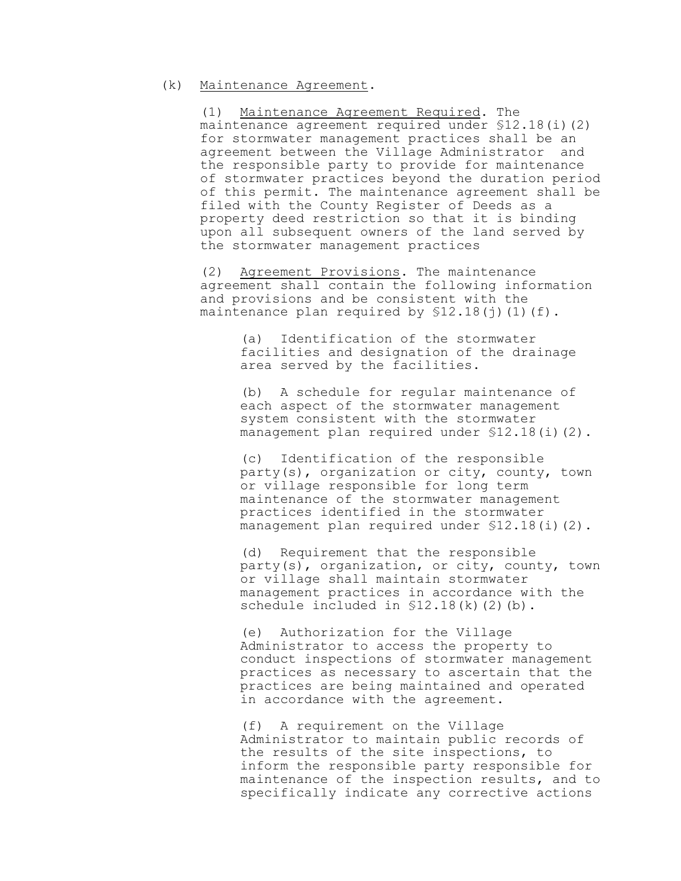(k) Maintenance Agreement.

(1) Maintenance Agreement Required. The maintenance agreement required under §12.18(i)(2) for stormwater management practices shall be an agreement between the Village Administrator and the responsible party to provide for maintenance of stormwater practices beyond the duration period of this permit. The maintenance agreement shall be filed with the County Register of Deeds as a property deed restriction so that it is binding upon all subsequent owners of the land served by the stormwater management practices

(2) Agreement Provisions. The maintenance agreement shall contain the following information and provisions and be consistent with the maintenance plan required by §12.18(j)(1)(f).

(a) Identification of the stormwater facilities and designation of the drainage area served by the facilities.

(b) A schedule for regular maintenance of each aspect of the stormwater management system consistent with the stormwater management plan required under §12.18(i)(2).

(c) Identification of the responsible party(s), organization or city, county, town or village responsible for long term maintenance of the stormwater management practices identified in the stormwater management plan required under §12.18(i)(2).

(d) Requirement that the responsible party(s), organization, or city, county, town or village shall maintain stormwater management practices in accordance with the schedule included in §12.18(k)(2)(b).

(e) Authorization for the Village Administrator to access the property to conduct inspections of stormwater management practices as necessary to ascertain that the practices are being maintained and operated in accordance with the agreement.

(f) A requirement on the Village Administrator to maintain public records of the results of the site inspections, to inform the responsible party responsible for maintenance of the inspection results, and to specifically indicate any corrective actions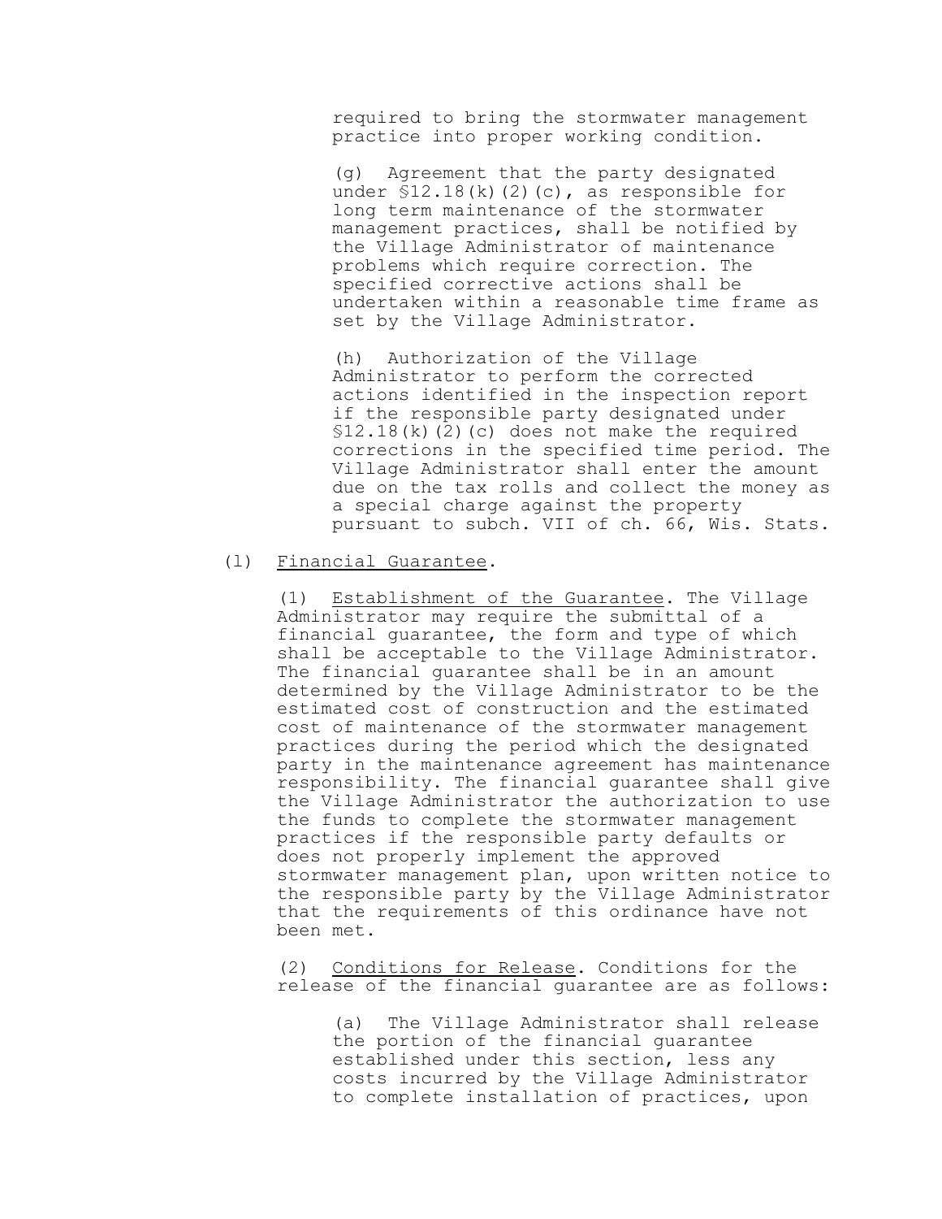required to bring the stormwater management practice into proper working condition.

(g) Agreement that the party designated under §12.18(k)(2)(c), as responsible for long term maintenance of the stormwater management practices, shall be notified by the Village Administrator of maintenance problems which require correction. The specified corrective actions shall be undertaken within a reasonable time frame as set by the Village Administrator.

(h) Authorization of the Village Administrator to perform the corrected actions identified in the inspection report if the responsible party designated under §12.18(k)(2)(c) does not make the required corrections in the specified time period. The Village Administrator shall enter the amount due on the tax rolls and collect the money as a special charge against the property pursuant to subch. VII of ch. 66, Wis. Stats.

(l) Financial Guarantee.

(1) Establishment of the Guarantee. The Village Administrator may require the submittal of a financial guarantee, the form and type of which shall be acceptable to the Village Administrator. The financial guarantee shall be in an amount determined by the Village Administrator to be the estimated cost of construction and the estimated cost of maintenance of the stormwater management practices during the period which the designated party in the maintenance agreement has maintenance responsibility. The financial guarantee shall give the Village Administrator the authorization to use the funds to complete the stormwater management practices if the responsible party defaults or does not properly implement the approved stormwater management plan, upon written notice to the responsible party by the Village Administrator that the requirements of this ordinance have not been met.

(2) Conditions for Release. Conditions for the release of the financial guarantee are as follows:

(a) The Village Administrator shall release the portion of the financial guarantee established under this section, less any costs incurred by the Village Administrator to complete installation of practices, upon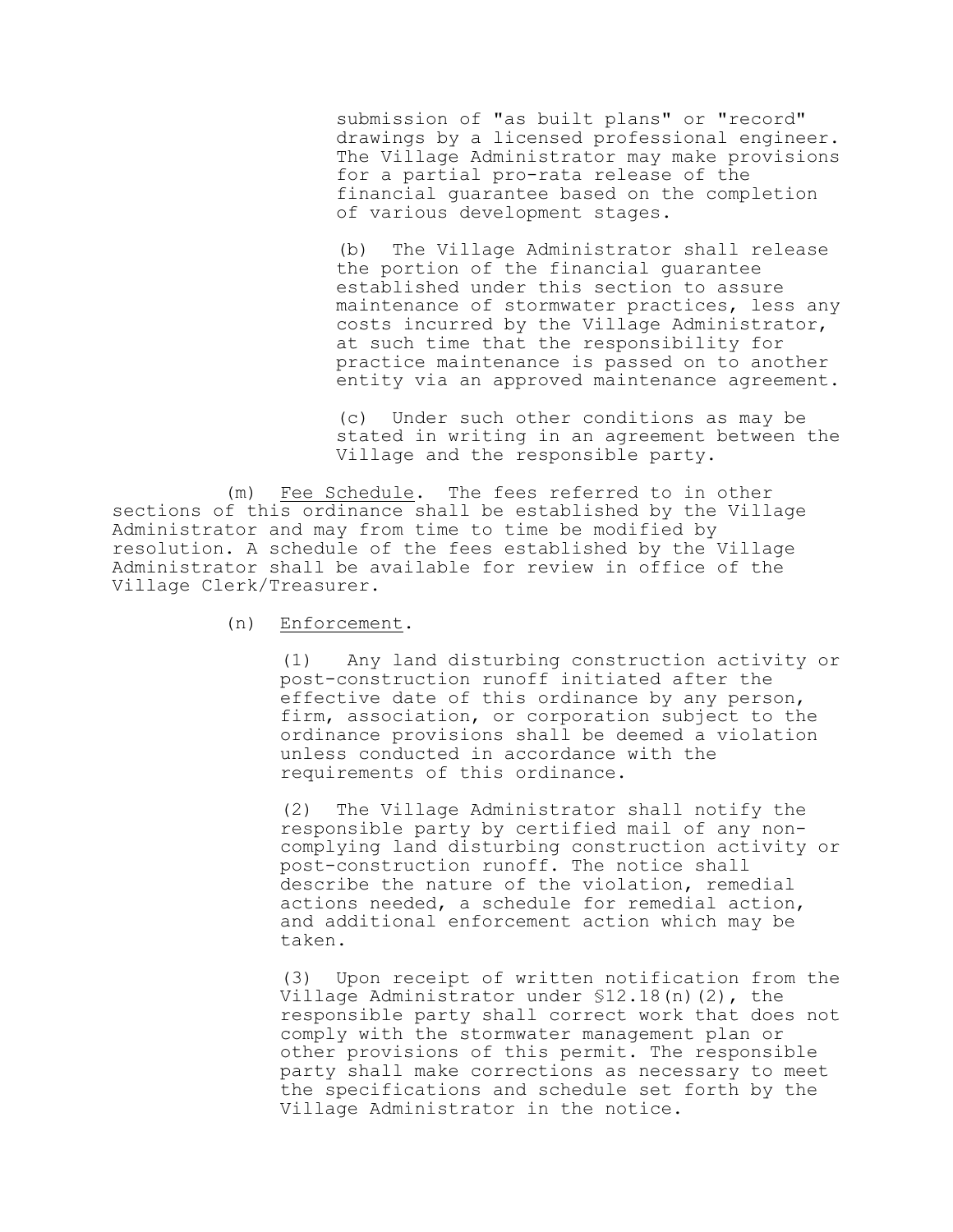submission of "as built plans" or "record" drawings by a licensed professional engineer. The Village Administrator may make provisions for a partial pro-rata release of the financial guarantee based on the completion of various development stages.

(b) The Village Administrator shall release the portion of the financial guarantee established under this section to assure maintenance of stormwater practices, less any costs incurred by the Village Administrator, at such time that the responsibility for practice maintenance is passed on to another entity via an approved maintenance agreement.

(c) Under such other conditions as may be stated in writing in an agreement between the Village and the responsible party.

(m) Fee Schedule. The fees referred to in other sections of this ordinance shall be established by the Village Administrator and may from time to time be modified by resolution. A schedule of the fees established by the Village Administrator shall be available for review in office of the Village Clerk/Treasurer.

(n) Enforcement.

(1) Any land disturbing construction activity or post-construction runoff initiated after the effective date of this ordinance by any person, firm, association, or corporation subject to the ordinance provisions shall be deemed a violation unless conducted in accordance with the requirements of this ordinance.

(2) The Village Administrator shall notify the responsible party by certified mail of any non-complying land disturbing construction activity or post-construction runoff. The notice shall describe the nature of the violation, remedial actions needed, a schedule for remedial action, and additional enforcement action which may be taken.

(3) Upon receipt of written notification from the Village Administrator under §12.18(n)(2), the responsible party shall correct work that does not comply with the stormwater management plan or other provisions of this permit. The responsible party shall make corrections as necessary to meet the specifications and schedule set forth by the Village Administrator in the notice.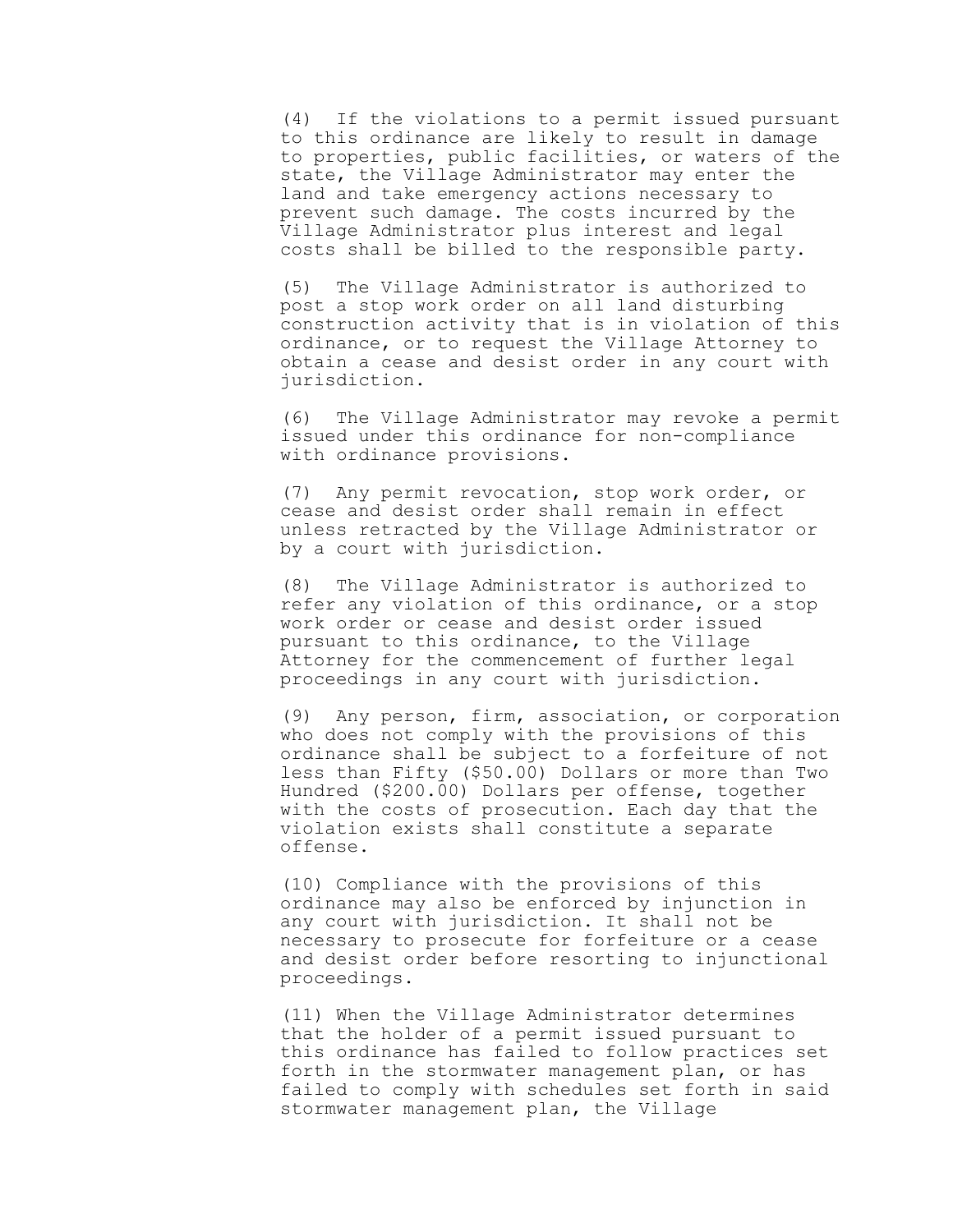(4) If the violations to a permit issued pursuant to this ordinance are likely to result in damage to properties, public facilities, or waters of the state, the Village Administrator may enter the land and take emergency actions necessary to prevent such damage. The costs incurred by the Village Administrator plus interest and legal costs shall be billed to the responsible party.

(5) The Village Administrator is authorized to post a stop work order on all land disturbing construction activity that is in violation of this ordinance, or to request the Village Attorney to obtain a cease and desist order in any court with jurisdiction.

(6) The Village Administrator may revoke a permit issued under this ordinance for non-compliance with ordinance provisions.

(7) Any permit revocation, stop work order, or cease and desist order shall remain in effect unless retracted by the Village Administrator or by a court with jurisdiction.

(8) The Village Administrator is authorized to refer any violation of this ordinance, or a stop work order or cease and desist order issued pursuant to this ordinance, to the Village Attorney for the commencement of further legal proceedings in any court with jurisdiction.

(9) Any person, firm, association, or corporation who does not comply with the provisions of this ordinance shall be subject to a forfeiture of not less than Fifty ($50.00) Dollars or more than Two Hundred ($200.00) Dollars per offense, together with the costs of prosecution. Each day that the violation exists shall constitute a separate offense.

(10) Compliance with the provisions of this ordinance may also be enforced by injunction in any court with jurisdiction. It shall not be necessary to prosecute for forfeiture or a cease and desist order before resorting to injunctional proceedings.

(11) When the Village Administrator determines that the holder of a permit issued pursuant to this ordinance has failed to follow practices set forth in the stormwater management plan, or has failed to comply with schedules set forth in said stormwater management plan, the Village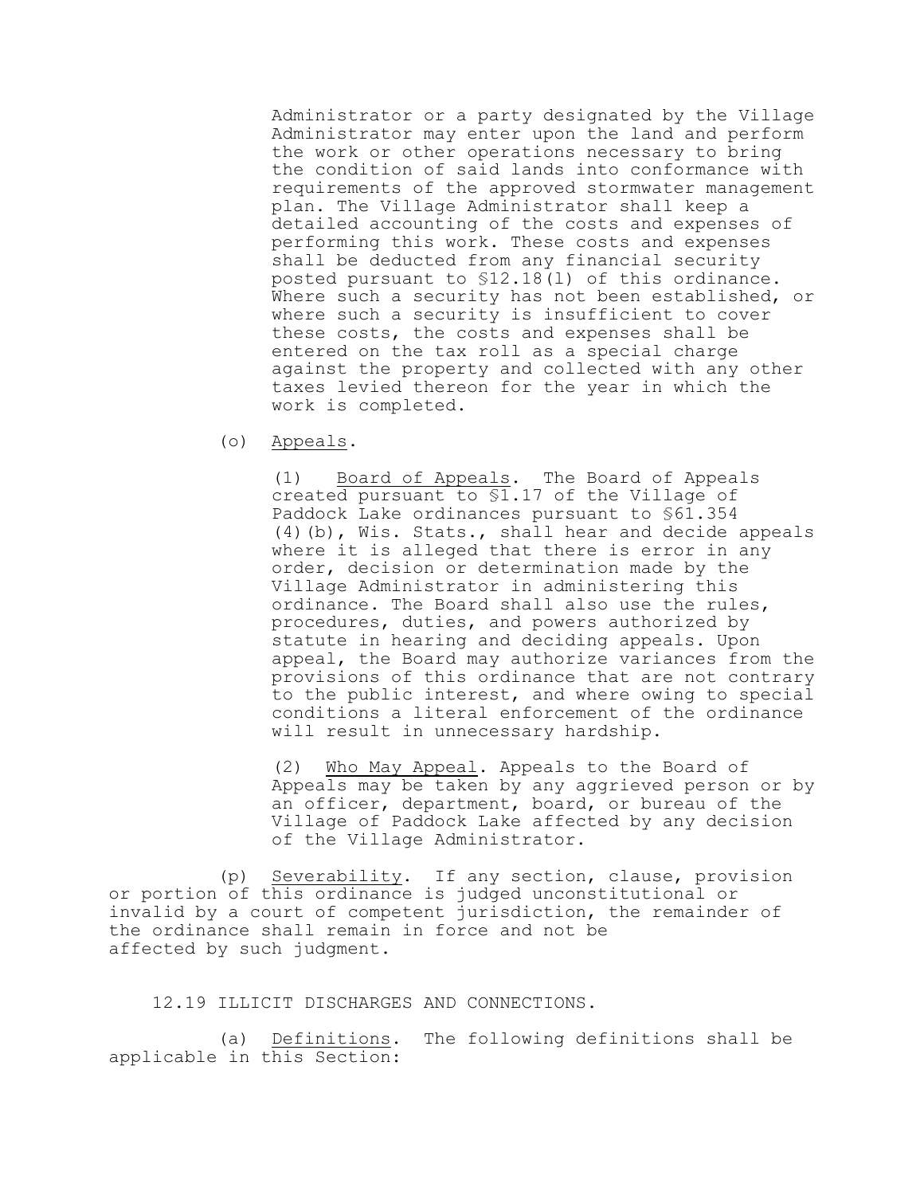Administrator or a party designated by the Village Administrator may enter upon the land and perform the work or other operations necessary to bring the condition of said lands into conformance with requirements of the approved stormwater management plan. The Village Administrator shall keep a detailed accounting of the costs and expenses of performing this work. These costs and expenses shall be deducted from any financial security posted pursuant to §12.18(l) of this ordinance. Where such a security has not been established, or where such a security is insufficient to cover these costs, the costs and expenses shall be entered on the tax roll as a special charge against the property and collected with any other taxes levied thereon for the year in which the work is completed.

(o) Appeals.

(1) Board of Appeals. The Board of Appeals created pursuant to §1.17 of the Village of Paddock Lake ordinances pursuant to §61.354 (4)(b), Wis. Stats., shall hear and decide appeals where it is alleged that there is error in any order, decision or determination made by the Village Administrator in administering this ordinance. The Board shall also use the rules, procedures, duties, and powers authorized by statute in hearing and deciding appeals. Upon appeal, the Board may authorize variances from the provisions of this ordinance that are not contrary to the public interest, and where owing to special conditions a literal enforcement of the ordinance will result in unnecessary hardship.

(2) Who May Appeal. Appeals to the Board of Appeals may be taken by any aggrieved person or by an officer, department, board, or bureau of the Village of Paddock Lake affected by any decision of the Village Administrator.

(p) Severability. If any section, clause, provision or portion of this ordinance is judged unconstitutional or invalid by a court of competent jurisdiction, the remainder of the ordinance shall remain in force and not be affected by such judgment.

## 12.19 ILLICIT DISCHARGES AND CONNECTIONS.

(a) Definitions. The following definitions shall be applicable in this Section: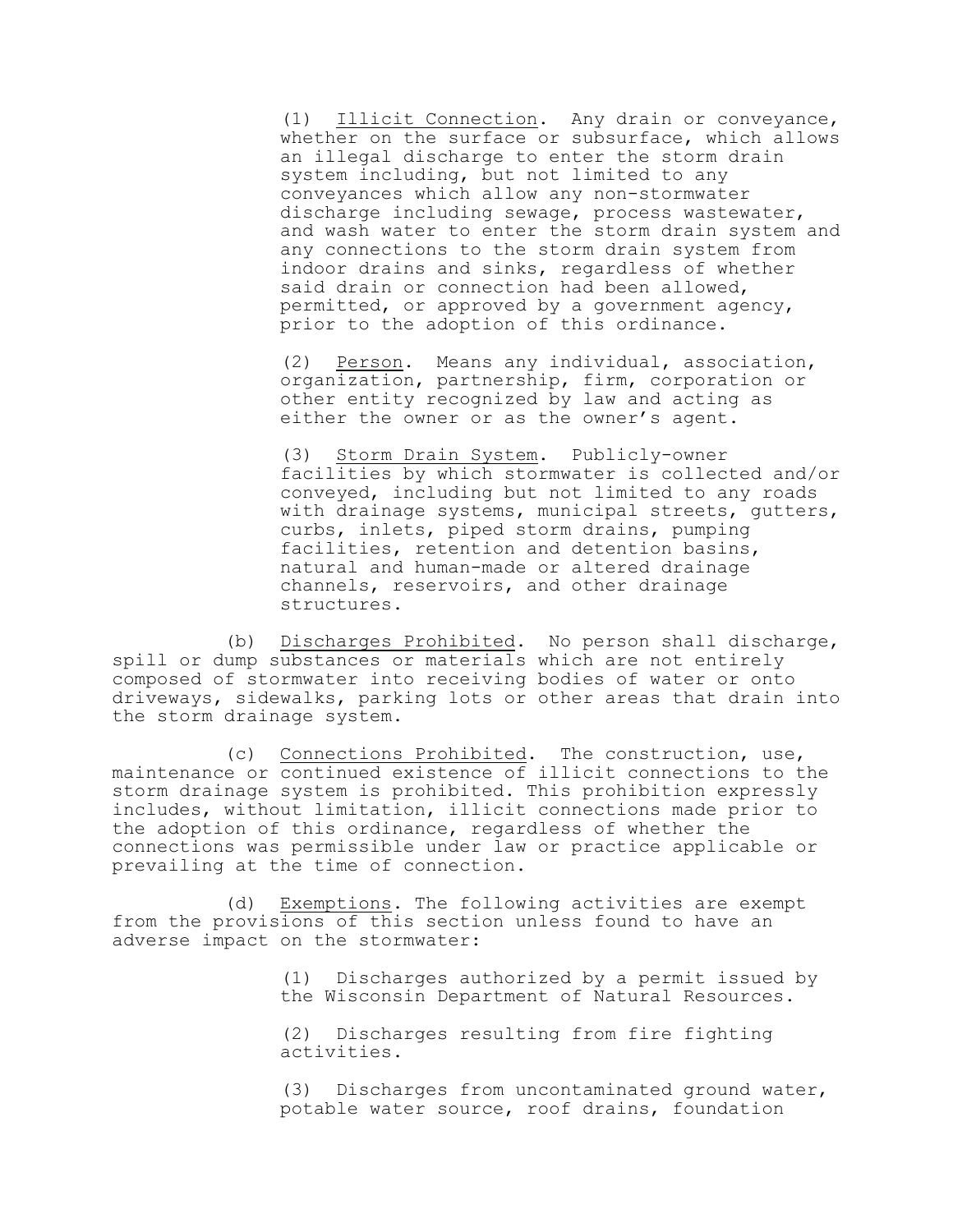(1) Illicit Connection. Any drain or conveyance, whether on the surface or subsurface, which allows an illegal discharge to enter the storm drain system including, but not limited to any conveyances which allow any non-stormwater discharge including sewage, process wastewater, and wash water to enter the storm drain system and any connections to the storm drain system from indoor drains and sinks, regardless of whether said drain or connection had been allowed, permitted, or approved by a government agency, prior to the adoption of this ordinance.

(2) Person. Means any individual, association, organization, partnership, firm, corporation or other entity recognized by law and acting as either the owner or as the owner's agent.

(3) Storm Drain System. Publicly-owner facilities by which stormwater is collected and/or conveyed, including but not limited to any roads with drainage systems, municipal streets, gutters, curbs, inlets, piped storm drains, pumping facilities, retention and detention basins, natural and human-made or altered drainage channels, reservoirs, and other drainage structures.

(b) Discharges Prohibited. No person shall discharge, spill or dump substances or materials which are not entirely composed of stormwater into receiving bodies of water or onto driveways, sidewalks, parking lots or other areas that drain into the storm drainage system.

(c) Connections Prohibited. The construction, use, maintenance or continued existence of illicit connections to the storm drainage system is prohibited. This prohibition expressly includes, without limitation, illicit connections made prior to the adoption of this ordinance, regardless of whether the connections was permissible under law or practice applicable or prevailing at the time of connection.

(d) Exemptions. The following activities are exempt from the provisions of this section unless found to have an adverse impact on the stormwater:

(1) Discharges authorized by a permit issued by the Wisconsin Department of Natural Resources.

(2) Discharges resulting from fire fighting activities.

(3) Discharges from uncontaminated ground water, potable water source, roof drains, foundation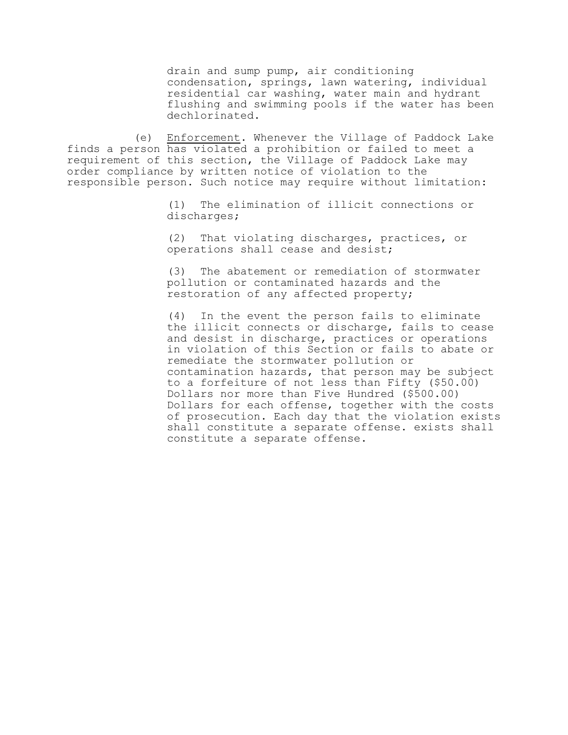drain and sump pump, air conditioning condensation, springs, lawn watering, individual residential car washing, water main and hydrant flushing and swimming pools if the water has been dechlorinated.

(e) Enforcement. Whenever the Village of Paddock Lake finds a person has violated a prohibition or failed to meet a requirement of this section, the Village of Paddock Lake may order compliance by written notice of violation to the responsible person. Such notice may require without limitation:

(1) The elimination of illicit connections or discharges;

(2) That violating discharges, practices, or operations shall cease and desist;

(3) The abatement or remediation of stormwater pollution or contaminated hazards and the restoration of any affected property;

(4) In the event the person fails to eliminate the illicit connects or discharge, fails to cease and desist in discharge, practices or operations in violation of this Section or fails to abate or remediate the stormwater pollution or contamination hazards, that person may be subject to a forfeiture of not less than Fifty ($50.00) Dollars nor more than Five Hundred ($500.00) Dollars for each offense, together with the costs of prosecution. Each day that the violation exists shall constitute a separate offense. exists shall constitute a separate offense.